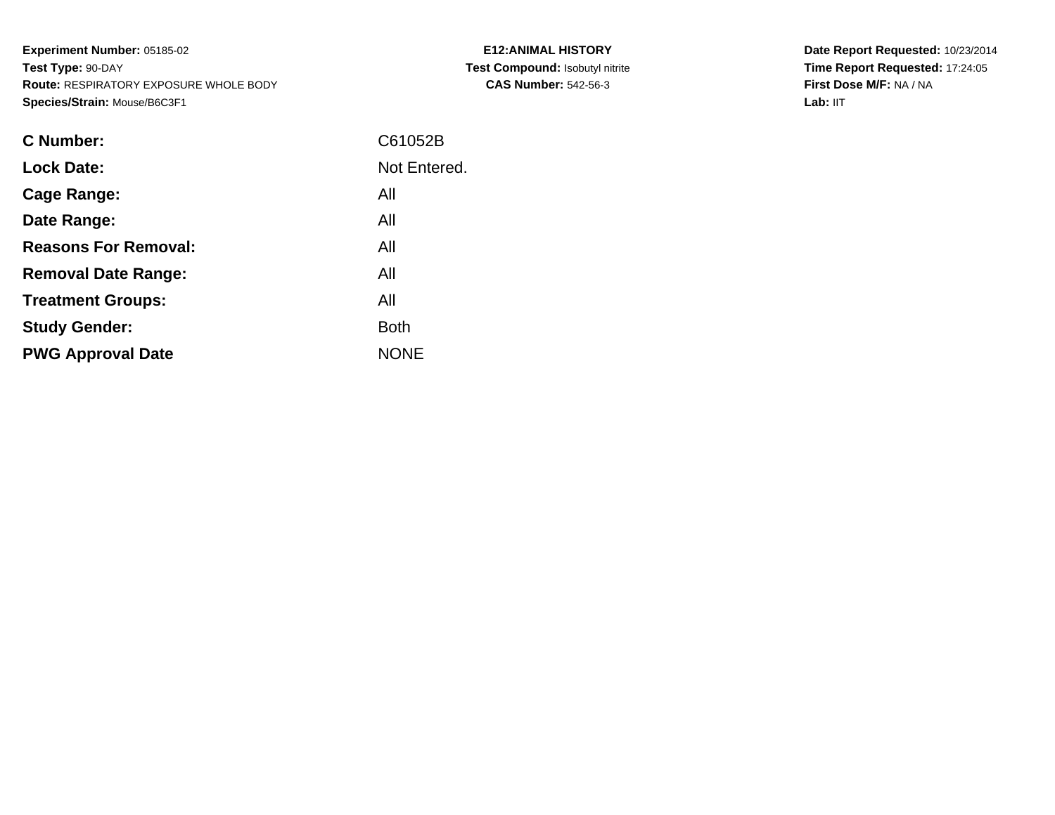**Experiment Number:** 05185-02
**Test Type:** 90-DAY
**Route:** RESPIRATORY EXPOSURE WHOLE BODY
**Species/Strain:** Mouse/B6C3F1

**E12:ANIMAL HISTORY**
**Test Compound:** Isobutyl nitrite
**CAS Number:** 542-56-3

**Date Report Requested:** 10/23/2014
**Time Report Requested:** 17:24:05
**First Dose M/F:** NA / NA
**Lab:** IIT

| | |
|---|---|
| **C Number:** | C61052B |
| **Lock Date:** | Not Entered. |
| **Cage Range:** | All |
| **Date Range:** | All |
| **Reasons For Removal:** | All |
| **Removal Date Range:** | All |
| **Treatment Groups:** | All |
| **Study Gender:** | Both |
| **PWG Approval Date** | NONE |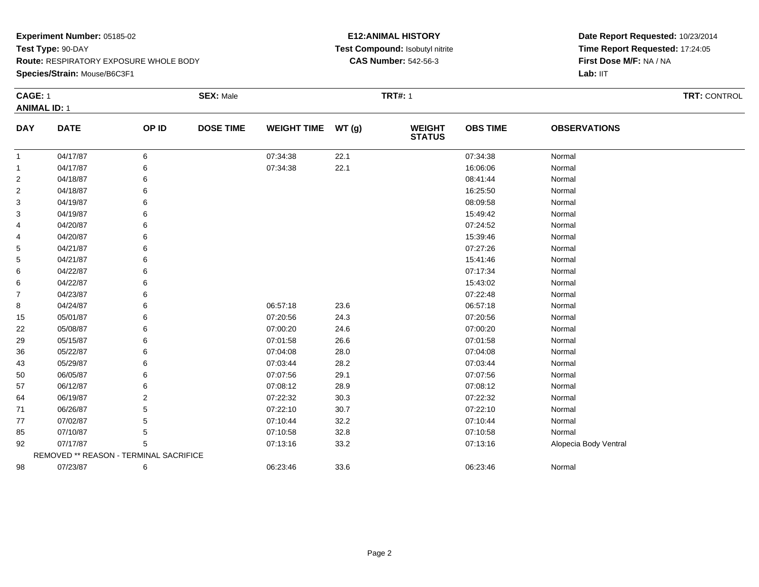**Experiment Number:** 05185-02
**Test Type:** 90-DAY
**Route:** RESPIRATORY EXPOSURE WHOLE BODY
**Species/Strain:** Mouse/B6C3F1

**E12:ANIMAL HISTORY**
**Test Compound:** Isobutyl nitrite
**CAS Number:** 542-56-3

**Date Report Requested:** 10/23/2014
**Time Report Requested:** 17:24:05
**First Dose M/F:** NA / NA
**Lab:** IIT

**CAGE:** 1 **SEX:** Male **TRT#:** 1 **TRT:** CONTROL
**ANIMAL ID:** 1

| DAY | DATE | OP ID | DOSE TIME | WEIGHT TIME | WT (g) | WEIGHT STATUS | OBS TIME | OBSERVATIONS |
|---|---|---|---|---|---|---|---|---|
| 1 | 04/17/87 | 6 | | 07:34:38 | 22.1 | | 07:34:38 | Normal |
| 1 | 04/17/87 | 6 | | 07:34:38 | 22.1 | | 16:06:06 | Normal |
| 2 | 04/18/87 | 6 | | | | | 08:41:44 | Normal |
| 2 | 04/18/87 | 6 | | | | | 16:25:50 | Normal |
| 3 | 04/19/87 | 6 | | | | | 08:09:58 | Normal |
| 3 | 04/19/87 | 6 | | | | | 15:49:42 | Normal |
| 4 | 04/20/87 | 6 | | | | | 07:24:52 | Normal |
| 4 | 04/20/87 | 6 | | | | | 15:39:46 | Normal |
| 5 | 04/21/87 | 6 | | | | | 07:27:26 | Normal |
| 5 | 04/21/87 | 6 | | | | | 15:41:46 | Normal |
| 6 | 04/22/87 | 6 | | | | | 07:17:34 | Normal |
| 6 | 04/22/87 | 6 | | | | | 15:43:02 | Normal |
| 7 | 04/23/87 | 6 | | | | | 07:22:48 | Normal |
| 8 | 04/24/87 | 6 | | 06:57:18 | 23.6 | | 06:57:18 | Normal |
| 15 | 05/01/87 | 6 | | 07:20:56 | 24.3 | | 07:20:56 | Normal |
| 22 | 05/08/87 | 6 | | 07:00:20 | 24.6 | | 07:00:20 | Normal |
| 29 | 05/15/87 | 6 | | 07:01:58 | 26.6 | | 07:01:58 | Normal |
| 36 | 05/22/87 | 6 | | 07:04:08 | 28.0 | | 07:04:08 | Normal |
| 43 | 05/29/87 | 6 | | 07:03:44 | 28.2 | | 07:03:44 | Normal |
| 50 | 06/05/87 | 6 | | 07:07:56 | 29.1 | | 07:07:56 | Normal |
| 57 | 06/12/87 | 6 | | 07:08:12 | 28.9 | | 07:08:12 | Normal |
| 64 | 06/19/87 | 2 | | 07:22:32 | 30.3 | | 07:22:32 | Normal |
| 71 | 06/26/87 | 5 | | 07:22:10 | 30.7 | | 07:22:10 | Normal |
| 77 | 07/02/87 | 5 | | 07:10:44 | 32.2 | | 07:10:44 | Normal |
| 85 | 07/10/87 | 5 | | 07:10:58 | 32.8 | | 07:10:58 | Normal |
| 92 | 07/17/87 | 5 | | 07:13:16 | 33.2 | | 07:13:16 | Alopecia Body Ventral |
| | REMOVED ** REASON - TERMINAL SACRIFICE | | | | | | | |
| 98 | 07/23/87 | 6 | | 06:23:46 | 33.6 | | 06:23:46 | Normal |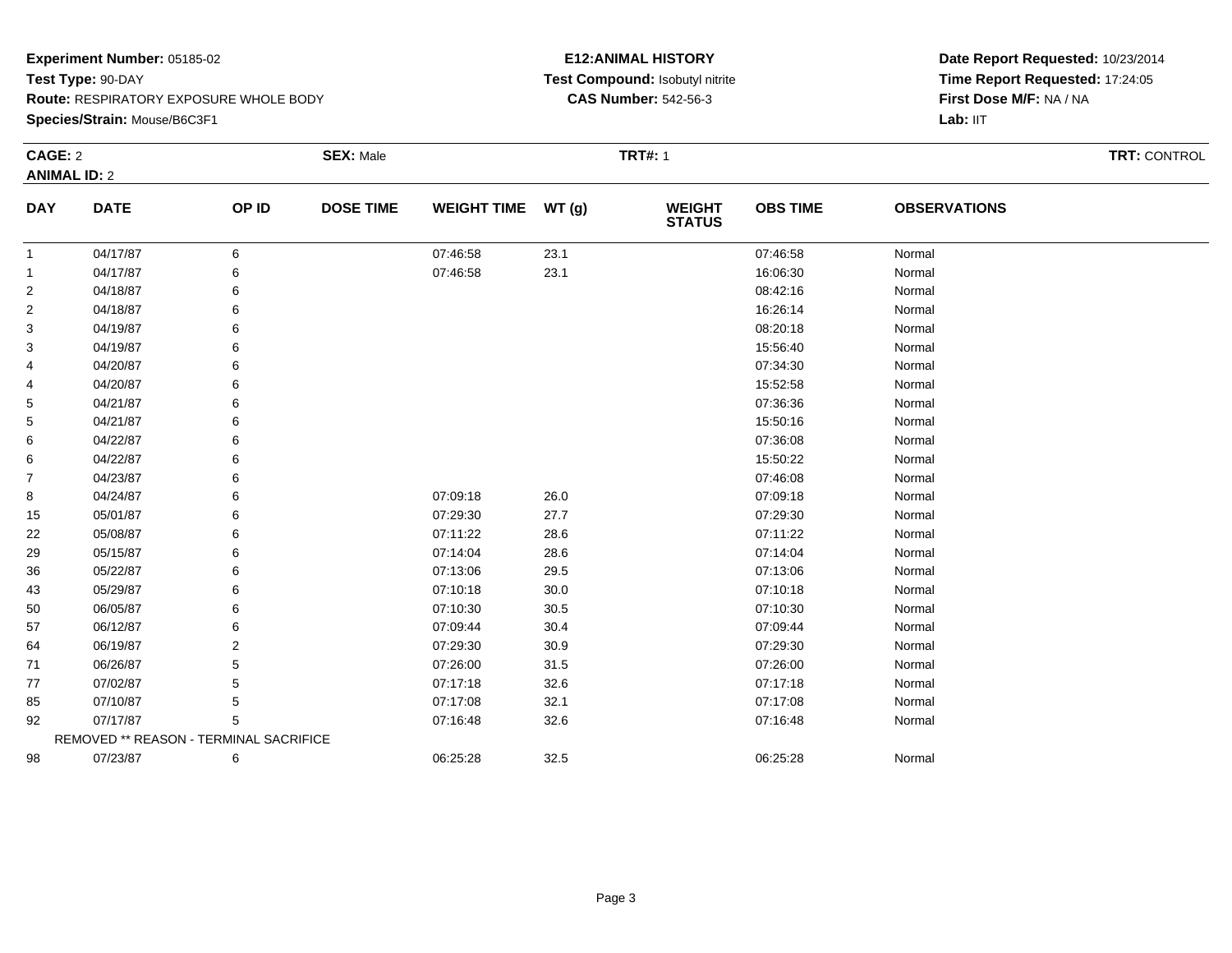**Experiment Number:** 05185-02
**Test Type:** 90-DAY
**Route:** RESPIRATORY EXPOSURE WHOLE BODY
**Species/Strain:** Mouse/B6C3F1

**E12:ANIMAL HISTORY**
**Test Compound:** Isobutyl nitrite
**CAS Number:** 542-56-3

**Date Report Requested:** 10/23/2014
**Time Report Requested:** 17:24:05
**First Dose M/F:** NA / NA
**Lab:** IIT

**CAGE:** 2 **SEX:** Male **TRT#:** 1 **TRT:** CONTROL
**ANIMAL ID:** 2

| DAY | DATE | OP ID | DOSE TIME | WEIGHT TIME | WT (g) | WEIGHT STATUS | OBS TIME | OBSERVATIONS |
|---|---|---|---|---|---|---|---|---|
| 1 | 04/17/87 | 6 | | 07:46:58 | 23.1 | | 07:46:58 | Normal |
| 1 | 04/17/87 | 6 | | 07:46:58 | 23.1 | | 16:06:30 | Normal |
| 2 | 04/18/87 | 6 | | | | | 08:42:16 | Normal |
| 2 | 04/18/87 | 6 | | | | | 16:26:14 | Normal |
| 3 | 04/19/87 | 6 | | | | | 08:20:18 | Normal |
| 3 | 04/19/87 | 6 | | | | | 15:56:40 | Normal |
| 4 | 04/20/87 | 6 | | | | | 07:34:30 | Normal |
| 4 | 04/20/87 | 6 | | | | | 15:52:58 | Normal |
| 5 | 04/21/87 | 6 | | | | | 07:36:36 | Normal |
| 5 | 04/21/87 | 6 | | | | | 15:50:16 | Normal |
| 6 | 04/22/87 | 6 | | | | | 07:36:08 | Normal |
| 6 | 04/22/87 | 6 | | | | | 15:50:22 | Normal |
| 7 | 04/23/87 | 6 | | | | | 07:46:08 | Normal |
| 8 | 04/24/87 | 6 | | 07:09:18 | 26.0 | | 07:09:18 | Normal |
| 15 | 05/01/87 | 6 | | 07:29:30 | 27.7 | | 07:29:30 | Normal |
| 22 | 05/08/87 | 6 | | 07:11:22 | 28.6 | | 07:11:22 | Normal |
| 29 | 05/15/87 | 6 | | 07:14:04 | 28.6 | | 07:14:04 | Normal |
| 36 | 05/22/87 | 6 | | 07:13:06 | 29.5 | | 07:13:06 | Normal |
| 43 | 05/29/87 | 6 | | 07:10:18 | 30.0 | | 07:10:18 | Normal |
| 50 | 06/05/87 | 6 | | 07:10:30 | 30.5 | | 07:10:30 | Normal |
| 57 | 06/12/87 | 6 | | 07:09:44 | 30.4 | | 07:09:44 | Normal |
| 64 | 06/19/87 | 2 | | 07:29:30 | 30.9 | | 07:29:30 | Normal |
| 71 | 06/26/87 | 5 | | 07:26:00 | 31.5 | | 07:26:00 | Normal |
| 77 | 07/02/87 | 5 | | 07:17:18 | 32.6 | | 07:17:18 | Normal |
| 85 | 07/10/87 | 5 | | 07:17:08 | 32.1 | | 07:17:08 | Normal |
| 92 | 07/17/87 | 5 | | 07:16:48 | 32.6 | | 07:16:48 | Normal |
| | REMOVED ** REASON - TERMINAL SACRIFICE | | | | | | | |
| 98 | 07/23/87 | 6 | | 06:25:28 | 32.5 | | 06:25:28 | Normal |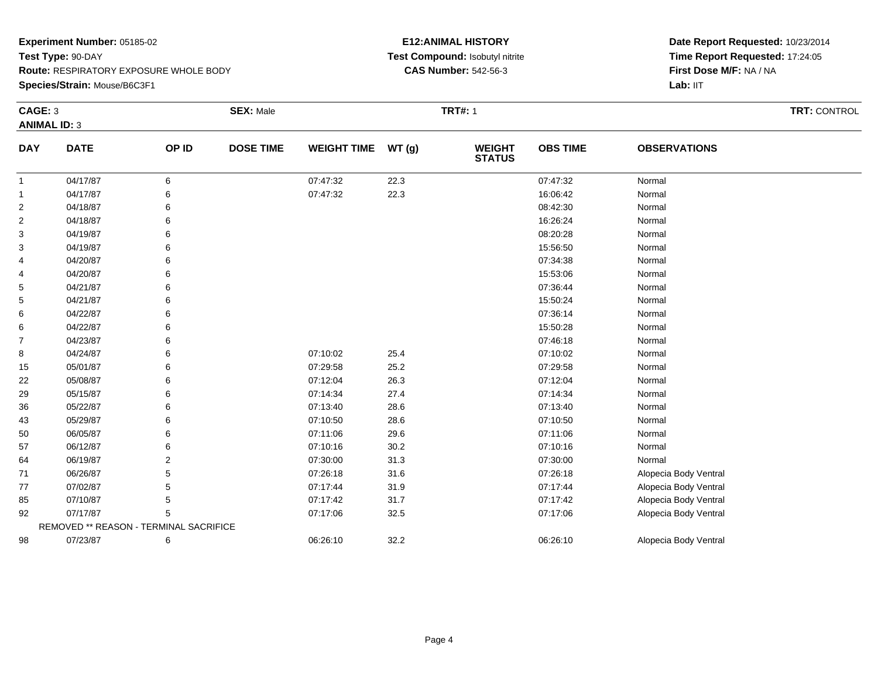**Experiment Number:** 05185-02
**Test Type:** 90-DAY
**Route:** RESPIRATORY EXPOSURE WHOLE BODY
**Species/Strain:** Mouse/B6C3F1

**E12:ANIMAL HISTORY**
**Test Compound:** Isobutyl nitrite
**CAS Number:** 542-56-3

**Date Report Requested:** 10/23/2014
**Time Report Requested:** 17:24:05
**First Dose M/F:** NA / NA
**Lab:** IIT

**CAGE:** 3 **SEX:** Male **TRT#:** 1 **TRT:** CONTROL
**ANIMAL ID:** 3

| DAY | DATE | OP ID | DOSE TIME | WEIGHT TIME | WT (g) | WEIGHT STATUS | OBS TIME | OBSERVATIONS |
|---|---|---|---|---|---|---|---|---|
| 1 | 04/17/87 | 6 | | 07:47:32 | 22.3 | | 07:47:32 | Normal |
| 1 | 04/17/87 | 6 | | 07:47:32 | 22.3 | | 16:06:42 | Normal |
| 2 | 04/18/87 | 6 | | | | | 08:42:30 | Normal |
| 2 | 04/18/87 | 6 | | | | | 16:26:24 | Normal |
| 3 | 04/19/87 | 6 | | | | | 08:20:28 | Normal |
| 3 | 04/19/87 | 6 | | | | | 15:56:50 | Normal |
| 4 | 04/20/87 | 6 | | | | | 07:34:38 | Normal |
| 4 | 04/20/87 | 6 | | | | | 15:53:06 | Normal |
| 5 | 04/21/87 | 6 | | | | | 07:36:44 | Normal |
| 5 | 04/21/87 | 6 | | | | | 15:50:24 | Normal |
| 6 | 04/22/87 | 6 | | | | | 07:36:14 | Normal |
| 6 | 04/22/87 | 6 | | | | | 15:50:28 | Normal |
| 7 | 04/23/87 | 6 | | | | | 07:46:18 | Normal |
| 8 | 04/24/87 | 6 | | 07:10:02 | 25.4 | | 07:10:02 | Normal |
| 15 | 05/01/87 | 6 | | 07:29:58 | 25.2 | | 07:29:58 | Normal |
| 22 | 05/08/87 | 6 | | 07:12:04 | 26.3 | | 07:12:04 | Normal |
| 29 | 05/15/87 | 6 | | 07:14:34 | 27.4 | | 07:14:34 | Normal |
| 36 | 05/22/87 | 6 | | 07:13:40 | 28.6 | | 07:13:40 | Normal |
| 43 | 05/29/87 | 6 | | 07:10:50 | 28.6 | | 07:10:50 | Normal |
| 50 | 06/05/87 | 6 | | 07:11:06 | 29.6 | | 07:11:06 | Normal |
| 57 | 06/12/87 | 6 | | 07:10:16 | 30.2 | | 07:10:16 | Normal |
| 64 | 06/19/87 | 2 | | 07:30:00 | 31.3 | | 07:30:00 | Normal |
| 71 | 06/26/87 | 5 | | 07:26:18 | 31.6 | | 07:26:18 | Alopecia Body Ventral |
| 77 | 07/02/87 | 5 | | 07:17:44 | 31.9 | | 07:17:44 | Alopecia Body Ventral |
| 85 | 07/10/87 | 5 | | 07:17:42 | 31.7 | | 07:17:42 | Alopecia Body Ventral |
| 92 | 07/17/87 | 5 | | 07:17:06 | 32.5 | | 07:17:06 | Alopecia Body Ventral |
| | REMOVED ** REASON - TERMINAL SACRIFICE | | | | | | | |
| 98 | 07/23/87 | 6 | | 06:26:10 | 32.2 | | 06:26:10 | Alopecia Body Ventral |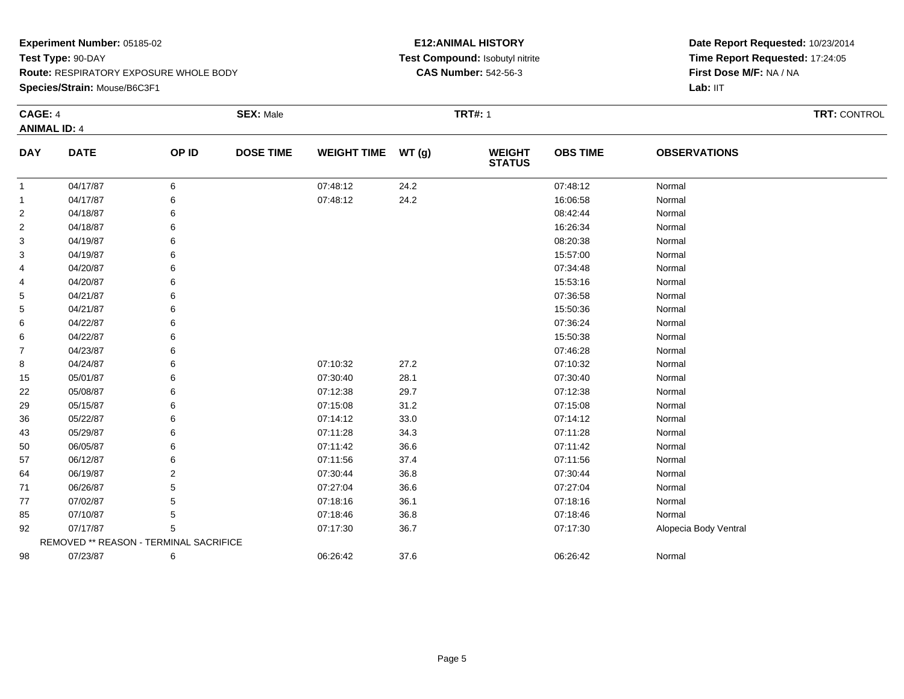**Experiment Number:** 05185-02
**Test Type:** 90-DAY
**Route:** RESPIRATORY EXPOSURE WHOLE BODY
**Species/Strain:** Mouse/B6C3F1

**E12:ANIMAL HISTORY**
**Test Compound:** Isobutyl nitrite
**CAS Number:** 542-56-3

**Date Report Requested:** 10/23/2014
**Time Report Requested:** 17:24:05
**First Dose M/F:** NA / NA
**Lab:** IIT

**CAGE:** 4 **SEX:** Male **TRT#:** 1 **TRT:** CONTROL
**ANIMAL ID:** 4

| DAY | DATE | OP ID | DOSE TIME | WEIGHT TIME | WT (g) | WEIGHT STATUS | OBS TIME | OBSERVATIONS |
|---|---|---|---|---|---|---|---|---|
| 1 | 04/17/87 | 6 | | 07:48:12 | 24.2 | | 07:48:12 | Normal |
| 1 | 04/17/87 | 6 | | 07:48:12 | 24.2 | | 16:06:58 | Normal |
| 2 | 04/18/87 | 6 | | | | | 08:42:44 | Normal |
| 2 | 04/18/87 | 6 | | | | | 16:26:34 | Normal |
| 3 | 04/19/87 | 6 | | | | | 08:20:38 | Normal |
| 3 | 04/19/87 | 6 | | | | | 15:57:00 | Normal |
| 4 | 04/20/87 | 6 | | | | | 07:34:48 | Normal |
| 4 | 04/20/87 | 6 | | | | | 15:53:16 | Normal |
| 5 | 04/21/87 | 6 | | | | | 07:36:58 | Normal |
| 5 | 04/21/87 | 6 | | | | | 15:50:36 | Normal |
| 6 | 04/22/87 | 6 | | | | | 07:36:24 | Normal |
| 6 | 04/22/87 | 6 | | | | | 15:50:38 | Normal |
| 7 | 04/23/87 | 6 | | | | | 07:46:28 | Normal |
| 8 | 04/24/87 | 6 | | 07:10:32 | 27.2 | | 07:10:32 | Normal |
| 15 | 05/01/87 | 6 | | 07:30:40 | 28.1 | | 07:30:40 | Normal |
| 22 | 05/08/87 | 6 | | 07:12:38 | 29.7 | | 07:12:38 | Normal |
| 29 | 05/15/87 | 6 | | 07:15:08 | 31.2 | | 07:15:08 | Normal |
| 36 | 05/22/87 | 6 | | 07:14:12 | 33.0 | | 07:14:12 | Normal |
| 43 | 05/29/87 | 6 | | 07:11:28 | 34.3 | | 07:11:28 | Normal |
| 50 | 06/05/87 | 6 | | 07:11:42 | 36.6 | | 07:11:42 | Normal |
| 57 | 06/12/87 | 6 | | 07:11:56 | 37.4 | | 07:11:56 | Normal |
| 64 | 06/19/87 | 2 | | 07:30:44 | 36.8 | | 07:30:44 | Normal |
| 71 | 06/26/87 | 5 | | 07:27:04 | 36.6 | | 07:27:04 | Normal |
| 77 | 07/02/87 | 5 | | 07:18:16 | 36.1 | | 07:18:16 | Normal |
| 85 | 07/10/87 | 5 | | 07:18:46 | 36.8 | | 07:18:46 | Normal |
| 92 | 07/17/87 | 5 | | 07:17:30 | 36.7 | | 07:17:30 | Alopecia Body Ventral |
| | REMOVED ** REASON - TERMINAL SACRIFICE | | | | | | | |
| 98 | 07/23/87 | 6 | | 06:26:42 | 37.6 | | 06:26:42 | Normal |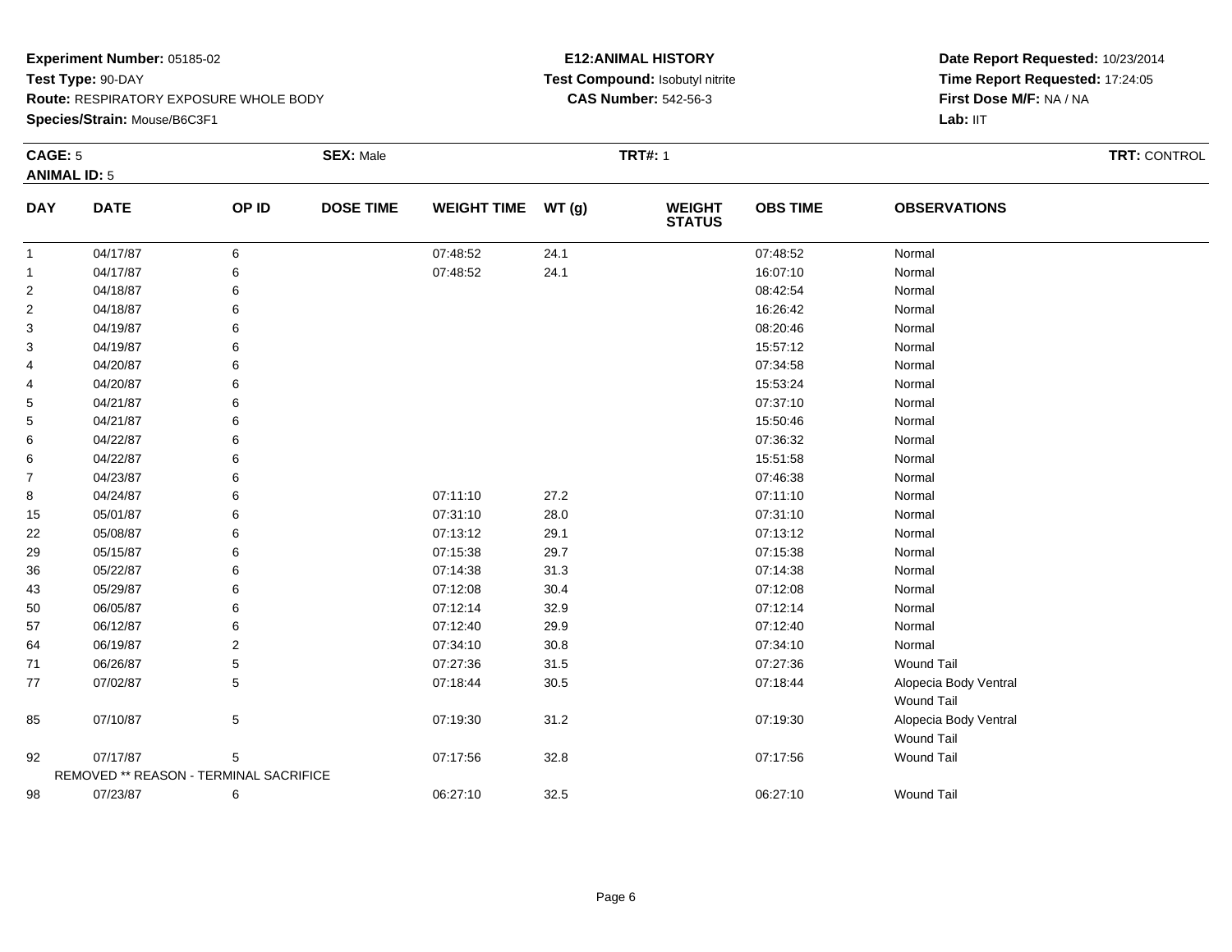**Experiment Number:** 05185-02
**Test Type:** 90-DAY
**Route:** RESPIRATORY EXPOSURE WHOLE BODY
**Species/Strain:** Mouse/B6C3F1

**E12:ANIMAL HISTORY**
**Test Compound:** Isobutyl nitrite
**CAS Number:** 542-56-3

**Date Report Requested:** 10/23/2014
**Time Report Requested:** 17:24:05
**First Dose M/F:** NA / NA
**Lab:** IIT

**CAGE:** 5 **SEX:** Male **TRT#:** 1 **TRT:** CONTROL
**ANIMAL ID:** 5

| DAY | DATE | OP ID | DOSE TIME | WEIGHT TIME | WT (g) | WEIGHT STATUS | OBS TIME | OBSERVATIONS |
|---|---|---|---|---|---|---|---|---|
| 1 | 04/17/87 | 6 | | 07:48:52 | 24.1 | | 07:48:52 | Normal |
| 1 | 04/17/87 | 6 | | 07:48:52 | 24.1 | | 16:07:10 | Normal |
| 2 | 04/18/87 | 6 | | | | | 08:42:54 | Normal |
| 2 | 04/18/87 | 6 | | | | | 16:26:42 | Normal |
| 3 | 04/19/87 | 6 | | | | | 08:20:46 | Normal |
| 3 | 04/19/87 | 6 | | | | | 15:57:12 | Normal |
| 4 | 04/20/87 | 6 | | | | | 07:34:58 | Normal |
| 4 | 04/20/87 | 6 | | | | | 15:53:24 | Normal |
| 5 | 04/21/87 | 6 | | | | | 07:37:10 | Normal |
| 5 | 04/21/87 | 6 | | | | | 15:50:46 | Normal |
| 6 | 04/22/87 | 6 | | | | | 07:36:32 | Normal |
| 6 | 04/22/87 | 6 | | | | | 15:51:58 | Normal |
| 7 | 04/23/87 | 6 | | | | | 07:46:38 | Normal |
| 8 | 04/24/87 | 6 | | 07:11:10 | 27.2 | | 07:11:10 | Normal |
| 15 | 05/01/87 | 6 | | 07:31:10 | 28.0 | | 07:31:10 | Normal |
| 22 | 05/08/87 | 6 | | 07:13:12 | 29.1 | | 07:13:12 | Normal |
| 29 | 05/15/87 | 6 | | 07:15:38 | 29.7 | | 07:15:38 | Normal |
| 36 | 05/22/87 | 6 | | 07:14:38 | 31.3 | | 07:14:38 | Normal |
| 43 | 05/29/87 | 6 | | 07:12:08 | 30.4 | | 07:12:08 | Normal |
| 50 | 06/05/87 | 6 | | 07:12:14 | 32.9 | | 07:12:14 | Normal |
| 57 | 06/12/87 | 6 | | 07:12:40 | 29.9 | | 07:12:40 | Normal |
| 64 | 06/19/87 | 2 | | 07:34:10 | 30.8 | | 07:34:10 | Normal |
| 71 | 06/26/87 | 5 | | 07:27:36 | 31.5 | | 07:27:36 | Wound Tail |
| 77 | 07/02/87 | 5 | | 07:18:44 | 30.5 | | 07:18:44 | Alopecia Body Ventral<br>Wound Tail |
| 85 | 07/10/87 | 5 | | 07:19:30 | 31.2 | | 07:19:30 | Alopecia Body Ventral<br>Wound Tail |
| 92 | 07/17/87 | 5 | | 07:17:56 | 32.8 | | 07:17:56 | Wound Tail |
| REMOVED ** REASON - TERMINAL SACRIFICE | | | | | | | | |
| 98 | 07/23/87 | 6 | | 06:27:10 | 32.5 | | 06:27:10 | Wound Tail |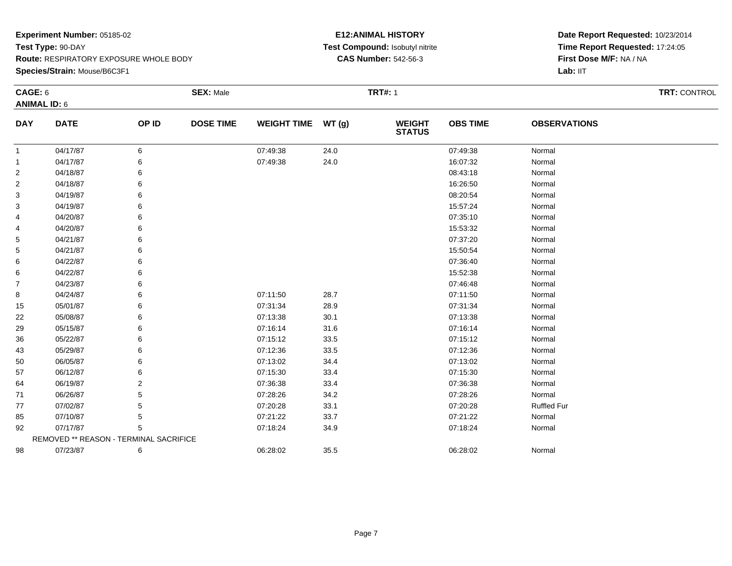**Experiment Number:** 05185-02
**Test Type:** 90-DAY
**Route:** RESPIRATORY EXPOSURE WHOLE BODY
**Species/Strain:** Mouse/B6C3F1

**E12:ANIMAL HISTORY**
**Test Compound:** Isobutyl nitrite
**CAS Number:** 542-56-3

**Date Report Requested:** 10/23/2014
**Time Report Requested:** 17:24:05
**First Dose M/F:** NA / NA
**Lab:** IIT

**CAGE:** 6 **SEX:** Male **TRT#:** 1 **TRT:** CONTROL
**ANIMAL ID:** 6

| DAY | DATE | OP ID | DOSE TIME | WEIGHT TIME | WT (g) | WEIGHT STATUS | OBS TIME | OBSERVATIONS |
|---|---|---|---|---|---|---|---|---|
| 1 | 04/17/87 | 6 | | 07:49:38 | 24.0 | | 07:49:38 | Normal |
| 1 | 04/17/87 | 6 | | 07:49:38 | 24.0 | | 16:07:32 | Normal |
| 2 | 04/18/87 | 6 | | | | | 08:43:18 | Normal |
| 2 | 04/18/87 | 6 | | | | | 16:26:50 | Normal |
| 3 | 04/19/87 | 6 | | | | | 08:20:54 | Normal |
| 3 | 04/19/87 | 6 | | | | | 15:57:24 | Normal |
| 4 | 04/20/87 | 6 | | | | | 07:35:10 | Normal |
| 4 | 04/20/87 | 6 | | | | | 15:53:32 | Normal |
| 5 | 04/21/87 | 6 | | | | | 07:37:20 | Normal |
| 5 | 04/21/87 | 6 | | | | | 15:50:54 | Normal |
| 6 | 04/22/87 | 6 | | | | | 07:36:40 | Normal |
| 6 | 04/22/87 | 6 | | | | | 15:52:38 | Normal |
| 7 | 04/23/87 | 6 | | | | | 07:46:48 | Normal |
| 8 | 04/24/87 | 6 | | 07:11:50 | 28.7 | | 07:11:50 | Normal |
| 15 | 05/01/87 | 6 | | 07:31:34 | 28.9 | | 07:31:34 | Normal |
| 22 | 05/08/87 | 6 | | 07:13:38 | 30.1 | | 07:13:38 | Normal |
| 29 | 05/15/87 | 6 | | 07:16:14 | 31.6 | | 07:16:14 | Normal |
| 36 | 05/22/87 | 6 | | 07:15:12 | 33.5 | | 07:15:12 | Normal |
| 43 | 05/29/87 | 6 | | 07:12:36 | 33.5 | | 07:12:36 | Normal |
| 50 | 06/05/87 | 6 | | 07:13:02 | 34.4 | | 07:13:02 | Normal |
| 57 | 06/12/87 | 6 | | 07:15:30 | 33.4 | | 07:15:30 | Normal |
| 64 | 06/19/87 | 2 | | 07:36:38 | 33.4 | | 07:36:38 | Normal |
| 71 | 06/26/87 | 5 | | 07:28:26 | 34.2 | | 07:28:26 | Normal |
| 77 | 07/02/87 | 5 | | 07:20:28 | 33.1 | | 07:20:28 | Ruffled Fur |
| 85 | 07/10/87 | 5 | | 07:21:22 | 33.7 | | 07:21:22 | Normal |
| 92 | 07/17/87 | 5 | | 07:18:24 | 34.9 | | 07:18:24 | Normal |
| | REMOVED ** REASON - TERMINAL SACRIFICE | | | | | | | |
| 98 | 07/23/87 | 6 | | 06:28:02 | 35.5 | | 06:28:02 | Normal |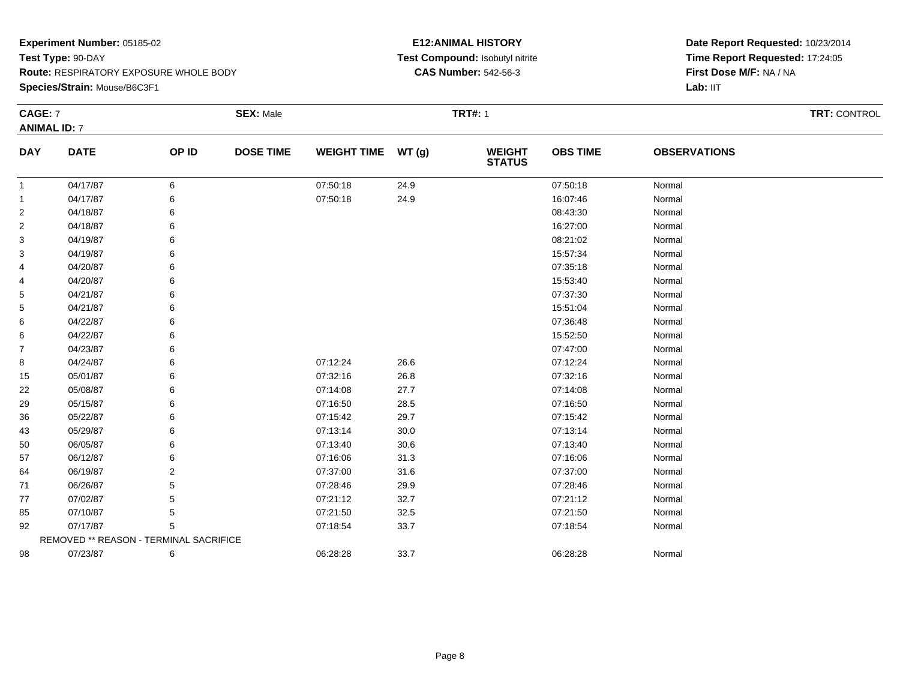**Experiment Number:** 05185-02
**Test Type:** 90-DAY
**Route:** RESPIRATORY EXPOSURE WHOLE BODY
**Species/Strain:** Mouse/B6C3F1

**E12:ANIMAL HISTORY**
**Test Compound:** Isobutyl nitrite
**CAS Number:** 542-56-3

**Date Report Requested:** 10/23/2014
**Time Report Requested:** 17:24:05
**First Dose M/F:** NA / NA
**Lab:** IIT

**CAGE:** 7 **SEX:** Male **TRT#:** 1 **TRT:** CONTROL
**ANIMAL ID:** 7

| DAY | DATE | OP ID | DOSE TIME | WEIGHT TIME | WT (g) | WEIGHT STATUS | OBS TIME | OBSERVATIONS |
|---|---|---|---|---|---|---|---|---|
| 1 | 04/17/87 | 6 | | 07:50:18 | 24.9 | | 07:50:18 | Normal |
| 1 | 04/17/87 | 6 | | 07:50:18 | 24.9 | | 16:07:46 | Normal |
| 2 | 04/18/87 | 6 | | | | | 08:43:30 | Normal |
| 2 | 04/18/87 | 6 | | | | | 16:27:00 | Normal |
| 3 | 04/19/87 | 6 | | | | | 08:21:02 | Normal |
| 3 | 04/19/87 | 6 | | | | | 15:57:34 | Normal |
| 4 | 04/20/87 | 6 | | | | | 07:35:18 | Normal |
| 4 | 04/20/87 | 6 | | | | | 15:53:40 | Normal |
| 5 | 04/21/87 | 6 | | | | | 07:37:30 | Normal |
| 5 | 04/21/87 | 6 | | | | | 15:51:04 | Normal |
| 6 | 04/22/87 | 6 | | | | | 07:36:48 | Normal |
| 6 | 04/22/87 | 6 | | | | | 15:52:50 | Normal |
| 7 | 04/23/87 | 6 | | | | | 07:47:00 | Normal |
| 8 | 04/24/87 | 6 | | 07:12:24 | 26.6 | | 07:12:24 | Normal |
| 15 | 05/01/87 | 6 | | 07:32:16 | 26.8 | | 07:32:16 | Normal |
| 22 | 05/08/87 | 6 | | 07:14:08 | 27.7 | | 07:14:08 | Normal |
| 29 | 05/15/87 | 6 | | 07:16:50 | 28.5 | | 07:16:50 | Normal |
| 36 | 05/22/87 | 6 | | 07:15:42 | 29.7 | | 07:15:42 | Normal |
| 43 | 05/29/87 | 6 | | 07:13:14 | 30.0 | | 07:13:14 | Normal |
| 50 | 06/05/87 | 6 | | 07:13:40 | 30.6 | | 07:13:40 | Normal |
| 57 | 06/12/87 | 6 | | 07:16:06 | 31.3 | | 07:16:06 | Normal |
| 64 | 06/19/87 | 2 | | 07:37:00 | 31.6 | | 07:37:00 | Normal |
| 71 | 06/26/87 | 5 | | 07:28:46 | 29.9 | | 07:28:46 | Normal |
| 77 | 07/02/87 | 5 | | 07:21:12 | 32.7 | | 07:21:12 | Normal |
| 85 | 07/10/87 | 5 | | 07:21:50 | 32.5 | | 07:21:50 | Normal |
| 92 | 07/17/87 | 5 | | 07:18:54 | 33.7 | | 07:18:54 | Normal |
| REMOVED ** REASON - TERMINAL SACRIFICE | | | | | | | | |
| 98 | 07/23/87 | 6 | | 06:28:28 | 33.7 | | 06:28:28 | Normal |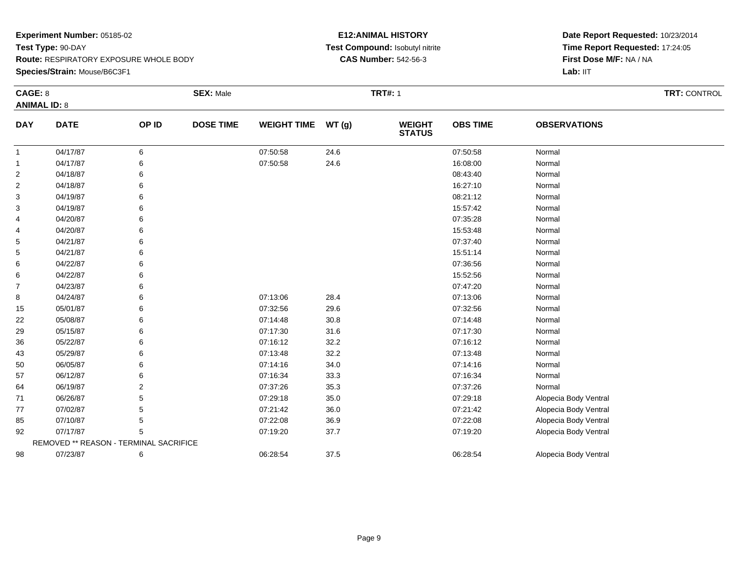**Experiment Number:** 05185-02
**Test Type:** 90-DAY
**Route:** RESPIRATORY EXPOSURE WHOLE BODY
**Species/Strain:** Mouse/B6C3F1

**E12:ANIMAL HISTORY**
**Test Compound:** Isobutyl nitrite
**CAS Number:** 542-56-3

**Date Report Requested:** 10/23/2014
**Time Report Requested:** 17:24:05
**First Dose M/F:** NA / NA
**Lab:** IIT

**CAGE:** 8 **SEX:** Male **TRT#:** 1 **TRT:** CONTROL
**ANIMAL ID:** 8

| DAY | DATE | OP ID | DOSE TIME | WEIGHT TIME | WT (g) | WEIGHT STATUS | OBS TIME | OBSERVATIONS |
|---|---|---|---|---|---|---|---|---|
| 1 | 04/17/87 | 6 | | 07:50:58 | 24.6 | | 07:50:58 | Normal |
| 1 | 04/17/87 | 6 | | 07:50:58 | 24.6 | | 16:08:00 | Normal |
| 2 | 04/18/87 | 6 | | | | | 08:43:40 | Normal |
| 2 | 04/18/87 | 6 | | | | | 16:27:10 | Normal |
| 3 | 04/19/87 | 6 | | | | | 08:21:12 | Normal |
| 3 | 04/19/87 | 6 | | | | | 15:57:42 | Normal |
| 4 | 04/20/87 | 6 | | | | | 07:35:28 | Normal |
| 4 | 04/20/87 | 6 | | | | | 15:53:48 | Normal |
| 5 | 04/21/87 | 6 | | | | | 07:37:40 | Normal |
| 5 | 04/21/87 | 6 | | | | | 15:51:14 | Normal |
| 6 | 04/22/87 | 6 | | | | | 07:36:56 | Normal |
| 6 | 04/22/87 | 6 | | | | | 15:52:56 | Normal |
| 7 | 04/23/87 | 6 | | | | | 07:47:20 | Normal |
| 8 | 04/24/87 | 6 | | 07:13:06 | 28.4 | | 07:13:06 | Normal |
| 15 | 05/01/87 | 6 | | 07:32:56 | 29.6 | | 07:32:56 | Normal |
| 22 | 05/08/87 | 6 | | 07:14:48 | 30.8 | | 07:14:48 | Normal |
| 29 | 05/15/87 | 6 | | 07:17:30 | 31.6 | | 07:17:30 | Normal |
| 36 | 05/22/87 | 6 | | 07:16:12 | 32.2 | | 07:16:12 | Normal |
| 43 | 05/29/87 | 6 | | 07:13:48 | 32.2 | | 07:13:48 | Normal |
| 50 | 06/05/87 | 6 | | 07:14:16 | 34.0 | | 07:14:16 | Normal |
| 57 | 06/12/87 | 6 | | 07:16:34 | 33.3 | | 07:16:34 | Normal |
| 64 | 06/19/87 | 2 | | 07:37:26 | 35.3 | | 07:37:26 | Normal |
| 71 | 06/26/87 | 5 | | 07:29:18 | 35.0 | | 07:29:18 | Alopecia Body Ventral |
| 77 | 07/02/87 | 5 | | 07:21:42 | 36.0 | | 07:21:42 | Alopecia Body Ventral |
| 85 | 07/10/87 | 5 | | 07:22:08 | 36.9 | | 07:22:08 | Alopecia Body Ventral |
| 92 | 07/17/87 | 5 | | 07:19:20 | 37.7 | | 07:19:20 | Alopecia Body Ventral |
| | REMOVED ** REASON - TERMINAL SACRIFICE | | | | | | | |
| 98 | 07/23/87 | 6 | | 06:28:54 | 37.5 | | 06:28:54 | Alopecia Body Ventral |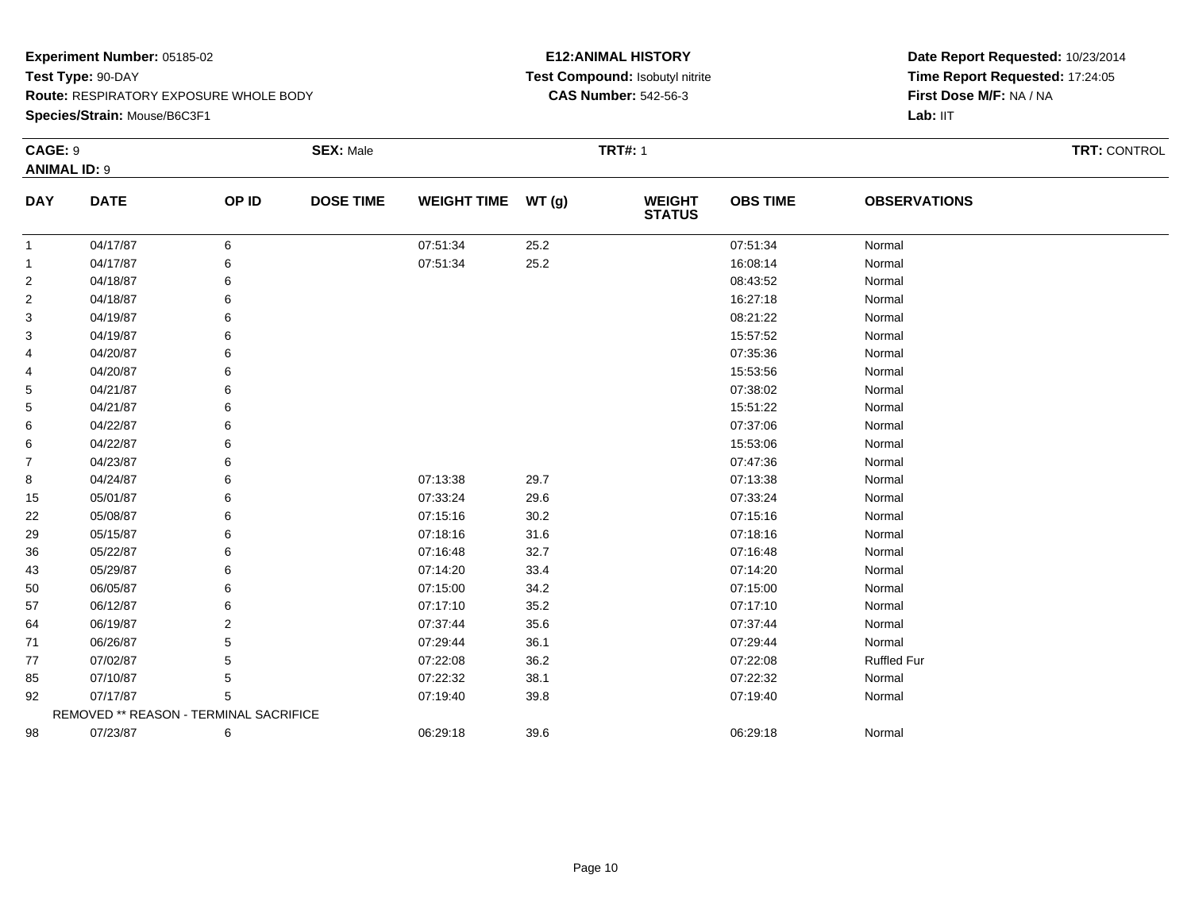**Experiment Number:** 05185-02
**Test Type:** 90-DAY
**Route:** RESPIRATORY EXPOSURE WHOLE BODY
**Species/Strain:** Mouse/B6C3F1

**E12:ANIMAL HISTORY**
**Test Compound:** Isobutyl nitrite
**CAS Number:** 542-56-3

**Date Report Requested:** 10/23/2014
**Time Report Requested:** 17:24:05
**First Dose M/F:** NA / NA
**Lab:** IIT

**CAGE:** 9 **SEX:** Male **TRT#:** 1 **TRT:** CONTROL
**ANIMAL ID:** 9

| DAY | DATE | OP ID | DOSE TIME | WEIGHT TIME | WT (g) | WEIGHT STATUS | OBS TIME | OBSERVATIONS |
|---|---|---|---|---|---|---|---|---|
| 1 | 04/17/87 | 6 | | 07:51:34 | 25.2 | | 07:51:34 | Normal |
| 1 | 04/17/87 | 6 | | 07:51:34 | 25.2 | | 16:08:14 | Normal |
| 2 | 04/18/87 | 6 | | | | | 08:43:52 | Normal |
| 2 | 04/18/87 | 6 | | | | | 16:27:18 | Normal |
| 3 | 04/19/87 | 6 | | | | | 08:21:22 | Normal |
| 3 | 04/19/87 | 6 | | | | | 15:57:52 | Normal |
| 4 | 04/20/87 | 6 | | | | | 07:35:36 | Normal |
| 4 | 04/20/87 | 6 | | | | | 15:53:56 | Normal |
| 5 | 04/21/87 | 6 | | | | | 07:38:02 | Normal |
| 5 | 04/21/87 | 6 | | | | | 15:51:22 | Normal |
| 6 | 04/22/87 | 6 | | | | | 07:37:06 | Normal |
| 6 | 04/22/87 | 6 | | | | | 15:53:06 | Normal |
| 7 | 04/23/87 | 6 | | | | | 07:47:36 | Normal |
| 8 | 04/24/87 | 6 | | 07:13:38 | 29.7 | | 07:13:38 | Normal |
| 15 | 05/01/87 | 6 | | 07:33:24 | 29.6 | | 07:33:24 | Normal |
| 22 | 05/08/87 | 6 | | 07:15:16 | 30.2 | | 07:15:16 | Normal |
| 29 | 05/15/87 | 6 | | 07:18:16 | 31.6 | | 07:18:16 | Normal |
| 36 | 05/22/87 | 6 | | 07:16:48 | 32.7 | | 07:16:48 | Normal |
| 43 | 05/29/87 | 6 | | 07:14:20 | 33.4 | | 07:14:20 | Normal |
| 50 | 06/05/87 | 6 | | 07:15:00 | 34.2 | | 07:15:00 | Normal |
| 57 | 06/12/87 | 6 | | 07:17:10 | 35.2 | | 07:17:10 | Normal |
| 64 | 06/19/87 | 2 | | 07:37:44 | 35.6 | | 07:37:44 | Normal |
| 71 | 06/26/87 | 5 | | 07:29:44 | 36.1 | | 07:29:44 | Normal |
| 77 | 07/02/87 | 5 | | 07:22:08 | 36.2 | | 07:22:08 | Ruffled Fur |
| 85 | 07/10/87 | 5 | | 07:22:32 | 38.1 | | 07:22:32 | Normal |
| 92 | 07/17/87 | 5 | | 07:19:40 | 39.8 | | 07:19:40 | Normal |
| | REMOVED ** REASON - TERMINAL SACRIFICE | | | | | | | |
| 98 | 07/23/87 | 6 | | 06:29:18 | 39.6 | | 06:29:18 | Normal |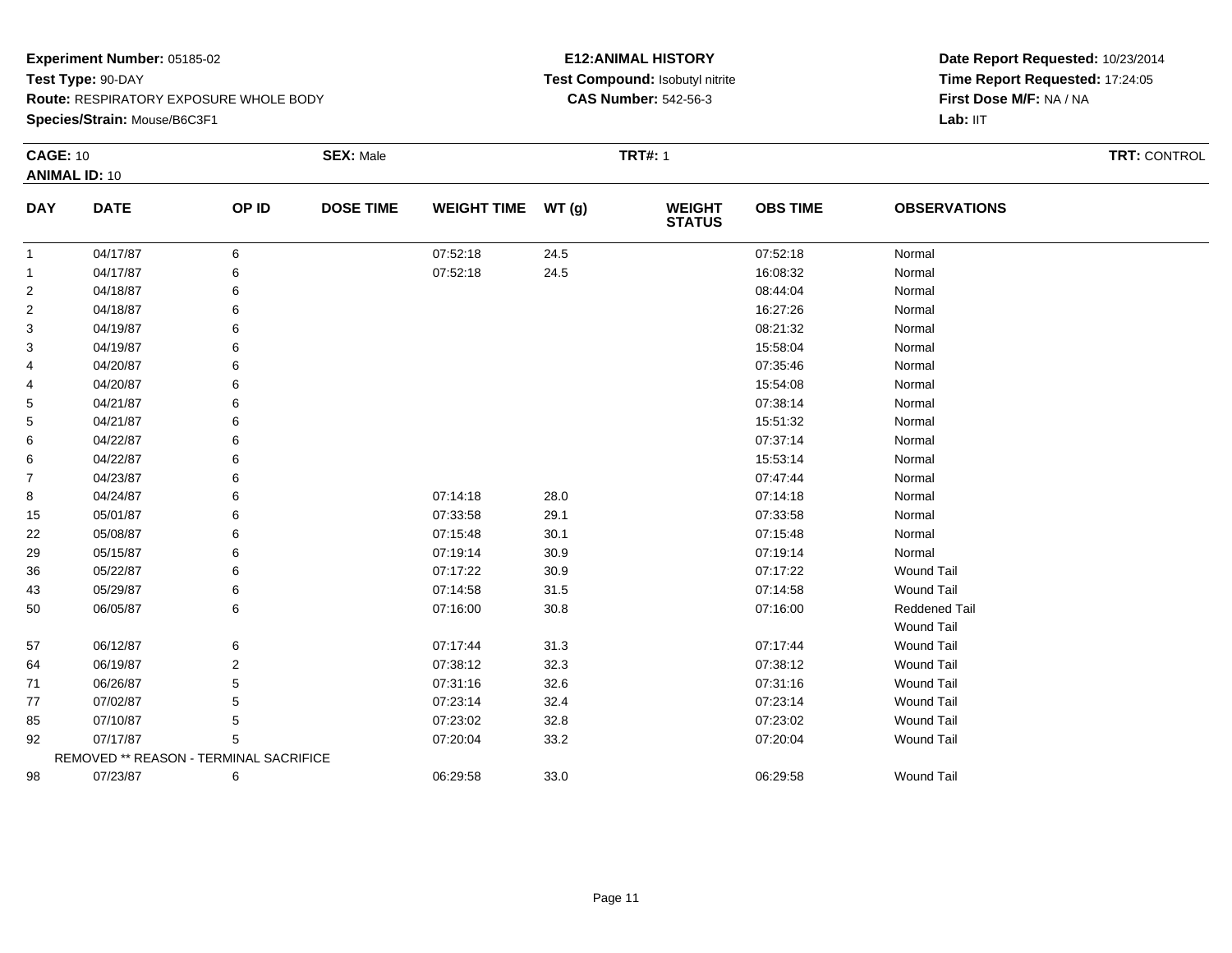**Experiment Number:** 05185-02
**Test Type:** 90-DAY
**Route:** RESPIRATORY EXPOSURE WHOLE BODY
**Species/Strain:** Mouse/B6C3F1

**E12:ANIMAL HISTORY**
**Test Compound:** Isobutyl nitrite
**CAS Number:** 542-56-3

**Date Report Requested:** 10/23/2014
**Time Report Requested:** 17:24:05
**First Dose M/F:** NA / NA
**Lab:** IIT

**CAGE:** 10 **SEX:** Male **TRT#:** 1 **TRT:** CONTROL
**ANIMAL ID:** 10

| DAY | DATE | OP ID | DOSE TIME | WEIGHT TIME | WT (g) | WEIGHT STATUS | OBS TIME | OBSERVATIONS |
|---|---|---|---|---|---|---|---|---|
| 1 | 04/17/87 | 6 | | 07:52:18 | 24.5 | | 07:52:18 | Normal |
| 1 | 04/17/87 | 6 | | 07:52:18 | 24.5 | | 16:08:32 | Normal |
| 2 | 04/18/87 | 6 | | | | | 08:44:04 | Normal |
| 2 | 04/18/87 | 6 | | | | | 16:27:26 | Normal |
| 3 | 04/19/87 | 6 | | | | | 08:21:32 | Normal |
| 3 | 04/19/87 | 6 | | | | | 15:58:04 | Normal |
| 4 | 04/20/87 | 6 | | | | | 07:35:46 | Normal |
| 4 | 04/20/87 | 6 | | | | | 15:54:08 | Normal |
| 5 | 04/21/87 | 6 | | | | | 07:38:14 | Normal |
| 5 | 04/21/87 | 6 | | | | | 15:51:32 | Normal |
| 6 | 04/22/87 | 6 | | | | | 07:37:14 | Normal |
| 6 | 04/22/87 | 6 | | | | | 15:53:14 | Normal |
| 7 | 04/23/87 | 6 | | | | | 07:47:44 | Normal |
| 8 | 04/24/87 | 6 | | 07:14:18 | 28.0 | | 07:14:18 | Normal |
| 15 | 05/01/87 | 6 | | 07:33:58 | 29.1 | | 07:33:58 | Normal |
| 22 | 05/08/87 | 6 | | 07:15:48 | 30.1 | | 07:15:48 | Normal |
| 29 | 05/15/87 | 6 | | 07:19:14 | 30.9 | | 07:19:14 | Normal |
| 36 | 05/22/87 | 6 | | 07:17:22 | 30.9 | | 07:17:22 | Wound Tail |
| 43 | 05/29/87 | 6 | | 07:14:58 | 31.5 | | 07:14:58 | Wound Tail |
| 50 | 06/05/87 | 6 | | 07:16:00 | 30.8 | | 07:16:00 | Reddened Tail<br>Wound Tail |
| 57 | 06/12/87 | 6 | | 07:17:44 | 31.3 | | 07:17:44 | Wound Tail |
| 64 | 06/19/87 | 2 | | 07:38:12 | 32.3 | | 07:38:12 | Wound Tail |
| 71 | 06/26/87 | 5 | | 07:31:16 | 32.6 | | 07:31:16 | Wound Tail |
| 77 | 07/02/87 | 5 | | 07:23:14 | 32.4 | | 07:23:14 | Wound Tail |
| 85 | 07/10/87 | 5 | | 07:23:02 | 32.8 | | 07:23:02 | Wound Tail |
| 92 | 07/17/87 | 5 | | 07:20:04 | 33.2 | | 07:20:04 | Wound Tail |
| | REMOVED ** REASON - TERMINAL SACRIFICE | | | | | | | |
| 98 | 07/23/87 | 6 | | 06:29:58 | 33.0 | | 06:29:58 | Wound Tail |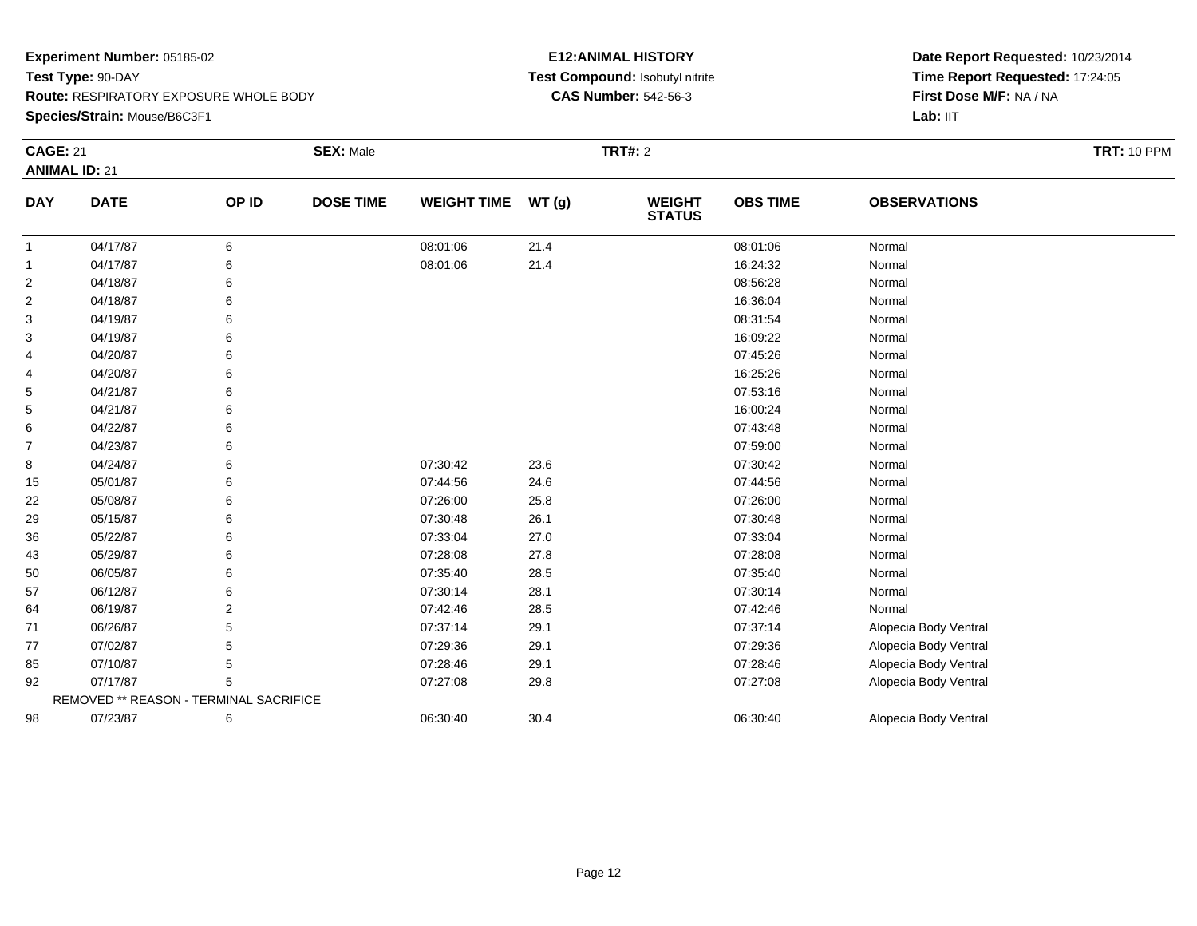**Experiment Number:** 05185-02
**Test Type:** 90-DAY
**Route:** RESPIRATORY EXPOSURE WHOLE BODY
**Species/Strain:** Mouse/B6C3F1

**E12:ANIMAL HISTORY**
**Test Compound:** Isobutyl nitrite
**CAS Number:** 542-56-3

**Date Report Requested:** 10/23/2014
**Time Report Requested:** 17:24:05
**First Dose M/F:** NA / NA
**Lab:** IIT

**CAGE:** 21 **SEX:** Male **TRT#:** 2 **TRT:** 10 PPM
**ANIMAL ID:** 21

| DAY | DATE | OP ID | DOSE TIME | WEIGHT TIME | WT (g) | WEIGHT STATUS | OBS TIME | OBSERVATIONS |
|---|---|---|---|---|---|---|---|---|
| 1 | 04/17/87 | 6 | | 08:01:06 | 21.4 | | 08:01:06 | Normal |
| 1 | 04/17/87 | 6 | | 08:01:06 | 21.4 | | 16:24:32 | Normal |
| 2 | 04/18/87 | 6 | | | | | 08:56:28 | Normal |
| 2 | 04/18/87 | 6 | | | | | 16:36:04 | Normal |
| 3 | 04/19/87 | 6 | | | | | 08:31:54 | Normal |
| 3 | 04/19/87 | 6 | | | | | 16:09:22 | Normal |
| 4 | 04/20/87 | 6 | | | | | 07:45:26 | Normal |
| 4 | 04/20/87 | 6 | | | | | 16:25:26 | Normal |
| 5 | 04/21/87 | 6 | | | | | 07:53:16 | Normal |
| 5 | 04/21/87 | 6 | | | | | 16:00:24 | Normal |
| 6 | 04/22/87 | 6 | | | | | 07:43:48 | Normal |
| 7 | 04/23/87 | 6 | | | | | 07:59:00 | Normal |
| 8 | 04/24/87 | 6 | | 07:30:42 | 23.6 | | 07:30:42 | Normal |
| 15 | 05/01/87 | 6 | | 07:44:56 | 24.6 | | 07:44:56 | Normal |
| 22 | 05/08/87 | 6 | | 07:26:00 | 25.8 | | 07:26:00 | Normal |
| 29 | 05/15/87 | 6 | | 07:30:48 | 26.1 | | 07:30:48 | Normal |
| 36 | 05/22/87 | 6 | | 07:33:04 | 27.0 | | 07:33:04 | Normal |
| 43 | 05/29/87 | 6 | | 07:28:08 | 27.8 | | 07:28:08 | Normal |
| 50 | 06/05/87 | 6 | | 07:35:40 | 28.5 | | 07:35:40 | Normal |
| 57 | 06/12/87 | 6 | | 07:30:14 | 28.1 | | 07:30:14 | Normal |
| 64 | 06/19/87 | 2 | | 07:42:46 | 28.5 | | 07:42:46 | Normal |
| 71 | 06/26/87 | 5 | | 07:37:14 | 29.1 | | 07:37:14 | Alopecia Body Ventral |
| 77 | 07/02/87 | 5 | | 07:29:36 | 29.1 | | 07:29:36 | Alopecia Body Ventral |
| 85 | 07/10/87 | 5 | | 07:28:46 | 29.1 | | 07:28:46 | Alopecia Body Ventral |
| 92 | 07/17/87 | 5 | | 07:27:08 | 29.8 | | 07:27:08 | Alopecia Body Ventral |
| | REMOVED ** REASON - TERMINAL SACRIFICE | | | | | | | |
| 98 | 07/23/87 | 6 | | 06:30:40 | 30.4 | | 06:30:40 | Alopecia Body Ventral |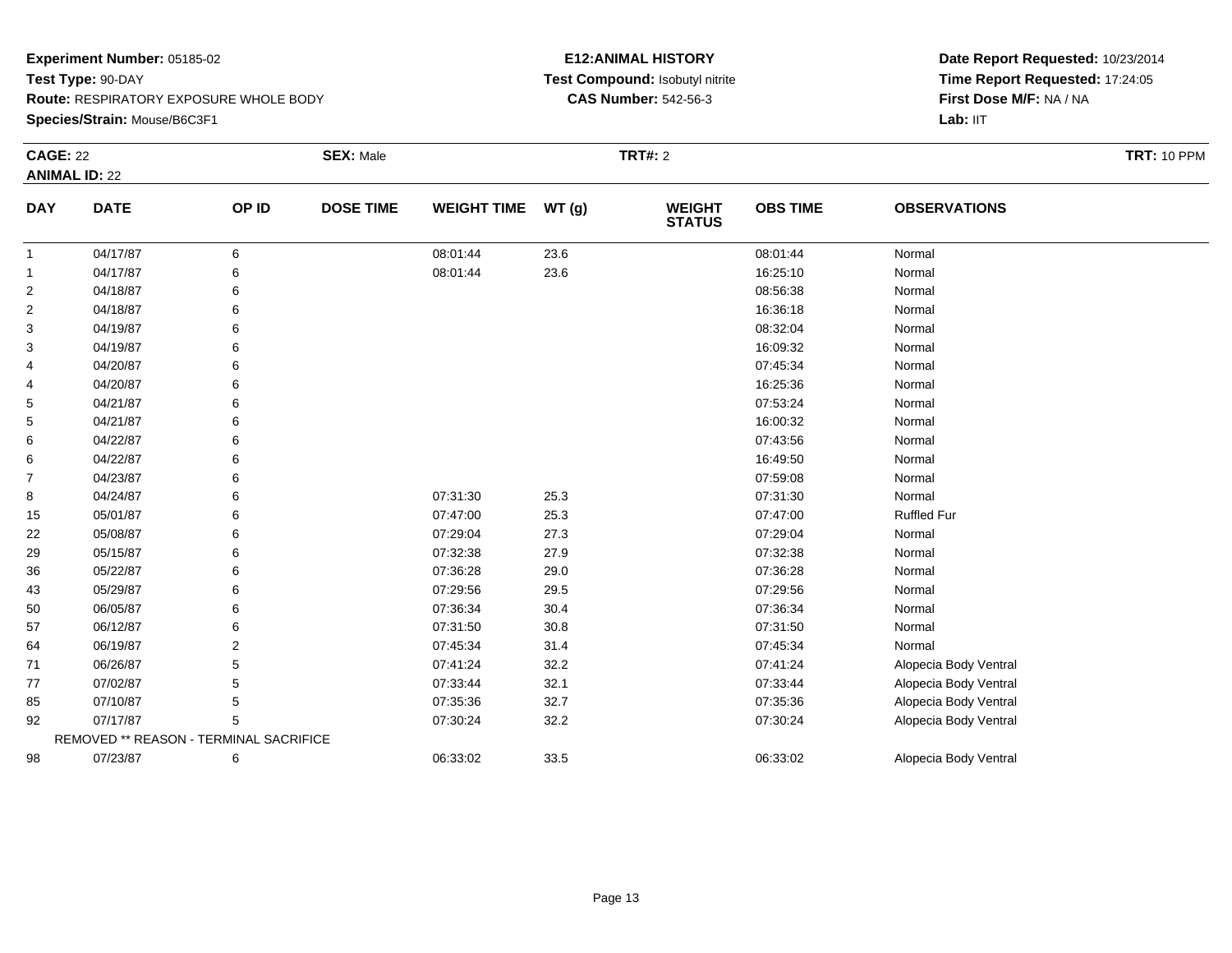**Experiment Number:** 05185-02
**Test Type:** 90-DAY
**Route:** RESPIRATORY EXPOSURE WHOLE BODY
**Species/Strain:** Mouse/B6C3F1

**E12:ANIMAL HISTORY**
**Test Compound:** Isobutyl nitrite
**CAS Number:** 542-56-3

**Date Report Requested:** 10/23/2014
**Time Report Requested:** 17:24:05
**First Dose M/F:** NA / NA
**Lab:** IIT

**CAGE:** 22 **SEX:** Male **TRT#:** 2 **TRT:** 10 PPM
**ANIMAL ID:** 22

| DAY | DATE | OP ID | DOSE TIME | WEIGHT TIME | WT (g) | WEIGHT STATUS | OBS TIME | OBSERVATIONS |
|---|---|---|---|---|---|---|---|---|
| 1 | 04/17/87 | 6 | | 08:01:44 | 23.6 | | 08:01:44 | Normal |
| 1 | 04/17/87 | 6 | | 08:01:44 | 23.6 | | 16:25:10 | Normal |
| 2 | 04/18/87 | 6 | | | | | 08:56:38 | Normal |
| 2 | 04/18/87 | 6 | | | | | 16:36:18 | Normal |
| 3 | 04/19/87 | 6 | | | | | 08:32:04 | Normal |
| 3 | 04/19/87 | 6 | | | | | 16:09:32 | Normal |
| 4 | 04/20/87 | 6 | | | | | 07:45:34 | Normal |
| 4 | 04/20/87 | 6 | | | | | 16:25:36 | Normal |
| 5 | 04/21/87 | 6 | | | | | 07:53:24 | Normal |
| 5 | 04/21/87 | 6 | | | | | 16:00:32 | Normal |
| 6 | 04/22/87 | 6 | | | | | 07:43:56 | Normal |
| 6 | 04/22/87 | 6 | | | | | 16:49:50 | Normal |
| 7 | 04/23/87 | 6 | | | | | 07:59:08 | Normal |
| 8 | 04/24/87 | 6 | | 07:31:30 | 25.3 | | 07:31:30 | Normal |
| 15 | 05/01/87 | 6 | | 07:47:00 | 25.3 | | 07:47:00 | Ruffled Fur |
| 22 | 05/08/87 | 6 | | 07:29:04 | 27.3 | | 07:29:04 | Normal |
| 29 | 05/15/87 | 6 | | 07:32:38 | 27.9 | | 07:32:38 | Normal |
| 36 | 05/22/87 | 6 | | 07:36:28 | 29.0 | | 07:36:28 | Normal |
| 43 | 05/29/87 | 6 | | 07:29:56 | 29.5 | | 07:29:56 | Normal |
| 50 | 06/05/87 | 6 | | 07:36:34 | 30.4 | | 07:36:34 | Normal |
| 57 | 06/12/87 | 6 | | 07:31:50 | 30.8 | | 07:31:50 | Normal |
| 64 | 06/19/87 | 2 | | 07:45:34 | 31.4 | | 07:45:34 | Normal |
| 71 | 06/26/87 | 5 | | 07:41:24 | 32.2 | | 07:41:24 | Alopecia Body Ventral |
| 77 | 07/02/87 | 5 | | 07:33:44 | 32.1 | | 07:33:44 | Alopecia Body Ventral |
| 85 | 07/10/87 | 5 | | 07:35:36 | 32.7 | | 07:35:36 | Alopecia Body Ventral |
| 92 | 07/17/87 | 5 | | 07:30:24 | 32.2 | | 07:30:24 | Alopecia Body Ventral |
| | REMOVED ** REASON - TERMINAL SACRIFICE | | | | | | | |
| 98 | 07/23/87 | 6 | | 06:33:02 | 33.5 | | 06:33:02 | Alopecia Body Ventral |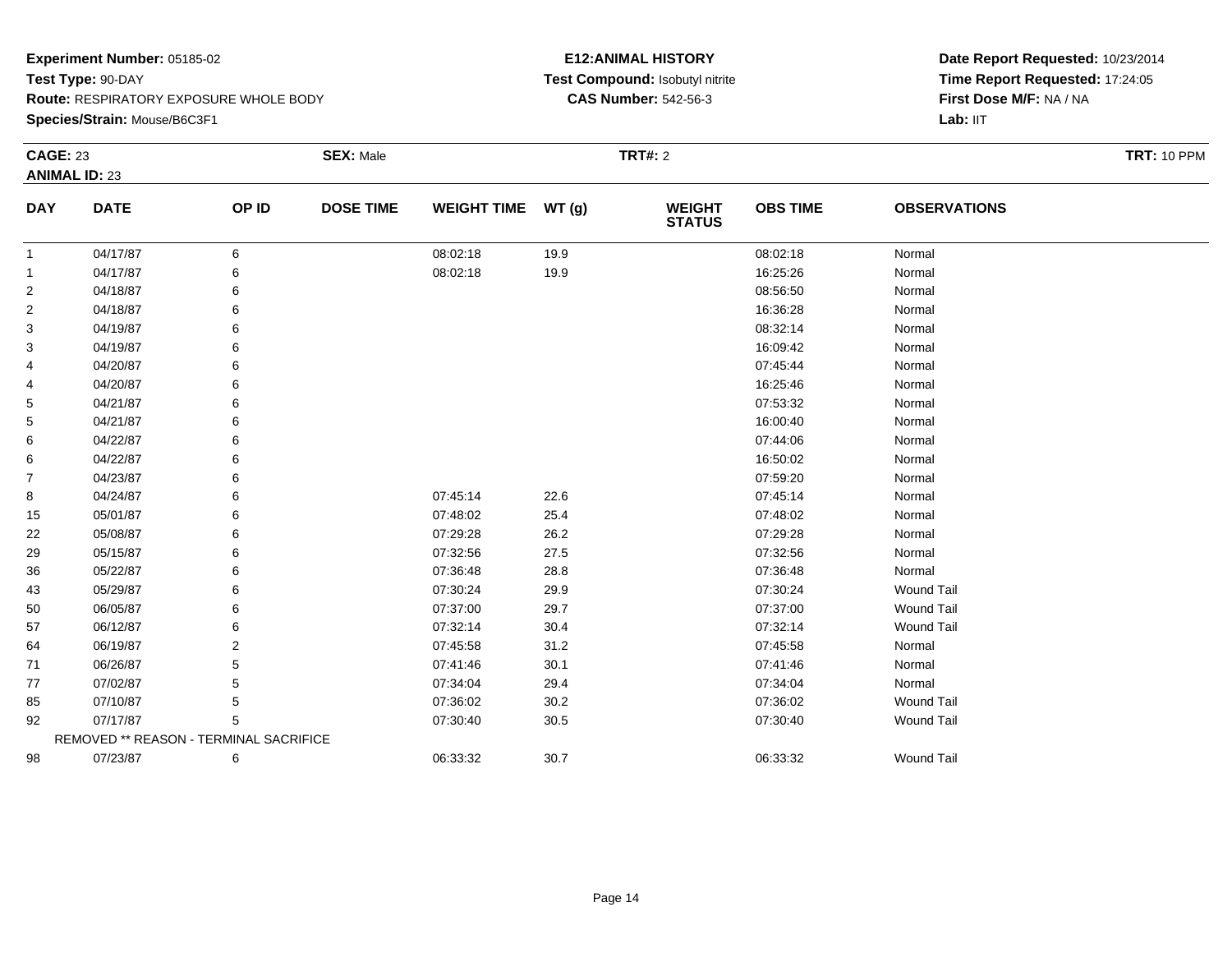**Experiment Number:** 05185-02
**Test Type:** 90-DAY
**Route:** RESPIRATORY EXPOSURE WHOLE BODY
**Species/Strain:** Mouse/B6C3F1

**E12:ANIMAL HISTORY**
**Test Compound:** Isobutyl nitrite
**CAS Number:** 542-56-3

**Date Report Requested:** 10/23/2014
**Time Report Requested:** 17:24:05
**First Dose M/F:** NA / NA
**Lab:** IIT

**CAGE:** 23 **SEX:** Male **TRT#:** 2 **TRT:** 10 PPM
**ANIMAL ID:** 23

| DAY | DATE | OP ID | DOSE TIME | WEIGHT TIME | WT (g) | WEIGHT STATUS | OBS TIME | OBSERVATIONS |
|---|---|---|---|---|---|---|---|---|
| 1 | 04/17/87 | 6 | | 08:02:18 | 19.9 | | 08:02:18 | Normal |
| 1 | 04/17/87 | 6 | | 08:02:18 | 19.9 | | 16:25:26 | Normal |
| 2 | 04/18/87 | 6 | | | | | 08:56:50 | Normal |
| 2 | 04/18/87 | 6 | | | | | 16:36:28 | Normal |
| 3 | 04/19/87 | 6 | | | | | 08:32:14 | Normal |
| 3 | 04/19/87 | 6 | | | | | 16:09:42 | Normal |
| 4 | 04/20/87 | 6 | | | | | 07:45:44 | Normal |
| 4 | 04/20/87 | 6 | | | | | 16:25:46 | Normal |
| 5 | 04/21/87 | 6 | | | | | 07:53:32 | Normal |
| 5 | 04/21/87 | 6 | | | | | 16:00:40 | Normal |
| 6 | 04/22/87 | 6 | | | | | 07:44:06 | Normal |
| 6 | 04/22/87 | 6 | | | | | 16:50:02 | Normal |
| 7 | 04/23/87 | 6 | | | | | 07:59:20 | Normal |
| 8 | 04/24/87 | 6 | | 07:45:14 | 22.6 | | 07:45:14 | Normal |
| 15 | 05/01/87 | 6 | | 07:48:02 | 25.4 | | 07:48:02 | Normal |
| 22 | 05/08/87 | 6 | | 07:29:28 | 26.2 | | 07:29:28 | Normal |
| 29 | 05/15/87 | 6 | | 07:32:56 | 27.5 | | 07:32:56 | Normal |
| 36 | 05/22/87 | 6 | | 07:36:48 | 28.8 | | 07:36:48 | Normal |
| 43 | 05/29/87 | 6 | | 07:30:24 | 29.9 | | 07:30:24 | Wound Tail |
| 50 | 06/05/87 | 6 | | 07:37:00 | 29.7 | | 07:37:00 | Wound Tail |
| 57 | 06/12/87 | 6 | | 07:32:14 | 30.4 | | 07:32:14 | Wound Tail |
| 64 | 06/19/87 | 2 | | 07:45:58 | 31.2 | | 07:45:58 | Normal |
| 71 | 06/26/87 | 5 | | 07:41:46 | 30.1 | | 07:41:46 | Normal |
| 77 | 07/02/87 | 5 | | 07:34:04 | 29.4 | | 07:34:04 | Normal |
| 85 | 07/10/87 | 5 | | 07:36:02 | 30.2 | | 07:36:02 | Wound Tail |
| 92 | 07/17/87 | 5 | | 07:30:40 | 30.5 | | 07:30:40 | Wound Tail |
| | REMOVED ** REASON - TERMINAL SACRIFICE | | | | | | | |
| 98 | 07/23/87 | 6 | | 06:33:32 | 30.7 | | 06:33:32 | Wound Tail |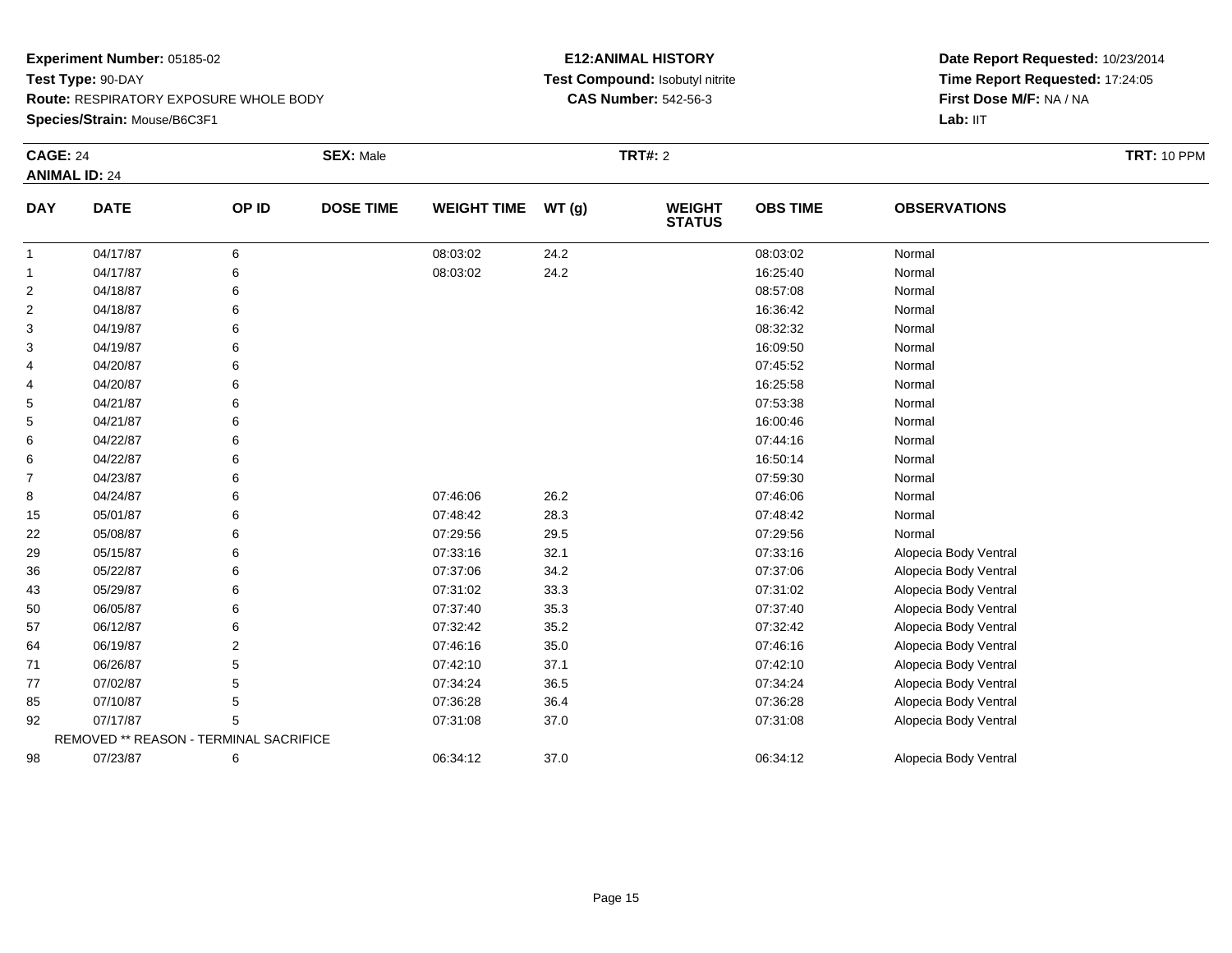**Experiment Number:** 05185-02
**Test Type:** 90-DAY
**Route:** RESPIRATORY EXPOSURE WHOLE BODY
**Species/Strain:** Mouse/B6C3F1

**E12:ANIMAL HISTORY**
**Test Compound:** Isobutyl nitrite
**CAS Number:** 542-56-3

**Date Report Requested:** 10/23/2014
**Time Report Requested:** 17:24:05
**First Dose M/F:** NA / NA
**Lab:** IIT

**CAGE:** 24 **SEX:** Male **TRT#:** 2 **TRT:** 10 PPM
**ANIMAL ID:** 24

| DAY | DATE | OP ID | DOSE TIME | WEIGHT TIME | WT (g) | WEIGHT STATUS | OBS TIME | OBSERVATIONS |
|---|---|---|---|---|---|---|---|---|
| 1 | 04/17/87 | 6 | | 08:03:02 | 24.2 | | 08:03:02 | Normal |
| 1 | 04/17/87 | 6 | | 08:03:02 | 24.2 | | 16:25:40 | Normal |
| 2 | 04/18/87 | 6 | | | | | 08:57:08 | Normal |
| 2 | 04/18/87 | 6 | | | | | 16:36:42 | Normal |
| 3 | 04/19/87 | 6 | | | | | 08:32:32 | Normal |
| 3 | 04/19/87 | 6 | | | | | 16:09:50 | Normal |
| 4 | 04/20/87 | 6 | | | | | 07:45:52 | Normal |
| 4 | 04/20/87 | 6 | | | | | 16:25:58 | Normal |
| 5 | 04/21/87 | 6 | | | | | 07:53:38 | Normal |
| 5 | 04/21/87 | 6 | | | | | 16:00:46 | Normal |
| 6 | 04/22/87 | 6 | | | | | 07:44:16 | Normal |
| 6 | 04/22/87 | 6 | | | | | 16:50:14 | Normal |
| 7 | 04/23/87 | 6 | | | | | 07:59:30 | Normal |
| 8 | 04/24/87 | 6 | | 07:46:06 | 26.2 | | 07:46:06 | Normal |
| 15 | 05/01/87 | 6 | | 07:48:42 | 28.3 | | 07:48:42 | Normal |
| 22 | 05/08/87 | 6 | | 07:29:56 | 29.5 | | 07:29:56 | Normal |
| 29 | 05/15/87 | 6 | | 07:33:16 | 32.1 | | 07:33:16 | Alopecia Body Ventral |
| 36 | 05/22/87 | 6 | | 07:37:06 | 34.2 | | 07:37:06 | Alopecia Body Ventral |
| 43 | 05/29/87 | 6 | | 07:31:02 | 33.3 | | 07:31:02 | Alopecia Body Ventral |
| 50 | 06/05/87 | 6 | | 07:37:40 | 35.3 | | 07:37:40 | Alopecia Body Ventral |
| 57 | 06/12/87 | 6 | | 07:32:42 | 35.2 | | 07:32:42 | Alopecia Body Ventral |
| 64 | 06/19/87 | 2 | | 07:46:16 | 35.0 | | 07:46:16 | Alopecia Body Ventral |
| 71 | 06/26/87 | 5 | | 07:42:10 | 37.1 | | 07:42:10 | Alopecia Body Ventral |
| 77 | 07/02/87 | 5 | | 07:34:24 | 36.5 | | 07:34:24 | Alopecia Body Ventral |
| 85 | 07/10/87 | 5 | | 07:36:28 | 36.4 | | 07:36:28 | Alopecia Body Ventral |
| 92 | 07/17/87 | 5 | | 07:31:08 | 37.0 | | 07:31:08 | Alopecia Body Ventral |
| REMOVED ** REASON - TERMINAL SACRIFICE | | | | | | | | |
| 98 | 07/23/87 | 6 | | 06:34:12 | 37.0 | | 06:34:12 | Alopecia Body Ventral |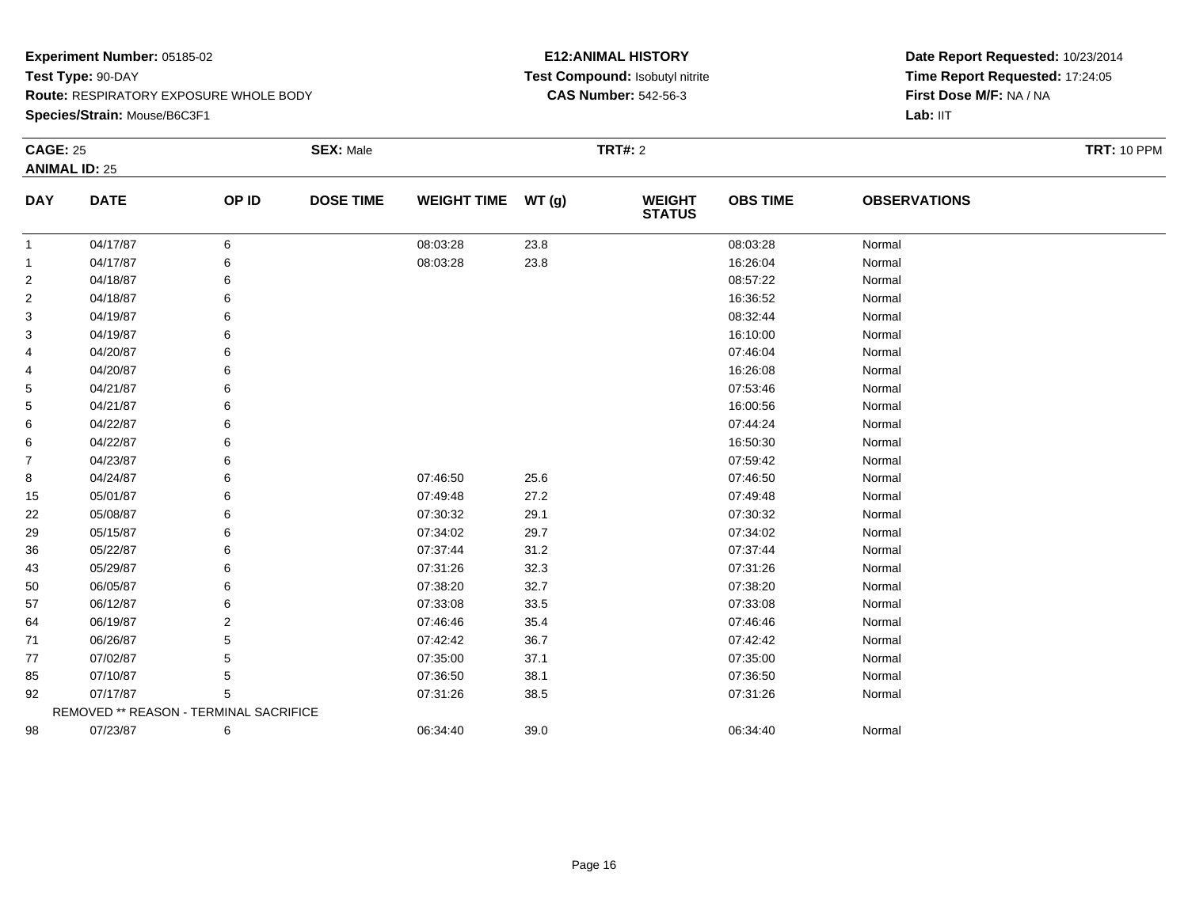**Experiment Number:** 05185-02
**Test Type:** 90-DAY
**Route:** RESPIRATORY EXPOSURE WHOLE BODY
**Species/Strain:** Mouse/B6C3F1

**E12:ANIMAL HISTORY**
**Test Compound:** Isobutyl nitrite
**CAS Number:** 542-56-3

**Date Report Requested:** 10/23/2014
**Time Report Requested:** 17:24:05
**First Dose M/F:** NA / NA
**Lab:** IIT

**CAGE:** 25 **SEX:** Male **TRT#:** 2 **TRT:** 10 PPM
**ANIMAL ID:** 25

| DAY | DATE | OP ID | DOSE TIME | WEIGHT TIME | WT (g) | WEIGHT STATUS | OBS TIME | OBSERVATIONS |
|---|---|---|---|---|---|---|---|---|
| 1 | 04/17/87 | 6 | | 08:03:28 | 23.8 | | 08:03:28 | Normal |
| 1 | 04/17/87 | 6 | | 08:03:28 | 23.8 | | 16:26:04 | Normal |
| 2 | 04/18/87 | 6 | | | | | 08:57:22 | Normal |
| 2 | 04/18/87 | 6 | | | | | 16:36:52 | Normal |
| 3 | 04/19/87 | 6 | | | | | 08:32:44 | Normal |
| 3 | 04/19/87 | 6 | | | | | 16:10:00 | Normal |
| 4 | 04/20/87 | 6 | | | | | 07:46:04 | Normal |
| 4 | 04/20/87 | 6 | | | | | 16:26:08 | Normal |
| 5 | 04/21/87 | 6 | | | | | 07:53:46 | Normal |
| 5 | 04/21/87 | 6 | | | | | 16:00:56 | Normal |
| 6 | 04/22/87 | 6 | | | | | 07:44:24 | Normal |
| 6 | 04/22/87 | 6 | | | | | 16:50:30 | Normal |
| 7 | 04/23/87 | 6 | | | | | 07:59:42 | Normal |
| 8 | 04/24/87 | 6 | | 07:46:50 | 25.6 | | 07:46:50 | Normal |
| 15 | 05/01/87 | 6 | | 07:49:48 | 27.2 | | 07:49:48 | Normal |
| 22 | 05/08/87 | 6 | | 07:30:32 | 29.1 | | 07:30:32 | Normal |
| 29 | 05/15/87 | 6 | | 07:34:02 | 29.7 | | 07:34:02 | Normal |
| 36 | 05/22/87 | 6 | | 07:37:44 | 31.2 | | 07:37:44 | Normal |
| 43 | 05/29/87 | 6 | | 07:31:26 | 32.3 | | 07:31:26 | Normal |
| 50 | 06/05/87 | 6 | | 07:38:20 | 32.7 | | 07:38:20 | Normal |
| 57 | 06/12/87 | 6 | | 07:33:08 | 33.5 | | 07:33:08 | Normal |
| 64 | 06/19/87 | 2 | | 07:46:46 | 35.4 | | 07:46:46 | Normal |
| 71 | 06/26/87 | 5 | | 07:42:42 | 36.7 | | 07:42:42 | Normal |
| 77 | 07/02/87 | 5 | | 07:35:00 | 37.1 | | 07:35:00 | Normal |
| 85 | 07/10/87 | 5 | | 07:36:50 | 38.1 | | 07:36:50 | Normal |
| 92 | 07/17/87 | 5 | | 07:31:26 | 38.5 | | 07:31:26 | Normal |
| | REMOVED ** REASON - TERMINAL SACRIFICE | | | | | | | |
| 98 | 07/23/87 | 6 | | 06:34:40 | 39.0 | | 06:34:40 | Normal |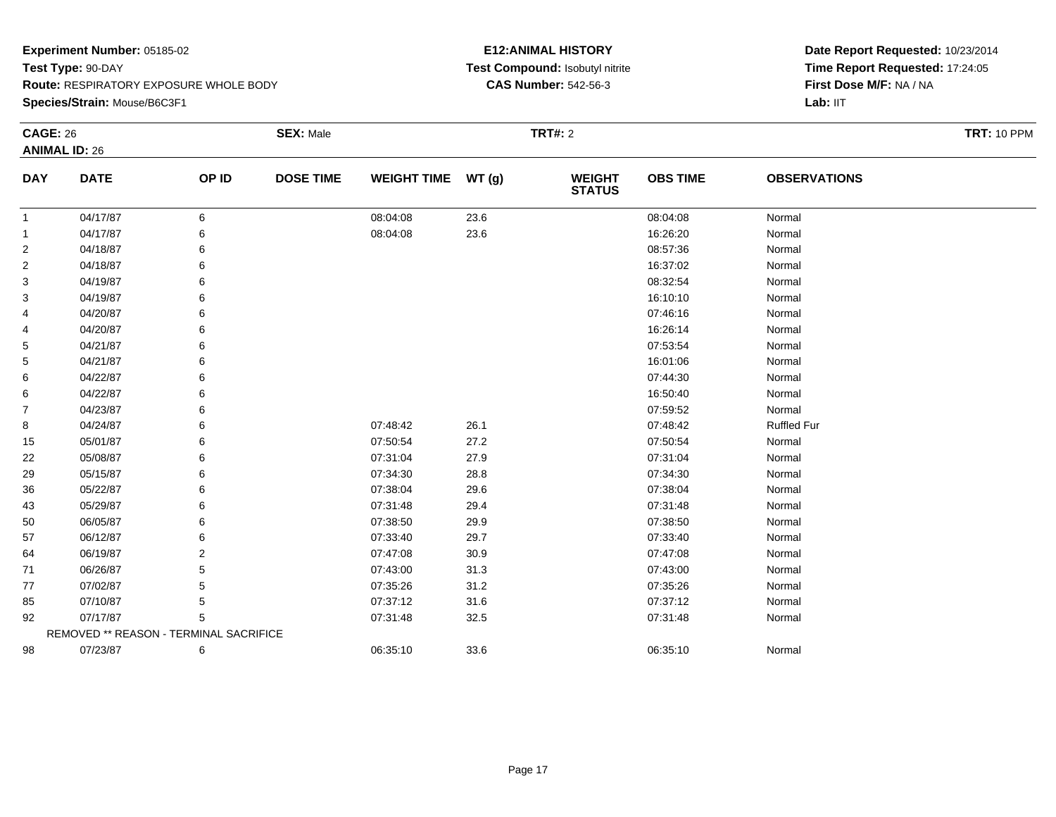**Experiment Number:** 05185-02
**Test Type:** 90-DAY
**Route:** RESPIRATORY EXPOSURE WHOLE BODY
**Species/Strain:** Mouse/B6C3F1

**E12:ANIMAL HISTORY**
**Test Compound:** Isobutyl nitrite
**CAS Number:** 542-56-3

**Date Report Requested:** 10/23/2014
**Time Report Requested:** 17:24:05
**First Dose M/F:** NA / NA
**Lab:** IIT

**CAGE:** 26 **SEX:** Male **TRT#:** 2 **TRT:** 10 PPM
**ANIMAL ID:** 26

| DAY | DATE | OP ID | DOSE TIME | WEIGHT TIME | WT (g) | WEIGHT STATUS | OBS TIME | OBSERVATIONS |
|---|---|---|---|---|---|---|---|---|
| 1 | 04/17/87 | 6 | | 08:04:08 | 23.6 | | 08:04:08 | Normal |
| 1 | 04/17/87 | 6 | | 08:04:08 | 23.6 | | 16:26:20 | Normal |
| 2 | 04/18/87 | 6 | | | | | 08:57:36 | Normal |
| 2 | 04/18/87 | 6 | | | | | 16:37:02 | Normal |
| 3 | 04/19/87 | 6 | | | | | 08:32:54 | Normal |
| 3 | 04/19/87 | 6 | | | | | 16:10:10 | Normal |
| 4 | 04/20/87 | 6 | | | | | 07:46:16 | Normal |
| 4 | 04/20/87 | 6 | | | | | 16:26:14 | Normal |
| 5 | 04/21/87 | 6 | | | | | 07:53:54 | Normal |
| 5 | 04/21/87 | 6 | | | | | 16:01:06 | Normal |
| 6 | 04/22/87 | 6 | | | | | 07:44:30 | Normal |
| 6 | 04/22/87 | 6 | | | | | 16:50:40 | Normal |
| 7 | 04/23/87 | 6 | | | | | 07:59:52 | Normal |
| 8 | 04/24/87 | 6 | | 07:48:42 | 26.1 | | 07:48:42 | Ruffled Fur |
| 15 | 05/01/87 | 6 | | 07:50:54 | 27.2 | | 07:50:54 | Normal |
| 22 | 05/08/87 | 6 | | 07:31:04 | 27.9 | | 07:31:04 | Normal |
| 29 | 05/15/87 | 6 | | 07:34:30 | 28.8 | | 07:34:30 | Normal |
| 36 | 05/22/87 | 6 | | 07:38:04 | 29.6 | | 07:38:04 | Normal |
| 43 | 05/29/87 | 6 | | 07:31:48 | 29.4 | | 07:31:48 | Normal |
| 50 | 06/05/87 | 6 | | 07:38:50 | 29.9 | | 07:38:50 | Normal |
| 57 | 06/12/87 | 6 | | 07:33:40 | 29.7 | | 07:33:40 | Normal |
| 64 | 06/19/87 | 2 | | 07:47:08 | 30.9 | | 07:47:08 | Normal |
| 71 | 06/26/87 | 5 | | 07:43:00 | 31.3 | | 07:43:00 | Normal |
| 77 | 07/02/87 | 5 | | 07:35:26 | 31.2 | | 07:35:26 | Normal |
| 85 | 07/10/87 | 5 | | 07:37:12 | 31.6 | | 07:37:12 | Normal |
| 92 | 07/17/87 | 5 | | 07:31:48 | 32.5 | | 07:31:48 | Normal |
| | REMOVED ** REASON - TERMINAL SACRIFICE | | | | | | | |
| 98 | 07/23/87 | 6 | | 06:35:10 | 33.6 | | 06:35:10 | Normal |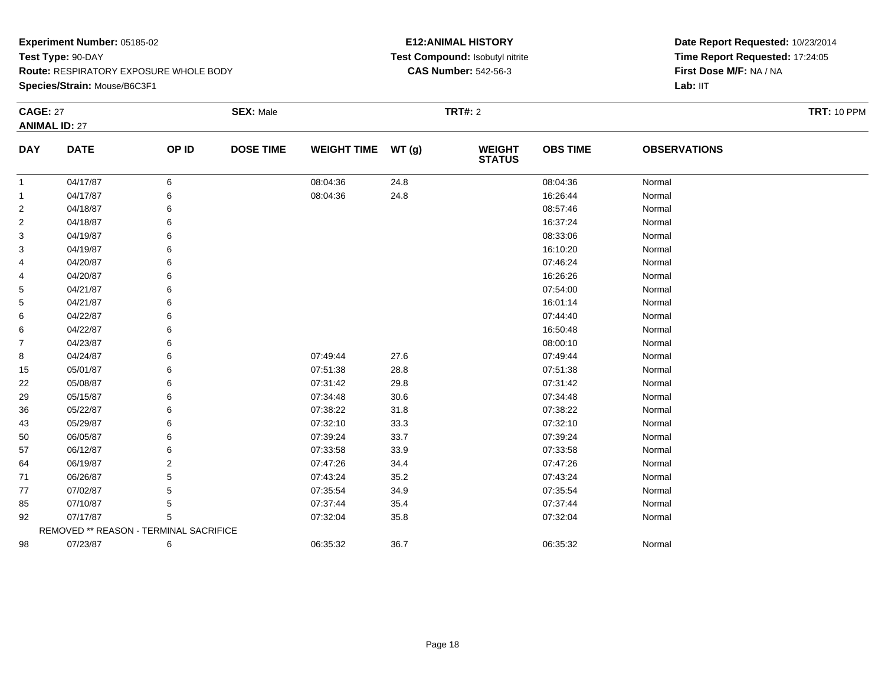**Experiment Number:** 05185-02
**Test Type:** 90-DAY
**Route:** RESPIRATORY EXPOSURE WHOLE BODY
**Species/Strain:** Mouse/B6C3F1

**E12:ANIMAL HISTORY**
**Test Compound:** Isobutyl nitrite
**CAS Number:** 542-56-3

**Date Report Requested:** 10/23/2014
**Time Report Requested:** 17:24:05
**First Dose M/F:** NA / NA
**Lab:** IIT

**CAGE:** 27 **SEX:** Male **TRT#:** 2 **TRT:** 10 PPM
**ANIMAL ID:** 27

| DAY | DATE | OP ID | DOSE TIME | WEIGHT TIME | WT (g) | WEIGHT STATUS | OBS TIME | OBSERVATIONS |
|---|---|---|---|---|---|---|---|---|
| 1 | 04/17/87 | 6 | | 08:04:36 | 24.8 | | 08:04:36 | Normal |
| 1 | 04/17/87 | 6 | | 08:04:36 | 24.8 | | 16:26:44 | Normal |
| 2 | 04/18/87 | 6 | | | | | 08:57:46 | Normal |
| 2 | 04/18/87 | 6 | | | | | 16:37:24 | Normal |
| 3 | 04/19/87 | 6 | | | | | 08:33:06 | Normal |
| 3 | 04/19/87 | 6 | | | | | 16:10:20 | Normal |
| 4 | 04/20/87 | 6 | | | | | 07:46:24 | Normal |
| 4 | 04/20/87 | 6 | | | | | 16:26:26 | Normal |
| 5 | 04/21/87 | 6 | | | | | 07:54:00 | Normal |
| 5 | 04/21/87 | 6 | | | | | 16:01:14 | Normal |
| 6 | 04/22/87 | 6 | | | | | 07:44:40 | Normal |
| 6 | 04/22/87 | 6 | | | | | 16:50:48 | Normal |
| 7 | 04/23/87 | 6 | | | | | 08:00:10 | Normal |
| 8 | 04/24/87 | 6 | | 07:49:44 | 27.6 | | 07:49:44 | Normal |
| 15 | 05/01/87 | 6 | | 07:51:38 | 28.8 | | 07:51:38 | Normal |
| 22 | 05/08/87 | 6 | | 07:31:42 | 29.8 | | 07:31:42 | Normal |
| 29 | 05/15/87 | 6 | | 07:34:48 | 30.6 | | 07:34:48 | Normal |
| 36 | 05/22/87 | 6 | | 07:38:22 | 31.8 | | 07:38:22 | Normal |
| 43 | 05/29/87 | 6 | | 07:32:10 | 33.3 | | 07:32:10 | Normal |
| 50 | 06/05/87 | 6 | | 07:39:24 | 33.7 | | 07:39:24 | Normal |
| 57 | 06/12/87 | 6 | | 07:33:58 | 33.9 | | 07:33:58 | Normal |
| 64 | 06/19/87 | 2 | | 07:47:26 | 34.4 | | 07:47:26 | Normal |
| 71 | 06/26/87 | 5 | | 07:43:24 | 35.2 | | 07:43:24 | Normal |
| 77 | 07/02/87 | 5 | | 07:35:54 | 34.9 | | 07:35:54 | Normal |
| 85 | 07/10/87 | 5 | | 07:37:44 | 35.4 | | 07:37:44 | Normal |
| 92 | 07/17/87 | 5 | | 07:32:04 | 35.8 | | 07:32:04 | Normal |
| REMOVED ** REASON - TERMINAL SACRIFICE | | | | | | | | |
| 98 | 07/23/87 | 6 | | 06:35:32 | 36.7 | | 06:35:32 | Normal |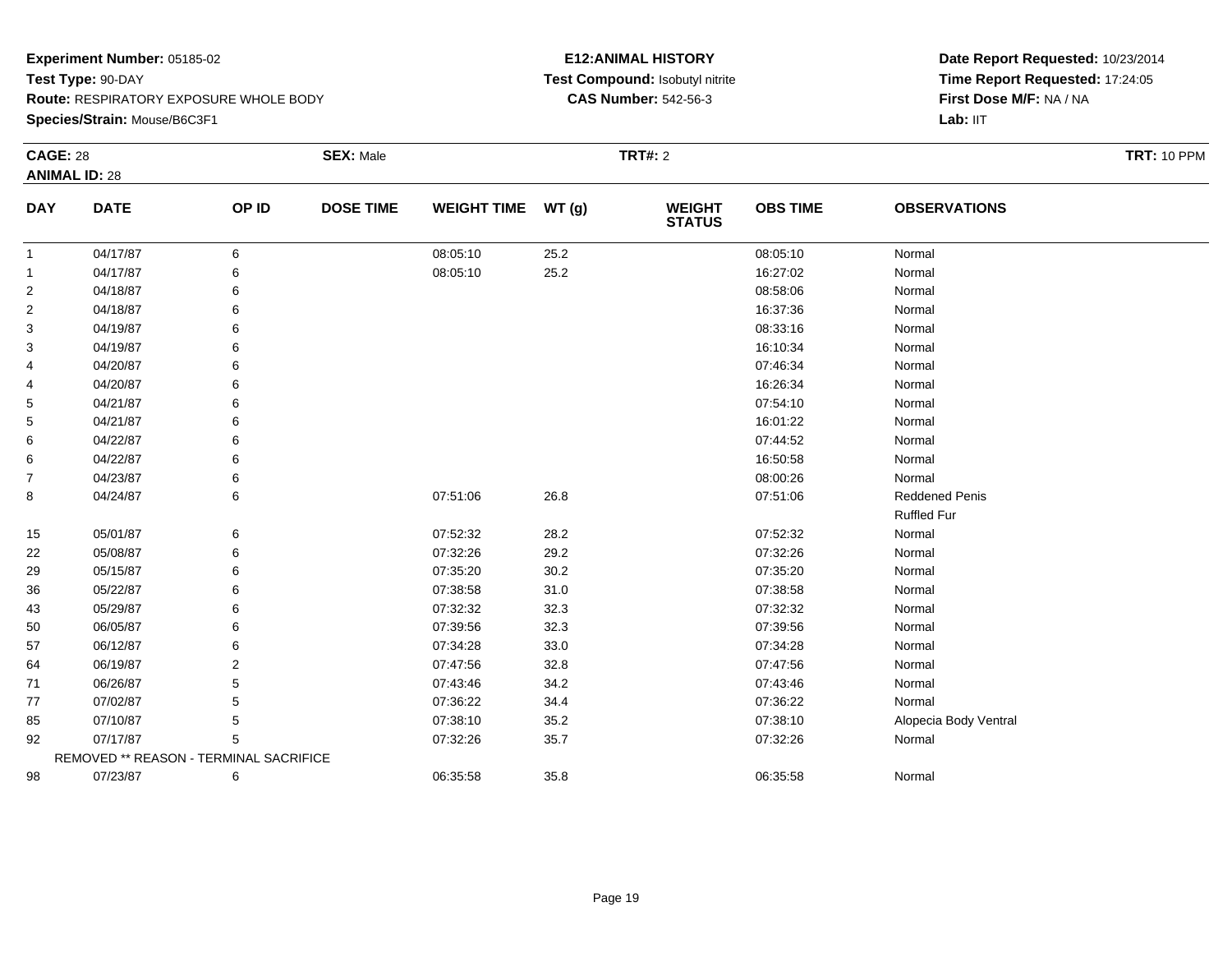**Experiment Number:** 05185-02
**Test Type:** 90-DAY
**Route:** RESPIRATORY EXPOSURE WHOLE BODY
**Species/Strain:** Mouse/B6C3F1

**E12:ANIMAL HISTORY**
**Test Compound:** Isobutyl nitrite
**CAS Number:** 542-56-3

**Date Report Requested:** 10/23/2014
**Time Report Requested:** 17:24:05
**First Dose M/F:** NA / NA
**Lab:** IIT

**CAGE:** 28 | **SEX:** Male | **TRT#:** 2 | **TRT:** 10 PPM
**ANIMAL ID:** 28

| DAY | DATE | OP ID | DOSE TIME | WEIGHT TIME | WT (g) | WEIGHT STATUS | OBS TIME | OBSERVATIONS |
|---|---|---|---|---|---|---|---|---|
| 1 | 04/17/87 | 6 | | 08:05:10 | 25.2 | | 08:05:10 | Normal |
| 1 | 04/17/87 | 6 | | 08:05:10 | 25.2 | | 16:27:02 | Normal |
| 2 | 04/18/87 | 6 | | | | | 08:58:06 | Normal |
| 2 | 04/18/87 | 6 | | | | | 16:37:36 | Normal |
| 3 | 04/19/87 | 6 | | | | | 08:33:16 | Normal |
| 3 | 04/19/87 | 6 | | | | | 16:10:34 | Normal |
| 4 | 04/20/87 | 6 | | | | | 07:46:34 | Normal |
| 4 | 04/20/87 | 6 | | | | | 16:26:34 | Normal |
| 5 | 04/21/87 | 6 | | | | | 07:54:10 | Normal |
| 5 | 04/21/87 | 6 | | | | | 16:01:22 | Normal |
| 6 | 04/22/87 | 6 | | | | | 07:44:52 | Normal |
| 6 | 04/22/87 | 6 | | | | | 16:50:58 | Normal |
| 7 | 04/23/87 | 6 | | | | | 08:00:26 | Normal |
| 8 | 04/24/87 | 6 | | 07:51:06 | 26.8 | | 07:51:06 | Reddened Penis<br>Ruffled Fur |
| 15 | 05/01/87 | 6 | | 07:52:32 | 28.2 | | 07:52:32 | Normal |
| 22 | 05/08/87 | 6 | | 07:32:26 | 29.2 | | 07:32:26 | Normal |
| 29 | 05/15/87 | 6 | | 07:35:20 | 30.2 | | 07:35:20 | Normal |
| 36 | 05/22/87 | 6 | | 07:38:58 | 31.0 | | 07:38:58 | Normal |
| 43 | 05/29/87 | 6 | | 07:32:32 | 32.3 | | 07:32:32 | Normal |
| 50 | 06/05/87 | 6 | | 07:39:56 | 32.3 | | 07:39:56 | Normal |
| 57 | 06/12/87 | 6 | | 07:34:28 | 33.0 | | 07:34:28 | Normal |
| 64 | 06/19/87 | 2 | | 07:47:56 | 32.8 | | 07:47:56 | Normal |
| 71 | 06/26/87 | 5 | | 07:43:46 | 34.2 | | 07:43:46 | Normal |
| 77 | 07/02/87 | 5 | | 07:36:22 | 34.4 | | 07:36:22 | Normal |
| 85 | 07/10/87 | 5 | | 07:38:10 | 35.2 | | 07:38:10 | Alopecia Body Ventral |
| 92 | 07/17/87 | 5 | | 07:32:26 | 35.7 | | 07:32:26 | Normal |
| | REMOVED ** REASON - TERMINAL SACRIFICE | | | | | | | |
| 98 | 07/23/87 | 6 | | 06:35:58 | 35.8 | | 06:35:58 | Normal |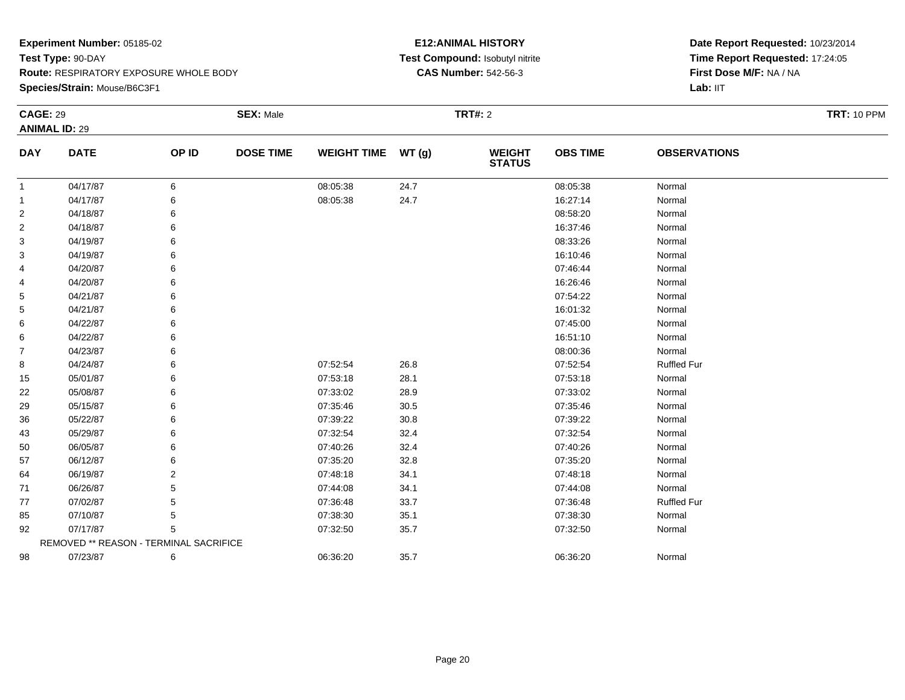**Experiment Number:** 05185-02
**Test Type:** 90-DAY
**Route:** RESPIRATORY EXPOSURE WHOLE BODY
**Species/Strain:** Mouse/B6C3F1

**E12:ANIMAL HISTORY**
**Test Compound:** Isobutyl nitrite
**CAS Number:** 542-56-3

**Date Report Requested:** 10/23/2014
**Time Report Requested:** 17:24:05
**First Dose M/F:** NA / NA
**Lab:** IIT

**CAGE:** 29 **SEX:** Male **TRT#:** 2 **TRT:** 10 PPM
**ANIMAL ID:** 29

| DAY | DATE | OP ID | DOSE TIME | WEIGHT TIME | WT (g) | WEIGHT STATUS | OBS TIME | OBSERVATIONS |
|---|---|---|---|---|---|---|---|---|
| 1 | 04/17/87 | 6 | | 08:05:38 | 24.7 | | 08:05:38 | Normal |
| 1 | 04/17/87 | 6 | | 08:05:38 | 24.7 | | 16:27:14 | Normal |
| 2 | 04/18/87 | 6 | | | | | 08:58:20 | Normal |
| 2 | 04/18/87 | 6 | | | | | 16:37:46 | Normal |
| 3 | 04/19/87 | 6 | | | | | 08:33:26 | Normal |
| 3 | 04/19/87 | 6 | | | | | 16:10:46 | Normal |
| 4 | 04/20/87 | 6 | | | | | 07:46:44 | Normal |
| 4 | 04/20/87 | 6 | | | | | 16:26:46 | Normal |
| 5 | 04/21/87 | 6 | | | | | 07:54:22 | Normal |
| 5 | 04/21/87 | 6 | | | | | 16:01:32 | Normal |
| 6 | 04/22/87 | 6 | | | | | 07:45:00 | Normal |
| 6 | 04/22/87 | 6 | | | | | 16:51:10 | Normal |
| 7 | 04/23/87 | 6 | | | | | 08:00:36 | Normal |
| 8 | 04/24/87 | 6 | | 07:52:54 | 26.8 | | 07:52:54 | Ruffled Fur |
| 15 | 05/01/87 | 6 | | 07:53:18 | 28.1 | | 07:53:18 | Normal |
| 22 | 05/08/87 | 6 | | 07:33:02 | 28.9 | | 07:33:02 | Normal |
| 29 | 05/15/87 | 6 | | 07:35:46 | 30.5 | | 07:35:46 | Normal |
| 36 | 05/22/87 | 6 | | 07:39:22 | 30.8 | | 07:39:22 | Normal |
| 43 | 05/29/87 | 6 | | 07:32:54 | 32.4 | | 07:32:54 | Normal |
| 50 | 06/05/87 | 6 | | 07:40:26 | 32.4 | | 07:40:26 | Normal |
| 57 | 06/12/87 | 6 | | 07:35:20 | 32.8 | | 07:35:20 | Normal |
| 64 | 06/19/87 | 2 | | 07:48:18 | 34.1 | | 07:48:18 | Normal |
| 71 | 06/26/87 | 5 | | 07:44:08 | 34.1 | | 07:44:08 | Normal |
| 77 | 07/02/87 | 5 | | 07:36:48 | 33.7 | | 07:36:48 | Ruffled Fur |
| 85 | 07/10/87 | 5 | | 07:38:30 | 35.1 | | 07:38:30 | Normal |
| 92 | 07/17/87 | 5 | | 07:32:50 | 35.7 | | 07:32:50 | Normal |
| REMOVED ** REASON - TERMINAL SACRIFICE | | | | | | | | |
| 98 | 07/23/87 | 6 | | 06:36:20 | 35.7 | | 06:36:20 | Normal |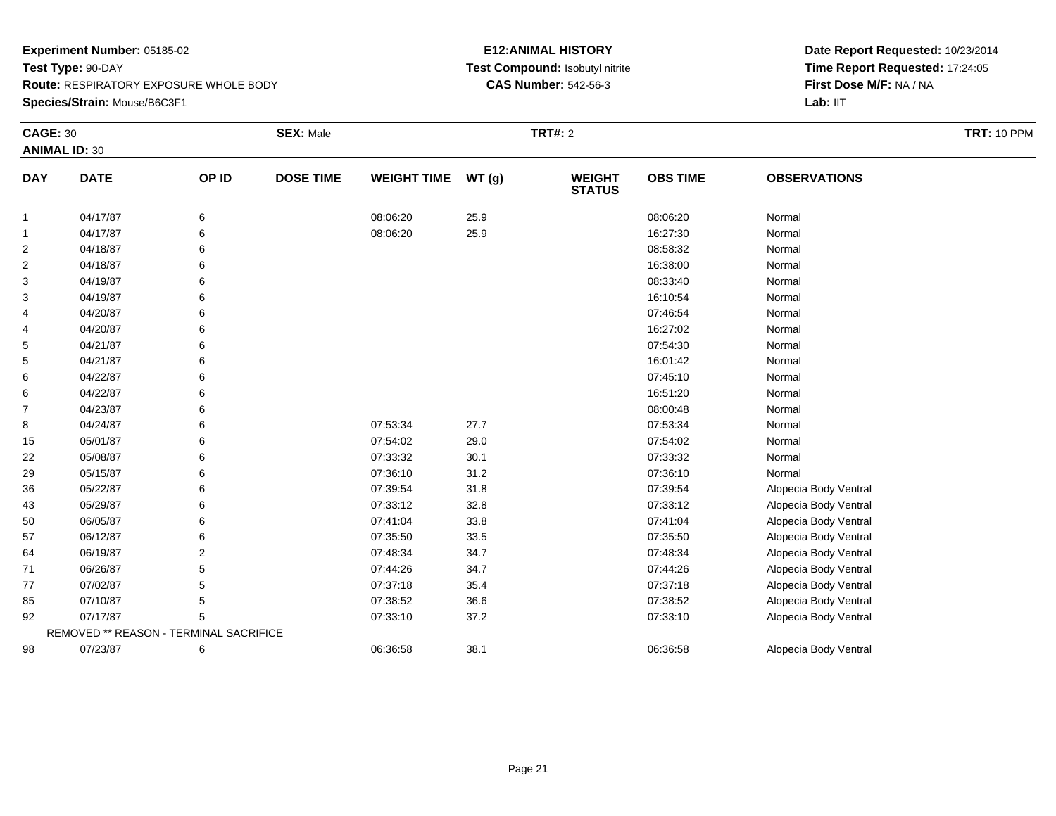**Experiment Number:** 05185-02
**Test Type:** 90-DAY
**Route:** RESPIRATORY EXPOSURE WHOLE BODY
**Species/Strain:** Mouse/B6C3F1

**E12:ANIMAL HISTORY**
**Test Compound:** Isobutyl nitrite
**CAS Number:** 542-56-3

**Date Report Requested:** 10/23/2014
**Time Report Requested:** 17:24:05
**First Dose M/F:** NA / NA
**Lab:** IIT

**CAGE:** 30 **SEX:** Male **TRT#:** 2 **TRT:** 10 PPM
**ANIMAL ID:** 30

| DAY | DATE | OP ID | DOSE TIME | WEIGHT TIME | WT (g) | WEIGHT STATUS | OBS TIME | OBSERVATIONS |
|---|---|---|---|---|---|---|---|---|
| 1 | 04/17/87 | 6 | | 08:06:20 | 25.9 | | 08:06:20 | Normal |
| 1 | 04/17/87 | 6 | | 08:06:20 | 25.9 | | 16:27:30 | Normal |
| 2 | 04/18/87 | 6 | | | | | 08:58:32 | Normal |
| 2 | 04/18/87 | 6 | | | | | 16:38:00 | Normal |
| 3 | 04/19/87 | 6 | | | | | 08:33:40 | Normal |
| 3 | 04/19/87 | 6 | | | | | 16:10:54 | Normal |
| 4 | 04/20/87 | 6 | | | | | 07:46:54 | Normal |
| 4 | 04/20/87 | 6 | | | | | 16:27:02 | Normal |
| 5 | 04/21/87 | 6 | | | | | 07:54:30 | Normal |
| 5 | 04/21/87 | 6 | | | | | 16:01:42 | Normal |
| 6 | 04/22/87 | 6 | | | | | 07:45:10 | Normal |
| 6 | 04/22/87 | 6 | | | | | 16:51:20 | Normal |
| 7 | 04/23/87 | 6 | | | | | 08:00:48 | Normal |
| 8 | 04/24/87 | 6 | | 07:53:34 | 27.7 | | 07:53:34 | Normal |
| 15 | 05/01/87 | 6 | | 07:54:02 | 29.0 | | 07:54:02 | Normal |
| 22 | 05/08/87 | 6 | | 07:33:32 | 30.1 | | 07:33:32 | Normal |
| 29 | 05/15/87 | 6 | | 07:36:10 | 31.2 | | 07:36:10 | Normal |
| 36 | 05/22/87 | 6 | | 07:39:54 | 31.8 | | 07:39:54 | Alopecia Body Ventral |
| 43 | 05/29/87 | 6 | | 07:33:12 | 32.8 | | 07:33:12 | Alopecia Body Ventral |
| 50 | 06/05/87 | 6 | | 07:41:04 | 33.8 | | 07:41:04 | Alopecia Body Ventral |
| 57 | 06/12/87 | 6 | | 07:35:50 | 33.5 | | 07:35:50 | Alopecia Body Ventral |
| 64 | 06/19/87 | 2 | | 07:48:34 | 34.7 | | 07:48:34 | Alopecia Body Ventral |
| 71 | 06/26/87 | 5 | | 07:44:26 | 34.7 | | 07:44:26 | Alopecia Body Ventral |
| 77 | 07/02/87 | 5 | | 07:37:18 | 35.4 | | 07:37:18 | Alopecia Body Ventral |
| 85 | 07/10/87 | 5 | | 07:38:52 | 36.6 | | 07:38:52 | Alopecia Body Ventral |
| 92 | 07/17/87 | 5 | | 07:33:10 | 37.2 | | 07:33:10 | Alopecia Body Ventral |
| | REMOVED ** REASON - TERMINAL SACRIFICE | | | | | | | |
| 98 | 07/23/87 | 6 | | 06:36:58 | 38.1 | | 06:36:58 | Alopecia Body Ventral |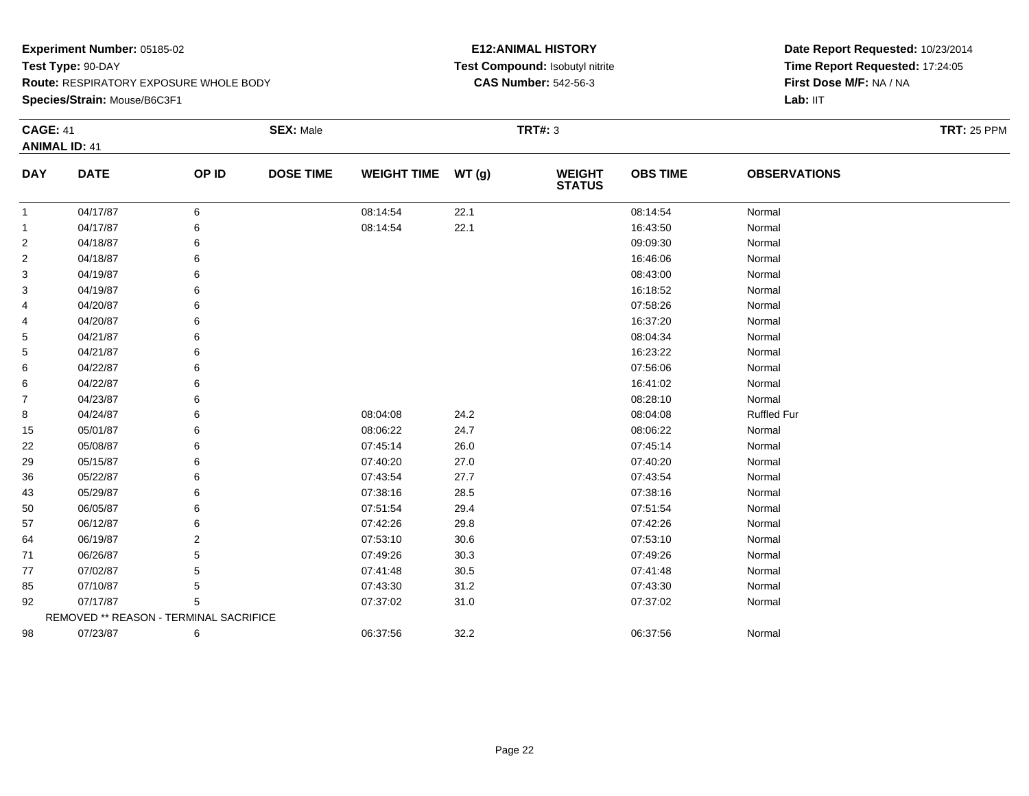**Experiment Number:** 05185-02
**Test Type:** 90-DAY
**Route:** RESPIRATORY EXPOSURE WHOLE BODY
**Species/Strain:** Mouse/B6C3F1

**E12:ANIMAL HISTORY**
**Test Compound:** Isobutyl nitrite
**CAS Number:** 542-56-3

**Date Report Requested:** 10/23/2014
**Time Report Requested:** 17:24:05
**First Dose M/F:** NA / NA
**Lab:** IIT

**CAGE:** 41 **SEX:** Male **TRT#:** 3 **TRT:** 25 PPM
**ANIMAL ID:** 41

| DAY | DATE | OP ID | DOSE TIME | WEIGHT TIME | WT (g) | WEIGHT STATUS | OBS TIME | OBSERVATIONS |
|---|---|---|---|---|---|---|---|---|
| 1 | 04/17/87 | 6 | | 08:14:54 | 22.1 | | 08:14:54 | Normal |
| 1 | 04/17/87 | 6 | | 08:14:54 | 22.1 | | 16:43:50 | Normal |
| 2 | 04/18/87 | 6 | | | | | 09:09:30 | Normal |
| 2 | 04/18/87 | 6 | | | | | 16:46:06 | Normal |
| 3 | 04/19/87 | 6 | | | | | 08:43:00 | Normal |
| 3 | 04/19/87 | 6 | | | | | 16:18:52 | Normal |
| 4 | 04/20/87 | 6 | | | | | 07:58:26 | Normal |
| 4 | 04/20/87 | 6 | | | | | 16:37:20 | Normal |
| 5 | 04/21/87 | 6 | | | | | 08:04:34 | Normal |
| 5 | 04/21/87 | 6 | | | | | 16:23:22 | Normal |
| 6 | 04/22/87 | 6 | | | | | 07:56:06 | Normal |
| 6 | 04/22/87 | 6 | | | | | 16:41:02 | Normal |
| 7 | 04/23/87 | 6 | | | | | 08:28:10 | Normal |
| 8 | 04/24/87 | 6 | | 08:04:08 | 24.2 | | 08:04:08 | Ruffled Fur |
| 15 | 05/01/87 | 6 | | 08:06:22 | 24.7 | | 08:06:22 | Normal |
| 22 | 05/08/87 | 6 | | 07:45:14 | 26.0 | | 07:45:14 | Normal |
| 29 | 05/15/87 | 6 | | 07:40:20 | 27.0 | | 07:40:20 | Normal |
| 36 | 05/22/87 | 6 | | 07:43:54 | 27.7 | | 07:43:54 | Normal |
| 43 | 05/29/87 | 6 | | 07:38:16 | 28.5 | | 07:38:16 | Normal |
| 50 | 06/05/87 | 6 | | 07:51:54 | 29.4 | | 07:51:54 | Normal |
| 57 | 06/12/87 | 6 | | 07:42:26 | 29.8 | | 07:42:26 | Normal |
| 64 | 06/19/87 | 2 | | 07:53:10 | 30.6 | | 07:53:10 | Normal |
| 71 | 06/26/87 | 5 | | 07:49:26 | 30.3 | | 07:49:26 | Normal |
| 77 | 07/02/87 | 5 | | 07:41:48 | 30.5 | | 07:41:48 | Normal |
| 85 | 07/10/87 | 5 | | 07:43:30 | 31.2 | | 07:43:30 | Normal |
| 92 | 07/17/87 | 5 | | 07:37:02 | 31.0 | | 07:37:02 | Normal |
| | REMOVED ** REASON - TERMINAL SACRIFICE | | | | | | | |
| 98 | 07/23/87 | 6 | | 06:37:56 | 32.2 | | 06:37:56 | Normal |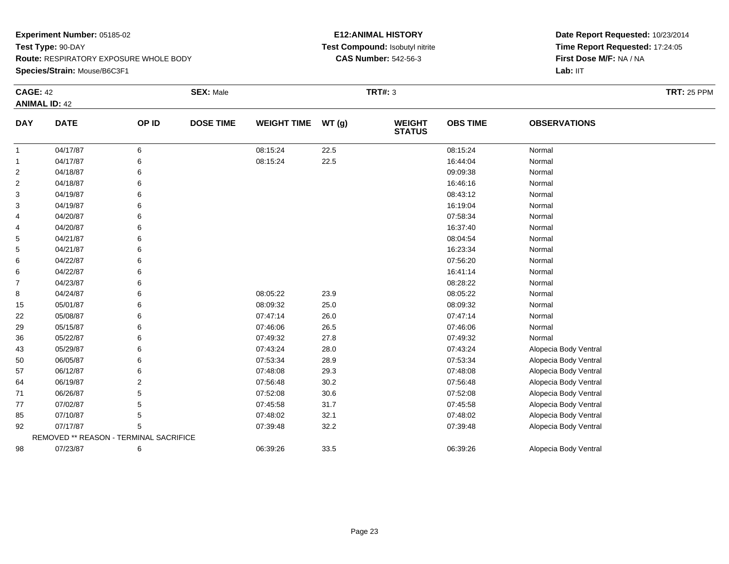**Experiment Number:** 05185-02
**Test Type:** 90-DAY
**Route:** RESPIRATORY EXPOSURE WHOLE BODY
**Species/Strain:** Mouse/B6C3F1

**E12:ANIMAL HISTORY**
**Test Compound:** Isobutyl nitrite
**CAS Number:** 542-56-3

**Date Report Requested:** 10/23/2014
**Time Report Requested:** 17:24:05
**First Dose M/F:** NA / NA
**Lab:** IIT

**CAGE:** 42 **SEX:** Male **TRT#:** 3 **TRT:** 25 PPM
**ANIMAL ID:** 42

| DAY | DATE | OP ID | DOSE TIME | WEIGHT TIME | WT (g) | WEIGHT STATUS | OBS TIME | OBSERVATIONS |
|---|---|---|---|---|---|---|---|---|
| 1 | 04/17/87 | 6 | | 08:15:24 | 22.5 | | 08:15:24 | Normal |
| 1 | 04/17/87 | 6 | | 08:15:24 | 22.5 | | 16:44:04 | Normal |
| 2 | 04/18/87 | 6 | | | | | 09:09:38 | Normal |
| 2 | 04/18/87 | 6 | | | | | 16:46:16 | Normal |
| 3 | 04/19/87 | 6 | | | | | 08:43:12 | Normal |
| 3 | 04/19/87 | 6 | | | | | 16:19:04 | Normal |
| 4 | 04/20/87 | 6 | | | | | 07:58:34 | Normal |
| 4 | 04/20/87 | 6 | | | | | 16:37:40 | Normal |
| 5 | 04/21/87 | 6 | | | | | 08:04:54 | Normal |
| 5 | 04/21/87 | 6 | | | | | 16:23:34 | Normal |
| 6 | 04/22/87 | 6 | | | | | 07:56:20 | Normal |
| 6 | 04/22/87 | 6 | | | | | 16:41:14 | Normal |
| 7 | 04/23/87 | 6 | | | | | 08:28:22 | Normal |
| 8 | 04/24/87 | 6 | | 08:05:22 | 23.9 | | 08:05:22 | Normal |
| 15 | 05/01/87 | 6 | | 08:09:32 | 25.0 | | 08:09:32 | Normal |
| 22 | 05/08/87 | 6 | | 07:47:14 | 26.0 | | 07:47:14 | Normal |
| 29 | 05/15/87 | 6 | | 07:46:06 | 26.5 | | 07:46:06 | Normal |
| 36 | 05/22/87 | 6 | | 07:49:32 | 27.8 | | 07:49:32 | Normal |
| 43 | 05/29/87 | 6 | | 07:43:24 | 28.0 | | 07:43:24 | Alopecia Body Ventral |
| 50 | 06/05/87 | 6 | | 07:53:34 | 28.9 | | 07:53:34 | Alopecia Body Ventral |
| 57 | 06/12/87 | 6 | | 07:48:08 | 29.3 | | 07:48:08 | Alopecia Body Ventral |
| 64 | 06/19/87 | 2 | | 07:56:48 | 30.2 | | 07:56:48 | Alopecia Body Ventral |
| 71 | 06/26/87 | 5 | | 07:52:08 | 30.6 | | 07:52:08 | Alopecia Body Ventral |
| 77 | 07/02/87 | 5 | | 07:45:58 | 31.7 | | 07:45:58 | Alopecia Body Ventral |
| 85 | 07/10/87 | 5 | | 07:48:02 | 32.1 | | 07:48:02 | Alopecia Body Ventral |
| 92 | 07/17/87 | 5 | | 07:39:48 | 32.2 | | 07:39:48 | Alopecia Body Ventral |
| REMOVED ** REASON - TERMINAL SACRIFICE | | | | | | | | |
| 98 | 07/23/87 | 6 | | 06:39:26 | 33.5 | | 06:39:26 | Alopecia Body Ventral |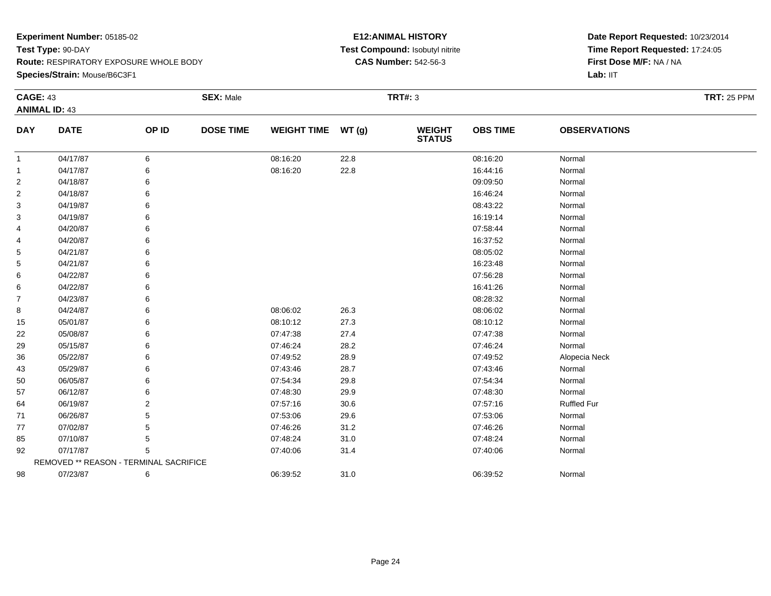**Experiment Number:** 05185-02
**Test Type:** 90-DAY
**Route:** RESPIRATORY EXPOSURE WHOLE BODY
**Species/Strain:** Mouse/B6C3F1

**E12:ANIMAL HISTORY**
**Test Compound:** Isobutyl nitrite
**CAS Number:** 542-56-3

**Date Report Requested:** 10/23/2014
**Time Report Requested:** 17:24:05
**First Dose M/F:** NA / NA
**Lab:** IIT

**CAGE:** 43 **SEX:** Male **TRT#:** 3 **TRT:** 25 PPM
**ANIMAL ID:** 43

| DAY | DATE | OP ID | DOSE TIME | WEIGHT TIME | WT (g) | WEIGHT STATUS | OBS TIME | OBSERVATIONS |
|---|---|---|---|---|---|---|---|---|
| 1 | 04/17/87 | 6 | | 08:16:20 | 22.8 | | 08:16:20 | Normal |
| 1 | 04/17/87 | 6 | | 08:16:20 | 22.8 | | 16:44:16 | Normal |
| 2 | 04/18/87 | 6 | | | | | 09:09:50 | Normal |
| 2 | 04/18/87 | 6 | | | | | 16:46:24 | Normal |
| 3 | 04/19/87 | 6 | | | | | 08:43:22 | Normal |
| 3 | 04/19/87 | 6 | | | | | 16:19:14 | Normal |
| 4 | 04/20/87 | 6 | | | | | 07:58:44 | Normal |
| 4 | 04/20/87 | 6 | | | | | 16:37:52 | Normal |
| 5 | 04/21/87 | 6 | | | | | 08:05:02 | Normal |
| 5 | 04/21/87 | 6 | | | | | 16:23:48 | Normal |
| 6 | 04/22/87 | 6 | | | | | 07:56:28 | Normal |
| 6 | 04/22/87 | 6 | | | | | 16:41:26 | Normal |
| 7 | 04/23/87 | 6 | | | | | 08:28:32 | Normal |
| 8 | 04/24/87 | 6 | | 08:06:02 | 26.3 | | 08:06:02 | Normal |
| 15 | 05/01/87 | 6 | | 08:10:12 | 27.3 | | 08:10:12 | Normal |
| 22 | 05/08/87 | 6 | | 07:47:38 | 27.4 | | 07:47:38 | Normal |
| 29 | 05/15/87 | 6 | | 07:46:24 | 28.2 | | 07:46:24 | Normal |
| 36 | 05/22/87 | 6 | | 07:49:52 | 28.9 | | 07:49:52 | Alopecia Neck |
| 43 | 05/29/87 | 6 | | 07:43:46 | 28.7 | | 07:43:46 | Normal |
| 50 | 06/05/87 | 6 | | 07:54:34 | 29.8 | | 07:54:34 | Normal |
| 57 | 06/12/87 | 6 | | 07:48:30 | 29.9 | | 07:48:30 | Normal |
| 64 | 06/19/87 | 2 | | 07:57:16 | 30.6 | | 07:57:16 | Ruffled Fur |
| 71 | 06/26/87 | 5 | | 07:53:06 | 29.6 | | 07:53:06 | Normal |
| 77 | 07/02/87 | 5 | | 07:46:26 | 31.2 | | 07:46:26 | Normal |
| 85 | 07/10/87 | 5 | | 07:48:24 | 31.0 | | 07:48:24 | Normal |
| 92 | 07/17/87 | 5 | | 07:40:06 | 31.4 | | 07:40:06 | Normal |
| | REMOVED ** REASON - TERMINAL SACRIFICE | | | | | | | |
| 98 | 07/23/87 | 6 | | 06:39:52 | 31.0 | | 06:39:52 | Normal |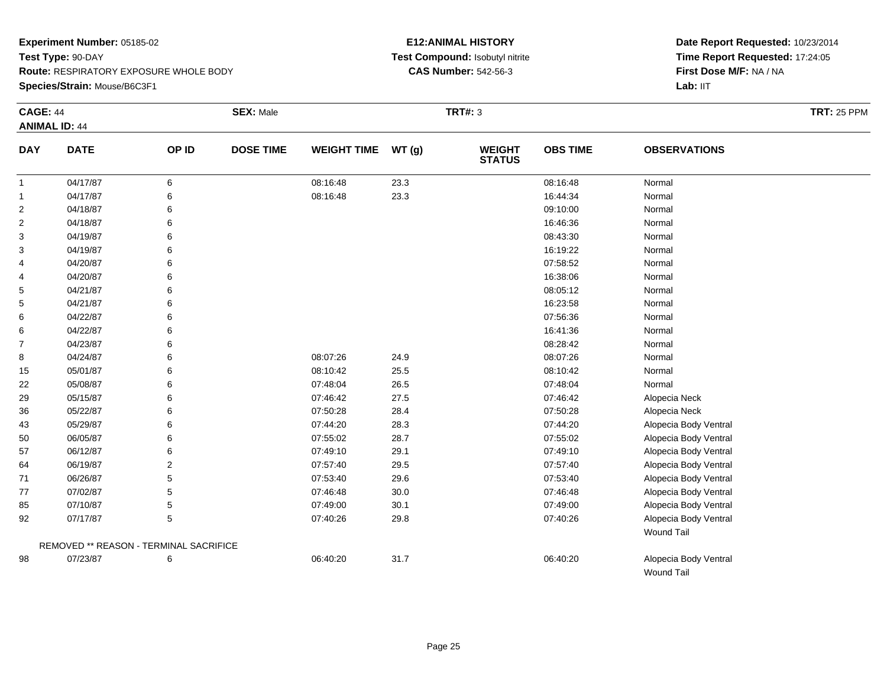**Experiment Number:** 05185-02
**Test Type:** 90-DAY
**Route:** RESPIRATORY EXPOSURE WHOLE BODY
**Species/Strain:** Mouse/B6C3F1

**E12:ANIMAL HISTORY**
**Test Compound:** Isobutyl nitrite
**CAS Number:** 542-56-3

**Date Report Requested:** 10/23/2014
**Time Report Requested:** 17:24:05
**First Dose M/F:** NA / NA
**Lab:** IIT

**CAGE:** 44 **SEX:** Male **TRT#:** 3 **TRT:** 25 PPM
**ANIMAL ID:** 44

| DAY | DATE | OP ID | DOSE TIME | WEIGHT TIME | WT (g) | WEIGHT STATUS | OBS TIME | OBSERVATIONS |
|---|---|---|---|---|---|---|---|---|
| 1 | 04/17/87 | 6 | | 08:16:48 | 23.3 | | 08:16:48 | Normal |
| 1 | 04/17/87 | 6 | | 08:16:48 | 23.3 | | 16:44:34 | Normal |
| 2 | 04/18/87 | 6 | | | | | 09:10:00 | Normal |
| 2 | 04/18/87 | 6 | | | | | 16:46:36 | Normal |
| 3 | 04/19/87 | 6 | | | | | 08:43:30 | Normal |
| 3 | 04/19/87 | 6 | | | | | 16:19:22 | Normal |
| 4 | 04/20/87 | 6 | | | | | 07:58:52 | Normal |
| 4 | 04/20/87 | 6 | | | | | 16:38:06 | Normal |
| 5 | 04/21/87 | 6 | | | | | 08:05:12 | Normal |
| 5 | 04/21/87 | 6 | | | | | 16:23:58 | Normal |
| 6 | 04/22/87 | 6 | | | | | 07:56:36 | Normal |
| 6 | 04/22/87 | 6 | | | | | 16:41:36 | Normal |
| 7 | 04/23/87 | 6 | | | | | 08:28:42 | Normal |
| 8 | 04/24/87 | 6 | | 08:07:26 | 24.9 | | 08:07:26 | Normal |
| 15 | 05/01/87 | 6 | | 08:10:42 | 25.5 | | 08:10:42 | Normal |
| 22 | 05/08/87 | 6 | | 07:48:04 | 26.5 | | 07:48:04 | Normal |
| 29 | 05/15/87 | 6 | | 07:46:42 | 27.5 | | 07:46:42 | Alopecia Neck |
| 36 | 05/22/87 | 6 | | 07:50:28 | 28.4 | | 07:50:28 | Alopecia Neck |
| 43 | 05/29/87 | 6 | | 07:44:20 | 28.3 | | 07:44:20 | Alopecia Body Ventral |
| 50 | 06/05/87 | 6 | | 07:55:02 | 28.7 | | 07:55:02 | Alopecia Body Ventral |
| 57 | 06/12/87 | 6 | | 07:49:10 | 29.1 | | 07:49:10 | Alopecia Body Ventral |
| 64 | 06/19/87 | 2 | | 07:57:40 | 29.5 | | 07:57:40 | Alopecia Body Ventral |
| 71 | 06/26/87 | 5 | | 07:53:40 | 29.6 | | 07:53:40 | Alopecia Body Ventral |
| 77 | 07/02/87 | 5 | | 07:46:48 | 30.0 | | 07:46:48 | Alopecia Body Ventral |
| 85 | 07/10/87 | 5 | | 07:49:00 | 30.1 | | 07:49:00 | Alopecia Body Ventral |
| 92 | 07/17/87 | 5 | | 07:40:26 | 29.8 | | 07:40:26 | Alopecia Body Ventral<br>Wound Tail |
| | REMOVED ** REASON - TERMINAL SACRIFICE | | | | | | | |
| 98 | 07/23/87 | 6 | | 06:40:20 | 31.7 | | 06:40:20 | Alopecia Body Ventral<br>Wound Tail |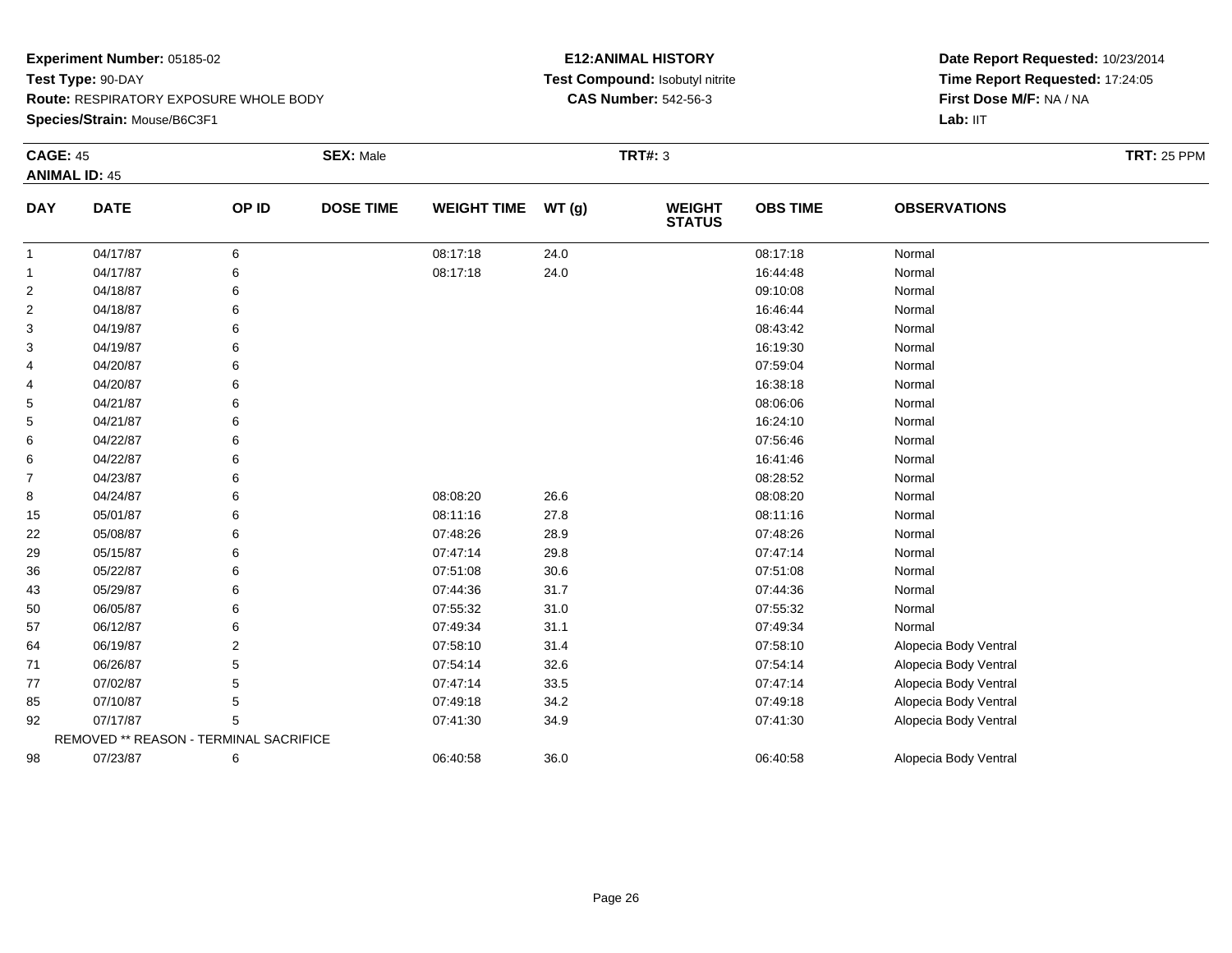**Experiment Number:** 05185-02
**Test Type:** 90-DAY
**Route:** RESPIRATORY EXPOSURE WHOLE BODY
**Species/Strain:** Mouse/B6C3F1

**E12:ANIMAL HISTORY**
**Test Compound:** Isobutyl nitrite
**CAS Number:** 542-56-3

**Date Report Requested:** 10/23/2014
**Time Report Requested:** 17:24:05
**First Dose M/F:** NA / NA
**Lab:** IIT

**CAGE:** 45 **SEX:** Male **TRT#:** 3 **TRT:** 25 PPM
**ANIMAL ID:** 45

| DAY | DATE | OP ID | DOSE TIME | WEIGHT TIME | WT (g) | WEIGHT STATUS | OBS TIME | OBSERVATIONS |
|---|---|---|---|---|---|---|---|---|
| 1 | 04/17/87 | 6 | | 08:17:18 | 24.0 | | 08:17:18 | Normal |
| 1 | 04/17/87 | 6 | | 08:17:18 | 24.0 | | 16:44:48 | Normal |
| 2 | 04/18/87 | 6 | | | | | 09:10:08 | Normal |
| 2 | 04/18/87 | 6 | | | | | 16:46:44 | Normal |
| 3 | 04/19/87 | 6 | | | | | 08:43:42 | Normal |
| 3 | 04/19/87 | 6 | | | | | 16:19:30 | Normal |
| 4 | 04/20/87 | 6 | | | | | 07:59:04 | Normal |
| 4 | 04/20/87 | 6 | | | | | 16:38:18 | Normal |
| 5 | 04/21/87 | 6 | | | | | 08:06:06 | Normal |
| 5 | 04/21/87 | 6 | | | | | 16:24:10 | Normal |
| 6 | 04/22/87 | 6 | | | | | 07:56:46 | Normal |
| 6 | 04/22/87 | 6 | | | | | 16:41:46 | Normal |
| 7 | 04/23/87 | 6 | | | | | 08:28:52 | Normal |
| 8 | 04/24/87 | 6 | | 08:08:20 | 26.6 | | 08:08:20 | Normal |
| 15 | 05/01/87 | 6 | | 08:11:16 | 27.8 | | 08:11:16 | Normal |
| 22 | 05/08/87 | 6 | | 07:48:26 | 28.9 | | 07:48:26 | Normal |
| 29 | 05/15/87 | 6 | | 07:47:14 | 29.8 | | 07:47:14 | Normal |
| 36 | 05/22/87 | 6 | | 07:51:08 | 30.6 | | 07:51:08 | Normal |
| 43 | 05/29/87 | 6 | | 07:44:36 | 31.7 | | 07:44:36 | Normal |
| 50 | 06/05/87 | 6 | | 07:55:32 | 31.0 | | 07:55:32 | Normal |
| 57 | 06/12/87 | 6 | | 07:49:34 | 31.1 | | 07:49:34 | Normal |
| 64 | 06/19/87 | 2 | | 07:58:10 | 31.4 | | 07:58:10 | Alopecia Body Ventral |
| 71 | 06/26/87 | 5 | | 07:54:14 | 32.6 | | 07:54:14 | Alopecia Body Ventral |
| 77 | 07/02/87 | 5 | | 07:47:14 | 33.5 | | 07:47:14 | Alopecia Body Ventral |
| 85 | 07/10/87 | 5 | | 07:49:18 | 34.2 | | 07:49:18 | Alopecia Body Ventral |
| 92 | 07/17/87 | 5 | | 07:41:30 | 34.9 | | 07:41:30 | Alopecia Body Ventral |
| REMOVED ** REASON - TERMINAL SACRIFICE | | | | | | | | |
| 98 | 07/23/87 | 6 | | 06:40:58 | 36.0 | | 06:40:58 | Alopecia Body Ventral |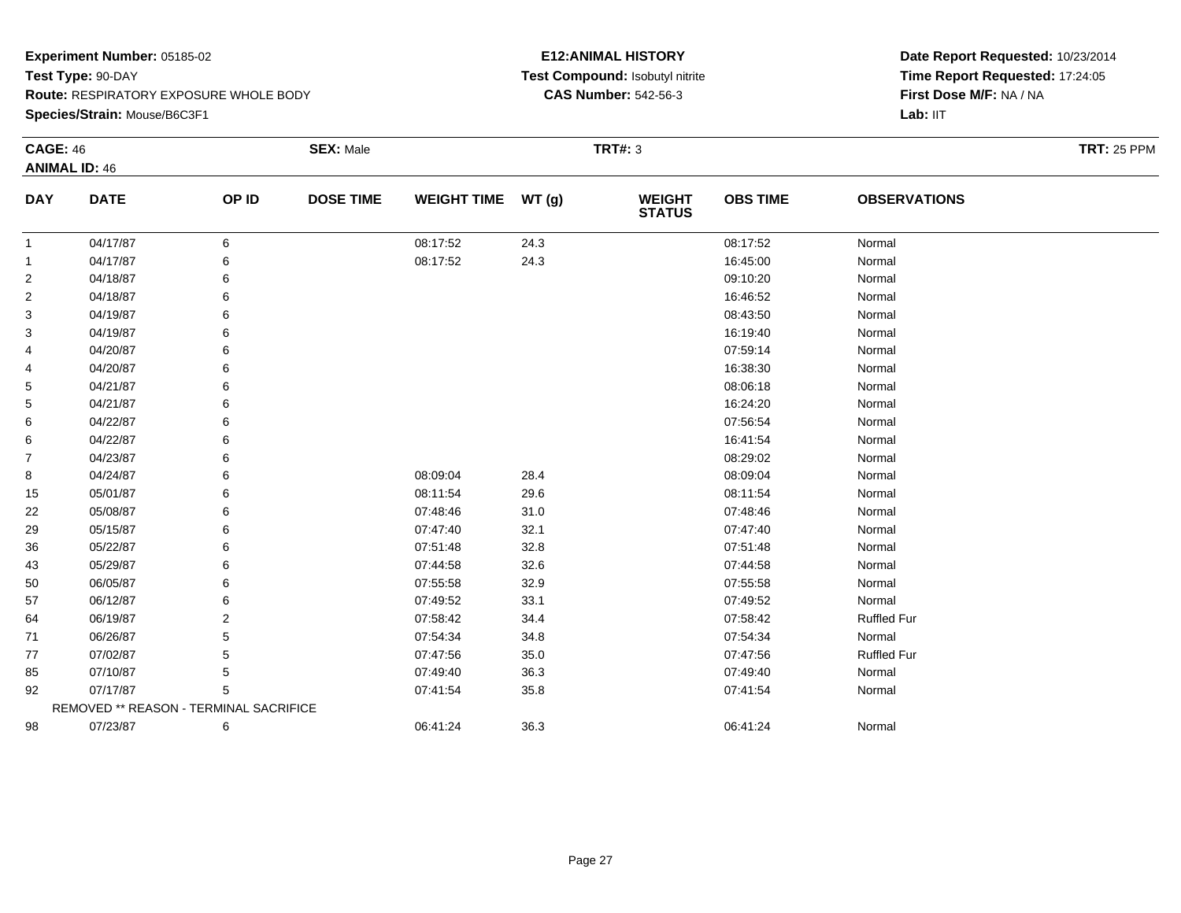**Experiment Number:** 05185-02
**Test Type:** 90-DAY
**Route:** RESPIRATORY EXPOSURE WHOLE BODY
**Species/Strain:** Mouse/B6C3F1

**E12:ANIMAL HISTORY**
**Test Compound:** Isobutyl nitrite
**CAS Number:** 542-56-3

**Date Report Requested:** 10/23/2014
**Time Report Requested:** 17:24:05
**First Dose M/F:** NA / NA
**Lab:** IIT

**CAGE:** 46 **SEX:** Male **TRT#:** 3 **TRT:** 25 PPM
**ANIMAL ID:** 46

| DAY | DATE | OP ID | DOSE TIME | WEIGHT TIME | WT (g) | WEIGHT STATUS | OBS TIME | OBSERVATIONS |
|---|---|---|---|---|---|---|---|---|
| 1 | 04/17/87 | 6 | | 08:17:52 | 24.3 | | 08:17:52 | Normal |
| 1 | 04/17/87 | 6 | | 08:17:52 | 24.3 | | 16:45:00 | Normal |
| 2 | 04/18/87 | 6 | | | | | 09:10:20 | Normal |
| 2 | 04/18/87 | 6 | | | | | 16:46:52 | Normal |
| 3 | 04/19/87 | 6 | | | | | 08:43:50 | Normal |
| 3 | 04/19/87 | 6 | | | | | 16:19:40 | Normal |
| 4 | 04/20/87 | 6 | | | | | 07:59:14 | Normal |
| 4 | 04/20/87 | 6 | | | | | 16:38:30 | Normal |
| 5 | 04/21/87 | 6 | | | | | 08:06:18 | Normal |
| 5 | 04/21/87 | 6 | | | | | 16:24:20 | Normal |
| 6 | 04/22/87 | 6 | | | | | 07:56:54 | Normal |
| 6 | 04/22/87 | 6 | | | | | 16:41:54 | Normal |
| 7 | 04/23/87 | 6 | | | | | 08:29:02 | Normal |
| 8 | 04/24/87 | 6 | | 08:09:04 | 28.4 | | 08:09:04 | Normal |
| 15 | 05/01/87 | 6 | | 08:11:54 | 29.6 | | 08:11:54 | Normal |
| 22 | 05/08/87 | 6 | | 07:48:46 | 31.0 | | 07:48:46 | Normal |
| 29 | 05/15/87 | 6 | | 07:47:40 | 32.1 | | 07:47:40 | Normal |
| 36 | 05/22/87 | 6 | | 07:51:48 | 32.8 | | 07:51:48 | Normal |
| 43 | 05/29/87 | 6 | | 07:44:58 | 32.6 | | 07:44:58 | Normal |
| 50 | 06/05/87 | 6 | | 07:55:58 | 32.9 | | 07:55:58 | Normal |
| 57 | 06/12/87 | 6 | | 07:49:52 | 33.1 | | 07:49:52 | Normal |
| 64 | 06/19/87 | 2 | | 07:58:42 | 34.4 | | 07:58:42 | Ruffled Fur |
| 71 | 06/26/87 | 5 | | 07:54:34 | 34.8 | | 07:54:34 | Normal |
| 77 | 07/02/87 | 5 | | 07:47:56 | 35.0 | | 07:47:56 | Ruffled Fur |
| 85 | 07/10/87 | 5 | | 07:49:40 | 36.3 | | 07:49:40 | Normal |
| 92 | 07/17/87 | 5 | | 07:41:54 | 35.8 | | 07:41:54 | Normal |
| | REMOVED ** REASON - TERMINAL SACRIFICE | | | | | | | |
| 98 | 07/23/87 | 6 | | 06:41:24 | 36.3 | | 06:41:24 | Normal |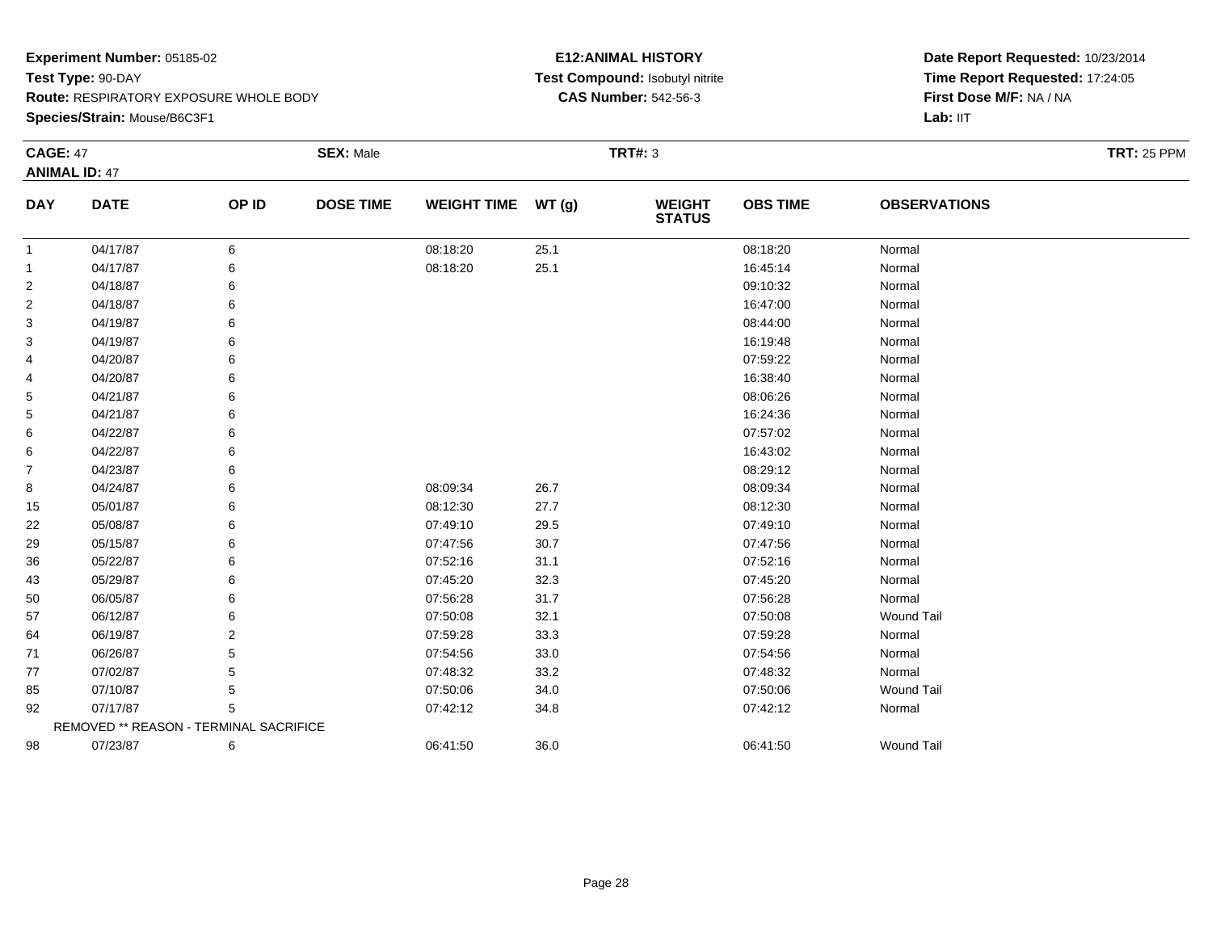**Experiment Number:** 05185-02
**Test Type:** 90-DAY
**Route:** RESPIRATORY EXPOSURE WHOLE BODY
**Species/Strain:** Mouse/B6C3F1

**E12:ANIMAL HISTORY**
**Test Compound:** Isobutyl nitrite
**CAS Number:** 542-56-3

**Date Report Requested:** 10/23/2014
**Time Report Requested:** 17:24:05
**First Dose M/F:** NA / NA
**Lab:** IIT

**CAGE:** 47 **SEX:** Male **TRT#:** 3 **TRT:** 25 PPM
**ANIMAL ID:** 47

| DAY | DATE | OP ID | DOSE TIME | WEIGHT TIME | WT (g) | WEIGHT STATUS | OBS TIME | OBSERVATIONS |
|---|---|---|---|---|---|---|---|---|
| 1 | 04/17/87 | 6 | | 08:18:20 | 25.1 | | 08:18:20 | Normal |
| 1 | 04/17/87 | 6 | | 08:18:20 | 25.1 | | 16:45:14 | Normal |
| 2 | 04/18/87 | 6 | | | | | 09:10:32 | Normal |
| 2 | 04/18/87 | 6 | | | | | 16:47:00 | Normal |
| 3 | 04/19/87 | 6 | | | | | 08:44:00 | Normal |
| 3 | 04/19/87 | 6 | | | | | 16:19:48 | Normal |
| 4 | 04/20/87 | 6 | | | | | 07:59:22 | Normal |
| 4 | 04/20/87 | 6 | | | | | 16:38:40 | Normal |
| 5 | 04/21/87 | 6 | | | | | 08:06:26 | Normal |
| 5 | 04/21/87 | 6 | | | | | 16:24:36 | Normal |
| 6 | 04/22/87 | 6 | | | | | 07:57:02 | Normal |
| 6 | 04/22/87 | 6 | | | | | 16:43:02 | Normal |
| 7 | 04/23/87 | 6 | | | | | 08:29:12 | Normal |
| 8 | 04/24/87 | 6 | | 08:09:34 | 26.7 | | 08:09:34 | Normal |
| 15 | 05/01/87 | 6 | | 08:12:30 | 27.7 | | 08:12:30 | Normal |
| 22 | 05/08/87 | 6 | | 07:49:10 | 29.5 | | 07:49:10 | Normal |
| 29 | 05/15/87 | 6 | | 07:47:56 | 30.7 | | 07:47:56 | Normal |
| 36 | 05/22/87 | 6 | | 07:52:16 | 31.1 | | 07:52:16 | Normal |
| 43 | 05/29/87 | 6 | | 07:45:20 | 32.3 | | 07:45:20 | Normal |
| 50 | 06/05/87 | 6 | | 07:56:28 | 31.7 | | 07:56:28 | Normal |
| 57 | 06/12/87 | 6 | | 07:50:08 | 32.1 | | 07:50:08 | Wound Tail |
| 64 | 06/19/87 | 2 | | 07:59:28 | 33.3 | | 07:59:28 | Normal |
| 71 | 06/26/87 | 5 | | 07:54:56 | 33.0 | | 07:54:56 | Normal |
| 77 | 07/02/87 | 5 | | 07:48:32 | 33.2 | | 07:48:32 | Normal |
| 85 | 07/10/87 | 5 | | 07:50:06 | 34.0 | | 07:50:06 | Wound Tail |
| 92 | 07/17/87 | 5 | | 07:42:12 | 34.8 | | 07:42:12 | Normal |
| REMOVED ** REASON - TERMINAL SACRIFICE | | | | | | | | |
| 98 | 07/23/87 | 6 | | 06:41:50 | 36.0 | | 06:41:50 | Wound Tail |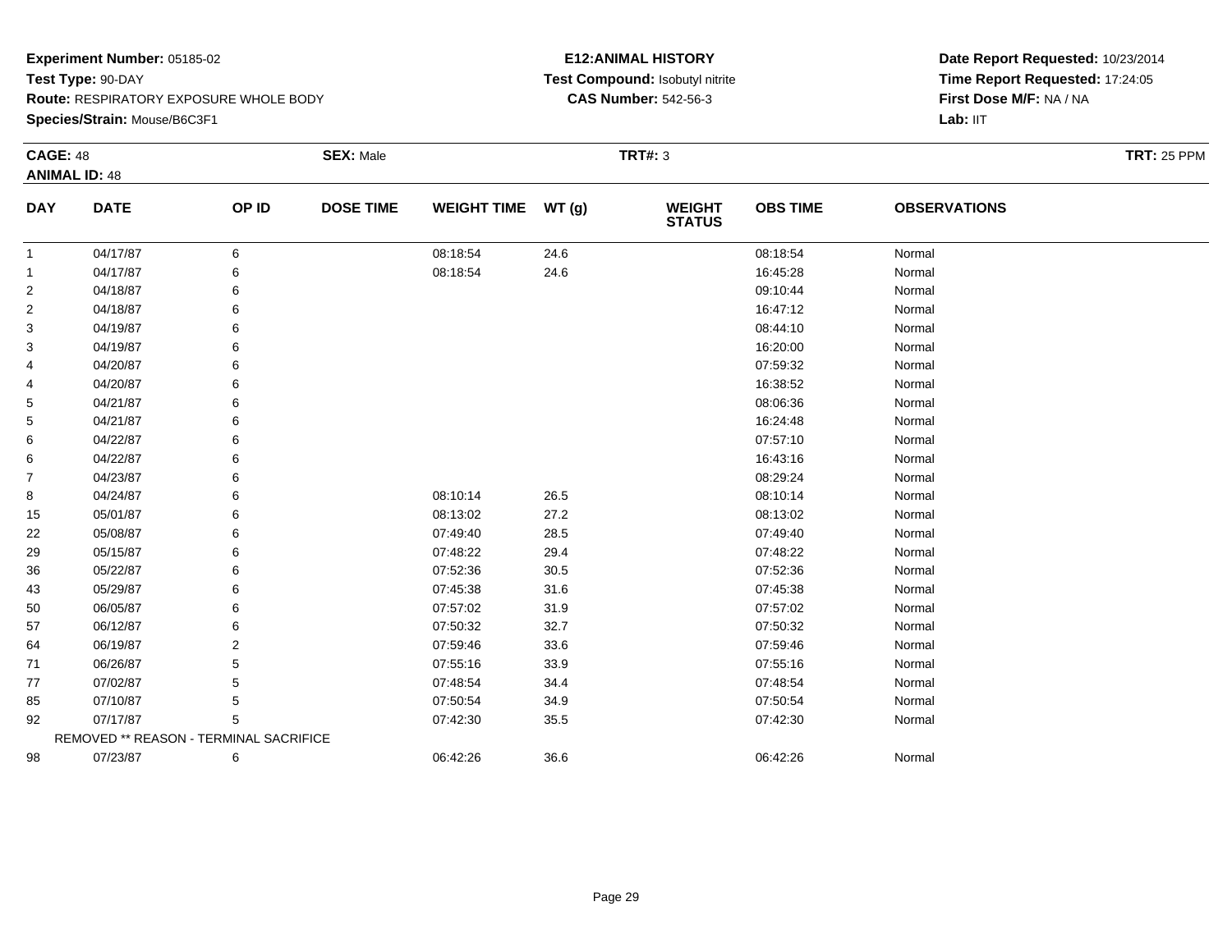**Experiment Number:** 05185-02
**Test Type:** 90-DAY
**Route:** RESPIRATORY EXPOSURE WHOLE BODY
**Species/Strain:** Mouse/B6C3F1

**E12:ANIMAL HISTORY**
**Test Compound:** Isobutyl nitrite
**CAS Number:** 542-56-3

**Date Report Requested:** 10/23/2014
**Time Report Requested:** 17:24:05
**First Dose M/F:** NA / NA
**Lab:** IIT

**CAGE:** 48 **SEX:** Male **TRT#:** 3 **TRT:** 25 PPM
**ANIMAL ID:** 48

| DAY | DATE | OP ID | DOSE TIME | WEIGHT TIME | WT (g) | WEIGHT STATUS | OBS TIME | OBSERVATIONS |
|---|---|---|---|---|---|---|---|---|
| 1 | 04/17/87 | 6 | | 08:18:54 | 24.6 | | 08:18:54 | Normal |
| 1 | 04/17/87 | 6 | | 08:18:54 | 24.6 | | 16:45:28 | Normal |
| 2 | 04/18/87 | 6 | | | | | 09:10:44 | Normal |
| 2 | 04/18/87 | 6 | | | | | 16:47:12 | Normal |
| 3 | 04/19/87 | 6 | | | | | 08:44:10 | Normal |
| 3 | 04/19/87 | 6 | | | | | 16:20:00 | Normal |
| 4 | 04/20/87 | 6 | | | | | 07:59:32 | Normal |
| 4 | 04/20/87 | 6 | | | | | 16:38:52 | Normal |
| 5 | 04/21/87 | 6 | | | | | 08:06:36 | Normal |
| 5 | 04/21/87 | 6 | | | | | 16:24:48 | Normal |
| 6 | 04/22/87 | 6 | | | | | 07:57:10 | Normal |
| 6 | 04/22/87 | 6 | | | | | 16:43:16 | Normal |
| 7 | 04/23/87 | 6 | | | | | 08:29:24 | Normal |
| 8 | 04/24/87 | 6 | | 08:10:14 | 26.5 | | 08:10:14 | Normal |
| 15 | 05/01/87 | 6 | | 08:13:02 | 27.2 | | 08:13:02 | Normal |
| 22 | 05/08/87 | 6 | | 07:49:40 | 28.5 | | 07:49:40 | Normal |
| 29 | 05/15/87 | 6 | | 07:48:22 | 29.4 | | 07:48:22 | Normal |
| 36 | 05/22/87 | 6 | | 07:52:36 | 30.5 | | 07:52:36 | Normal |
| 43 | 05/29/87 | 6 | | 07:45:38 | 31.6 | | 07:45:38 | Normal |
| 50 | 06/05/87 | 6 | | 07:57:02 | 31.9 | | 07:57:02 | Normal |
| 57 | 06/12/87 | 6 | | 07:50:32 | 32.7 | | 07:50:32 | Normal |
| 64 | 06/19/87 | 2 | | 07:59:46 | 33.6 | | 07:59:46 | Normal |
| 71 | 06/26/87 | 5 | | 07:55:16 | 33.9 | | 07:55:16 | Normal |
| 77 | 07/02/87 | 5 | | 07:48:54 | 34.4 | | 07:48:54 | Normal |
| 85 | 07/10/87 | 5 | | 07:50:54 | 34.9 | | 07:50:54 | Normal |
| 92 | 07/17/87 | 5 | | 07:42:30 | 35.5 | | 07:42:30 | Normal |
| | REMOVED ** REASON - TERMINAL SACRIFICE | | | | | | | |
| 98 | 07/23/87 | 6 | | 06:42:26 | 36.6 | | 06:42:26 | Normal |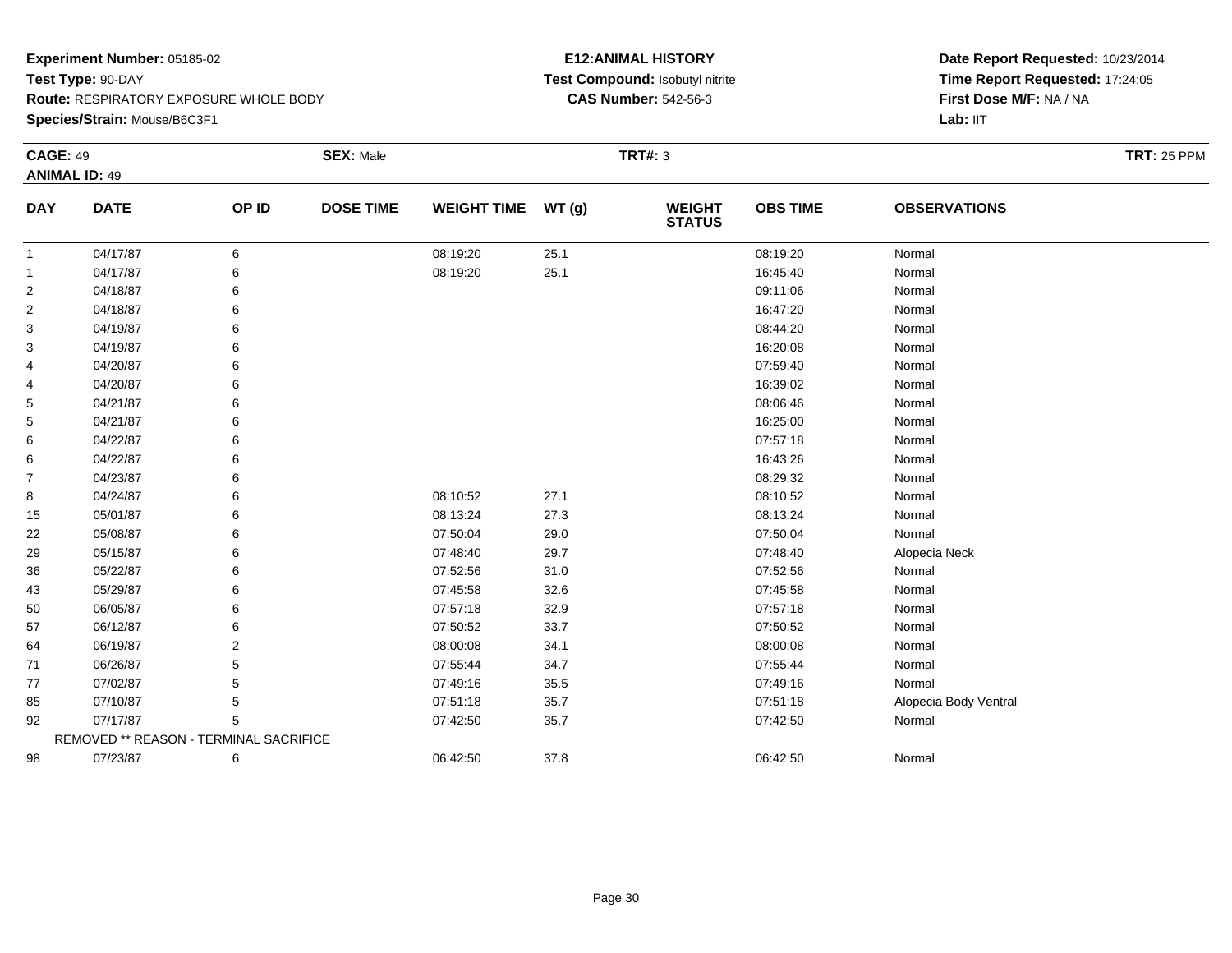**Experiment Number:** 05185-02
**Test Type:** 90-DAY
**Route:** RESPIRATORY EXPOSURE WHOLE BODY
**Species/Strain:** Mouse/B6C3F1

**E12:ANIMAL HISTORY**
**Test Compound:** Isobutyl nitrite
**CAS Number:** 542-56-3

**Date Report Requested:** 10/23/2014
**Time Report Requested:** 17:24:05
**First Dose M/F:** NA / NA
**Lab:** IIT

**CAGE:** 49 **SEX:** Male **TRT#:** 3 **TRT:** 25 PPM
**ANIMAL ID:** 49

| DAY | DATE | OP ID | DOSE TIME | WEIGHT TIME | WT (g) | WEIGHT STATUS | OBS TIME | OBSERVATIONS |
|---|---|---|---|---|---|---|---|---|
| 1 | 04/17/87 | 6 | | 08:19:20 | 25.1 | | 08:19:20 | Normal |
| 1 | 04/17/87 | 6 | | 08:19:20 | 25.1 | | 16:45:40 | Normal |
| 2 | 04/18/87 | 6 | | | | | 09:11:06 | Normal |
| 2 | 04/18/87 | 6 | | | | | 16:47:20 | Normal |
| 3 | 04/19/87 | 6 | | | | | 08:44:20 | Normal |
| 3 | 04/19/87 | 6 | | | | | 16:20:08 | Normal |
| 4 | 04/20/87 | 6 | | | | | 07:59:40 | Normal |
| 4 | 04/20/87 | 6 | | | | | 16:39:02 | Normal |
| 5 | 04/21/87 | 6 | | | | | 08:06:46 | Normal |
| 5 | 04/21/87 | 6 | | | | | 16:25:00 | Normal |
| 6 | 04/22/87 | 6 | | | | | 07:57:18 | Normal |
| 6 | 04/22/87 | 6 | | | | | 16:43:26 | Normal |
| 7 | 04/23/87 | 6 | | | | | 08:29:32 | Normal |
| 8 | 04/24/87 | 6 | | 08:10:52 | 27.1 | | 08:10:52 | Normal |
| 15 | 05/01/87 | 6 | | 08:13:24 | 27.3 | | 08:13:24 | Normal |
| 22 | 05/08/87 | 6 | | 07:50:04 | 29.0 | | 07:50:04 | Normal |
| 29 | 05/15/87 | 6 | | 07:48:40 | 29.7 | | 07:48:40 | Alopecia Neck |
| 36 | 05/22/87 | 6 | | 07:52:56 | 31.0 | | 07:52:56 | Normal |
| 43 | 05/29/87 | 6 | | 07:45:58 | 32.6 | | 07:45:58 | Normal |
| 50 | 06/05/87 | 6 | | 07:57:18 | 32.9 | | 07:57:18 | Normal |
| 57 | 06/12/87 | 6 | | 07:50:52 | 33.7 | | 07:50:52 | Normal |
| 64 | 06/19/87 | 2 | | 08:00:08 | 34.1 | | 08:00:08 | Normal |
| 71 | 06/26/87 | 5 | | 07:55:44 | 34.7 | | 07:55:44 | Normal |
| 77 | 07/02/87 | 5 | | 07:49:16 | 35.5 | | 07:49:16 | Normal |
| 85 | 07/10/87 | 5 | | 07:51:18 | 35.7 | | 07:51:18 | Alopecia Body Ventral |
| 92 | 07/17/87 | 5 | | 07:42:50 | 35.7 | | 07:42:50 | Normal |
| | REMOVED ** REASON - TERMINAL SACRIFICE | | | | | | | |
| 98 | 07/23/87 | 6 | | 06:42:50 | 37.8 | | 06:42:50 | Normal |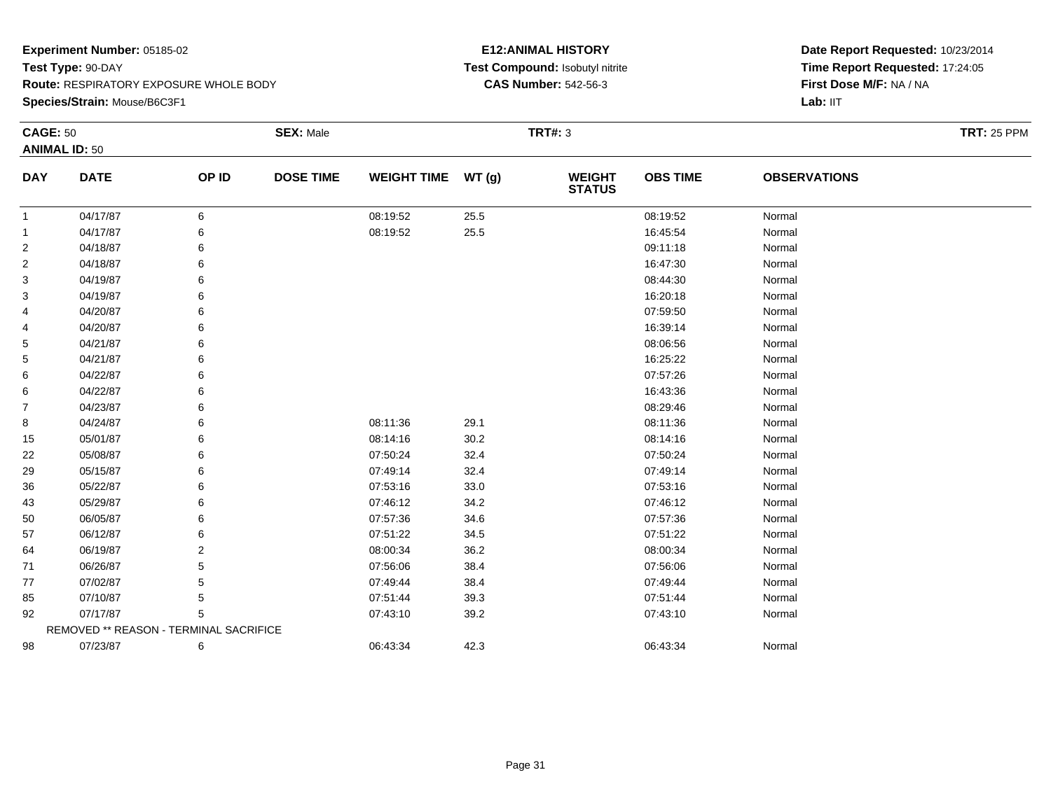**Experiment Number:** 05185-02
**Test Type:** 90-DAY
**Route:** RESPIRATORY EXPOSURE WHOLE BODY
**Species/Strain:** Mouse/B6C3F1

**E12:ANIMAL HISTORY**
**Test Compound:** Isobutyl nitrite
**CAS Number:** 542-56-3

**Date Report Requested:** 10/23/2014
**Time Report Requested:** 17:24:05
**First Dose M/F:** NA / NA
**Lab:** IIT

**CAGE:** 50 **SEX:** Male **TRT#:** 3 **TRT:** 25 PPM
**ANIMAL ID:** 50

| DAY | DATE | OP ID | DOSE TIME | WEIGHT TIME | WT (g) | WEIGHT STATUS | OBS TIME | OBSERVATIONS |
|---|---|---|---|---|---|---|---|---|
| 1 | 04/17/87 | 6 | | 08:19:52 | 25.5 | | 08:19:52 | Normal |
| 1 | 04/17/87 | 6 | | 08:19:52 | 25.5 | | 16:45:54 | Normal |
| 2 | 04/18/87 | 6 | | | | | 09:11:18 | Normal |
| 2 | 04/18/87 | 6 | | | | | 16:47:30 | Normal |
| 3 | 04/19/87 | 6 | | | | | 08:44:30 | Normal |
| 3 | 04/19/87 | 6 | | | | | 16:20:18 | Normal |
| 4 | 04/20/87 | 6 | | | | | 07:59:50 | Normal |
| 4 | 04/20/87 | 6 | | | | | 16:39:14 | Normal |
| 5 | 04/21/87 | 6 | | | | | 08:06:56 | Normal |
| 5 | 04/21/87 | 6 | | | | | 16:25:22 | Normal |
| 6 | 04/22/87 | 6 | | | | | 07:57:26 | Normal |
| 6 | 04/22/87 | 6 | | | | | 16:43:36 | Normal |
| 7 | 04/23/87 | 6 | | | | | 08:29:46 | Normal |
| 8 | 04/24/87 | 6 | | 08:11:36 | 29.1 | | 08:11:36 | Normal |
| 15 | 05/01/87 | 6 | | 08:14:16 | 30.2 | | 08:14:16 | Normal |
| 22 | 05/08/87 | 6 | | 07:50:24 | 32.4 | | 07:50:24 | Normal |
| 29 | 05/15/87 | 6 | | 07:49:14 | 32.4 | | 07:49:14 | Normal |
| 36 | 05/22/87 | 6 | | 07:53:16 | 33.0 | | 07:53:16 | Normal |
| 43 | 05/29/87 | 6 | | 07:46:12 | 34.2 | | 07:46:12 | Normal |
| 50 | 06/05/87 | 6 | | 07:57:36 | 34.6 | | 07:57:36 | Normal |
| 57 | 06/12/87 | 6 | | 07:51:22 | 34.5 | | 07:51:22 | Normal |
| 64 | 06/19/87 | 2 | | 08:00:34 | 36.2 | | 08:00:34 | Normal |
| 71 | 06/26/87 | 5 | | 07:56:06 | 38.4 | | 07:56:06 | Normal |
| 77 | 07/02/87 | 5 | | 07:49:44 | 38.4 | | 07:49:44 | Normal |
| 85 | 07/10/87 | 5 | | 07:51:44 | 39.3 | | 07:51:44 | Normal |
| 92 | 07/17/87 | 5 | | 07:43:10 | 39.2 | | 07:43:10 | Normal |
| | REMOVED ** REASON - TERMINAL SACRIFICE | | | | | | | |
| 98 | 07/23/87 | 6 | | 06:43:34 | 42.3 | | 06:43:34 | Normal |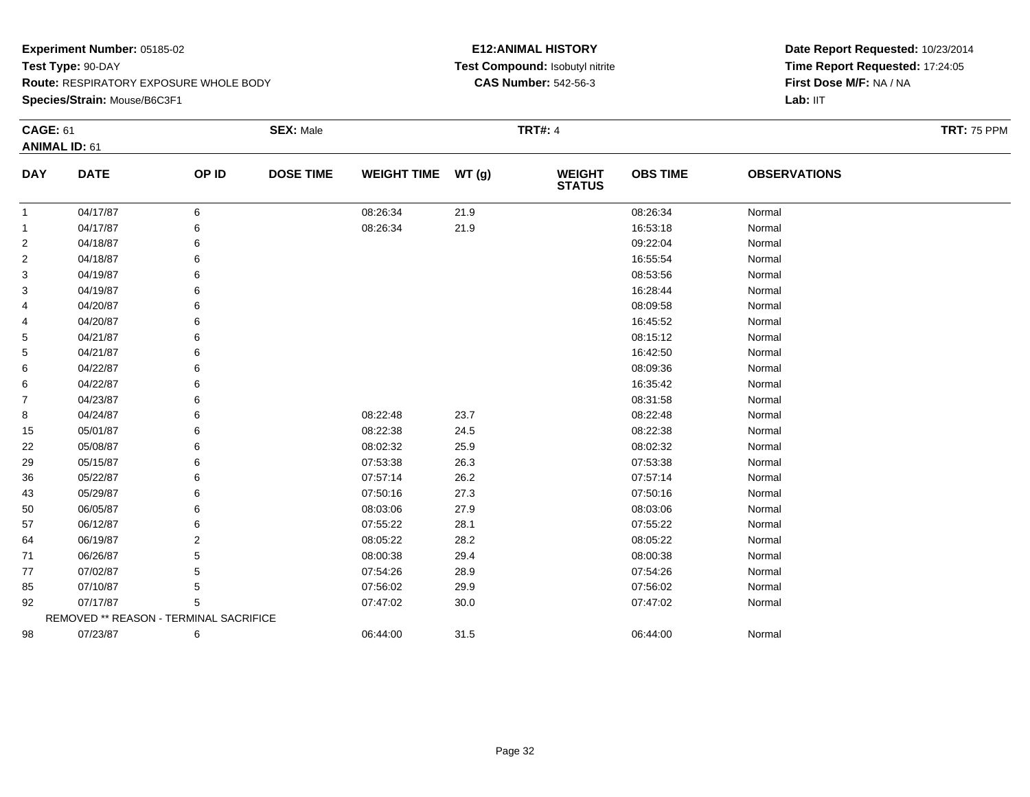**Experiment Number:** 05185-02
**Test Type:** 90-DAY
**Route:** RESPIRATORY EXPOSURE WHOLE BODY
**Species/Strain:** Mouse/B6C3F1

**E12:ANIMAL HISTORY**
**Test Compound:** Isobutyl nitrite
**CAS Number:** 542-56-3

**Date Report Requested:** 10/23/2014
**Time Report Requested:** 17:24:05
**First Dose M/F:** NA / NA
**Lab:** IIT

**CAGE:** 61 **SEX:** Male **TRT#:** 4 **TRT:** 75 PPM
**ANIMAL ID:** 61

| DAY | DATE | OP ID | DOSE TIME | WEIGHT TIME | WT (g) | WEIGHT STATUS | OBS TIME | OBSERVATIONS |
|---|---|---|---|---|---|---|---|---|
| 1 | 04/17/87 | 6 | | 08:26:34 | 21.9 | | 08:26:34 | Normal |
| 1 | 04/17/87 | 6 | | 08:26:34 | 21.9 | | 16:53:18 | Normal |
| 2 | 04/18/87 | 6 | | | | | 09:22:04 | Normal |
| 2 | 04/18/87 | 6 | | | | | 16:55:54 | Normal |
| 3 | 04/19/87 | 6 | | | | | 08:53:56 | Normal |
| 3 | 04/19/87 | 6 | | | | | 16:28:44 | Normal |
| 4 | 04/20/87 | 6 | | | | | 08:09:58 | Normal |
| 4 | 04/20/87 | 6 | | | | | 16:45:52 | Normal |
| 5 | 04/21/87 | 6 | | | | | 08:15:12 | Normal |
| 5 | 04/21/87 | 6 | | | | | 16:42:50 | Normal |
| 6 | 04/22/87 | 6 | | | | | 08:09:36 | Normal |
| 6 | 04/22/87 | 6 | | | | | 16:35:42 | Normal |
| 7 | 04/23/87 | 6 | | | | | 08:31:58 | Normal |
| 8 | 04/24/87 | 6 | | 08:22:48 | 23.7 | | 08:22:48 | Normal |
| 15 | 05/01/87 | 6 | | 08:22:38 | 24.5 | | 08:22:38 | Normal |
| 22 | 05/08/87 | 6 | | 08:02:32 | 25.9 | | 08:02:32 | Normal |
| 29 | 05/15/87 | 6 | | 07:53:38 | 26.3 | | 07:53:38 | Normal |
| 36 | 05/22/87 | 6 | | 07:57:14 | 26.2 | | 07:57:14 | Normal |
| 43 | 05/29/87 | 6 | | 07:50:16 | 27.3 | | 07:50:16 | Normal |
| 50 | 06/05/87 | 6 | | 08:03:06 | 27.9 | | 08:03:06 | Normal |
| 57 | 06/12/87 | 6 | | 07:55:22 | 28.1 | | 07:55:22 | Normal |
| 64 | 06/19/87 | 2 | | 08:05:22 | 28.2 | | 08:05:22 | Normal |
| 71 | 06/26/87 | 5 | | 08:00:38 | 29.4 | | 08:00:38 | Normal |
| 77 | 07/02/87 | 5 | | 07:54:26 | 28.9 | | 07:54:26 | Normal |
| 85 | 07/10/87 | 5 | | 07:56:02 | 29.9 | | 07:56:02 | Normal |
| 92 | 07/17/87 | 5 | | 07:47:02 | 30.0 | | 07:47:02 | Normal |
| REMOVED ** REASON - TERMINAL SACRIFICE | | | | | | | | |
| 98 | 07/23/87 | 6 | | 06:44:00 | 31.5 | | 06:44:00 | Normal |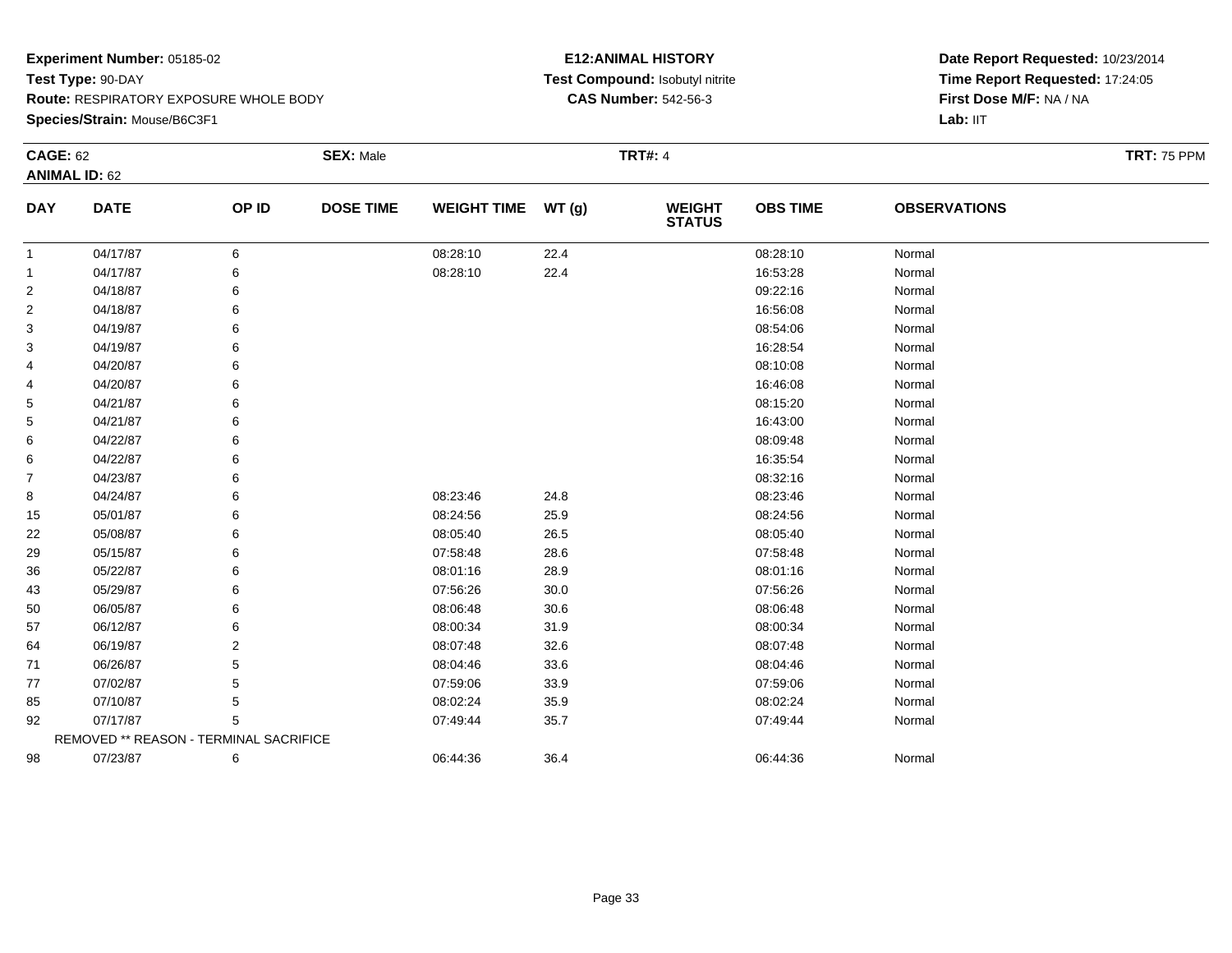**Experiment Number:** 05185-02
**Test Type:** 90-DAY
**Route:** RESPIRATORY EXPOSURE WHOLE BODY
**Species/Strain:** Mouse/B6C3F1

**E12:ANIMAL HISTORY**
**Test Compound:** Isobutyl nitrite
**CAS Number:** 542-56-3

**Date Report Requested:** 10/23/2014
**Time Report Requested:** 17:24:05
**First Dose M/F:** NA / NA
**Lab:** IIT

**CAGE:** 62
**ANIMAL ID:** 62
**SEX:** Male
**TRT#:** 4
**TRT:** 75 PPM

| DAY | DATE | OP ID | DOSE TIME | WEIGHT TIME | WT (g) | WEIGHT STATUS | OBS TIME | OBSERVATIONS |
|---|---|---|---|---|---|---|---|---|
| 1 | 04/17/87 | 6 | | 08:28:10 | 22.4 | | 08:28:10 | Normal |
| 1 | 04/17/87 | 6 | | 08:28:10 | 22.4 | | 16:53:28 | Normal |
| 2 | 04/18/87 | 6 | | | | | 09:22:16 | Normal |
| 2 | 04/18/87 | 6 | | | | | 16:56:08 | Normal |
| 3 | 04/19/87 | 6 | | | | | 08:54:06 | Normal |
| 3 | 04/19/87 | 6 | | | | | 16:28:54 | Normal |
| 4 | 04/20/87 | 6 | | | | | 08:10:08 | Normal |
| 4 | 04/20/87 | 6 | | | | | 16:46:08 | Normal |
| 5 | 04/21/87 | 6 | | | | | 08:15:20 | Normal |
| 5 | 04/21/87 | 6 | | | | | 16:43:00 | Normal |
| 6 | 04/22/87 | 6 | | | | | 08:09:48 | Normal |
| 6 | 04/22/87 | 6 | | | | | 16:35:54 | Normal |
| 7 | 04/23/87 | 6 | | | | | 08:32:16 | Normal |
| 8 | 04/24/87 | 6 | | 08:23:46 | 24.8 | | 08:23:46 | Normal |
| 15 | 05/01/87 | 6 | | 08:24:56 | 25.9 | | 08:24:56 | Normal |
| 22 | 05/08/87 | 6 | | 08:05:40 | 26.5 | | 08:05:40 | Normal |
| 29 | 05/15/87 | 6 | | 07:58:48 | 28.6 | | 07:58:48 | Normal |
| 36 | 05/22/87 | 6 | | 08:01:16 | 28.9 | | 08:01:16 | Normal |
| 43 | 05/29/87 | 6 | | 07:56:26 | 30.0 | | 07:56:26 | Normal |
| 50 | 06/05/87 | 6 | | 08:06:48 | 30.6 | | 08:06:48 | Normal |
| 57 | 06/12/87 | 6 | | 08:00:34 | 31.9 | | 08:00:34 | Normal |
| 64 | 06/19/87 | 2 | | 08:07:48 | 32.6 | | 08:07:48 | Normal |
| 71 | 06/26/87 | 5 | | 08:04:46 | 33.6 | | 08:04:46 | Normal |
| 77 | 07/02/87 | 5 | | 07:59:06 | 33.9 | | 07:59:06 | Normal |
| 85 | 07/10/87 | 5 | | 08:02:24 | 35.9 | | 08:02:24 | Normal |
| 92 | 07/17/87 | 5 | | 07:49:44 | 35.7 | | 07:49:44 | Normal |
| | REMOVED ** REASON - TERMINAL SACRIFICE | | | | | | | |
| 98 | 07/23/87 | 6 | | 06:44:36 | 36.4 | | 06:44:36 | Normal |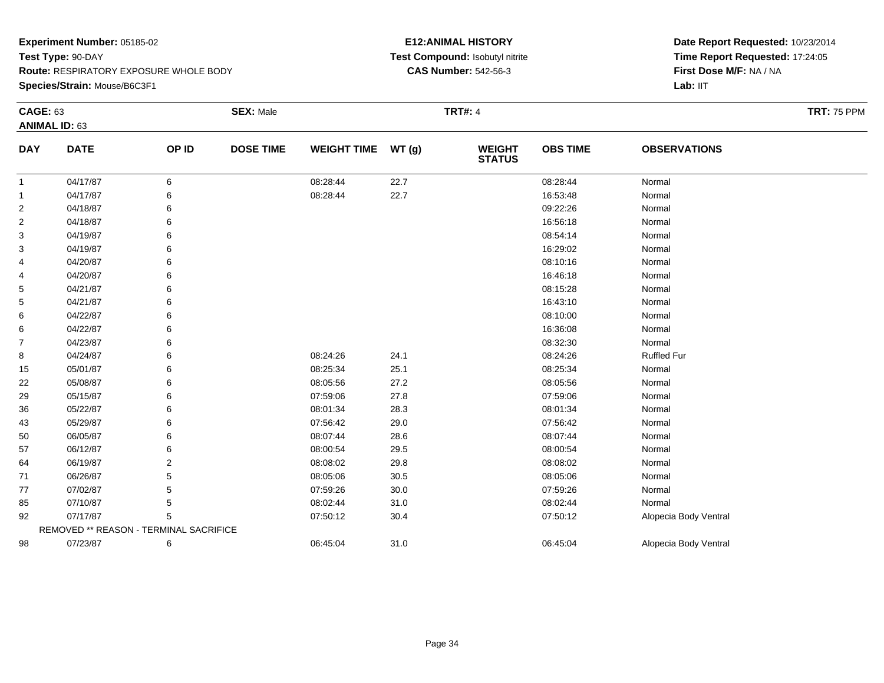**Experiment Number:** 05185-02
**Test Type:** 90-DAY
**Route:** RESPIRATORY EXPOSURE WHOLE BODY
**Species/Strain:** Mouse/B6C3F1

**E12:ANIMAL HISTORY**
**Test Compound:** Isobutyl nitrite
**CAS Number:** 542-56-3

**Date Report Requested:** 10/23/2014
**Time Report Requested:** 17:24:05
**First Dose M/F:** NA / NA
**Lab:** IIT

**CAGE:** 63 **SEX:** Male **TRT#:** 4 **TRT:** 75 PPM
**ANIMAL ID:** 63

| DAY | DATE | OP ID | DOSE TIME | WEIGHT TIME | WT (g) | WEIGHT STATUS | OBS TIME | OBSERVATIONS |
|---|---|---|---|---|---|---|---|---|
| 1 | 04/17/87 | 6 | | 08:28:44 | 22.7 | | 08:28:44 | Normal |
| 1 | 04/17/87 | 6 | | 08:28:44 | 22.7 | | 16:53:48 | Normal |
| 2 | 04/18/87 | 6 | | | | | 09:22:26 | Normal |
| 2 | 04/18/87 | 6 | | | | | 16:56:18 | Normal |
| 3 | 04/19/87 | 6 | | | | | 08:54:14 | Normal |
| 3 | 04/19/87 | 6 | | | | | 16:29:02 | Normal |
| 4 | 04/20/87 | 6 | | | | | 08:10:16 | Normal |
| 4 | 04/20/87 | 6 | | | | | 16:46:18 | Normal |
| 5 | 04/21/87 | 6 | | | | | 08:15:28 | Normal |
| 5 | 04/21/87 | 6 | | | | | 16:43:10 | Normal |
| 6 | 04/22/87 | 6 | | | | | 08:10:00 | Normal |
| 6 | 04/22/87 | 6 | | | | | 16:36:08 | Normal |
| 7 | 04/23/87 | 6 | | | | | 08:32:30 | Normal |
| 8 | 04/24/87 | 6 | | 08:24:26 | 24.1 | | 08:24:26 | Ruffled Fur |
| 15 | 05/01/87 | 6 | | 08:25:34 | 25.1 | | 08:25:34 | Normal |
| 22 | 05/08/87 | 6 | | 08:05:56 | 27.2 | | 08:05:56 | Normal |
| 29 | 05/15/87 | 6 | | 07:59:06 | 27.8 | | 07:59:06 | Normal |
| 36 | 05/22/87 | 6 | | 08:01:34 | 28.3 | | 08:01:34 | Normal |
| 43 | 05/29/87 | 6 | | 07:56:42 | 29.0 | | 07:56:42 | Normal |
| 50 | 06/05/87 | 6 | | 08:07:44 | 28.6 | | 08:07:44 | Normal |
| 57 | 06/12/87 | 6 | | 08:00:54 | 29.5 | | 08:00:54 | Normal |
| 64 | 06/19/87 | 2 | | 08:08:02 | 29.8 | | 08:08:02 | Normal |
| 71 | 06/26/87 | 5 | | 08:05:06 | 30.5 | | 08:05:06 | Normal |
| 77 | 07/02/87 | 5 | | 07:59:26 | 30.0 | | 07:59:26 | Normal |
| 85 | 07/10/87 | 5 | | 08:02:44 | 31.0 | | 08:02:44 | Normal |
| 92 | 07/17/87 | 5 | | 07:50:12 | 30.4 | | 07:50:12 | Alopecia Body Ventral |
| | REMOVED ** REASON - TERMINAL SACRIFICE | | | | | | | |
| 98 | 07/23/87 | 6 | | 06:45:04 | 31.0 | | 06:45:04 | Alopecia Body Ventral |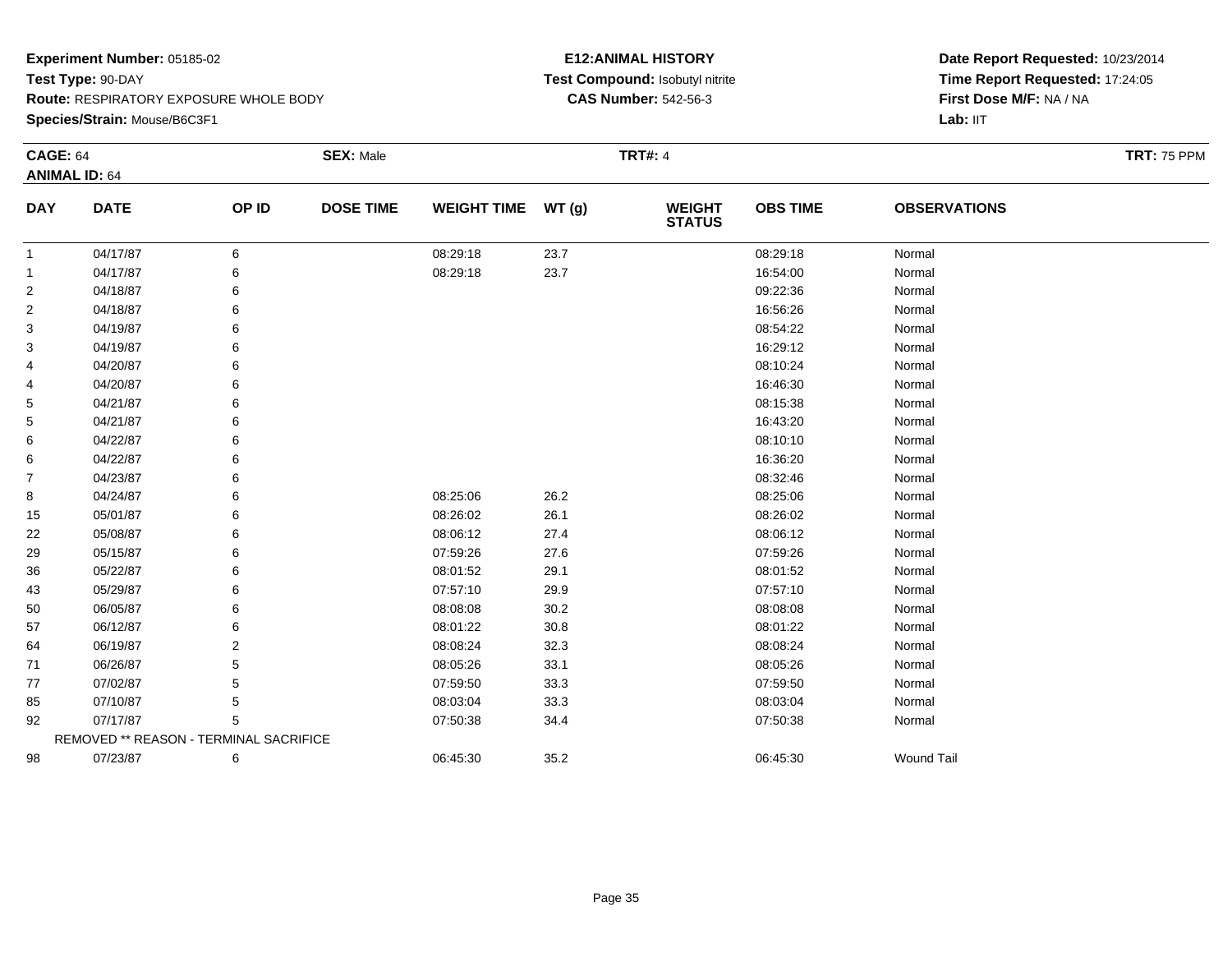**Experiment Number:** 05185-02
**Test Type:** 90-DAY
**Route:** RESPIRATORY EXPOSURE WHOLE BODY
**Species/Strain:** Mouse/B6C3F1

**E12:ANIMAL HISTORY**
**Test Compound:** Isobutyl nitrite
**CAS Number:** 542-56-3

**Date Report Requested:** 10/23/2014
**Time Report Requested:** 17:24:05
**First Dose M/F:** NA / NA
**Lab:** IIT

**CAGE:** 64 | **SEX:** Male | **TRT#:** 4 | **TRT:** 75 PPM
**ANIMAL ID:** 64

| DAY | DATE | OP ID | DOSE TIME | WEIGHT TIME | WT (g) | WEIGHT STATUS | OBS TIME | OBSERVATIONS |
|---|---|---|---|---|---|---|---|---|
| 1 | 04/17/87 | 6 | | 08:29:18 | 23.7 | | 08:29:18 | Normal |
| 1 | 04/17/87 | 6 | | 08:29:18 | 23.7 | | 16:54:00 | Normal |
| 2 | 04/18/87 | 6 | | | | | 09:22:36 | Normal |
| 2 | 04/18/87 | 6 | | | | | 16:56:26 | Normal |
| 3 | 04/19/87 | 6 | | | | | 08:54:22 | Normal |
| 3 | 04/19/87 | 6 | | | | | 16:29:12 | Normal |
| 4 | 04/20/87 | 6 | | | | | 08:10:24 | Normal |
| 4 | 04/20/87 | 6 | | | | | 16:46:30 | Normal |
| 5 | 04/21/87 | 6 | | | | | 08:15:38 | Normal |
| 5 | 04/21/87 | 6 | | | | | 16:43:20 | Normal |
| 6 | 04/22/87 | 6 | | | | | 08:10:10 | Normal |
| 6 | 04/22/87 | 6 | | | | | 16:36:20 | Normal |
| 7 | 04/23/87 | 6 | | | | | 08:32:46 | Normal |
| 8 | 04/24/87 | 6 | | 08:25:06 | 26.2 | | 08:25:06 | Normal |
| 15 | 05/01/87 | 6 | | 08:26:02 | 26.1 | | 08:26:02 | Normal |
| 22 | 05/08/87 | 6 | | 08:06:12 | 27.4 | | 08:06:12 | Normal |
| 29 | 05/15/87 | 6 | | 07:59:26 | 27.6 | | 07:59:26 | Normal |
| 36 | 05/22/87 | 6 | | 08:01:52 | 29.1 | | 08:01:52 | Normal |
| 43 | 05/29/87 | 6 | | 07:57:10 | 29.9 | | 07:57:10 | Normal |
| 50 | 06/05/87 | 6 | | 08:08:08 | 30.2 | | 08:08:08 | Normal |
| 57 | 06/12/87 | 6 | | 08:01:22 | 30.8 | | 08:01:22 | Normal |
| 64 | 06/19/87 | 2 | | 08:08:24 | 32.3 | | 08:08:24 | Normal |
| 71 | 06/26/87 | 5 | | 08:05:26 | 33.1 | | 08:05:26 | Normal |
| 77 | 07/02/87 | 5 | | 07:59:50 | 33.3 | | 07:59:50 | Normal |
| 85 | 07/10/87 | 5 | | 08:03:04 | 33.3 | | 08:03:04 | Normal |
| 92 | 07/17/87 | 5 | | 07:50:38 | 34.4 | | 07:50:38 | Normal |
| | REMOVED ** REASON - TERMINAL SACRIFICE | | | | | | | |
| 98 | 07/23/87 | 6 | | 06:45:30 | 35.2 | | 06:45:30 | Wound Tail |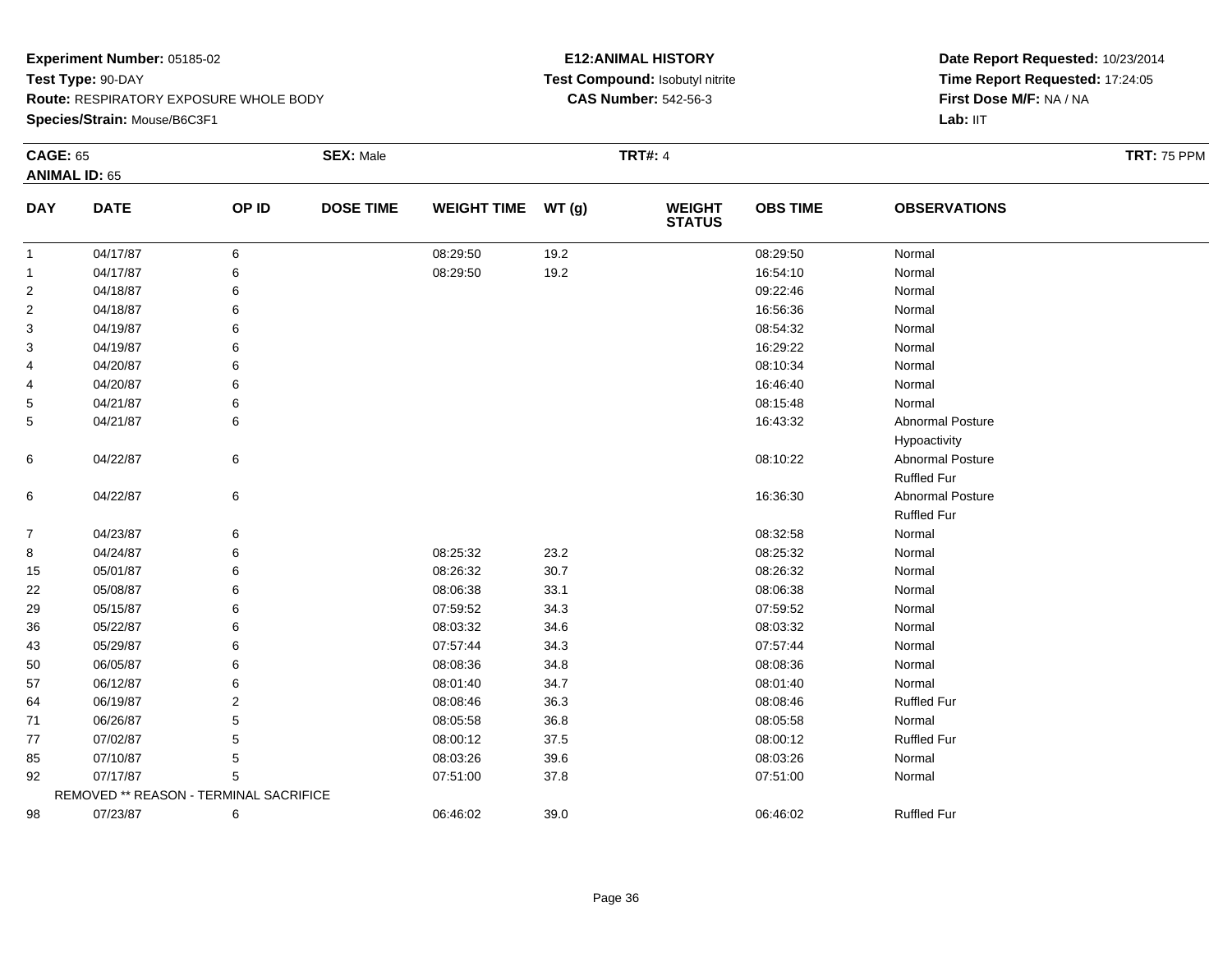**Experiment Number:** 05185-02
**Test Type:** 90-DAY
**Route:** RESPIRATORY EXPOSURE WHOLE BODY
**Species/Strain:** Mouse/B6C3F1

**E12:ANIMAL HISTORY**
**Test Compound:** Isobutyl nitrite
**CAS Number:** 542-56-3

**Date Report Requested:** 10/23/2014
**Time Report Requested:** 17:24:05
**First Dose M/F:** NA / NA
**Lab:** IIT

**CAGE:** 65 **SEX:** Male **TRT#:** 4 **TRT:** 75 PPM
**ANIMAL ID:** 65

| DAY | DATE | OP ID | DOSE TIME | WEIGHT TIME | WT (g) | WEIGHT STATUS | OBS TIME | OBSERVATIONS |
|---|---|---|---|---|---|---|---|---|
| 1 | 04/17/87 | 6 | | 08:29:50 | 19.2 | | 08:29:50 | Normal |
| 1 | 04/17/87 | 6 | | 08:29:50 | 19.2 | | 16:54:10 | Normal |
| 2 | 04/18/87 | 6 | | | | | 09:22:46 | Normal |
| 2 | 04/18/87 | 6 | | | | | 16:56:36 | Normal |
| 3 | 04/19/87 | 6 | | | | | 08:54:32 | Normal |
| 3 | 04/19/87 | 6 | | | | | 16:29:22 | Normal |
| 4 | 04/20/87 | 6 | | | | | 08:10:34 | Normal |
| 4 | 04/20/87 | 6 | | | | | 16:46:40 | Normal |
| 5 | 04/21/87 | 6 | | | | | 08:15:48 | Normal |
| 5 | 04/21/87 | 6 | | | | | 16:43:32 | Abnormal Posture<br>Hypoactivity |
| 6 | 04/22/87 | 6 | | | | | 08:10:22 | Abnormal Posture<br>Ruffled Fur |
| 6 | 04/22/87 | 6 | | | | | 16:36:30 | Abnormal Posture<br>Ruffled Fur |
| 7 | 04/23/87 | 6 | | | | | 08:32:58 | Normal |
| 8 | 04/24/87 | 6 | | 08:25:32 | 23.2 | | 08:25:32 | Normal |
| 15 | 05/01/87 | 6 | | 08:26:32 | 30.7 | | 08:26:32 | Normal |
| 22 | 05/08/87 | 6 | | 08:06:38 | 33.1 | | 08:06:38 | Normal |
| 29 | 05/15/87 | 6 | | 07:59:52 | 34.3 | | 07:59:52 | Normal |
| 36 | 05/22/87 | 6 | | 08:03:32 | 34.6 | | 08:03:32 | Normal |
| 43 | 05/29/87 | 6 | | 07:57:44 | 34.3 | | 07:57:44 | Normal |
| 50 | 06/05/87 | 6 | | 08:08:36 | 34.8 | | 08:08:36 | Normal |
| 57 | 06/12/87 | 6 | | 08:01:40 | 34.7 | | 08:01:40 | Normal |
| 64 | 06/19/87 | 2 | | 08:08:46 | 36.3 | | 08:08:46 | Ruffled Fur |
| 71 | 06/26/87 | 5 | | 08:05:58 | 36.8 | | 08:05:58 | Normal |
| 77 | 07/02/87 | 5 | | 08:00:12 | 37.5 | | 08:00:12 | Ruffled Fur |
| 85 | 07/10/87 | 5 | | 08:03:26 | 39.6 | | 08:03:26 | Normal |
| 92 | 07/17/87 | 5 | | 07:51:00 | 37.8 | | 07:51:00 | Normal |
| | REMOVED ** REASON - TERMINAL SACRIFICE | | | | | | | |
| 98 | 07/23/87 | 6 | | 06:46:02 | 39.0 | | 06:46:02 | Ruffled Fur |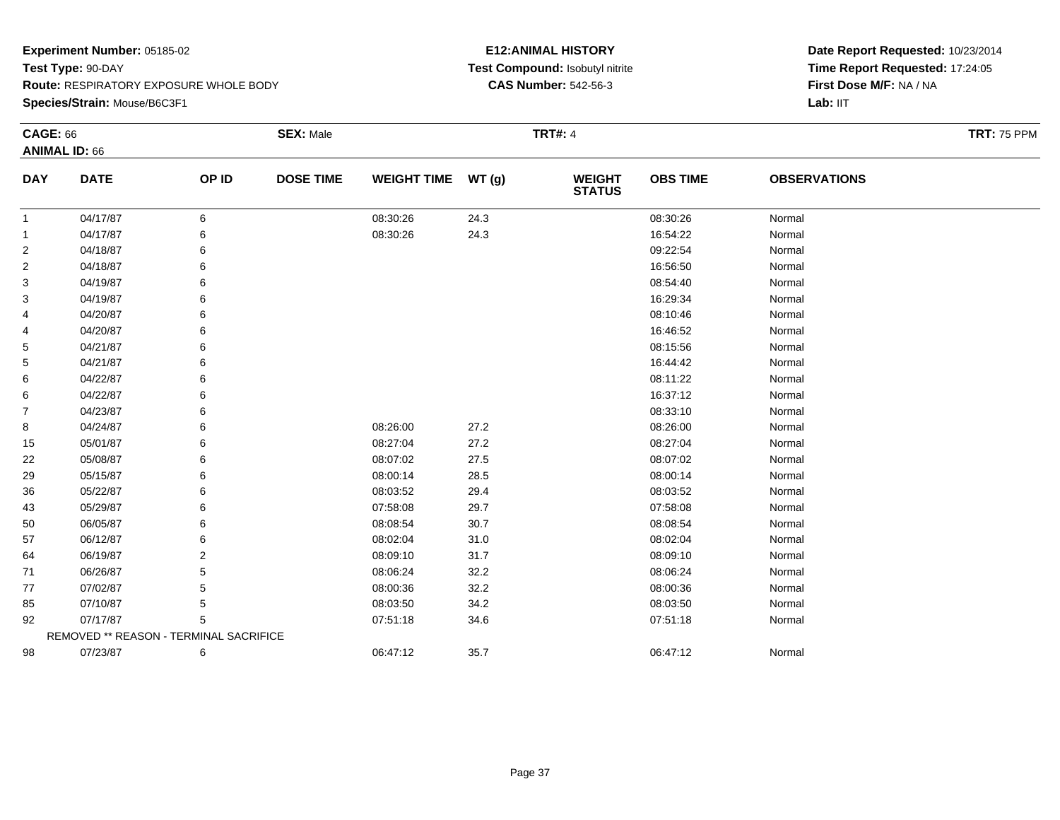**Experiment Number:** 05185-02
**Test Type:** 90-DAY
**Route:** RESPIRATORY EXPOSURE WHOLE BODY
**Species/Strain:** Mouse/B6C3F1

**E12:ANIMAL HISTORY**
**Test Compound:** Isobutyl nitrite
**CAS Number:** 542-56-3

**Date Report Requested:** 10/23/2014
**Time Report Requested:** 17:24:05
**First Dose M/F:** NA / NA
**Lab:** IIT

**CAGE:** 66 **SEX:** Male **TRT#:** 4 **TRT:** 75 PPM
**ANIMAL ID:** 66

| DAY | DATE | OP ID | DOSE TIME | WEIGHT TIME | WT (g) | WEIGHT STATUS | OBS TIME | OBSERVATIONS |
|---|---|---|---|---|---|---|---|---|
| 1 | 04/17/87 | 6 | | 08:30:26 | 24.3 | | 08:30:26 | Normal |
| 1 | 04/17/87 | 6 | | 08:30:26 | 24.3 | | 16:54:22 | Normal |
| 2 | 04/18/87 | 6 | | | | | 09:22:54 | Normal |
| 2 | 04/18/87 | 6 | | | | | 16:56:50 | Normal |
| 3 | 04/19/87 | 6 | | | | | 08:54:40 | Normal |
| 3 | 04/19/87 | 6 | | | | | 16:29:34 | Normal |
| 4 | 04/20/87 | 6 | | | | | 08:10:46 | Normal |
| 4 | 04/20/87 | 6 | | | | | 16:46:52 | Normal |
| 5 | 04/21/87 | 6 | | | | | 08:15:56 | Normal |
| 5 | 04/21/87 | 6 | | | | | 16:44:42 | Normal |
| 6 | 04/22/87 | 6 | | | | | 08:11:22 | Normal |
| 6 | 04/22/87 | 6 | | | | | 16:37:12 | Normal |
| 7 | 04/23/87 | 6 | | | | | 08:33:10 | Normal |
| 8 | 04/24/87 | 6 | | 08:26:00 | 27.2 | | 08:26:00 | Normal |
| 15 | 05/01/87 | 6 | | 08:27:04 | 27.2 | | 08:27:04 | Normal |
| 22 | 05/08/87 | 6 | | 08:07:02 | 27.5 | | 08:07:02 | Normal |
| 29 | 05/15/87 | 6 | | 08:00:14 | 28.5 | | 08:00:14 | Normal |
| 36 | 05/22/87 | 6 | | 08:03:52 | 29.4 | | 08:03:52 | Normal |
| 43 | 05/29/87 | 6 | | 07:58:08 | 29.7 | | 07:58:08 | Normal |
| 50 | 06/05/87 | 6 | | 08:08:54 | 30.7 | | 08:08:54 | Normal |
| 57 | 06/12/87 | 6 | | 08:02:04 | 31.0 | | 08:02:04 | Normal |
| 64 | 06/19/87 | 2 | | 08:09:10 | 31.7 | | 08:09:10 | Normal |
| 71 | 06/26/87 | 5 | | 08:06:24 | 32.2 | | 08:06:24 | Normal |
| 77 | 07/02/87 | 5 | | 08:00:36 | 32.2 | | 08:00:36 | Normal |
| 85 | 07/10/87 | 5 | | 08:03:50 | 34.2 | | 08:03:50 | Normal |
| 92 | 07/17/87 | 5 | | 07:51:18 | 34.6 | | 07:51:18 | Normal |
| | REMOVED ** REASON - TERMINAL SACRIFICE | | | | | | | |
| 98 | 07/23/87 | 6 | | 06:47:12 | 35.7 | | 06:47:12 | Normal |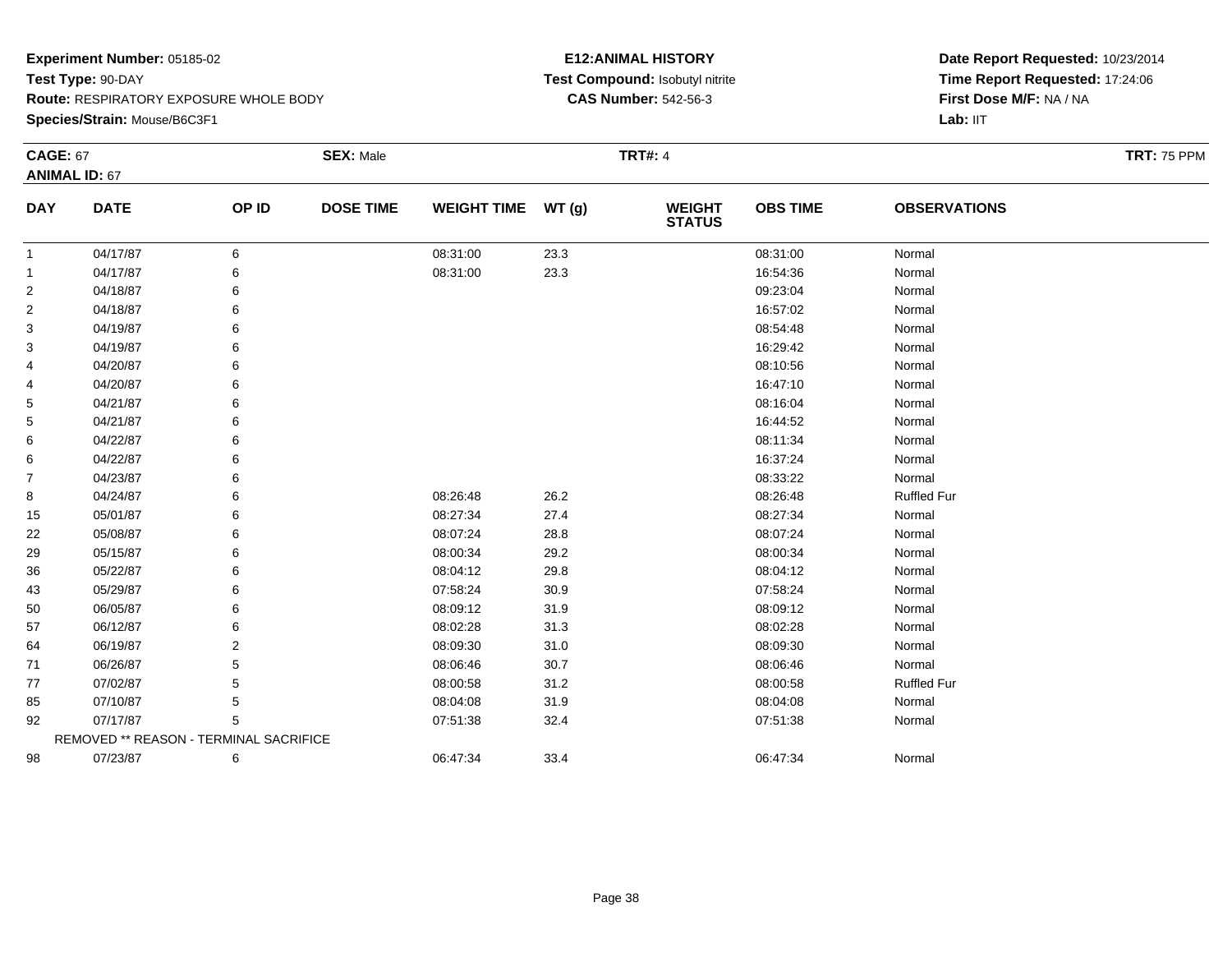**Experiment Number:** 05185-02
**Test Type:** 90-DAY
**Route:** RESPIRATORY EXPOSURE WHOLE BODY
**Species/Strain:** Mouse/B6C3F1

**E12:ANIMAL HISTORY**
**Test Compound:** Isobutyl nitrite
**CAS Number:** 542-56-3

**Date Report Requested:** 10/23/2014
**Time Report Requested:** 17:24:06
**First Dose M/F:** NA / NA
**Lab:** IIT

**CAGE:** 67
**ANIMAL ID:** 67
**SEX:** Male
**TRT#:** 4
**TRT:** 75 PPM

| DAY | DATE | OP ID | DOSE TIME | WEIGHT TIME | WT (g) | WEIGHT STATUS | OBS TIME | OBSERVATIONS |
|---|---|---|---|---|---|---|---|---|
| 1 | 04/17/87 | 6 | | 08:31:00 | 23.3 | | 08:31:00 | Normal |
| 1 | 04/17/87 | 6 | | 08:31:00 | 23.3 | | 16:54:36 | Normal |
| 2 | 04/18/87 | 6 | | | | | 09:23:04 | Normal |
| 2 | 04/18/87 | 6 | | | | | 16:57:02 | Normal |
| 3 | 04/19/87 | 6 | | | | | 08:54:48 | Normal |
| 3 | 04/19/87 | 6 | | | | | 16:29:42 | Normal |
| 4 | 04/20/87 | 6 | | | | | 08:10:56 | Normal |
| 4 | 04/20/87 | 6 | | | | | 16:47:10 | Normal |
| 5 | 04/21/87 | 6 | | | | | 08:16:04 | Normal |
| 5 | 04/21/87 | 6 | | | | | 16:44:52 | Normal |
| 6 | 04/22/87 | 6 | | | | | 08:11:34 | Normal |
| 6 | 04/22/87 | 6 | | | | | 16:37:24 | Normal |
| 7 | 04/23/87 | 6 | | | | | 08:33:22 | Normal |
| 8 | 04/24/87 | 6 | | 08:26:48 | 26.2 | | 08:26:48 | Ruffled Fur |
| 15 | 05/01/87 | 6 | | 08:27:34 | 27.4 | | 08:27:34 | Normal |
| 22 | 05/08/87 | 6 | | 08:07:24 | 28.8 | | 08:07:24 | Normal |
| 29 | 05/15/87 | 6 | | 08:00:34 | 29.2 | | 08:00:34 | Normal |
| 36 | 05/22/87 | 6 | | 08:04:12 | 29.8 | | 08:04:12 | Normal |
| 43 | 05/29/87 | 6 | | 07:58:24 | 30.9 | | 07:58:24 | Normal |
| 50 | 06/05/87 | 6 | | 08:09:12 | 31.9 | | 08:09:12 | Normal |
| 57 | 06/12/87 | 6 | | 08:02:28 | 31.3 | | 08:02:28 | Normal |
| 64 | 06/19/87 | 2 | | 08:09:30 | 31.0 | | 08:09:30 | Normal |
| 71 | 06/26/87 | 5 | | 08:06:46 | 30.7 | | 08:06:46 | Normal |
| 77 | 07/02/87 | 5 | | 08:00:58 | 31.2 | | 08:00:58 | Ruffled Fur |
| 85 | 07/10/87 | 5 | | 08:04:08 | 31.9 | | 08:04:08 | Normal |
| 92 | 07/17/87 | 5 | | 07:51:38 | 32.4 | | 07:51:38 | Normal |
| | REMOVED ** REASON - TERMINAL SACRIFICE | | | | | | | |
| 98 | 07/23/87 | 6 | | 06:47:34 | 33.4 | | 06:47:34 | Normal |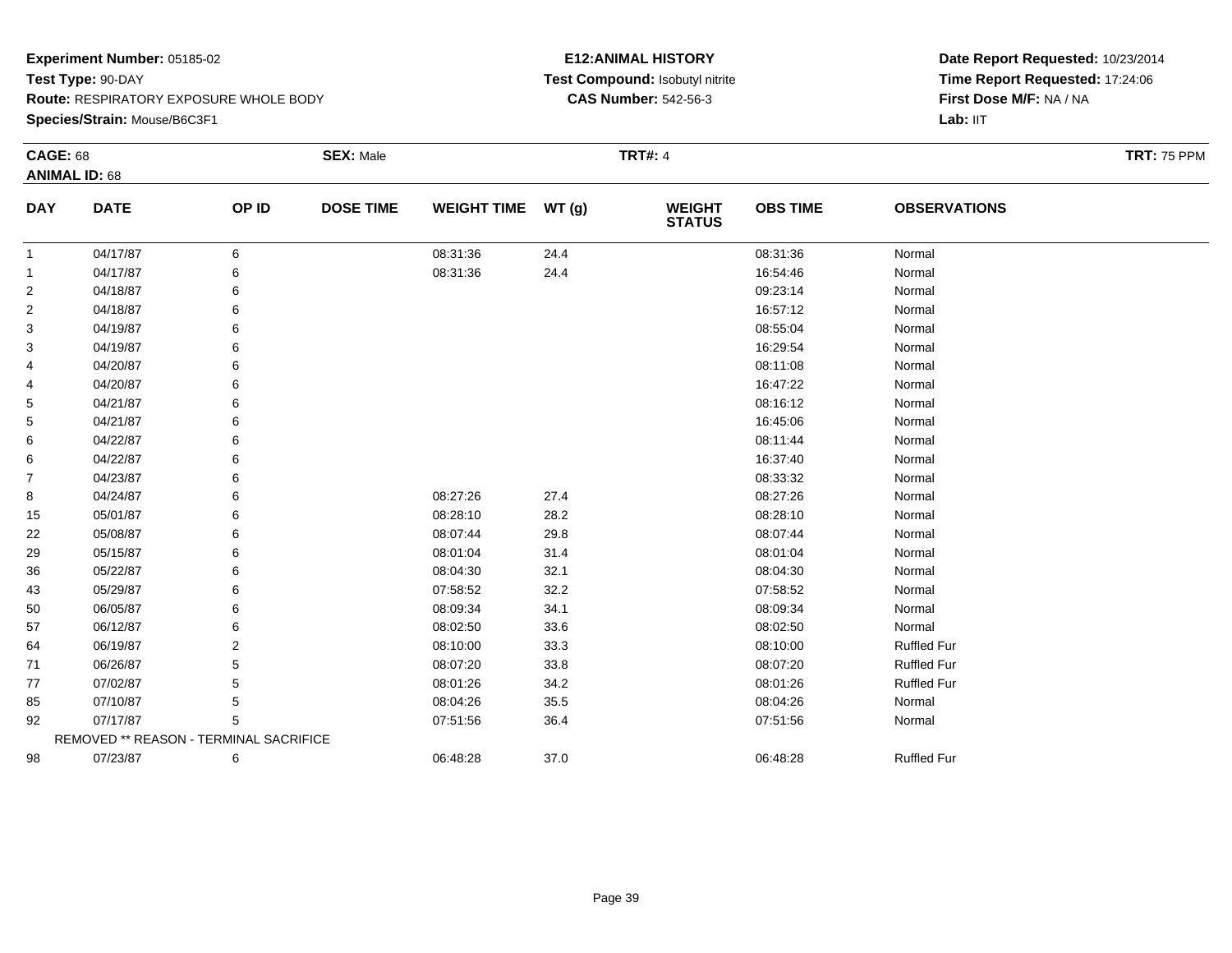**Experiment Number:** 05185-02
**Test Type:** 90-DAY
**Route:** RESPIRATORY EXPOSURE WHOLE BODY
**Species/Strain:** Mouse/B6C3F1

**E12:ANIMAL HISTORY**
**Test Compound:** Isobutyl nitrite
**CAS Number:** 542-56-3

**Date Report Requested:** 10/23/2014
**Time Report Requested:** 17:24:06
**First Dose M/F:** NA / NA
**Lab:** IIT

**CAGE:** 68 **SEX:** Male **TRT#:** 4 **TRT:** 75 PPM
**ANIMAL ID:** 68

| DAY | DATE | OP ID | DOSE TIME | WEIGHT TIME | WT (g) | WEIGHT STATUS | OBS TIME | OBSERVATIONS |
|---|---|---|---|---|---|---|---|---|
| 1 | 04/17/87 | 6 | | 08:31:36 | 24.4 | | 08:31:36 | Normal |
| 1 | 04/17/87 | 6 | | 08:31:36 | 24.4 | | 16:54:46 | Normal |
| 2 | 04/18/87 | 6 | | | | | 09:23:14 | Normal |
| 2 | 04/18/87 | 6 | | | | | 16:57:12 | Normal |
| 3 | 04/19/87 | 6 | | | | | 08:55:04 | Normal |
| 3 | 04/19/87 | 6 | | | | | 16:29:54 | Normal |
| 4 | 04/20/87 | 6 | | | | | 08:11:08 | Normal |
| 4 | 04/20/87 | 6 | | | | | 16:47:22 | Normal |
| 5 | 04/21/87 | 6 | | | | | 08:16:12 | Normal |
| 5 | 04/21/87 | 6 | | | | | 16:45:06 | Normal |
| 6 | 04/22/87 | 6 | | | | | 08:11:44 | Normal |
| 6 | 04/22/87 | 6 | | | | | 16:37:40 | Normal |
| 7 | 04/23/87 | 6 | | | | | 08:33:32 | Normal |
| 8 | 04/24/87 | 6 | | 08:27:26 | 27.4 | | 08:27:26 | Normal |
| 15 | 05/01/87 | 6 | | 08:28:10 | 28.2 | | 08:28:10 | Normal |
| 22 | 05/08/87 | 6 | | 08:07:44 | 29.8 | | 08:07:44 | Normal |
| 29 | 05/15/87 | 6 | | 08:01:04 | 31.4 | | 08:01:04 | Normal |
| 36 | 05/22/87 | 6 | | 08:04:30 | 32.1 | | 08:04:30 | Normal |
| 43 | 05/29/87 | 6 | | 07:58:52 | 32.2 | | 07:58:52 | Normal |
| 50 | 06/05/87 | 6 | | 08:09:34 | 34.1 | | 08:09:34 | Normal |
| 57 | 06/12/87 | 6 | | 08:02:50 | 33.6 | | 08:02:50 | Normal |
| 64 | 06/19/87 | 2 | | 08:10:00 | 33.3 | | 08:10:00 | Ruffled Fur |
| 71 | 06/26/87 | 5 | | 08:07:20 | 33.8 | | 08:07:20 | Ruffled Fur |
| 77 | 07/02/87 | 5 | | 08:01:26 | 34.2 | | 08:01:26 | Ruffled Fur |
| 85 | 07/10/87 | 5 | | 08:04:26 | 35.5 | | 08:04:26 | Normal |
| 92 | 07/17/87 | 5 | | 07:51:56 | 36.4 | | 07:51:56 | Normal |
| | REMOVED ** REASON - TERMINAL SACRIFICE | | | | | | | |
| 98 | 07/23/87 | 6 | | 06:48:28 | 37.0 | | 06:48:28 | Ruffled Fur |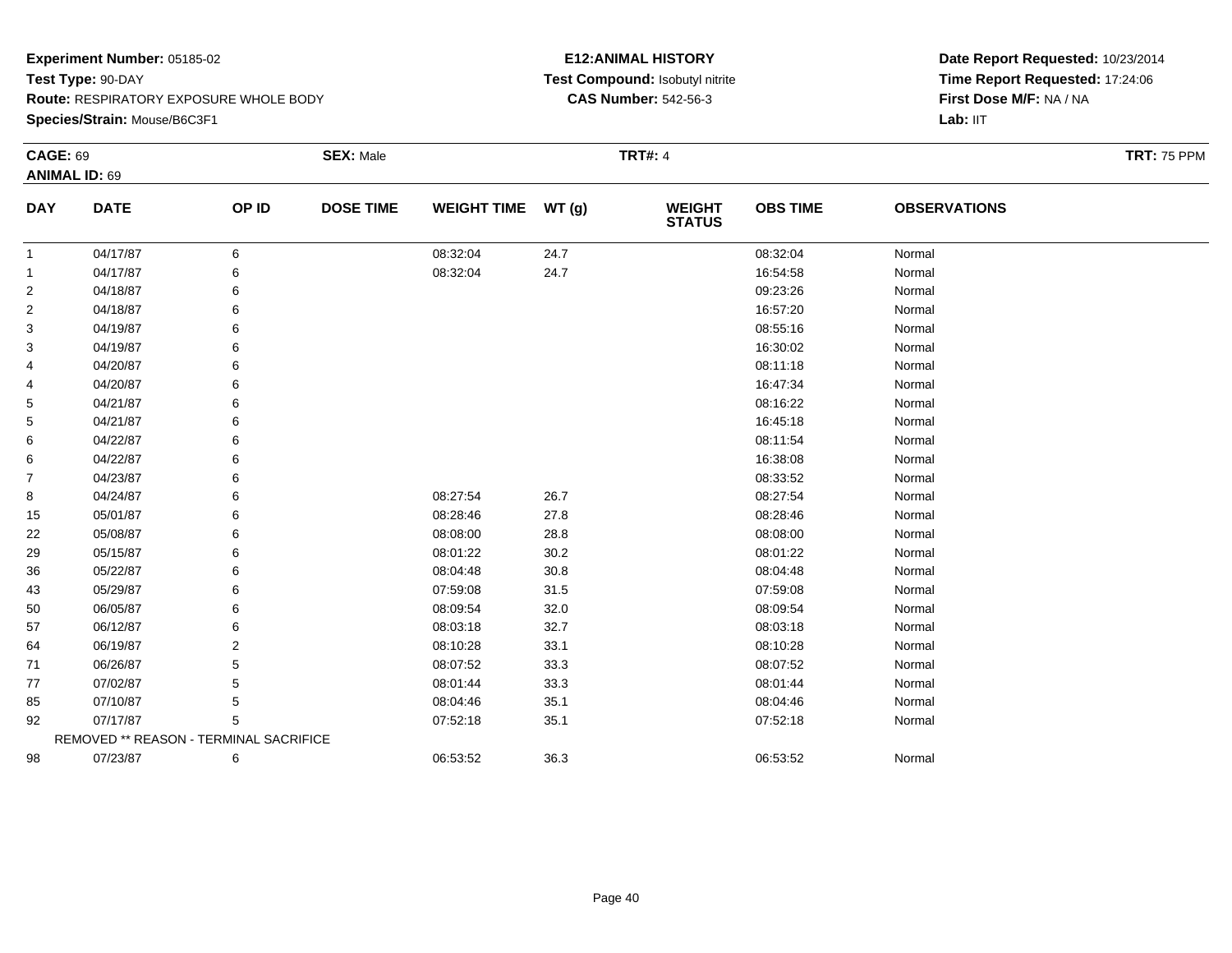**Experiment Number:** 05185-02
**Test Type:** 90-DAY
**Route:** RESPIRATORY EXPOSURE WHOLE BODY
**Species/Strain:** Mouse/B6C3F1

**E12:ANIMAL HISTORY**
**Test Compound:** Isobutyl nitrite
**CAS Number:** 542-56-3

**Date Report Requested:** 10/23/2014
**Time Report Requested:** 17:24:06
**First Dose M/F:** NA / NA
**Lab:** IIT

**CAGE:** 69
**ANIMAL ID:** 69
**SEX:** Male
**TRT#:** 4
**TRT:** 75 PPM

| DAY | DATE | OP ID | DOSE TIME | WEIGHT TIME | WT (g) | WEIGHT STATUS | OBS TIME | OBSERVATIONS |
|---|---|---|---|---|---|---|---|---|
| 1 | 04/17/87 | 6 | | 08:32:04 | 24.7 | | 08:32:04 | Normal |
| 1 | 04/17/87 | 6 | | 08:32:04 | 24.7 | | 16:54:58 | Normal |
| 2 | 04/18/87 | 6 | | | | | 09:23:26 | Normal |
| 2 | 04/18/87 | 6 | | | | | 16:57:20 | Normal |
| 3 | 04/19/87 | 6 | | | | | 08:55:16 | Normal |
| 3 | 04/19/87 | 6 | | | | | 16:30:02 | Normal |
| 4 | 04/20/87 | 6 | | | | | 08:11:18 | Normal |
| 4 | 04/20/87 | 6 | | | | | 16:47:34 | Normal |
| 5 | 04/21/87 | 6 | | | | | 08:16:22 | Normal |
| 5 | 04/21/87 | 6 | | | | | 16:45:18 | Normal |
| 6 | 04/22/87 | 6 | | | | | 08:11:54 | Normal |
| 6 | 04/22/87 | 6 | | | | | 16:38:08 | Normal |
| 7 | 04/23/87 | 6 | | | | | 08:33:52 | Normal |
| 8 | 04/24/87 | 6 | | 08:27:54 | 26.7 | | 08:27:54 | Normal |
| 15 | 05/01/87 | 6 | | 08:28:46 | 27.8 | | 08:28:46 | Normal |
| 22 | 05/08/87 | 6 | | 08:08:00 | 28.8 | | 08:08:00 | Normal |
| 29 | 05/15/87 | 6 | | 08:01:22 | 30.2 | | 08:01:22 | Normal |
| 36 | 05/22/87 | 6 | | 08:04:48 | 30.8 | | 08:04:48 | Normal |
| 43 | 05/29/87 | 6 | | 07:59:08 | 31.5 | | 07:59:08 | Normal |
| 50 | 06/05/87 | 6 | | 08:09:54 | 32.0 | | 08:09:54 | Normal |
| 57 | 06/12/87 | 6 | | 08:03:18 | 32.7 | | 08:03:18 | Normal |
| 64 | 06/19/87 | 2 | | 08:10:28 | 33.1 | | 08:10:28 | Normal |
| 71 | 06/26/87 | 5 | | 08:07:52 | 33.3 | | 08:07:52 | Normal |
| 77 | 07/02/87 | 5 | | 08:01:44 | 33.3 | | 08:01:44 | Normal |
| 85 | 07/10/87 | 5 | | 08:04:46 | 35.1 | | 08:04:46 | Normal |
| 92 | 07/17/87 | 5 | | 07:52:18 | 35.1 | | 07:52:18 | Normal |
| | REMOVED ** REASON - TERMINAL SACRIFICE | | | | | | | |
| 98 | 07/23/87 | 6 | | 06:53:52 | 36.3 | | 06:53:52 | Normal |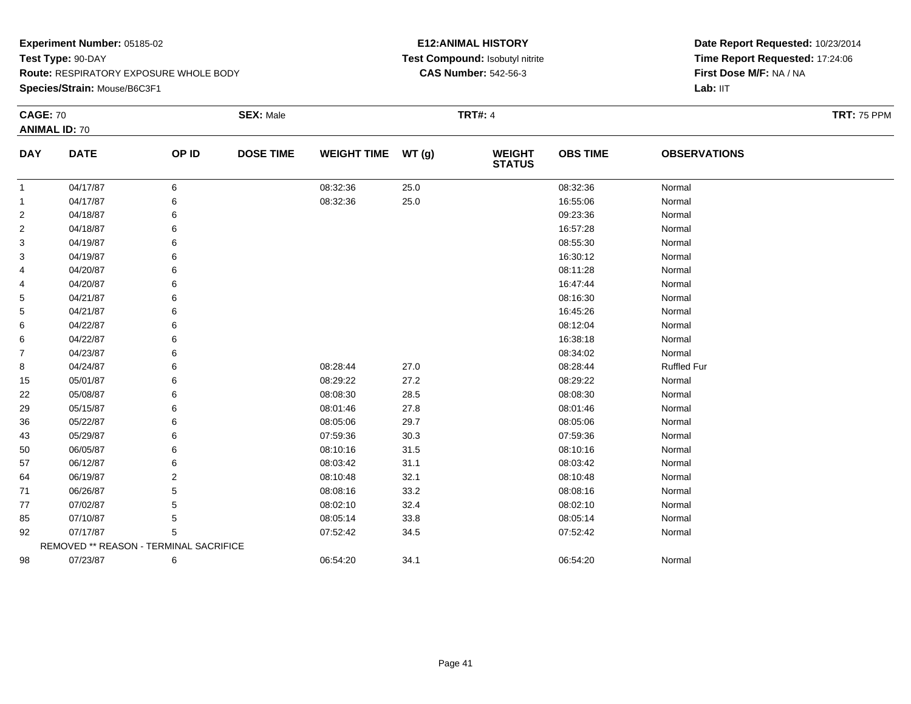**Experiment Number:** 05185-02
**Test Type:** 90-DAY
**Route:** RESPIRATORY EXPOSURE WHOLE BODY
**Species/Strain:** Mouse/B6C3F1

**E12:ANIMAL HISTORY**
**Test Compound:** Isobutyl nitrite
**CAS Number:** 542-56-3

**Date Report Requested:** 10/23/2014
**Time Report Requested:** 17:24:06
**First Dose M/F:** NA / NA
**Lab:** IIT

**CAGE:** 70 **SEX:** Male **TRT#:** 4 **TRT:** 75 PPM
**ANIMAL ID:** 70

| DAY | DATE | OP ID | DOSE TIME | WEIGHT TIME | WT (g) | WEIGHT STATUS | OBS TIME | OBSERVATIONS |
|---|---|---|---|---|---|---|---|---|
| 1 | 04/17/87 | 6 | | 08:32:36 | 25.0 | | 08:32:36 | Normal |
| 1 | 04/17/87 | 6 | | 08:32:36 | 25.0 | | 16:55:06 | Normal |
| 2 | 04/18/87 | 6 | | | | | 09:23:36 | Normal |
| 2 | 04/18/87 | 6 | | | | | 16:57:28 | Normal |
| 3 | 04/19/87 | 6 | | | | | 08:55:30 | Normal |
| 3 | 04/19/87 | 6 | | | | | 16:30:12 | Normal |
| 4 | 04/20/87 | 6 | | | | | 08:11:28 | Normal |
| 4 | 04/20/87 | 6 | | | | | 16:47:44 | Normal |
| 5 | 04/21/87 | 6 | | | | | 08:16:30 | Normal |
| 5 | 04/21/87 | 6 | | | | | 16:45:26 | Normal |
| 6 | 04/22/87 | 6 | | | | | 08:12:04 | Normal |
| 6 | 04/22/87 | 6 | | | | | 16:38:18 | Normal |
| 7 | 04/23/87 | 6 | | | | | 08:34:02 | Normal |
| 8 | 04/24/87 | 6 | | 08:28:44 | 27.0 | | 08:28:44 | Ruffled Fur |
| 15 | 05/01/87 | 6 | | 08:29:22 | 27.2 | | 08:29:22 | Normal |
| 22 | 05/08/87 | 6 | | 08:08:30 | 28.5 | | 08:08:30 | Normal |
| 29 | 05/15/87 | 6 | | 08:01:46 | 27.8 | | 08:01:46 | Normal |
| 36 | 05/22/87 | 6 | | 08:05:06 | 29.7 | | 08:05:06 | Normal |
| 43 | 05/29/87 | 6 | | 07:59:36 | 30.3 | | 07:59:36 | Normal |
| 50 | 06/05/87 | 6 | | 08:10:16 | 31.5 | | 08:10:16 | Normal |
| 57 | 06/12/87 | 6 | | 08:03:42 | 31.1 | | 08:03:42 | Normal |
| 64 | 06/19/87 | 2 | | 08:10:48 | 32.1 | | 08:10:48 | Normal |
| 71 | 06/26/87 | 5 | | 08:08:16 | 33.2 | | 08:08:16 | Normal |
| 77 | 07/02/87 | 5 | | 08:02:10 | 32.4 | | 08:02:10 | Normal |
| 85 | 07/10/87 | 5 | | 08:05:14 | 33.8 | | 08:05:14 | Normal |
| 92 | 07/17/87 | 5 | | 07:52:42 | 34.5 | | 07:52:42 | Normal |
| | REMOVED ** REASON - TERMINAL SACRIFICE | | | | | | | |
| 98 | 07/23/87 | 6 | | 06:54:20 | 34.1 | | 06:54:20 | Normal |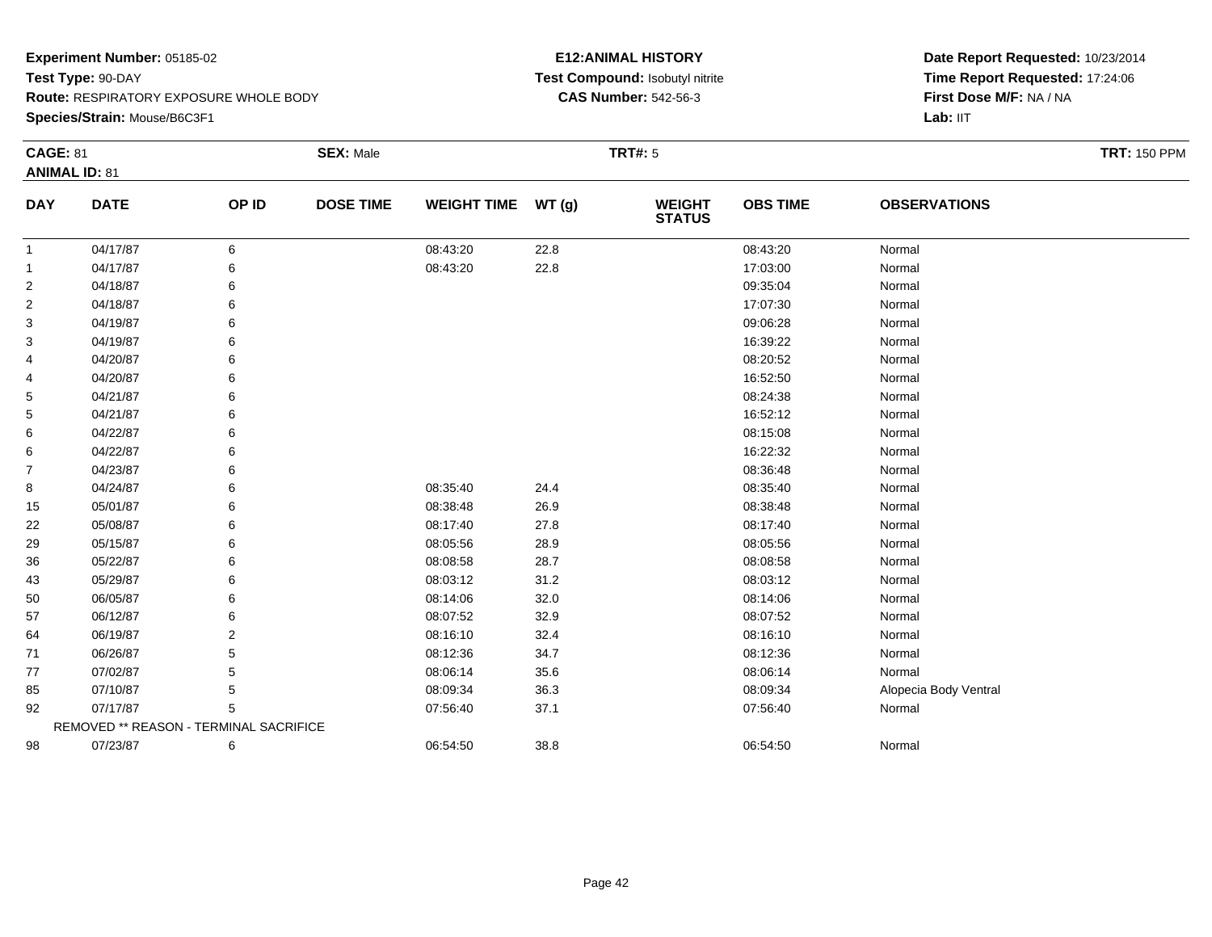**Experiment Number:** 05185-02
**Test Type:** 90-DAY
**Route:** RESPIRATORY EXPOSURE WHOLE BODY
**Species/Strain:** Mouse/B6C3F1

**E12:ANIMAL HISTORY**
**Test Compound:** Isobutyl nitrite
**CAS Number:** 542-56-3

**Date Report Requested:** 10/23/2014
**Time Report Requested:** 17:24:06
**First Dose M/F:** NA / NA
**Lab:** IIT

**CAGE:** 81 **SEX:** Male **TRT#:** 5 **TRT:** 150 PPM
**ANIMAL ID:** 81

| DAY | DATE | OP ID | DOSE TIME | WEIGHT TIME | WT (g) | WEIGHT STATUS | OBS TIME | OBSERVATIONS |
|---|---|---|---|---|---|---|---|---|
| 1 | 04/17/87 | 6 | | 08:43:20 | 22.8 | | 08:43:20 | Normal |
| 1 | 04/17/87 | 6 | | 08:43:20 | 22.8 | | 17:03:00 | Normal |
| 2 | 04/18/87 | 6 | | | | | 09:35:04 | Normal |
| 2 | 04/18/87 | 6 | | | | | 17:07:30 | Normal |
| 3 | 04/19/87 | 6 | | | | | 09:06:28 | Normal |
| 3 | 04/19/87 | 6 | | | | | 16:39:22 | Normal |
| 4 | 04/20/87 | 6 | | | | | 08:20:52 | Normal |
| 4 | 04/20/87 | 6 | | | | | 16:52:50 | Normal |
| 5 | 04/21/87 | 6 | | | | | 08:24:38 | Normal |
| 5 | 04/21/87 | 6 | | | | | 16:52:12 | Normal |
| 6 | 04/22/87 | 6 | | | | | 08:15:08 | Normal |
| 6 | 04/22/87 | 6 | | | | | 16:22:32 | Normal |
| 7 | 04/23/87 | 6 | | | | | 08:36:48 | Normal |
| 8 | 04/24/87 | 6 | | 08:35:40 | 24.4 | | 08:35:40 | Normal |
| 15 | 05/01/87 | 6 | | 08:38:48 | 26.9 | | 08:38:48 | Normal |
| 22 | 05/08/87 | 6 | | 08:17:40 | 27.8 | | 08:17:40 | Normal |
| 29 | 05/15/87 | 6 | | 08:05:56 | 28.9 | | 08:05:56 | Normal |
| 36 | 05/22/87 | 6 | | 08:08:58 | 28.7 | | 08:08:58 | Normal |
| 43 | 05/29/87 | 6 | | 08:03:12 | 31.2 | | 08:03:12 | Normal |
| 50 | 06/05/87 | 6 | | 08:14:06 | 32.0 | | 08:14:06 | Normal |
| 57 | 06/12/87 | 6 | | 08:07:52 | 32.9 | | 08:07:52 | Normal |
| 64 | 06/19/87 | 2 | | 08:16:10 | 32.4 | | 08:16:10 | Normal |
| 71 | 06/26/87 | 5 | | 08:12:36 | 34.7 | | 08:12:36 | Normal |
| 77 | 07/02/87 | 5 | | 08:06:14 | 35.6 | | 08:06:14 | Normal |
| 85 | 07/10/87 | 5 | | 08:09:34 | 36.3 | | 08:09:34 | Alopecia Body Ventral |
| 92 | 07/17/87 | 5 | | 07:56:40 | 37.1 | | 07:56:40 | Normal |
| | REMOVED ** REASON - TERMINAL SACRIFICE | | | | | | | |
| 98 | 07/23/87 | 6 | | 06:54:50 | 38.8 | | 06:54:50 | Normal |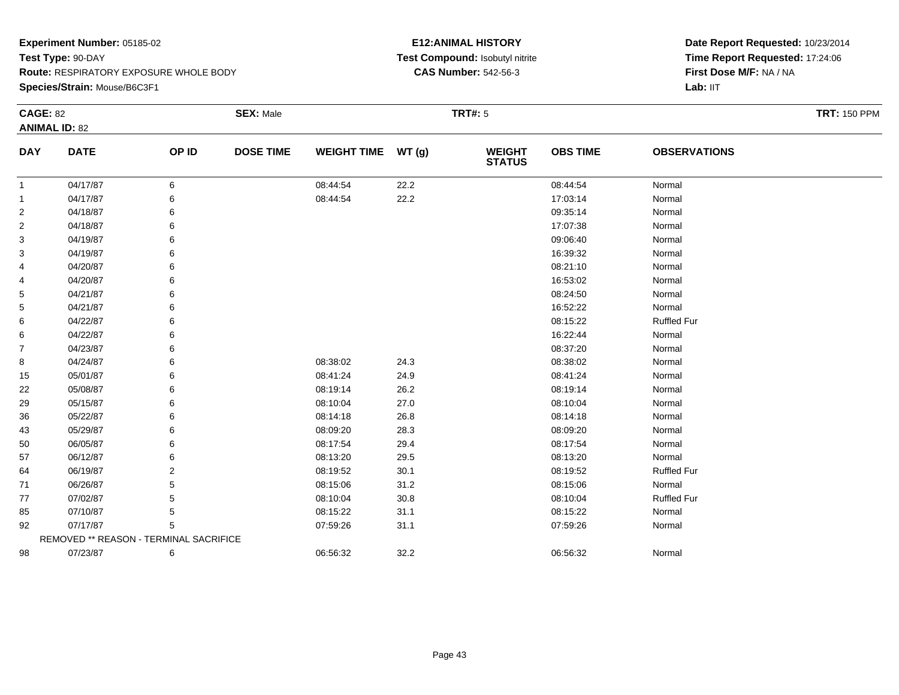**Experiment Number:** 05185-02
**Test Type:** 90-DAY
**Route:** RESPIRATORY EXPOSURE WHOLE BODY
**Species/Strain:** Mouse/B6C3F1

**E12:ANIMAL HISTORY**
**Test Compound:** Isobutyl nitrite
**CAS Number:** 542-56-3

**Date Report Requested:** 10/23/2014
**Time Report Requested:** 17:24:06
**First Dose M/F:** NA / NA
**Lab:** IIT

**CAGE:** 82 **SEX:** Male **TRT#:** 5 **TRT:** 150 PPM
**ANIMAL ID:** 82

| DAY | DATE | OP ID | DOSE TIME | WEIGHT TIME | WT (g) | WEIGHT STATUS | OBS TIME | OBSERVATIONS |
|---|---|---|---|---|---|---|---|---|
| 1 | 04/17/87 | 6 | | 08:44:54 | 22.2 | | 08:44:54 | Normal |
| 1 | 04/17/87 | 6 | | 08:44:54 | 22.2 | | 17:03:14 | Normal |
| 2 | 04/18/87 | 6 | | | | | 09:35:14 | Normal |
| 2 | 04/18/87 | 6 | | | | | 17:07:38 | Normal |
| 3 | 04/19/87 | 6 | | | | | 09:06:40 | Normal |
| 3 | 04/19/87 | 6 | | | | | 16:39:32 | Normal |
| 4 | 04/20/87 | 6 | | | | | 08:21:10 | Normal |
| 4 | 04/20/87 | 6 | | | | | 16:53:02 | Normal |
| 5 | 04/21/87 | 6 | | | | | 08:24:50 | Normal |
| 5 | 04/21/87 | 6 | | | | | 16:52:22 | Normal |
| 6 | 04/22/87 | 6 | | | | | 08:15:22 | Ruffled Fur |
| 6 | 04/22/87 | 6 | | | | | 16:22:44 | Normal |
| 7 | 04/23/87 | 6 | | | | | 08:37:20 | Normal |
| 8 | 04/24/87 | 6 | | 08:38:02 | 24.3 | | 08:38:02 | Normal |
| 15 | 05/01/87 | 6 | | 08:41:24 | 24.9 | | 08:41:24 | Normal |
| 22 | 05/08/87 | 6 | | 08:19:14 | 26.2 | | 08:19:14 | Normal |
| 29 | 05/15/87 | 6 | | 08:10:04 | 27.0 | | 08:10:04 | Normal |
| 36 | 05/22/87 | 6 | | 08:14:18 | 26.8 | | 08:14:18 | Normal |
| 43 | 05/29/87 | 6 | | 08:09:20 | 28.3 | | 08:09:20 | Normal |
| 50 | 06/05/87 | 6 | | 08:17:54 | 29.4 | | 08:17:54 | Normal |
| 57 | 06/12/87 | 6 | | 08:13:20 | 29.5 | | 08:13:20 | Normal |
| 64 | 06/19/87 | 2 | | 08:19:52 | 30.1 | | 08:19:52 | Ruffled Fur |
| 71 | 06/26/87 | 5 | | 08:15:06 | 31.2 | | 08:15:06 | Normal |
| 77 | 07/02/87 | 5 | | 08:10:04 | 30.8 | | 08:10:04 | Ruffled Fur |
| 85 | 07/10/87 | 5 | | 08:15:22 | 31.1 | | 08:15:22 | Normal |
| 92 | 07/17/87 | 5 | | 07:59:26 | 31.1 | | 07:59:26 | Normal |
| | REMOVED ** REASON - TERMINAL SACRIFICE | | | | | | | |
| 98 | 07/23/87 | 6 | | 06:56:32 | 32.2 | | 06:56:32 | Normal |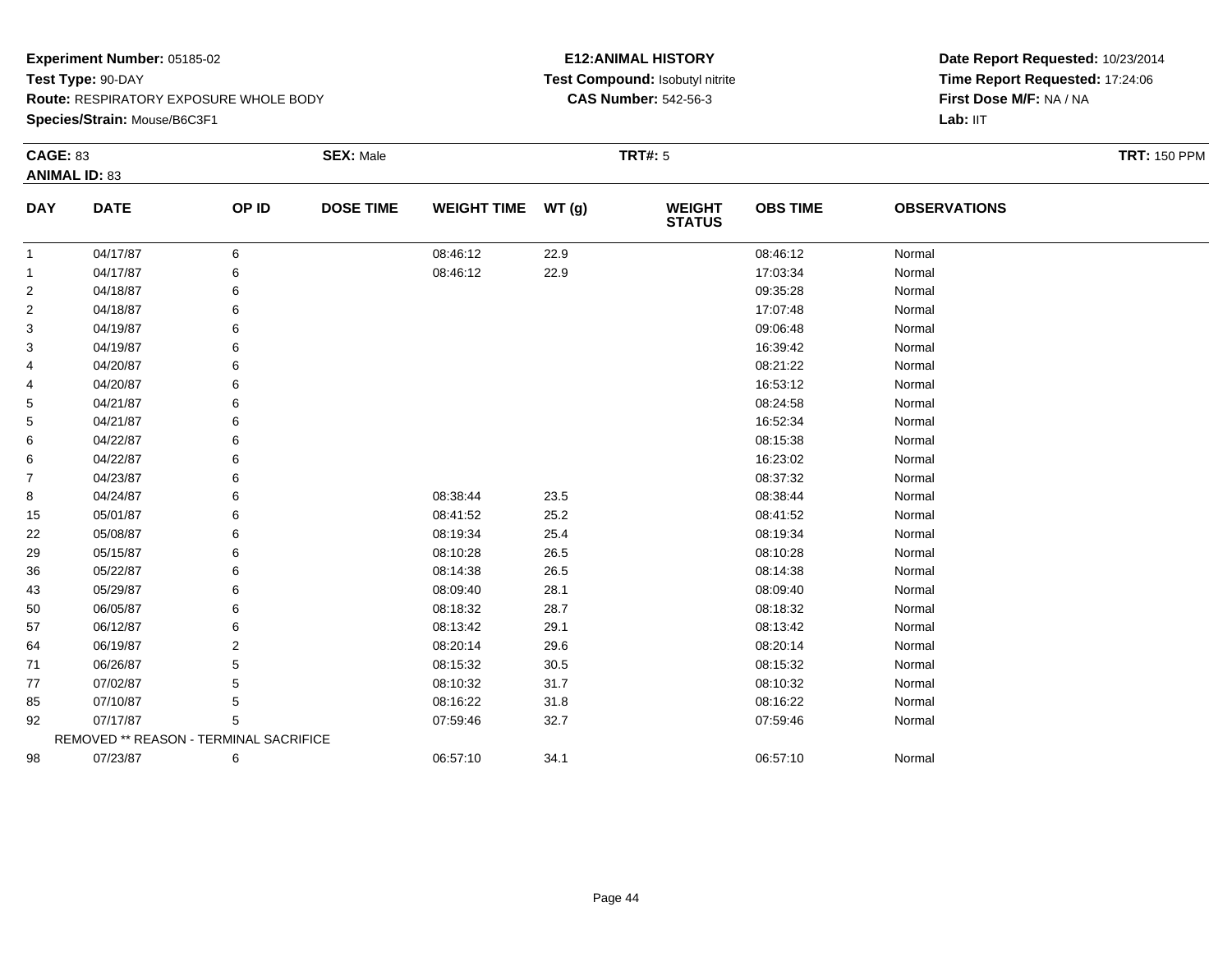**Experiment Number:** 05185-02
**Test Type:** 90-DAY
**Route:** RESPIRATORY EXPOSURE WHOLE BODY
**Species/Strain:** Mouse/B6C3F1

**E12:ANIMAL HISTORY**
**Test Compound:** Isobutyl nitrite
**CAS Number:** 542-56-3

**Date Report Requested:** 10/23/2014
**Time Report Requested:** 17:24:06
**First Dose M/F:** NA / NA
**Lab:** IIT

**CAGE:** 83 **SEX:** Male **TRT#:** 5 **TRT:** 150 PPM
**ANIMAL ID:** 83

| DAY | DATE | OP ID | DOSE TIME | WEIGHT TIME | WT (g) | WEIGHT STATUS | OBS TIME | OBSERVATIONS |
|---|---|---|---|---|---|---|---|---|
| 1 | 04/17/87 | 6 | | 08:46:12 | 22.9 | | 08:46:12 | Normal |
| 1 | 04/17/87 | 6 | | 08:46:12 | 22.9 | | 17:03:34 | Normal |
| 2 | 04/18/87 | 6 | | | | | 09:35:28 | Normal |
| 2 | 04/18/87 | 6 | | | | | 17:07:48 | Normal |
| 3 | 04/19/87 | 6 | | | | | 09:06:48 | Normal |
| 3 | 04/19/87 | 6 | | | | | 16:39:42 | Normal |
| 4 | 04/20/87 | 6 | | | | | 08:21:22 | Normal |
| 4 | 04/20/87 | 6 | | | | | 16:53:12 | Normal |
| 5 | 04/21/87 | 6 | | | | | 08:24:58 | Normal |
| 5 | 04/21/87 | 6 | | | | | 16:52:34 | Normal |
| 6 | 04/22/87 | 6 | | | | | 08:15:38 | Normal |
| 6 | 04/22/87 | 6 | | | | | 16:23:02 | Normal |
| 7 | 04/23/87 | 6 | | | | | 08:37:32 | Normal |
| 8 | 04/24/87 | 6 | | 08:38:44 | 23.5 | | 08:38:44 | Normal |
| 15 | 05/01/87 | 6 | | 08:41:52 | 25.2 | | 08:41:52 | Normal |
| 22 | 05/08/87 | 6 | | 08:19:34 | 25.4 | | 08:19:34 | Normal |
| 29 | 05/15/87 | 6 | | 08:10:28 | 26.5 | | 08:10:28 | Normal |
| 36 | 05/22/87 | 6 | | 08:14:38 | 26.5 | | 08:14:38 | Normal |
| 43 | 05/29/87 | 6 | | 08:09:40 | 28.1 | | 08:09:40 | Normal |
| 50 | 06/05/87 | 6 | | 08:18:32 | 28.7 | | 08:18:32 | Normal |
| 57 | 06/12/87 | 6 | | 08:13:42 | 29.1 | | 08:13:42 | Normal |
| 64 | 06/19/87 | 2 | | 08:20:14 | 29.6 | | 08:20:14 | Normal |
| 71 | 06/26/87 | 5 | | 08:15:32 | 30.5 | | 08:15:32 | Normal |
| 77 | 07/02/87 | 5 | | 08:10:32 | 31.7 | | 08:10:32 | Normal |
| 85 | 07/10/87 | 5 | | 08:16:22 | 31.8 | | 08:16:22 | Normal |
| 92 | 07/17/87 | 5 | | 07:59:46 | 32.7 | | 07:59:46 | Normal |
| REMOVED ** REASON - TERMINAL SACRIFICE | | | | | | | | |
| 98 | 07/23/87 | 6 | | 06:57:10 | 34.1 | | 06:57:10 | Normal |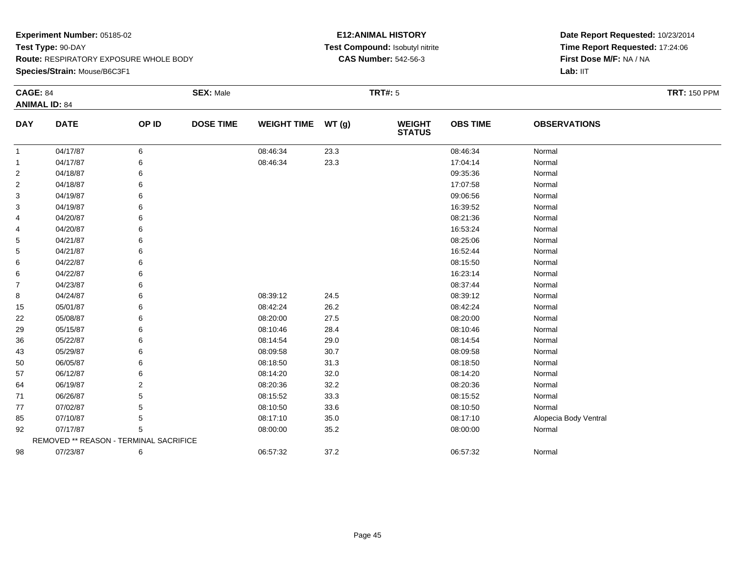**Experiment Number:** 05185-02
**Test Type:** 90-DAY
**Route:** RESPIRATORY EXPOSURE WHOLE BODY
**Species/Strain:** Mouse/B6C3F1

**E12:ANIMAL HISTORY**
**Test Compound:** Isobutyl nitrite
**CAS Number:** 542-56-3

**Date Report Requested:** 10/23/2014
**Time Report Requested:** 17:24:06
**First Dose M/F:** NA / NA
**Lab:** IIT

**CAGE:** 84
**ANIMAL ID:** 84
**SEX:** Male
**TRT#:** 5
**TRT:** 150 PPM

| DAY | DATE | OP ID | DOSE TIME | WEIGHT TIME | WT (g) | WEIGHT STATUS | OBS TIME | OBSERVATIONS |
|---|---|---|---|---|---|---|---|---|
| 1 | 04/17/87 | 6 | | 08:46:34 | 23.3 | | 08:46:34 | Normal |
| 1 | 04/17/87 | 6 | | 08:46:34 | 23.3 | | 17:04:14 | Normal |
| 2 | 04/18/87 | 6 | | | | | 09:35:36 | Normal |
| 2 | 04/18/87 | 6 | | | | | 17:07:58 | Normal |
| 3 | 04/19/87 | 6 | | | | | 09:06:56 | Normal |
| 3 | 04/19/87 | 6 | | | | | 16:39:52 | Normal |
| 4 | 04/20/87 | 6 | | | | | 08:21:36 | Normal |
| 4 | 04/20/87 | 6 | | | | | 16:53:24 | Normal |
| 5 | 04/21/87 | 6 | | | | | 08:25:06 | Normal |
| 5 | 04/21/87 | 6 | | | | | 16:52:44 | Normal |
| 6 | 04/22/87 | 6 | | | | | 08:15:50 | Normal |
| 6 | 04/22/87 | 6 | | | | | 16:23:14 | Normal |
| 7 | 04/23/87 | 6 | | | | | 08:37:44 | Normal |
| 8 | 04/24/87 | 6 | | 08:39:12 | 24.5 | | 08:39:12 | Normal |
| 15 | 05/01/87 | 6 | | 08:42:24 | 26.2 | | 08:42:24 | Normal |
| 22 | 05/08/87 | 6 | | 08:20:00 | 27.5 | | 08:20:00 | Normal |
| 29 | 05/15/87 | 6 | | 08:10:46 | 28.4 | | 08:10:46 | Normal |
| 36 | 05/22/87 | 6 | | 08:14:54 | 29.0 | | 08:14:54 | Normal |
| 43 | 05/29/87 | 6 | | 08:09:58 | 30.7 | | 08:09:58 | Normal |
| 50 | 06/05/87 | 6 | | 08:18:50 | 31.3 | | 08:18:50 | Normal |
| 57 | 06/12/87 | 6 | | 08:14:20 | 32.0 | | 08:14:20 | Normal |
| 64 | 06/19/87 | 2 | | 08:20:36 | 32.2 | | 08:20:36 | Normal |
| 71 | 06/26/87 | 5 | | 08:15:52 | 33.3 | | 08:15:52 | Normal |
| 77 | 07/02/87 | 5 | | 08:10:50 | 33.6 | | 08:10:50 | Normal |
| 85 | 07/10/87 | 5 | | 08:17:10 | 35.0 | | 08:17:10 | Alopecia Body Ventral |
| 92 | 07/17/87 | 5 | | 08:00:00 | 35.2 | | 08:00:00 | Normal |
| | REMOVED ** REASON - TERMINAL SACRIFICE | | | | | | | |
| 98 | 07/23/87 | 6 | | 06:57:32 | 37.2 | | 06:57:32 | Normal |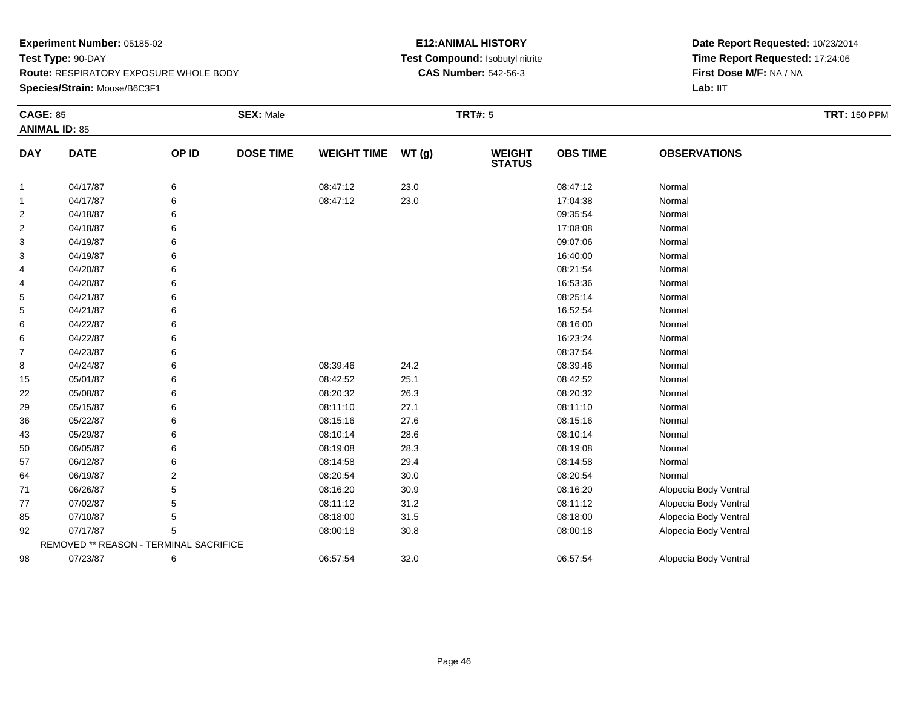**Experiment Number:** 05185-02
**Test Type:** 90-DAY
**Route:** RESPIRATORY EXPOSURE WHOLE BODY
**Species/Strain:** Mouse/B6C3F1

**E12:ANIMAL HISTORY**
**Test Compound:** Isobutyl nitrite
**CAS Number:** 542-56-3

**Date Report Requested:** 10/23/2014
**Time Report Requested:** 17:24:06
**First Dose M/F:** NA / NA
**Lab:** IIT

**CAGE:** 85 **SEX:** Male **TRT#:** 5 **TRT:** 150 PPM
**ANIMAL ID:** 85

| DAY | DATE | OP ID | DOSE TIME | WEIGHT TIME | WT (g) | WEIGHT STATUS | OBS TIME | OBSERVATIONS |
|---|---|---|---|---|---|---|---|---|
| 1 | 04/17/87 | 6 | | 08:47:12 | 23.0 | | 08:47:12 | Normal |
| 1 | 04/17/87 | 6 | | 08:47:12 | 23.0 | | 17:04:38 | Normal |
| 2 | 04/18/87 | 6 | | | | | 09:35:54 | Normal |
| 2 | 04/18/87 | 6 | | | | | 17:08:08 | Normal |
| 3 | 04/19/87 | 6 | | | | | 09:07:06 | Normal |
| 3 | 04/19/87 | 6 | | | | | 16:40:00 | Normal |
| 4 | 04/20/87 | 6 | | | | | 08:21:54 | Normal |
| 4 | 04/20/87 | 6 | | | | | 16:53:36 | Normal |
| 5 | 04/21/87 | 6 | | | | | 08:25:14 | Normal |
| 5 | 04/21/87 | 6 | | | | | 16:52:54 | Normal |
| 6 | 04/22/87 | 6 | | | | | 08:16:00 | Normal |
| 6 | 04/22/87 | 6 | | | | | 16:23:24 | Normal |
| 7 | 04/23/87 | 6 | | | | | 08:37:54 | Normal |
| 8 | 04/24/87 | 6 | | 08:39:46 | 24.2 | | 08:39:46 | Normal |
| 15 | 05/01/87 | 6 | | 08:42:52 | 25.1 | | 08:42:52 | Normal |
| 22 | 05/08/87 | 6 | | 08:20:32 | 26.3 | | 08:20:32 | Normal |
| 29 | 05/15/87 | 6 | | 08:11:10 | 27.1 | | 08:11:10 | Normal |
| 36 | 05/22/87 | 6 | | 08:15:16 | 27.6 | | 08:15:16 | Normal |
| 43 | 05/29/87 | 6 | | 08:10:14 | 28.6 | | 08:10:14 | Normal |
| 50 | 06/05/87 | 6 | | 08:19:08 | 28.3 | | 08:19:08 | Normal |
| 57 | 06/12/87 | 6 | | 08:14:58 | 29.4 | | 08:14:58 | Normal |
| 64 | 06/19/87 | 2 | | 08:20:54 | 30.0 | | 08:20:54 | Normal |
| 71 | 06/26/87 | 5 | | 08:16:20 | 30.9 | | 08:16:20 | Alopecia Body Ventral |
| 77 | 07/02/87 | 5 | | 08:11:12 | 31.2 | | 08:11:12 | Alopecia Body Ventral |
| 85 | 07/10/87 | 5 | | 08:18:00 | 31.5 | | 08:18:00 | Alopecia Body Ventral |
| 92 | 07/17/87 | 5 | | 08:00:18 | 30.8 | | 08:00:18 | Alopecia Body Ventral |
| | REMOVED ** REASON - TERMINAL SACRIFICE | | | | | | | |
| 98 | 07/23/87 | 6 | | 06:57:54 | 32.0 | | 06:57:54 | Alopecia Body Ventral |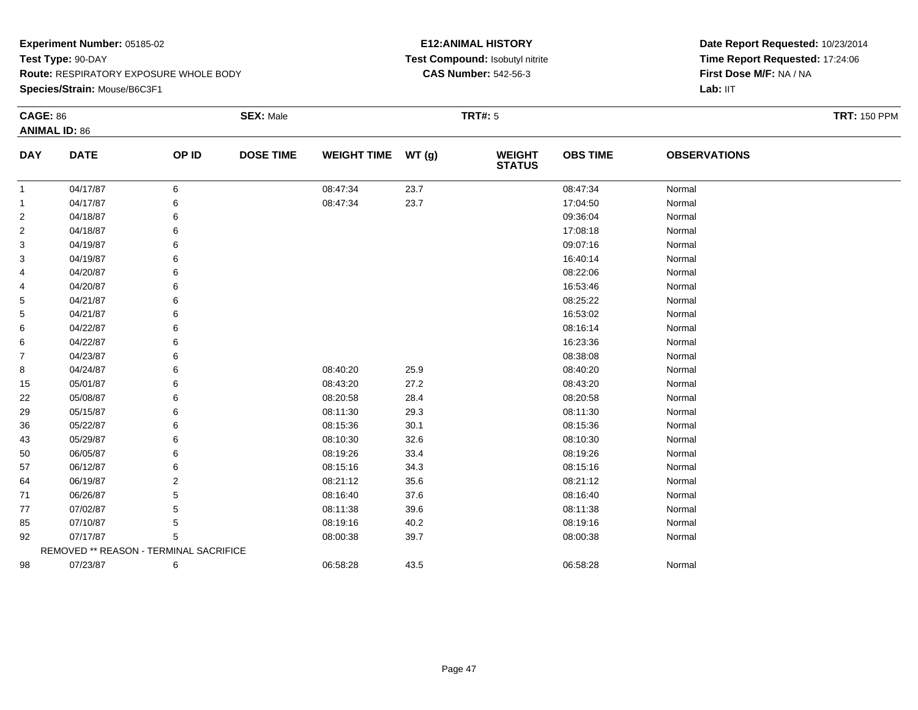**Experiment Number:** 05185-02
**Test Type:** 90-DAY
**Route:** RESPIRATORY EXPOSURE WHOLE BODY
**Species/Strain:** Mouse/B6C3F1

**E12:ANIMAL HISTORY**
**Test Compound:** Isobutyl nitrite
**CAS Number:** 542-56-3

**Date Report Requested:** 10/23/2014
**Time Report Requested:** 17:24:06
**First Dose M/F:** NA / NA
**Lab:** IIT

**CAGE:** 86
**ANIMAL ID:** 86
**SEX:** Male
**TRT#:** 5
**TRT:** 150 PPM

| DAY | DATE | OP ID | DOSE TIME | WEIGHT TIME | WT (g) | WEIGHT STATUS | OBS TIME | OBSERVATIONS |
|---|---|---|---|---|---|---|---|---|
| 1 | 04/17/87 | 6 | | 08:47:34 | 23.7 | | 08:47:34 | Normal |
| 1 | 04/17/87 | 6 | | 08:47:34 | 23.7 | | 17:04:50 | Normal |
| 2 | 04/18/87 | 6 | | | | | 09:36:04 | Normal |
| 2 | 04/18/87 | 6 | | | | | 17:08:18 | Normal |
| 3 | 04/19/87 | 6 | | | | | 09:07:16 | Normal |
| 3 | 04/19/87 | 6 | | | | | 16:40:14 | Normal |
| 4 | 04/20/87 | 6 | | | | | 08:22:06 | Normal |
| 4 | 04/20/87 | 6 | | | | | 16:53:46 | Normal |
| 5 | 04/21/87 | 6 | | | | | 08:25:22 | Normal |
| 5 | 04/21/87 | 6 | | | | | 16:53:02 | Normal |
| 6 | 04/22/87 | 6 | | | | | 08:16:14 | Normal |
| 6 | 04/22/87 | 6 | | | | | 16:23:36 | Normal |
| 7 | 04/23/87 | 6 | | | | | 08:38:08 | Normal |
| 8 | 04/24/87 | 6 | | 08:40:20 | 25.9 | | 08:40:20 | Normal |
| 15 | 05/01/87 | 6 | | 08:43:20 | 27.2 | | 08:43:20 | Normal |
| 22 | 05/08/87 | 6 | | 08:20:58 | 28.4 | | 08:20:58 | Normal |
| 29 | 05/15/87 | 6 | | 08:11:30 | 29.3 | | 08:11:30 | Normal |
| 36 | 05/22/87 | 6 | | 08:15:36 | 30.1 | | 08:15:36 | Normal |
| 43 | 05/29/87 | 6 | | 08:10:30 | 32.6 | | 08:10:30 | Normal |
| 50 | 06/05/87 | 6 | | 08:19:26 | 33.4 | | 08:19:26 | Normal |
| 57 | 06/12/87 | 6 | | 08:15:16 | 34.3 | | 08:15:16 | Normal |
| 64 | 06/19/87 | 2 | | 08:21:12 | 35.6 | | 08:21:12 | Normal |
| 71 | 06/26/87 | 5 | | 08:16:40 | 37.6 | | 08:16:40 | Normal |
| 77 | 07/02/87 | 5 | | 08:11:38 | 39.6 | | 08:11:38 | Normal |
| 85 | 07/10/87 | 5 | | 08:19:16 | 40.2 | | 08:19:16 | Normal |
| 92 | 07/17/87 | 5 | | 08:00:38 | 39.7 | | 08:00:38 | Normal |
| | REMOVED ** REASON - TERMINAL SACRIFICE | | | | | | | |
| 98 | 07/23/87 | 6 | | 06:58:28 | 43.5 | | 06:58:28 | Normal |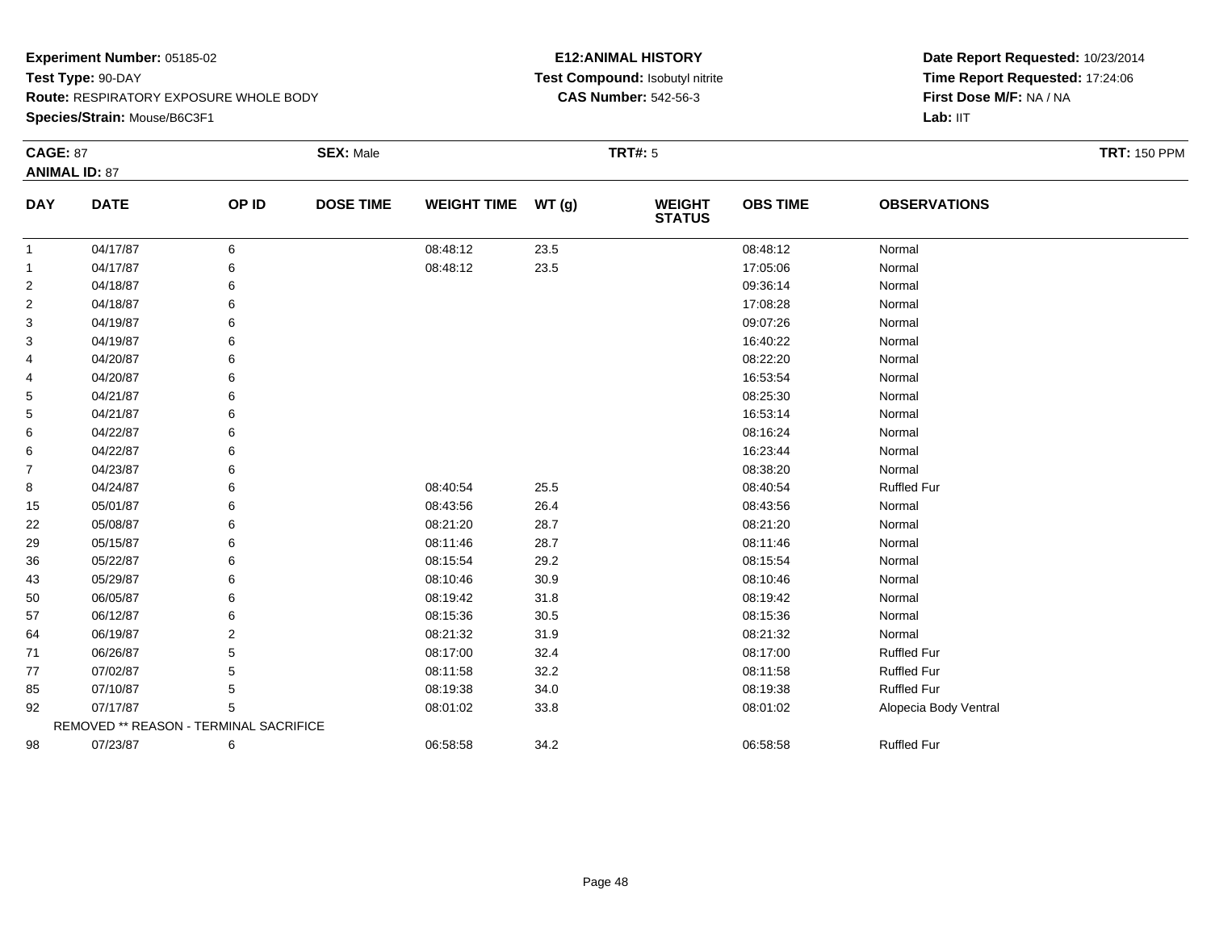**Experiment Number:** 05185-02
**Test Type:** 90-DAY
**Route:** RESPIRATORY EXPOSURE WHOLE BODY
**Species/Strain:** Mouse/B6C3F1

**E12:ANIMAL HISTORY**
**Test Compound:** Isobutyl nitrite
**CAS Number:** 542-56-3

**Date Report Requested:** 10/23/2014
**Time Report Requested:** 17:24:06
**First Dose M/F:** NA / NA
**Lab:** IIT

**CAGE:** 87 **SEX:** Male **TRT#:** 5 **TRT:** 150 PPM
**ANIMAL ID:** 87

| DAY | DATE | OP ID | DOSE TIME | WEIGHT TIME | WT (g) | WEIGHT STATUS | OBS TIME | OBSERVATIONS |
|---|---|---|---|---|---|---|---|---|
| 1 | 04/17/87 | 6 | | 08:48:12 | 23.5 | | 08:48:12 | Normal |
| 1 | 04/17/87 | 6 | | 08:48:12 | 23.5 | | 17:05:06 | Normal |
| 2 | 04/18/87 | 6 | | | | | 09:36:14 | Normal |
| 2 | 04/18/87 | 6 | | | | | 17:08:28 | Normal |
| 3 | 04/19/87 | 6 | | | | | 09:07:26 | Normal |
| 3 | 04/19/87 | 6 | | | | | 16:40:22 | Normal |
| 4 | 04/20/87 | 6 | | | | | 08:22:20 | Normal |
| 4 | 04/20/87 | 6 | | | | | 16:53:54 | Normal |
| 5 | 04/21/87 | 6 | | | | | 08:25:30 | Normal |
| 5 | 04/21/87 | 6 | | | | | 16:53:14 | Normal |
| 6 | 04/22/87 | 6 | | | | | 08:16:24 | Normal |
| 6 | 04/22/87 | 6 | | | | | 16:23:44 | Normal |
| 7 | 04/23/87 | 6 | | | | | 08:38:20 | Normal |
| 8 | 04/24/87 | 6 | | 08:40:54 | 25.5 | | 08:40:54 | Ruffled Fur |
| 15 | 05/01/87 | 6 | | 08:43:56 | 26.4 | | 08:43:56 | Normal |
| 22 | 05/08/87 | 6 | | 08:21:20 | 28.7 | | 08:21:20 | Normal |
| 29 | 05/15/87 | 6 | | 08:11:46 | 28.7 | | 08:11:46 | Normal |
| 36 | 05/22/87 | 6 | | 08:15:54 | 29.2 | | 08:15:54 | Normal |
| 43 | 05/29/87 | 6 | | 08:10:46 | 30.9 | | 08:10:46 | Normal |
| 50 | 06/05/87 | 6 | | 08:19:42 | 31.8 | | 08:19:42 | Normal |
| 57 | 06/12/87 | 6 | | 08:15:36 | 30.5 | | 08:15:36 | Normal |
| 64 | 06/19/87 | 2 | | 08:21:32 | 31.9 | | 08:21:32 | Normal |
| 71 | 06/26/87 | 5 | | 08:17:00 | 32.4 | | 08:17:00 | Ruffled Fur |
| 77 | 07/02/87 | 5 | | 08:11:58 | 32.2 | | 08:11:58 | Ruffled Fur |
| 85 | 07/10/87 | 5 | | 08:19:38 | 34.0 | | 08:19:38 | Ruffled Fur |
| 92 | 07/17/87 | 5 | | 08:01:02 | 33.8 | | 08:01:02 | Alopecia Body Ventral |
| | REMOVED ** REASON - TERMINAL SACRIFICE | | | | | | | |
| 98 | 07/23/87 | 6 | | 06:58:58 | 34.2 | | 06:58:58 | Ruffled Fur |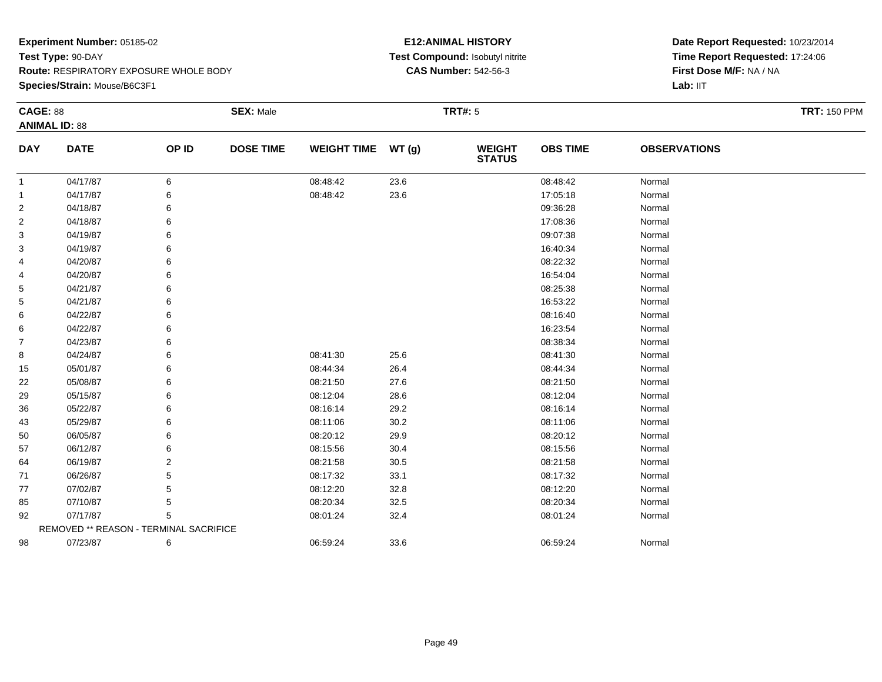**Experiment Number:** 05185-02
**Test Type:** 90-DAY
**Route:** RESPIRATORY EXPOSURE WHOLE BODY
**Species/Strain:** Mouse/B6C3F1

**E12:ANIMAL HISTORY**
**Test Compound:** Isobutyl nitrite
**CAS Number:** 542-56-3

**Date Report Requested:** 10/23/2014
**Time Report Requested:** 17:24:06
**First Dose M/F:** NA / NA
**Lab:** IIT

**CAGE:** 88 **SEX:** Male **TRT#:** 5 **TRT:** 150 PPM
**ANIMAL ID:** 88

| DAY | DATE | OP ID | DOSE TIME | WEIGHT TIME | WT (g) | WEIGHT STATUS | OBS TIME | OBSERVATIONS |
|---|---|---|---|---|---|---|---|---|
| 1 | 04/17/87 | 6 | | 08:48:42 | 23.6 | | 08:48:42 | Normal |
| 1 | 04/17/87 | 6 | | 08:48:42 | 23.6 | | 17:05:18 | Normal |
| 2 | 04/18/87 | 6 | | | | | 09:36:28 | Normal |
| 2 | 04/18/87 | 6 | | | | | 17:08:36 | Normal |
| 3 | 04/19/87 | 6 | | | | | 09:07:38 | Normal |
| 3 | 04/19/87 | 6 | | | | | 16:40:34 | Normal |
| 4 | 04/20/87 | 6 | | | | | 08:22:32 | Normal |
| 4 | 04/20/87 | 6 | | | | | 16:54:04 | Normal |
| 5 | 04/21/87 | 6 | | | | | 08:25:38 | Normal |
| 5 | 04/21/87 | 6 | | | | | 16:53:22 | Normal |
| 6 | 04/22/87 | 6 | | | | | 08:16:40 | Normal |
| 6 | 04/22/87 | 6 | | | | | 16:23:54 | Normal |
| 7 | 04/23/87 | 6 | | | | | 08:38:34 | Normal |
| 8 | 04/24/87 | 6 | | 08:41:30 | 25.6 | | 08:41:30 | Normal |
| 15 | 05/01/87 | 6 | | 08:44:34 | 26.4 | | 08:44:34 | Normal |
| 22 | 05/08/87 | 6 | | 08:21:50 | 27.6 | | 08:21:50 | Normal |
| 29 | 05/15/87 | 6 | | 08:12:04 | 28.6 | | 08:12:04 | Normal |
| 36 | 05/22/87 | 6 | | 08:16:14 | 29.2 | | 08:16:14 | Normal |
| 43 | 05/29/87 | 6 | | 08:11:06 | 30.2 | | 08:11:06 | Normal |
| 50 | 06/05/87 | 6 | | 08:20:12 | 29.9 | | 08:20:12 | Normal |
| 57 | 06/12/87 | 6 | | 08:15:56 | 30.4 | | 08:15:56 | Normal |
| 64 | 06/19/87 | 2 | | 08:21:58 | 30.5 | | 08:21:58 | Normal |
| 71 | 06/26/87 | 5 | | 08:17:32 | 33.1 | | 08:17:32 | Normal |
| 77 | 07/02/87 | 5 | | 08:12:20 | 32.8 | | 08:12:20 | Normal |
| 85 | 07/10/87 | 5 | | 08:20:34 | 32.5 | | 08:20:34 | Normal |
| 92 | 07/17/87 | 5 | | 08:01:24 | 32.4 | | 08:01:24 | Normal |
| | REMOVED ** REASON - TERMINAL SACRIFICE | | | | | | | |
| 98 | 07/23/87 | 6 | | 06:59:24 | 33.6 | | 06:59:24 | Normal |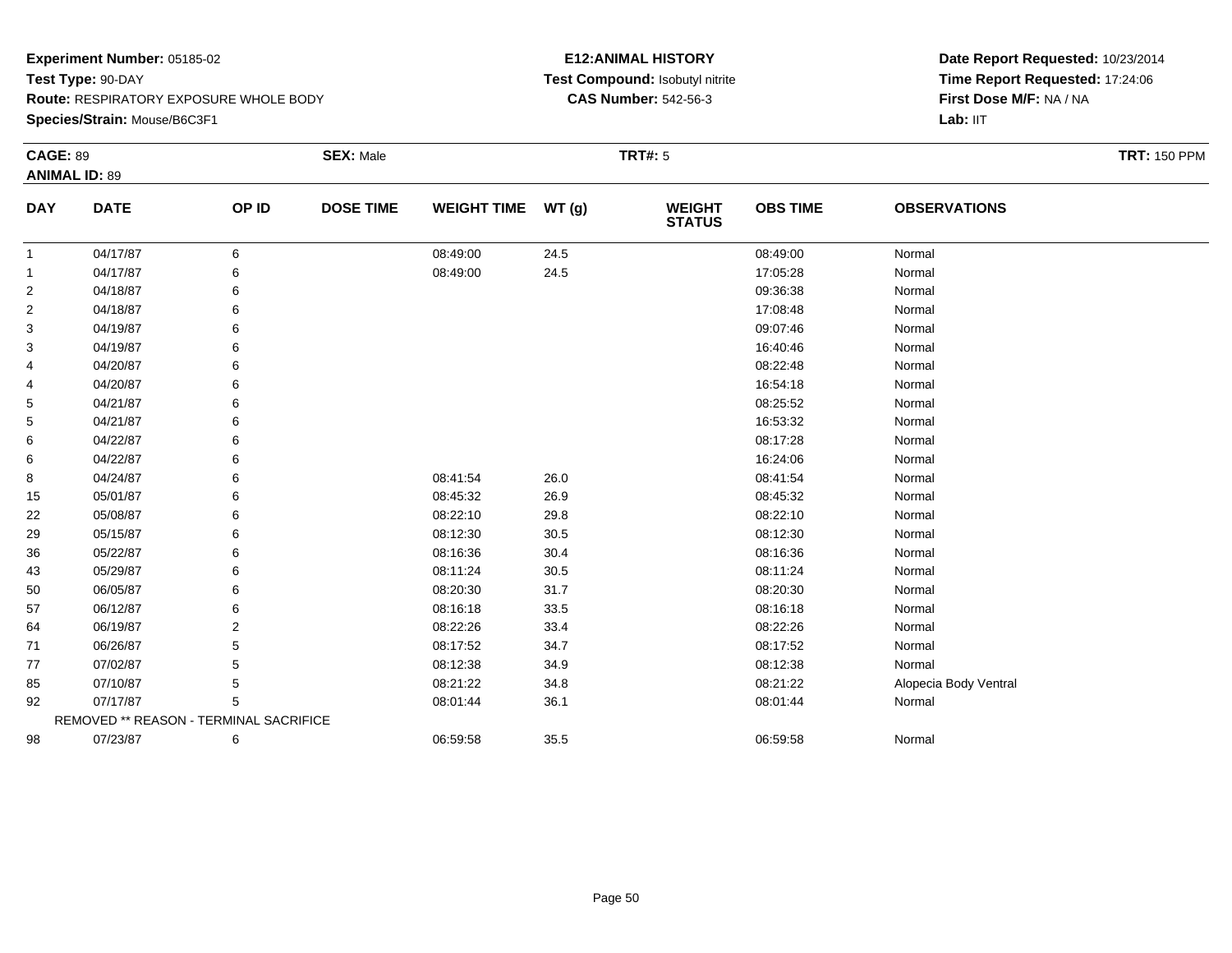**Experiment Number:** 05185-02
**Test Type:** 90-DAY
**Route:** RESPIRATORY EXPOSURE WHOLE BODY
**Species/Strain:** Mouse/B6C3F1

**E12:ANIMAL HISTORY**
**Test Compound:** Isobutyl nitrite
**CAS Number:** 542-56-3

**Date Report Requested:** 10/23/2014
**Time Report Requested:** 17:24:06
**First Dose M/F:** NA / NA
**Lab:** IIT

**CAGE:** 89 **SEX:** Male **TRT#:** 5 **TRT:** 150 PPM
**ANIMAL ID:** 89

| DAY | DATE | OP ID | DOSE TIME | WEIGHT TIME | WT (g) | WEIGHT STATUS | OBS TIME | OBSERVATIONS |
|---|---|---|---|---|---|---|---|---|
| 1 | 04/17/87 | 6 | | 08:49:00 | 24.5 | | 08:49:00 | Normal |
| 1 | 04/17/87 | 6 | | 08:49:00 | 24.5 | | 17:05:28 | Normal |
| 2 | 04/18/87 | 6 | | | | | 09:36:38 | Normal |
| 2 | 04/18/87 | 6 | | | | | 17:08:48 | Normal |
| 3 | 04/19/87 | 6 | | | | | 09:07:46 | Normal |
| 3 | 04/19/87 | 6 | | | | | 16:40:46 | Normal |
| 4 | 04/20/87 | 6 | | | | | 08:22:48 | Normal |
| 4 | 04/20/87 | 6 | | | | | 16:54:18 | Normal |
| 5 | 04/21/87 | 6 | | | | | 08:25:52 | Normal |
| 5 | 04/21/87 | 6 | | | | | 16:53:32 | Normal |
| 6 | 04/22/87 | 6 | | | | | 08:17:28 | Normal |
| 6 | 04/22/87 | 6 | | | | | 16:24:06 | Normal |
| 8 | 04/24/87 | 6 | | 08:41:54 | 26.0 | | 08:41:54 | Normal |
| 15 | 05/01/87 | 6 | | 08:45:32 | 26.9 | | 08:45:32 | Normal |
| 22 | 05/08/87 | 6 | | 08:22:10 | 29.8 | | 08:22:10 | Normal |
| 29 | 05/15/87 | 6 | | 08:12:30 | 30.5 | | 08:12:30 | Normal |
| 36 | 05/22/87 | 6 | | 08:16:36 | 30.4 | | 08:16:36 | Normal |
| 43 | 05/29/87 | 6 | | 08:11:24 | 30.5 | | 08:11:24 | Normal |
| 50 | 06/05/87 | 6 | | 08:20:30 | 31.7 | | 08:20:30 | Normal |
| 57 | 06/12/87 | 6 | | 08:16:18 | 33.5 | | 08:16:18 | Normal |
| 64 | 06/19/87 | 2 | | 08:22:26 | 33.4 | | 08:22:26 | Normal |
| 71 | 06/26/87 | 5 | | 08:17:52 | 34.7 | | 08:17:52 | Normal |
| 77 | 07/02/87 | 5 | | 08:12:38 | 34.9 | | 08:12:38 | Normal |
| 85 | 07/10/87 | 5 | | 08:21:22 | 34.8 | | 08:21:22 | Alopecia Body Ventral |
| 92 | 07/17/87 | 5 | | 08:01:44 | 36.1 | | 08:01:44 | Normal |
| | REMOVED ** REASON - TERMINAL SACRIFICE | | | | | | | |
| 98 | 07/23/87 | 6 | | 06:59:58 | 35.5 | | 06:59:58 | Normal |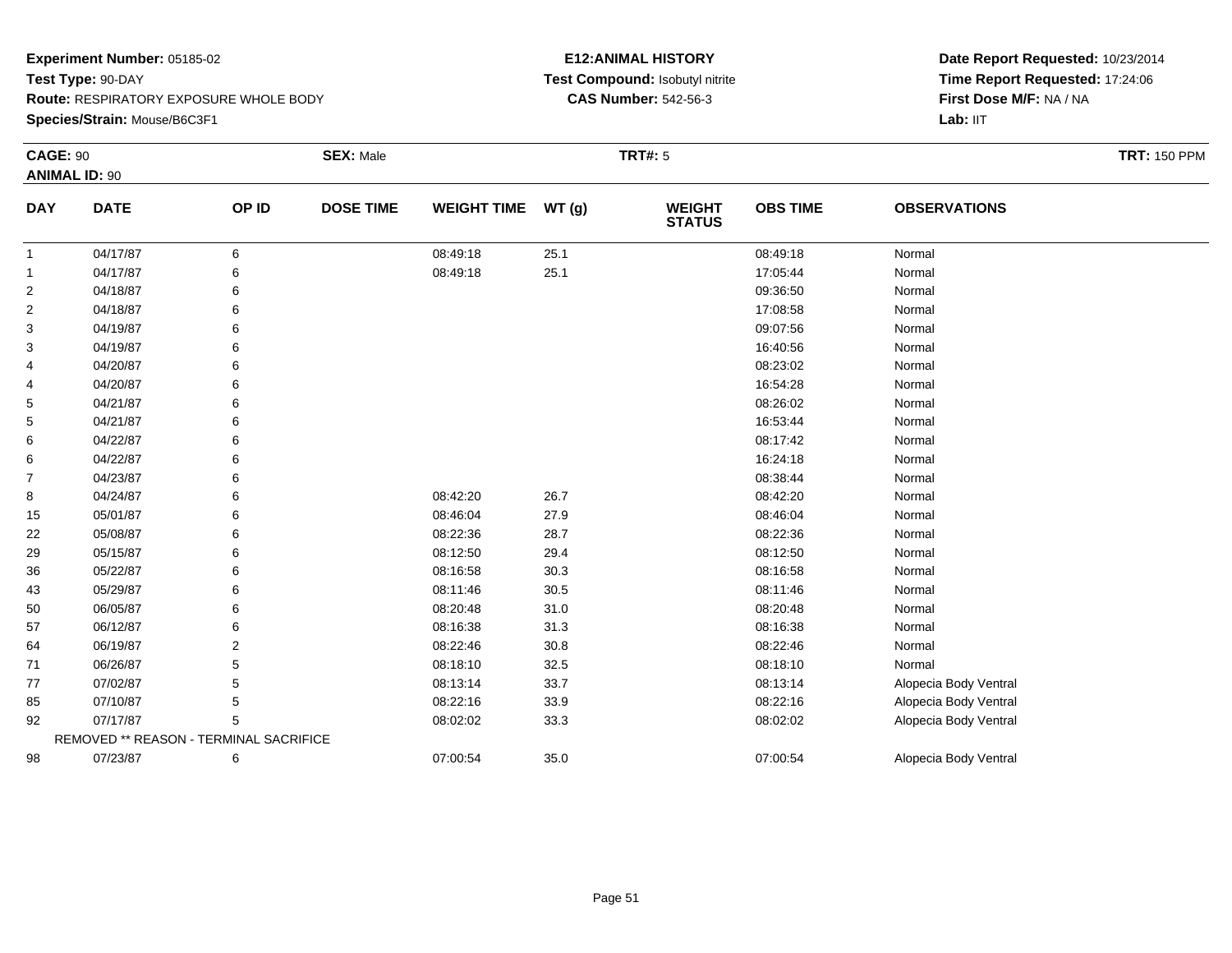**Experiment Number:** 05185-02
**Test Type:** 90-DAY
**Route:** RESPIRATORY EXPOSURE WHOLE BODY
**Species/Strain:** Mouse/B6C3F1

**E12:ANIMAL HISTORY**
**Test Compound:** Isobutyl nitrite
**CAS Number:** 542-56-3

**Date Report Requested:** 10/23/2014
**Time Report Requested:** 17:24:06
**First Dose M/F:** NA / NA
**Lab:** IIT

**CAGE:** 90 **SEX:** Male **TRT#:** 5 **TRT:** 150 PPM
**ANIMAL ID:** 90

| DAY | DATE | OP ID | DOSE TIME | WEIGHT TIME | WT (g) | WEIGHT STATUS | OBS TIME | OBSERVATIONS |
|---|---|---|---|---|---|---|---|---|
| 1 | 04/17/87 | 6 | | 08:49:18 | 25.1 | | 08:49:18 | Normal |
| 1 | 04/17/87 | 6 | | 08:49:18 | 25.1 | | 17:05:44 | Normal |
| 2 | 04/18/87 | 6 | | | | | 09:36:50 | Normal |
| 2 | 04/18/87 | 6 | | | | | 17:08:58 | Normal |
| 3 | 04/19/87 | 6 | | | | | 09:07:56 | Normal |
| 3 | 04/19/87 | 6 | | | | | 16:40:56 | Normal |
| 4 | 04/20/87 | 6 | | | | | 08:23:02 | Normal |
| 4 | 04/20/87 | 6 | | | | | 16:54:28 | Normal |
| 5 | 04/21/87 | 6 | | | | | 08:26:02 | Normal |
| 5 | 04/21/87 | 6 | | | | | 16:53:44 | Normal |
| 6 | 04/22/87 | 6 | | | | | 08:17:42 | Normal |
| 6 | 04/22/87 | 6 | | | | | 16:24:18 | Normal |
| 7 | 04/23/87 | 6 | | | | | 08:38:44 | Normal |
| 8 | 04/24/87 | 6 | | 08:42:20 | 26.7 | | 08:42:20 | Normal |
| 15 | 05/01/87 | 6 | | 08:46:04 | 27.9 | | 08:46:04 | Normal |
| 22 | 05/08/87 | 6 | | 08:22:36 | 28.7 | | 08:22:36 | Normal |
| 29 | 05/15/87 | 6 | | 08:12:50 | 29.4 | | 08:12:50 | Normal |
| 36 | 05/22/87 | 6 | | 08:16:58 | 30.3 | | 08:16:58 | Normal |
| 43 | 05/29/87 | 6 | | 08:11:46 | 30.5 | | 08:11:46 | Normal |
| 50 | 06/05/87 | 6 | | 08:20:48 | 31.0 | | 08:20:48 | Normal |
| 57 | 06/12/87 | 6 | | 08:16:38 | 31.3 | | 08:16:38 | Normal |
| 64 | 06/19/87 | 2 | | 08:22:46 | 30.8 | | 08:22:46 | Normal |
| 71 | 06/26/87 | 5 | | 08:18:10 | 32.5 | | 08:18:10 | Normal |
| 77 | 07/02/87 | 5 | | 08:13:14 | 33.7 | | 08:13:14 | Alopecia Body Ventral |
| 85 | 07/10/87 | 5 | | 08:22:16 | 33.9 | | 08:22:16 | Alopecia Body Ventral |
| 92 | 07/17/87 | 5 | | 08:02:02 | 33.3 | | 08:02:02 | Alopecia Body Ventral |
| | REMOVED ** REASON - TERMINAL SACRIFICE | | | | | | | |
| 98 | 07/23/87 | 6 | | 07:00:54 | 35.0 | | 07:00:54 | Alopecia Body Ventral |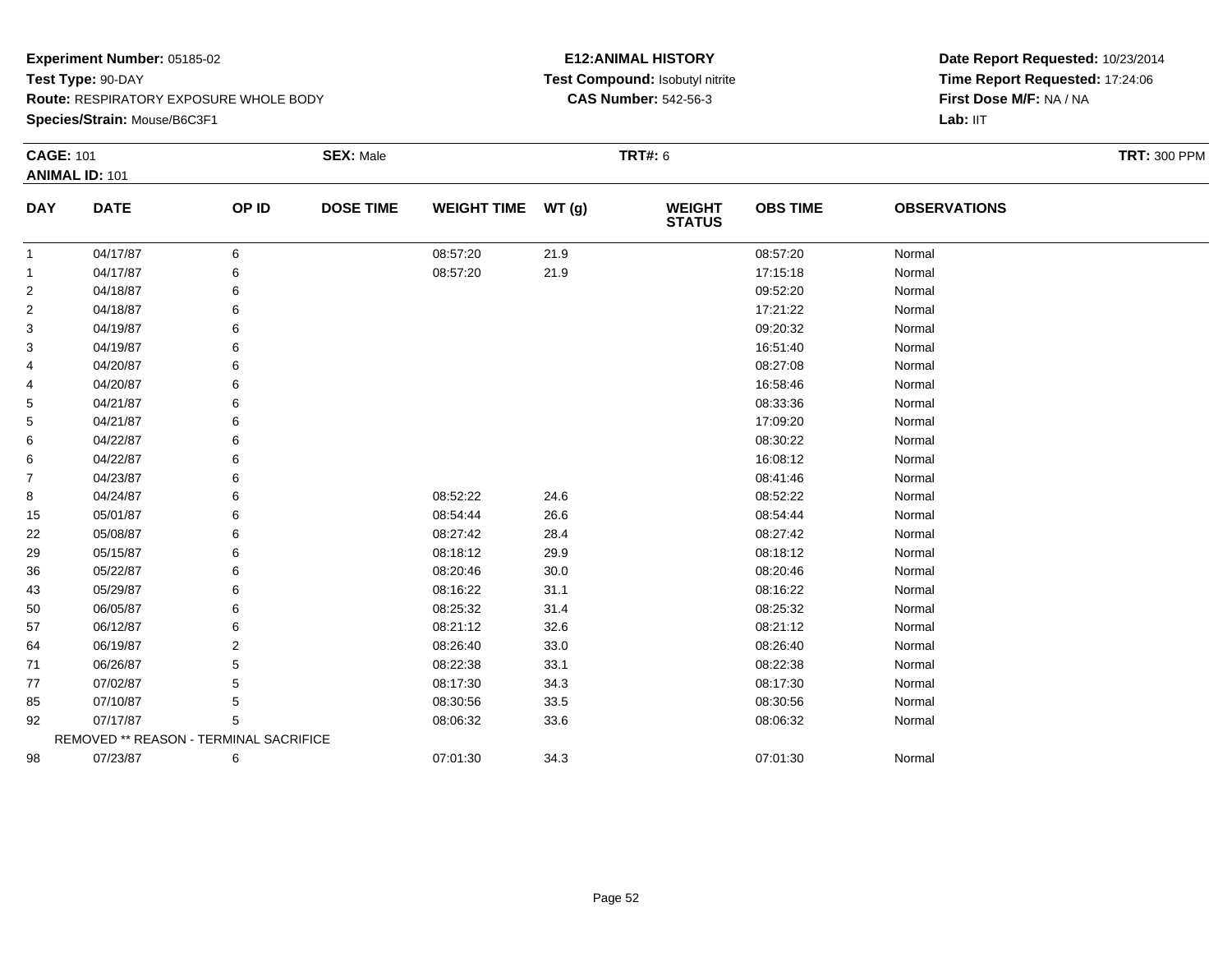**Experiment Number:** 05185-02
**Test Type:** 90-DAY
**Route:** RESPIRATORY EXPOSURE WHOLE BODY
**Species/Strain:** Mouse/B6C3F1

**E12:ANIMAL HISTORY**
**Test Compound:** Isobutyl nitrite
**CAS Number:** 542-56-3

**Date Report Requested:** 10/23/2014
**Time Report Requested:** 17:24:06
**First Dose M/F:** NA / NA
**Lab:** IIT

**CAGE:** 101 **SEX:** Male **TRT#:** 6 **TRT:** 300 PPM
**ANIMAL ID:** 101

| DAY | DATE | OP ID | DOSE TIME | WEIGHT TIME | WT (g) | WEIGHT STATUS | OBS TIME | OBSERVATIONS |
|---|---|---|---|---|---|---|---|---|
| 1 | 04/17/87 | 6 | | 08:57:20 | 21.9 | | 08:57:20 | Normal |
| 1 | 04/17/87 | 6 | | 08:57:20 | 21.9 | | 17:15:18 | Normal |
| 2 | 04/18/87 | 6 | | | | | 09:52:20 | Normal |
| 2 | 04/18/87 | 6 | | | | | 17:21:22 | Normal |
| 3 | 04/19/87 | 6 | | | | | 09:20:32 | Normal |
| 3 | 04/19/87 | 6 | | | | | 16:51:40 | Normal |
| 4 | 04/20/87 | 6 | | | | | 08:27:08 | Normal |
| 4 | 04/20/87 | 6 | | | | | 16:58:46 | Normal |
| 5 | 04/21/87 | 6 | | | | | 08:33:36 | Normal |
| 5 | 04/21/87 | 6 | | | | | 17:09:20 | Normal |
| 6 | 04/22/87 | 6 | | | | | 08:30:22 | Normal |
| 6 | 04/22/87 | 6 | | | | | 16:08:12 | Normal |
| 7 | 04/23/87 | 6 | | | | | 08:41:46 | Normal |
| 8 | 04/24/87 | 6 | | 08:52:22 | 24.6 | | 08:52:22 | Normal |
| 15 | 05/01/87 | 6 | | 08:54:44 | 26.6 | | 08:54:44 | Normal |
| 22 | 05/08/87 | 6 | | 08:27:42 | 28.4 | | 08:27:42 | Normal |
| 29 | 05/15/87 | 6 | | 08:18:12 | 29.9 | | 08:18:12 | Normal |
| 36 | 05/22/87 | 6 | | 08:20:46 | 30.0 | | 08:20:46 | Normal |
| 43 | 05/29/87 | 6 | | 08:16:22 | 31.1 | | 08:16:22 | Normal |
| 50 | 06/05/87 | 6 | | 08:25:32 | 31.4 | | 08:25:32 | Normal |
| 57 | 06/12/87 | 6 | | 08:21:12 | 32.6 | | 08:21:12 | Normal |
| 64 | 06/19/87 | 2 | | 08:26:40 | 33.0 | | 08:26:40 | Normal |
| 71 | 06/26/87 | 5 | | 08:22:38 | 33.1 | | 08:22:38 | Normal |
| 77 | 07/02/87 | 5 | | 08:17:30 | 34.3 | | 08:17:30 | Normal |
| 85 | 07/10/87 | 5 | | 08:30:56 | 33.5 | | 08:30:56 | Normal |
| 92 | 07/17/87 | 5 | | 08:06:32 | 33.6 | | 08:06:32 | Normal |
| REMOVED ** REASON - TERMINAL SACRIFICE | | | | | | | | |
| 98 | 07/23/87 | 6 | | 07:01:30 | 34.3 | | 07:01:30 | Normal |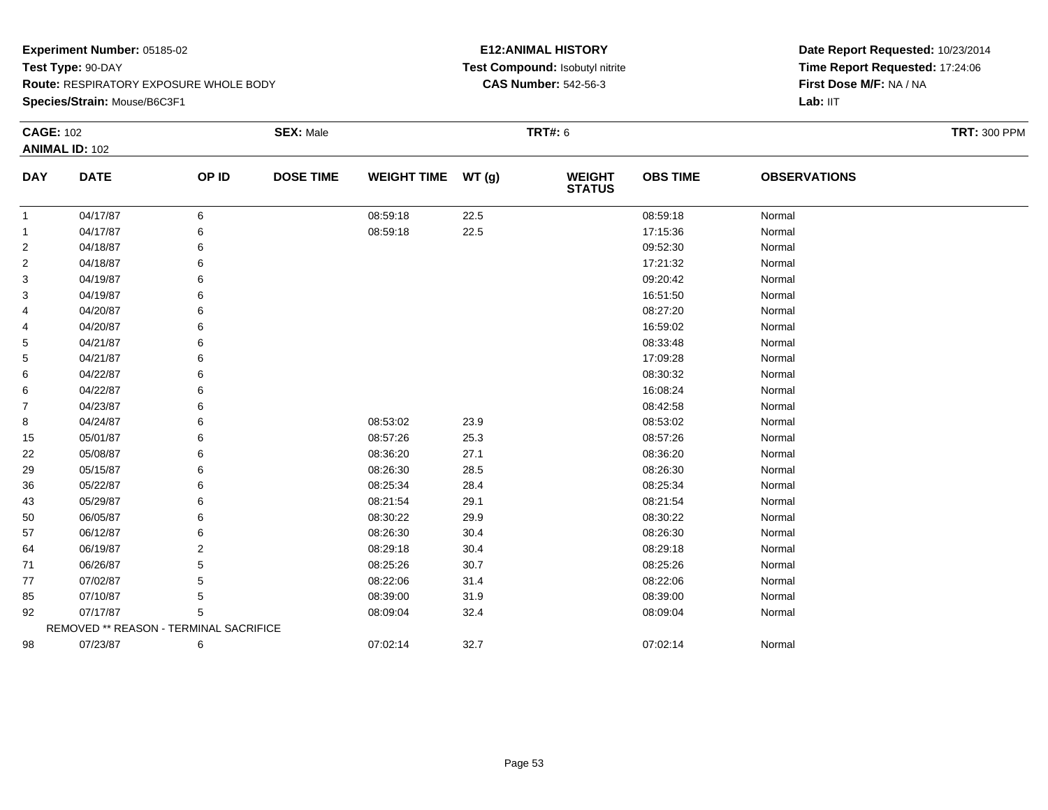**Experiment Number:** 05185-02
**Test Type:** 90-DAY
**Route:** RESPIRATORY EXPOSURE WHOLE BODY
**Species/Strain:** Mouse/B6C3F1

**E12:ANIMAL HISTORY**
**Test Compound:** Isobutyl nitrite
**CAS Number:** 542-56-3

**Date Report Requested:** 10/23/2014
**Time Report Requested:** 17:24:06
**First Dose M/F:** NA / NA
**Lab:** IIT

**CAGE:** 102 **SEX:** Male **TRT#:** 6 **TRT:** 300 PPM
**ANIMAL ID:** 102

| DAY | DATE | OP ID | DOSE TIME | WEIGHT TIME | WT (g) | WEIGHT STATUS | OBS TIME | OBSERVATIONS |
|---|---|---|---|---|---|---|---|---|
| 1 | 04/17/87 | 6 | | 08:59:18 | 22.5 | | 08:59:18 | Normal |
| 1 | 04/17/87 | 6 | | 08:59:18 | 22.5 | | 17:15:36 | Normal |
| 2 | 04/18/87 | 6 | | | | | 09:52:30 | Normal |
| 2 | 04/18/87 | 6 | | | | | 17:21:32 | Normal |
| 3 | 04/19/87 | 6 | | | | | 09:20:42 | Normal |
| 3 | 04/19/87 | 6 | | | | | 16:51:50 | Normal |
| 4 | 04/20/87 | 6 | | | | | 08:27:20 | Normal |
| 4 | 04/20/87 | 6 | | | | | 16:59:02 | Normal |
| 5 | 04/21/87 | 6 | | | | | 08:33:48 | Normal |
| 5 | 04/21/87 | 6 | | | | | 17:09:28 | Normal |
| 6 | 04/22/87 | 6 | | | | | 08:30:32 | Normal |
| 6 | 04/22/87 | 6 | | | | | 16:08:24 | Normal |
| 7 | 04/23/87 | 6 | | | | | 08:42:58 | Normal |
| 8 | 04/24/87 | 6 | | 08:53:02 | 23.9 | | 08:53:02 | Normal |
| 15 | 05/01/87 | 6 | | 08:57:26 | 25.3 | | 08:57:26 | Normal |
| 22 | 05/08/87 | 6 | | 08:36:20 | 27.1 | | 08:36:20 | Normal |
| 29 | 05/15/87 | 6 | | 08:26:30 | 28.5 | | 08:26:30 | Normal |
| 36 | 05/22/87 | 6 | | 08:25:34 | 28.4 | | 08:25:34 | Normal |
| 43 | 05/29/87 | 6 | | 08:21:54 | 29.1 | | 08:21:54 | Normal |
| 50 | 06/05/87 | 6 | | 08:30:22 | 29.9 | | 08:30:22 | Normal |
| 57 | 06/12/87 | 6 | | 08:26:30 | 30.4 | | 08:26:30 | Normal |
| 64 | 06/19/87 | 2 | | 08:29:18 | 30.4 | | 08:29:18 | Normal |
| 71 | 06/26/87 | 5 | | 08:25:26 | 30.7 | | 08:25:26 | Normal |
| 77 | 07/02/87 | 5 | | 08:22:06 | 31.4 | | 08:22:06 | Normal |
| 85 | 07/10/87 | 5 | | 08:39:00 | 31.9 | | 08:39:00 | Normal |
| 92 | 07/17/87 | 5 | | 08:09:04 | 32.4 | | 08:09:04 | Normal |
| REMOVED ** REASON - TERMINAL SACRIFICE | | | | | | | | |
| 98 | 07/23/87 | 6 | | 07:02:14 | 32.7 | | 07:02:14 | Normal |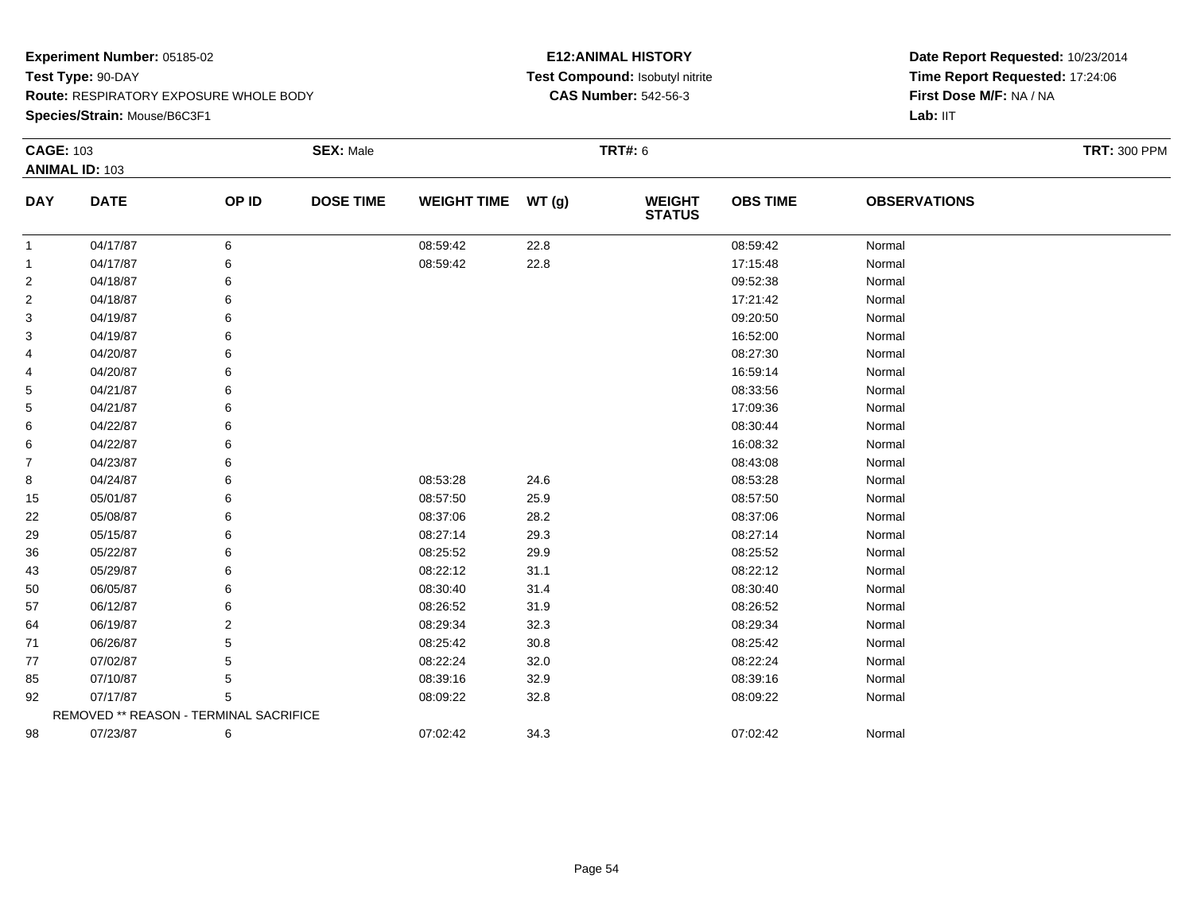**Experiment Number:** 05185-02
**Test Type:** 90-DAY
**Route:** RESPIRATORY EXPOSURE WHOLE BODY
**Species/Strain:** Mouse/B6C3F1

**E12:ANIMAL HISTORY**
**Test Compound:** Isobutyl nitrite
**CAS Number:** 542-56-3

**Date Report Requested:** 10/23/2014
**Time Report Requested:** 17:24:06
**First Dose M/F:** NA / NA
**Lab:** IIT

**CAGE:** 103 **SEX:** Male **TRT#:** 6 **TRT:** 300 PPM
**ANIMAL ID:** 103

| DAY | DATE | OP ID | DOSE TIME | WEIGHT TIME | WT (g) | WEIGHT STATUS | OBS TIME | OBSERVATIONS |
|---|---|---|---|---|---|---|---|---|
| 1 | 04/17/87 | 6 | | 08:59:42 | 22.8 | | 08:59:42 | Normal |
| 1 | 04/17/87 | 6 | | 08:59:42 | 22.8 | | 17:15:48 | Normal |
| 2 | 04/18/87 | 6 | | | | | 09:52:38 | Normal |
| 2 | 04/18/87 | 6 | | | | | 17:21:42 | Normal |
| 3 | 04/19/87 | 6 | | | | | 09:20:50 | Normal |
| 3 | 04/19/87 | 6 | | | | | 16:52:00 | Normal |
| 4 | 04/20/87 | 6 | | | | | 08:27:30 | Normal |
| 4 | 04/20/87 | 6 | | | | | 16:59:14 | Normal |
| 5 | 04/21/87 | 6 | | | | | 08:33:56 | Normal |
| 5 | 04/21/87 | 6 | | | | | 17:09:36 | Normal |
| 6 | 04/22/87 | 6 | | | | | 08:30:44 | Normal |
| 6 | 04/22/87 | 6 | | | | | 16:08:32 | Normal |
| 7 | 04/23/87 | 6 | | | | | 08:43:08 | Normal |
| 8 | 04/24/87 | 6 | | 08:53:28 | 24.6 | | 08:53:28 | Normal |
| 15 | 05/01/87 | 6 | | 08:57:50 | 25.9 | | 08:57:50 | Normal |
| 22 | 05/08/87 | 6 | | 08:37:06 | 28.2 | | 08:37:06 | Normal |
| 29 | 05/15/87 | 6 | | 08:27:14 | 29.3 | | 08:27:14 | Normal |
| 36 | 05/22/87 | 6 | | 08:25:52 | 29.9 | | 08:25:52 | Normal |
| 43 | 05/29/87 | 6 | | 08:22:12 | 31.1 | | 08:22:12 | Normal |
| 50 | 06/05/87 | 6 | | 08:30:40 | 31.4 | | 08:30:40 | Normal |
| 57 | 06/12/87 | 6 | | 08:26:52 | 31.9 | | 08:26:52 | Normal |
| 64 | 06/19/87 | 2 | | 08:29:34 | 32.3 | | 08:29:34 | Normal |
| 71 | 06/26/87 | 5 | | 08:25:42 | 30.8 | | 08:25:42 | Normal |
| 77 | 07/02/87 | 5 | | 08:22:24 | 32.0 | | 08:22:24 | Normal |
| 85 | 07/10/87 | 5 | | 08:39:16 | 32.9 | | 08:39:16 | Normal |
| 92 | 07/17/87 | 5 | | 08:09:22 | 32.8 | | 08:09:22 | Normal |
| REMOVED ** REASON - TERMINAL SACRIFICE | | | | | | | | |
| 98 | 07/23/87 | 6 | | 07:02:42 | 34.3 | | 07:02:42 | Normal |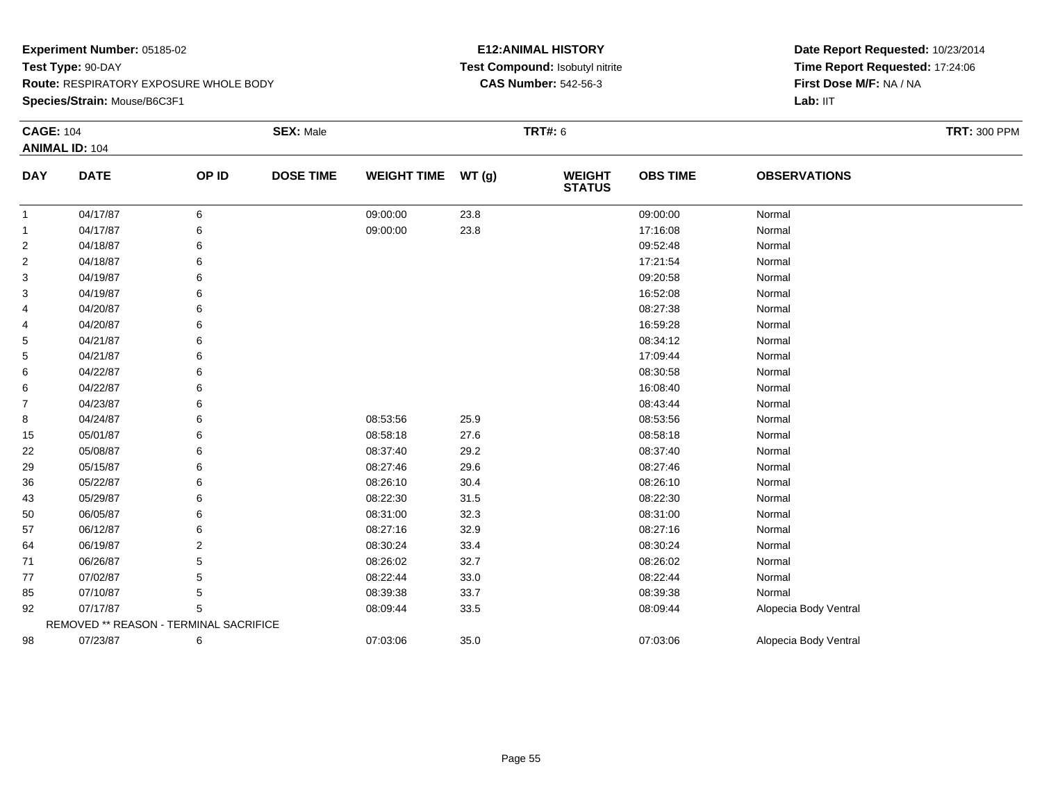**Experiment Number:** 05185-02
**Test Type:** 90-DAY
**Route:** RESPIRATORY EXPOSURE WHOLE BODY
**Species/Strain:** Mouse/B6C3F1

**E12:ANIMAL HISTORY**
**Test Compound:** Isobutyl nitrite
**CAS Number:** 542-56-3

**Date Report Requested:** 10/23/2014
**Time Report Requested:** 17:24:06
**First Dose M/F:** NA / NA
**Lab:** IIT

**CAGE:** 104 **SEX:** Male **TRT#:** 6 **TRT:** 300 PPM
**ANIMAL ID:** 104

| DAY | DATE | OP ID | DOSE TIME | WEIGHT TIME | WT (g) | WEIGHT STATUS | OBS TIME | OBSERVATIONS |
|---|---|---|---|---|---|---|---|---|
| 1 | 04/17/87 | 6 | | 09:00:00 | 23.8 | | 09:00:00 | Normal |
| 1 | 04/17/87 | 6 | | 09:00:00 | 23.8 | | 17:16:08 | Normal |
| 2 | 04/18/87 | 6 | | | | | 09:52:48 | Normal |
| 2 | 04/18/87 | 6 | | | | | 17:21:54 | Normal |
| 3 | 04/19/87 | 6 | | | | | 09:20:58 | Normal |
| 3 | 04/19/87 | 6 | | | | | 16:52:08 | Normal |
| 4 | 04/20/87 | 6 | | | | | 08:27:38 | Normal |
| 4 | 04/20/87 | 6 | | | | | 16:59:28 | Normal |
| 5 | 04/21/87 | 6 | | | | | 08:34:12 | Normal |
| 5 | 04/21/87 | 6 | | | | | 17:09:44 | Normal |
| 6 | 04/22/87 | 6 | | | | | 08:30:58 | Normal |
| 6 | 04/22/87 | 6 | | | | | 16:08:40 | Normal |
| 7 | 04/23/87 | 6 | | | | | 08:43:44 | Normal |
| 8 | 04/24/87 | 6 | | 08:53:56 | 25.9 | | 08:53:56 | Normal |
| 15 | 05/01/87 | 6 | | 08:58:18 | 27.6 | | 08:58:18 | Normal |
| 22 | 05/08/87 | 6 | | 08:37:40 | 29.2 | | 08:37:40 | Normal |
| 29 | 05/15/87 | 6 | | 08:27:46 | 29.6 | | 08:27:46 | Normal |
| 36 | 05/22/87 | 6 | | 08:26:10 | 30.4 | | 08:26:10 | Normal |
| 43 | 05/29/87 | 6 | | 08:22:30 | 31.5 | | 08:22:30 | Normal |
| 50 | 06/05/87 | 6 | | 08:31:00 | 32.3 | | 08:31:00 | Normal |
| 57 | 06/12/87 | 6 | | 08:27:16 | 32.9 | | 08:27:16 | Normal |
| 64 | 06/19/87 | 2 | | 08:30:24 | 33.4 | | 08:30:24 | Normal |
| 71 | 06/26/87 | 5 | | 08:26:02 | 32.7 | | 08:26:02 | Normal |
| 77 | 07/02/87 | 5 | | 08:22:44 | 33.0 | | 08:22:44 | Normal |
| 85 | 07/10/87 | 5 | | 08:39:38 | 33.7 | | 08:39:38 | Normal |
| 92 | 07/17/87 | 5 | | 08:09:44 | 33.5 | | 08:09:44 | Alopecia Body Ventral |
| | REMOVED ** REASON - TERMINAL SACRIFICE | | | | | | | |
| 98 | 07/23/87 | 6 | | 07:03:06 | 35.0 | | 07:03:06 | Alopecia Body Ventral |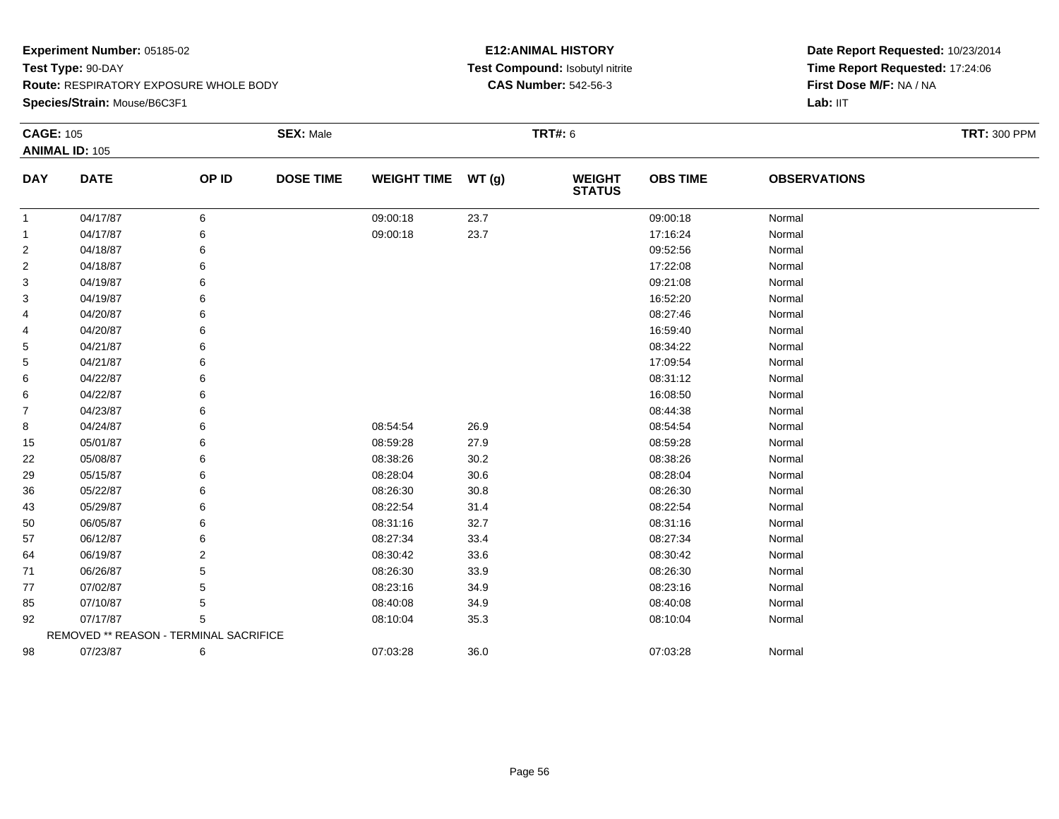**Experiment Number:** 05185-02
**Test Type:** 90-DAY
**Route:** RESPIRATORY EXPOSURE WHOLE BODY
**Species/Strain:** Mouse/B6C3F1

**E12:ANIMAL HISTORY**
**Test Compound:** Isobutyl nitrite
**CAS Number:** 542-56-3

**Date Report Requested:** 10/23/2014
**Time Report Requested:** 17:24:06
**First Dose M/F:** NA / NA
**Lab:** IIT

**CAGE:** 105 **SEX:** Male **TRT#:** 6 **TRT:** 300 PPM
**ANIMAL ID:** 105

| DAY | DATE | OP ID | DOSE TIME | WEIGHT TIME | WT (g) | WEIGHT STATUS | OBS TIME | OBSERVATIONS |
|---|---|---|---|---|---|---|---|---|
| 1 | 04/17/87 | 6 | | 09:00:18 | 23.7 | | 09:00:18 | Normal |
| 1 | 04/17/87 | 6 | | 09:00:18 | 23.7 | | 17:16:24 | Normal |
| 2 | 04/18/87 | 6 | | | | | 09:52:56 | Normal |
| 2 | 04/18/87 | 6 | | | | | 17:22:08 | Normal |
| 3 | 04/19/87 | 6 | | | | | 09:21:08 | Normal |
| 3 | 04/19/87 | 6 | | | | | 16:52:20 | Normal |
| 4 | 04/20/87 | 6 | | | | | 08:27:46 | Normal |
| 4 | 04/20/87 | 6 | | | | | 16:59:40 | Normal |
| 5 | 04/21/87 | 6 | | | | | 08:34:22 | Normal |
| 5 | 04/21/87 | 6 | | | | | 17:09:54 | Normal |
| 6 | 04/22/87 | 6 | | | | | 08:31:12 | Normal |
| 6 | 04/22/87 | 6 | | | | | 16:08:50 | Normal |
| 7 | 04/23/87 | 6 | | | | | 08:44:38 | Normal |
| 8 | 04/24/87 | 6 | | 08:54:54 | 26.9 | | 08:54:54 | Normal |
| 15 | 05/01/87 | 6 | | 08:59:28 | 27.9 | | 08:59:28 | Normal |
| 22 | 05/08/87 | 6 | | 08:38:26 | 30.2 | | 08:38:26 | Normal |
| 29 | 05/15/87 | 6 | | 08:28:04 | 30.6 | | 08:28:04 | Normal |
| 36 | 05/22/87 | 6 | | 08:26:30 | 30.8 | | 08:26:30 | Normal |
| 43 | 05/29/87 | 6 | | 08:22:54 | 31.4 | | 08:22:54 | Normal |
| 50 | 06/05/87 | 6 | | 08:31:16 | 32.7 | | 08:31:16 | Normal |
| 57 | 06/12/87 | 6 | | 08:27:34 | 33.4 | | 08:27:34 | Normal |
| 64 | 06/19/87 | 2 | | 08:30:42 | 33.6 | | 08:30:42 | Normal |
| 71 | 06/26/87 | 5 | | 08:26:30 | 33.9 | | 08:26:30 | Normal |
| 77 | 07/02/87 | 5 | | 08:23:16 | 34.9 | | 08:23:16 | Normal |
| 85 | 07/10/87 | 5 | | 08:40:08 | 34.9 | | 08:40:08 | Normal |
| 92 | 07/17/87 | 5 | | 08:10:04 | 35.3 | | 08:10:04 | Normal |
| REMOVED ** REASON - TERMINAL SACRIFICE | | | | | | | | |
| 98 | 07/23/87 | 6 | | 07:03:28 | 36.0 | | 07:03:28 | Normal |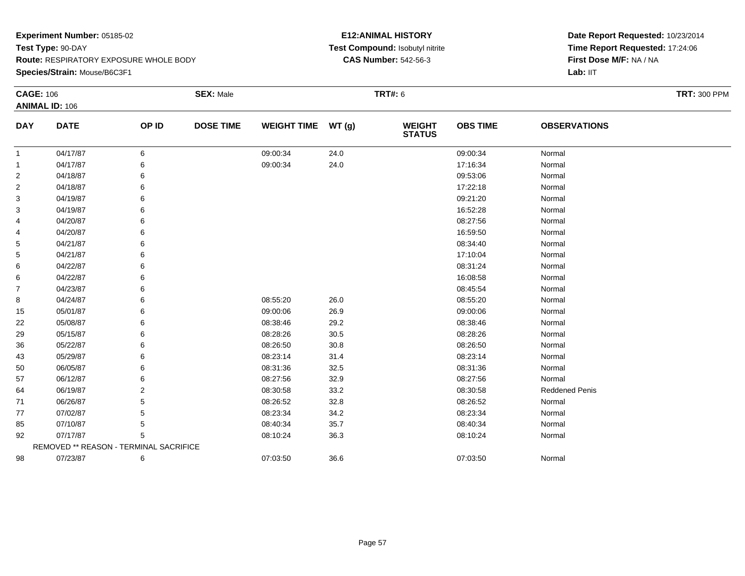**Experiment Number:** 05185-02
**Test Type:** 90-DAY
**Route:** RESPIRATORY EXPOSURE WHOLE BODY
**Species/Strain:** Mouse/B6C3F1

**E12:ANIMAL HISTORY**
**Test Compound:** Isobutyl nitrite
**CAS Number:** 542-56-3

**Date Report Requested:** 10/23/2014
**Time Report Requested:** 17:24:06
**First Dose M/F:** NA / NA
**Lab:** IIT

**CAGE:** 106 **SEX:** Male **TRT#:** 6 **TRT:** 300 PPM
**ANIMAL ID:** 106

| DAY | DATE | OP ID | DOSE TIME | WEIGHT TIME | WT (g) | WEIGHT STATUS | OBS TIME | OBSERVATIONS |
|---|---|---|---|---|---|---|---|---|
| 1 | 04/17/87 | 6 | | 09:00:34 | 24.0 | | 09:00:34 | Normal |
| 1 | 04/17/87 | 6 | | 09:00:34 | 24.0 | | 17:16:34 | Normal |
| 2 | 04/18/87 | 6 | | | | | 09:53:06 | Normal |
| 2 | 04/18/87 | 6 | | | | | 17:22:18 | Normal |
| 3 | 04/19/87 | 6 | | | | | 09:21:20 | Normal |
| 3 | 04/19/87 | 6 | | | | | 16:52:28 | Normal |
| 4 | 04/20/87 | 6 | | | | | 08:27:56 | Normal |
| 4 | 04/20/87 | 6 | | | | | 16:59:50 | Normal |
| 5 | 04/21/87 | 6 | | | | | 08:34:40 | Normal |
| 5 | 04/21/87 | 6 | | | | | 17:10:04 | Normal |
| 6 | 04/22/87 | 6 | | | | | 08:31:24 | Normal |
| 6 | 04/22/87 | 6 | | | | | 16:08:58 | Normal |
| 7 | 04/23/87 | 6 | | | | | 08:45:54 | Normal |
| 8 | 04/24/87 | 6 | | 08:55:20 | 26.0 | | 08:55:20 | Normal |
| 15 | 05/01/87 | 6 | | 09:00:06 | 26.9 | | 09:00:06 | Normal |
| 22 | 05/08/87 | 6 | | 08:38:46 | 29.2 | | 08:38:46 | Normal |
| 29 | 05/15/87 | 6 | | 08:28:26 | 30.5 | | 08:28:26 | Normal |
| 36 | 05/22/87 | 6 | | 08:26:50 | 30.8 | | 08:26:50 | Normal |
| 43 | 05/29/87 | 6 | | 08:23:14 | 31.4 | | 08:23:14 | Normal |
| 50 | 06/05/87 | 6 | | 08:31:36 | 32.5 | | 08:31:36 | Normal |
| 57 | 06/12/87 | 6 | | 08:27:56 | 32.9 | | 08:27:56 | Normal |
| 64 | 06/19/87 | 2 | | 08:30:58 | 33.2 | | 08:30:58 | Reddened Penis |
| 71 | 06/26/87 | 5 | | 08:26:52 | 32.8 | | 08:26:52 | Normal |
| 77 | 07/02/87 | 5 | | 08:23:34 | 34.2 | | 08:23:34 | Normal |
| 85 | 07/10/87 | 5 | | 08:40:34 | 35.7 | | 08:40:34 | Normal |
| 92 | 07/17/87 | 5 | | 08:10:24 | 36.3 | | 08:10:24 | Normal |
| | REMOVED ** REASON - TERMINAL SACRIFICE | | | | | | | |
| 98 | 07/23/87 | 6 | | 07:03:50 | 36.6 | | 07:03:50 | Normal |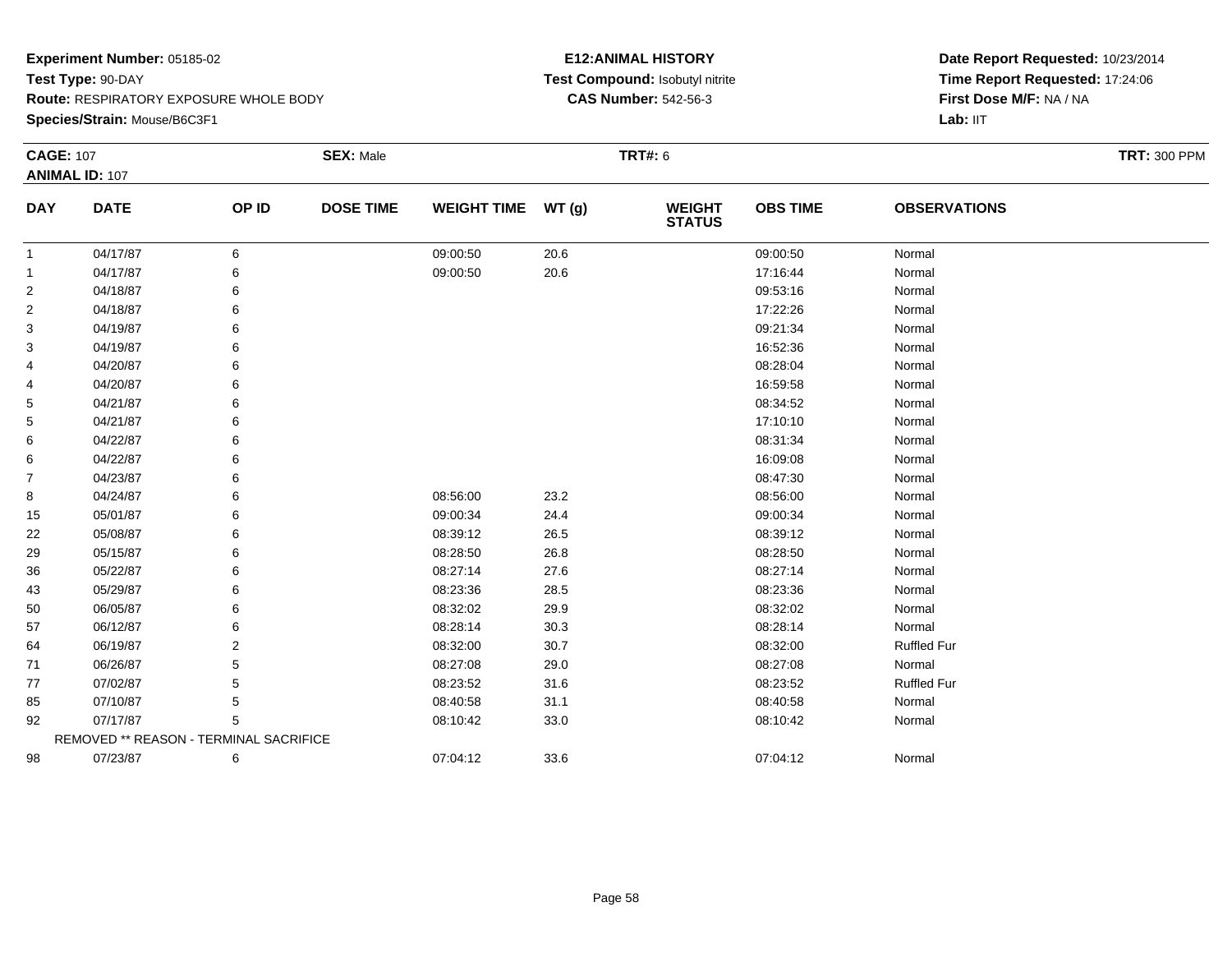**Experiment Number:** 05185-02
**Test Type:** 90-DAY
**Route:** RESPIRATORY EXPOSURE WHOLE BODY
**Species/Strain:** Mouse/B6C3F1

**E12:ANIMAL HISTORY**
**Test Compound:** Isobutyl nitrite
**CAS Number:** 542-56-3

**Date Report Requested:** 10/23/2014
**Time Report Requested:** 17:24:06
**First Dose M/F:** NA / NA
**Lab:** IIT

**CAGE:** 107 **SEX:** Male **TRT#:** 6 **TRT:** 300 PPM
**ANIMAL ID:** 107

| DAY | DATE | OP ID | DOSE TIME | WEIGHT TIME | WT (g) | WEIGHT STATUS | OBS TIME | OBSERVATIONS |
|---|---|---|---|---|---|---|---|---|
| 1 | 04/17/87 | 6 | | 09:00:50 | 20.6 | | 09:00:50 | Normal |
| 1 | 04/17/87 | 6 | | 09:00:50 | 20.6 | | 17:16:44 | Normal |
| 2 | 04/18/87 | 6 | | | | | 09:53:16 | Normal |
| 2 | 04/18/87 | 6 | | | | | 17:22:26 | Normal |
| 3 | 04/19/87 | 6 | | | | | 09:21:34 | Normal |
| 3 | 04/19/87 | 6 | | | | | 16:52:36 | Normal |
| 4 | 04/20/87 | 6 | | | | | 08:28:04 | Normal |
| 4 | 04/20/87 | 6 | | | | | 16:59:58 | Normal |
| 5 | 04/21/87 | 6 | | | | | 08:34:52 | Normal |
| 5 | 04/21/87 | 6 | | | | | 17:10:10 | Normal |
| 6 | 04/22/87 | 6 | | | | | 08:31:34 | Normal |
| 6 | 04/22/87 | 6 | | | | | 16:09:08 | Normal |
| 7 | 04/23/87 | 6 | | | | | 08:47:30 | Normal |
| 8 | 04/24/87 | 6 | | 08:56:00 | 23.2 | | 08:56:00 | Normal |
| 15 | 05/01/87 | 6 | | 09:00:34 | 24.4 | | 09:00:34 | Normal |
| 22 | 05/08/87 | 6 | | 08:39:12 | 26.5 | | 08:39:12 | Normal |
| 29 | 05/15/87 | 6 | | 08:28:50 | 26.8 | | 08:28:50 | Normal |
| 36 | 05/22/87 | 6 | | 08:27:14 | 27.6 | | 08:27:14 | Normal |
| 43 | 05/29/87 | 6 | | 08:23:36 | 28.5 | | 08:23:36 | Normal |
| 50 | 06/05/87 | 6 | | 08:32:02 | 29.9 | | 08:32:02 | Normal |
| 57 | 06/12/87 | 6 | | 08:28:14 | 30.3 | | 08:28:14 | Normal |
| 64 | 06/19/87 | 2 | | 08:32:00 | 30.7 | | 08:32:00 | Ruffled Fur |
| 71 | 06/26/87 | 5 | | 08:27:08 | 29.0 | | 08:27:08 | Normal |
| 77 | 07/02/87 | 5 | | 08:23:52 | 31.6 | | 08:23:52 | Ruffled Fur |
| 85 | 07/10/87 | 5 | | 08:40:58 | 31.1 | | 08:40:58 | Normal |
| 92 | 07/17/87 | 5 | | 08:10:42 | 33.0 | | 08:10:42 | Normal |
| | REMOVED ** REASON - TERMINAL SACRIFICE | | | | | | | |
| 98 | 07/23/87 | 6 | | 07:04:12 | 33.6 | | 07:04:12 | Normal |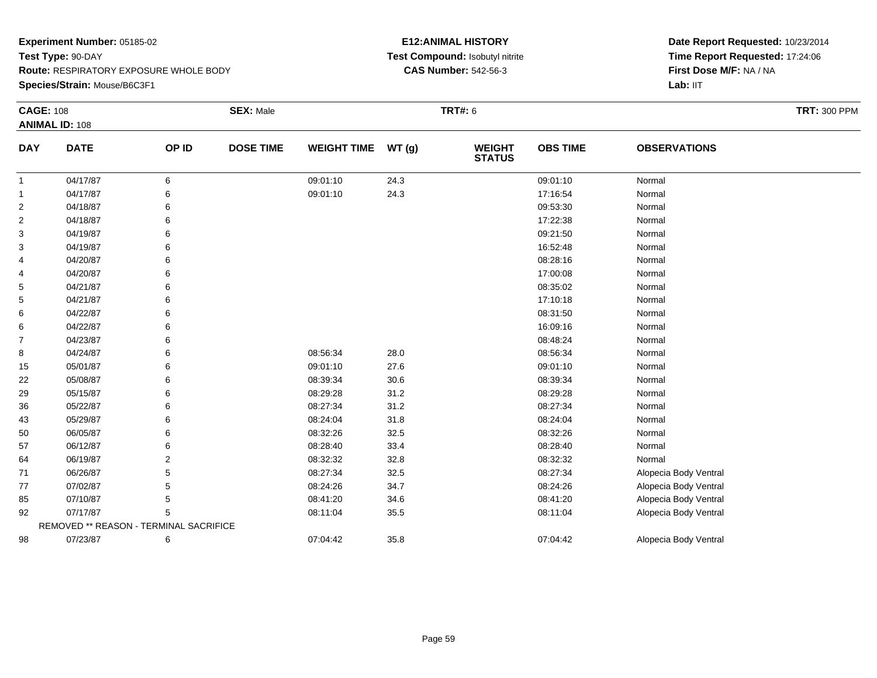**Experiment Number:** 05185-02
**Test Type:** 90-DAY
**Route:** RESPIRATORY EXPOSURE WHOLE BODY
**Species/Strain:** Mouse/B6C3F1

**E12:ANIMAL HISTORY**
**Test Compound:** Isobutyl nitrite
**CAS Number:** 542-56-3

**Date Report Requested:** 10/23/2014
**Time Report Requested:** 17:24:06
**First Dose M/F:** NA / NA
**Lab:** IIT

**CAGE:** 108 **SEX:** Male **TRT#:** 6 **TRT:** 300 PPM
**ANIMAL ID:** 108

| DAY | DATE | OP ID | DOSE TIME | WEIGHT TIME | WT (g) | WEIGHT STATUS | OBS TIME | OBSERVATIONS |
|---|---|---|---|---|---|---|---|---|
| 1 | 04/17/87 | 6 | | 09:01:10 | 24.3 | | 09:01:10 | Normal |
| 1 | 04/17/87 | 6 | | 09:01:10 | 24.3 | | 17:16:54 | Normal |
| 2 | 04/18/87 | 6 | | | | | 09:53:30 | Normal |
| 2 | 04/18/87 | 6 | | | | | 17:22:38 | Normal |
| 3 | 04/19/87 | 6 | | | | | 09:21:50 | Normal |
| 3 | 04/19/87 | 6 | | | | | 16:52:48 | Normal |
| 4 | 04/20/87 | 6 | | | | | 08:28:16 | Normal |
| 4 | 04/20/87 | 6 | | | | | 17:00:08 | Normal |
| 5 | 04/21/87 | 6 | | | | | 08:35:02 | Normal |
| 5 | 04/21/87 | 6 | | | | | 17:10:18 | Normal |
| 6 | 04/22/87 | 6 | | | | | 08:31:50 | Normal |
| 6 | 04/22/87 | 6 | | | | | 16:09:16 | Normal |
| 7 | 04/23/87 | 6 | | | | | 08:48:24 | Normal |
| 8 | 04/24/87 | 6 | | 08:56:34 | 28.0 | | 08:56:34 | Normal |
| 15 | 05/01/87 | 6 | | 09:01:10 | 27.6 | | 09:01:10 | Normal |
| 22 | 05/08/87 | 6 | | 08:39:34 | 30.6 | | 08:39:34 | Normal |
| 29 | 05/15/87 | 6 | | 08:29:28 | 31.2 | | 08:29:28 | Normal |
| 36 | 05/22/87 | 6 | | 08:27:34 | 31.2 | | 08:27:34 | Normal |
| 43 | 05/29/87 | 6 | | 08:24:04 | 31.8 | | 08:24:04 | Normal |
| 50 | 06/05/87 | 6 | | 08:32:26 | 32.5 | | 08:32:26 | Normal |
| 57 | 06/12/87 | 6 | | 08:28:40 | 33.4 | | 08:28:40 | Normal |
| 64 | 06/19/87 | 2 | | 08:32:32 | 32.8 | | 08:32:32 | Normal |
| 71 | 06/26/87 | 5 | | 08:27:34 | 32.5 | | 08:27:34 | Alopecia Body Ventral |
| 77 | 07/02/87 | 5 | | 08:24:26 | 34.7 | | 08:24:26 | Alopecia Body Ventral |
| 85 | 07/10/87 | 5 | | 08:41:20 | 34.6 | | 08:41:20 | Alopecia Body Ventral |
| 92 | 07/17/87 | 5 | | 08:11:04 | 35.5 | | 08:11:04 | Alopecia Body Ventral |
| | REMOVED ** REASON - TERMINAL SACRIFICE | | | | | | | |
| 98 | 07/23/87 | 6 | | 07:04:42 | 35.8 | | 07:04:42 | Alopecia Body Ventral |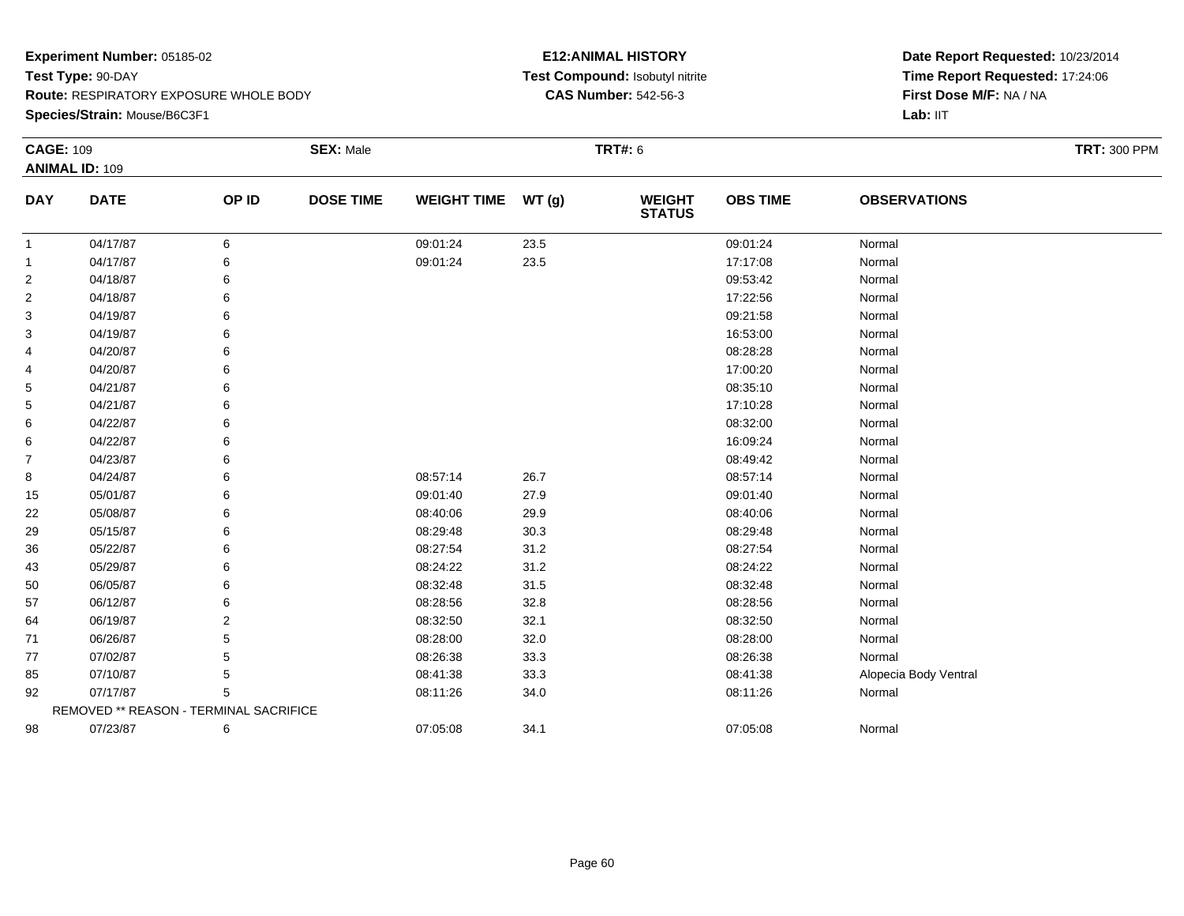**Experiment Number:** 05185-02
**Test Type:** 90-DAY
**Route:** RESPIRATORY EXPOSURE WHOLE BODY
**Species/Strain:** Mouse/B6C3F1

**E12:ANIMAL HISTORY**
**Test Compound:** Isobutyl nitrite
**CAS Number:** 542-56-3

**Date Report Requested:** 10/23/2014
**Time Report Requested:** 17:24:06
**First Dose M/F:** NA / NA
**Lab:** IIT

**CAGE:** 109 **SEX:** Male **TRT#:** 6 **TRT:** 300 PPM
**ANIMAL ID:** 109

| DAY | DATE | OP ID | DOSE TIME | WEIGHT TIME | WT (g) | WEIGHT STATUS | OBS TIME | OBSERVATIONS |
|---|---|---|---|---|---|---|---|---|
| 1 | 04/17/87 | 6 | | 09:01:24 | 23.5 | | 09:01:24 | Normal |
| 1 | 04/17/87 | 6 | | 09:01:24 | 23.5 | | 17:17:08 | Normal |
| 2 | 04/18/87 | 6 | | | | | 09:53:42 | Normal |
| 2 | 04/18/87 | 6 | | | | | 17:22:56 | Normal |
| 3 | 04/19/87 | 6 | | | | | 09:21:58 | Normal |
| 3 | 04/19/87 | 6 | | | | | 16:53:00 | Normal |
| 4 | 04/20/87 | 6 | | | | | 08:28:28 | Normal |
| 4 | 04/20/87 | 6 | | | | | 17:00:20 | Normal |
| 5 | 04/21/87 | 6 | | | | | 08:35:10 | Normal |
| 5 | 04/21/87 | 6 | | | | | 17:10:28 | Normal |
| 6 | 04/22/87 | 6 | | | | | 08:32:00 | Normal |
| 6 | 04/22/87 | 6 | | | | | 16:09:24 | Normal |
| 7 | 04/23/87 | 6 | | | | | 08:49:42 | Normal |
| 8 | 04/24/87 | 6 | | 08:57:14 | 26.7 | | 08:57:14 | Normal |
| 15 | 05/01/87 | 6 | | 09:01:40 | 27.9 | | 09:01:40 | Normal |
| 22 | 05/08/87 | 6 | | 08:40:06 | 29.9 | | 08:40:06 | Normal |
| 29 | 05/15/87 | 6 | | 08:29:48 | 30.3 | | 08:29:48 | Normal |
| 36 | 05/22/87 | 6 | | 08:27:54 | 31.2 | | 08:27:54 | Normal |
| 43 | 05/29/87 | 6 | | 08:24:22 | 31.2 | | 08:24:22 | Normal |
| 50 | 06/05/87 | 6 | | 08:32:48 | 31.5 | | 08:32:48 | Normal |
| 57 | 06/12/87 | 6 | | 08:28:56 | 32.8 | | 08:28:56 | Normal |
| 64 | 06/19/87 | 2 | | 08:32:50 | 32.1 | | 08:32:50 | Normal |
| 71 | 06/26/87 | 5 | | 08:28:00 | 32.0 | | 08:28:00 | Normal |
| 77 | 07/02/87 | 5 | | 08:26:38 | 33.3 | | 08:26:38 | Normal |
| 85 | 07/10/87 | 5 | | 08:41:38 | 33.3 | | 08:41:38 | Alopecia Body Ventral |
| 92 | 07/17/87 | 5 | | 08:11:26 | 34.0 | | 08:11:26 | Normal |
| | REMOVED ** REASON - TERMINAL SACRIFICE | | | | | | | |
| 98 | 07/23/87 | 6 | | 07:05:08 | 34.1 | | 07:05:08 | Normal |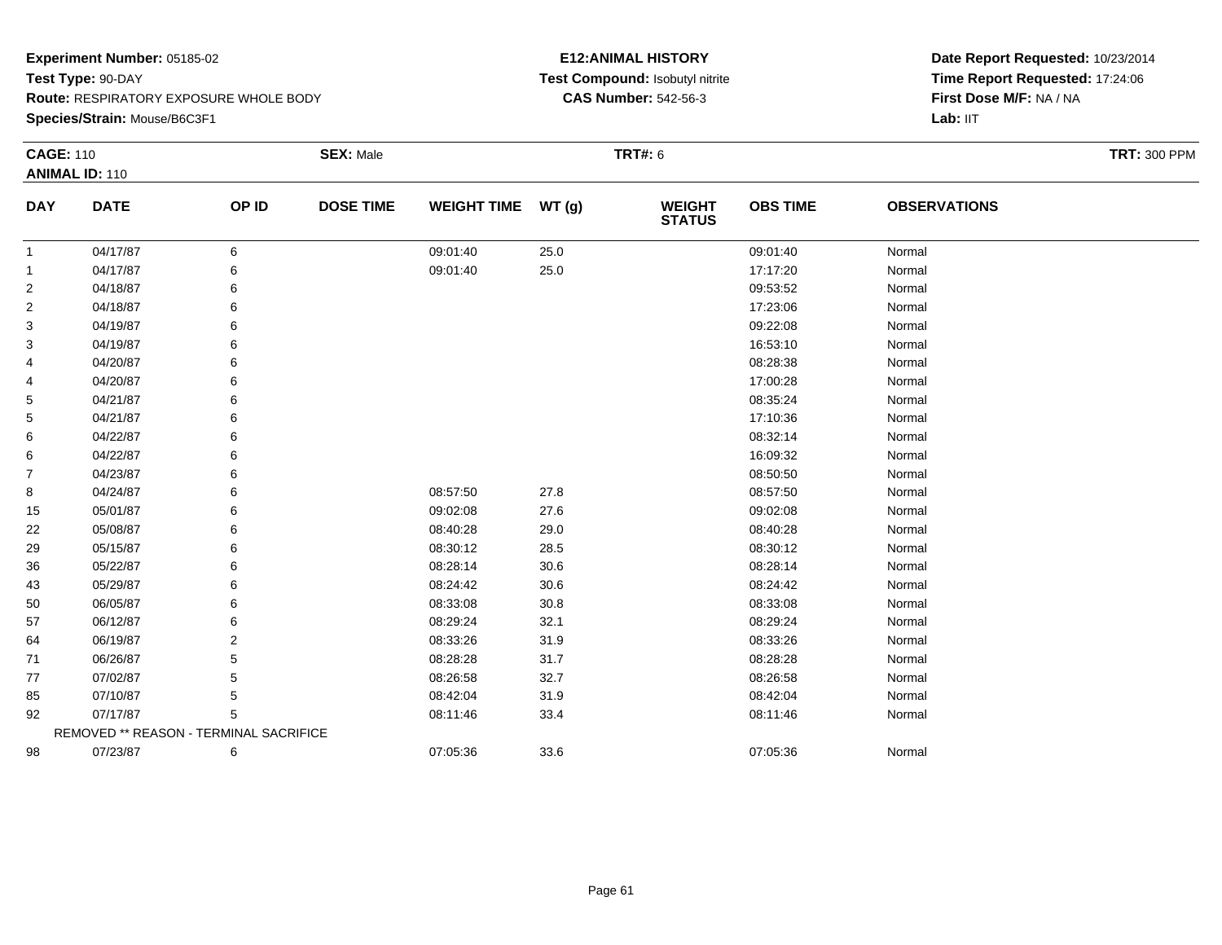**Experiment Number:** 05185-02
**Test Type:** 90-DAY
**Route:** RESPIRATORY EXPOSURE WHOLE BODY
**Species/Strain:** Mouse/B6C3F1

**E12:ANIMAL HISTORY**
**Test Compound:** Isobutyl nitrite
**CAS Number:** 542-56-3

**Date Report Requested:** 10/23/2014
**Time Report Requested:** 17:24:06
**First Dose M/F:** NA / NA
**Lab:** IIT

**CAGE:** 110 **SEX:** Male **TRT#:** 6 **TRT:** 300 PPM
**ANIMAL ID:** 110

| DAY | DATE | OP ID | DOSE TIME | WEIGHT TIME | WT (g) | WEIGHT STATUS | OBS TIME | OBSERVATIONS |
|---|---|---|---|---|---|---|---|---|
| 1 | 04/17/87 | 6 | | 09:01:40 | 25.0 | | 09:01:40 | Normal |
| 1 | 04/17/87 | 6 | | 09:01:40 | 25.0 | | 17:17:20 | Normal |
| 2 | 04/18/87 | 6 | | | | | 09:53:52 | Normal |
| 2 | 04/18/87 | 6 | | | | | 17:23:06 | Normal |
| 3 | 04/19/87 | 6 | | | | | 09:22:08 | Normal |
| 3 | 04/19/87 | 6 | | | | | 16:53:10 | Normal |
| 4 | 04/20/87 | 6 | | | | | 08:28:38 | Normal |
| 4 | 04/20/87 | 6 | | | | | 17:00:28 | Normal |
| 5 | 04/21/87 | 6 | | | | | 08:35:24 | Normal |
| 5 | 04/21/87 | 6 | | | | | 17:10:36 | Normal |
| 6 | 04/22/87 | 6 | | | | | 08:32:14 | Normal |
| 6 | 04/22/87 | 6 | | | | | 16:09:32 | Normal |
| 7 | 04/23/87 | 6 | | | | | 08:50:50 | Normal |
| 8 | 04/24/87 | 6 | | 08:57:50 | 27.8 | | 08:57:50 | Normal |
| 15 | 05/01/87 | 6 | | 09:02:08 | 27.6 | | 09:02:08 | Normal |
| 22 | 05/08/87 | 6 | | 08:40:28 | 29.0 | | 08:40:28 | Normal |
| 29 | 05/15/87 | 6 | | 08:30:12 | 28.5 | | 08:30:12 | Normal |
| 36 | 05/22/87 | 6 | | 08:28:14 | 30.6 | | 08:28:14 | Normal |
| 43 | 05/29/87 | 6 | | 08:24:42 | 30.6 | | 08:24:42 | Normal |
| 50 | 06/05/87 | 6 | | 08:33:08 | 30.8 | | 08:33:08 | Normal |
| 57 | 06/12/87 | 6 | | 08:29:24 | 32.1 | | 08:29:24 | Normal |
| 64 | 06/19/87 | 2 | | 08:33:26 | 31.9 | | 08:33:26 | Normal |
| 71 | 06/26/87 | 5 | | 08:28:28 | 31.7 | | 08:28:28 | Normal |
| 77 | 07/02/87 | 5 | | 08:26:58 | 32.7 | | 08:26:58 | Normal |
| 85 | 07/10/87 | 5 | | 08:42:04 | 31.9 | | 08:42:04 | Normal |
| 92 | 07/17/87 | 5 | | 08:11:46 | 33.4 | | 08:11:46 | Normal |
| | REMOVED ** REASON - TERMINAL SACRIFICE | | | | | | | |
| 98 | 07/23/87 | 6 | | 07:05:36 | 33.6 | | 07:05:36 | Normal |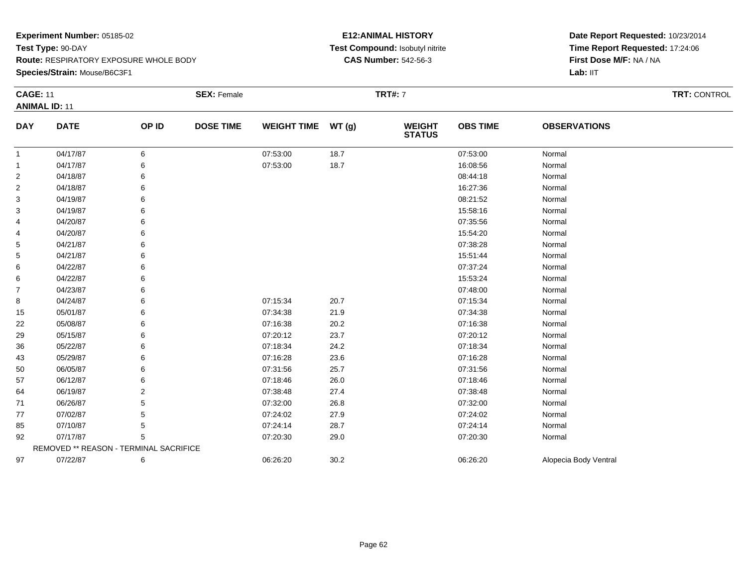**Experiment Number:** 05185-02
**Test Type:** 90-DAY
**Route:** RESPIRATORY EXPOSURE WHOLE BODY
**Species/Strain:** Mouse/B6C3F1

**E12:ANIMAL HISTORY**
**Test Compound:** Isobutyl nitrite
**CAS Number:** 542-56-3

**Date Report Requested:** 10/23/2014
**Time Report Requested:** 17:24:06
**First Dose M/F:** NA / NA
**Lab:** IIT

**CAGE:** 11 **SEX:** Female **TRT#:** 7 **TRT:** CONTROL
**ANIMAL ID:** 11

| DAY | DATE | OP ID | DOSE TIME | WEIGHT TIME | WT (g) | WEIGHT STATUS | OBS TIME | OBSERVATIONS |
|---|---|---|---|---|---|---|---|---|
| 1 | 04/17/87 | 6 | | 07:53:00 | 18.7 | | 07:53:00 | Normal |
| 1 | 04/17/87 | 6 | | 07:53:00 | 18.7 | | 16:08:56 | Normal |
| 2 | 04/18/87 | 6 | | | | | 08:44:18 | Normal |
| 2 | 04/18/87 | 6 | | | | | 16:27:36 | Normal |
| 3 | 04/19/87 | 6 | | | | | 08:21:52 | Normal |
| 3 | 04/19/87 | 6 | | | | | 15:58:16 | Normal |
| 4 | 04/20/87 | 6 | | | | | 07:35:56 | Normal |
| 4 | 04/20/87 | 6 | | | | | 15:54:20 | Normal |
| 5 | 04/21/87 | 6 | | | | | 07:38:28 | Normal |
| 5 | 04/21/87 | 6 | | | | | 15:51:44 | Normal |
| 6 | 04/22/87 | 6 | | | | | 07:37:24 | Normal |
| 6 | 04/22/87 | 6 | | | | | 15:53:24 | Normal |
| 7 | 04/23/87 | 6 | | | | | 07:48:00 | Normal |
| 8 | 04/24/87 | 6 | | 07:15:34 | 20.7 | | 07:15:34 | Normal |
| 15 | 05/01/87 | 6 | | 07:34:38 | 21.9 | | 07:34:38 | Normal |
| 22 | 05/08/87 | 6 | | 07:16:38 | 20.2 | | 07:16:38 | Normal |
| 29 | 05/15/87 | 6 | | 07:20:12 | 23.7 | | 07:20:12 | Normal |
| 36 | 05/22/87 | 6 | | 07:18:34 | 24.2 | | 07:18:34 | Normal |
| 43 | 05/29/87 | 6 | | 07:16:28 | 23.6 | | 07:16:28 | Normal |
| 50 | 06/05/87 | 6 | | 07:31:56 | 25.7 | | 07:31:56 | Normal |
| 57 | 06/12/87 | 6 | | 07:18:46 | 26.0 | | 07:18:46 | Normal |
| 64 | 06/19/87 | 2 | | 07:38:48 | 27.4 | | 07:38:48 | Normal |
| 71 | 06/26/87 | 5 | | 07:32:00 | 26.8 | | 07:32:00 | Normal |
| 77 | 07/02/87 | 5 | | 07:24:02 | 27.9 | | 07:24:02 | Normal |
| 85 | 07/10/87 | 5 | | 07:24:14 | 28.7 | | 07:24:14 | Normal |
| 92 | 07/17/87 | 5 | | 07:20:30 | 29.0 | | 07:20:30 | Normal |
| | REMOVED ** REASON - TERMINAL SACRIFICE | | | | | | | |
| 97 | 07/22/87 | 6 | | 06:26:20 | 30.2 | | 06:26:20 | Alopecia Body Ventral |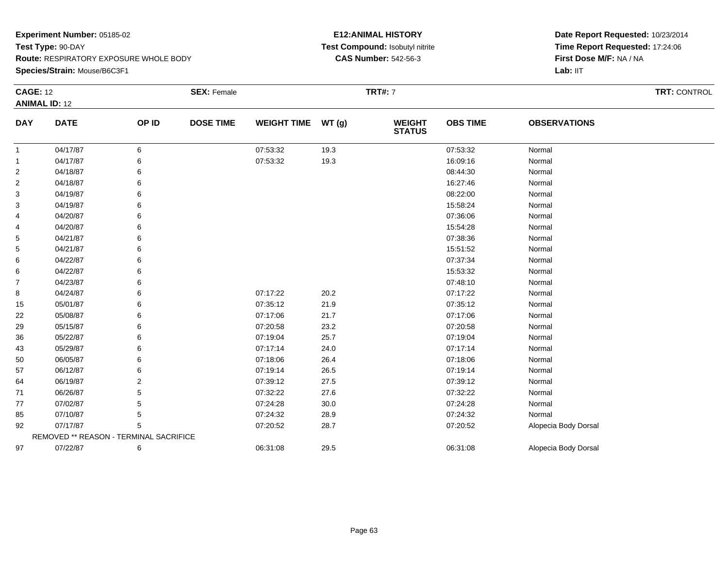**Experiment Number:** 05185-02
**Test Type:** 90-DAY
**Route:** RESPIRATORY EXPOSURE WHOLE BODY
**Species/Strain:** Mouse/B6C3F1

**E12:ANIMAL HISTORY**
**Test Compound:** Isobutyl nitrite
**CAS Number:** 542-56-3

**Date Report Requested:** 10/23/2014
**Time Report Requested:** 17:24:06
**First Dose M/F:** NA / NA
**Lab:** IIT

**CAGE:** 12 **SEX:** Female **TRT#:** 7 **TRT:** CONTROL
**ANIMAL ID:** 12

| DAY | DATE | OP ID | DOSE TIME | WEIGHT TIME | WT (g) | WEIGHT STATUS | OBS TIME | OBSERVATIONS |
|---|---|---|---|---|---|---|---|---|
| 1 | 04/17/87 | 6 | | 07:53:32 | 19.3 | | 07:53:32 | Normal |
| 1 | 04/17/87 | 6 | | 07:53:32 | 19.3 | | 16:09:16 | Normal |
| 2 | 04/18/87 | 6 | | | | | 08:44:30 | Normal |
| 2 | 04/18/87 | 6 | | | | | 16:27:46 | Normal |
| 3 | 04/19/87 | 6 | | | | | 08:22:00 | Normal |
| 3 | 04/19/87 | 6 | | | | | 15:58:24 | Normal |
| 4 | 04/20/87 | 6 | | | | | 07:36:06 | Normal |
| 4 | 04/20/87 | 6 | | | | | 15:54:28 | Normal |
| 5 | 04/21/87 | 6 | | | | | 07:38:36 | Normal |
| 5 | 04/21/87 | 6 | | | | | 15:51:52 | Normal |
| 6 | 04/22/87 | 6 | | | | | 07:37:34 | Normal |
| 6 | 04/22/87 | 6 | | | | | 15:53:32 | Normal |
| 7 | 04/23/87 | 6 | | | | | 07:48:10 | Normal |
| 8 | 04/24/87 | 6 | | 07:17:22 | 20.2 | | 07:17:22 | Normal |
| 15 | 05/01/87 | 6 | | 07:35:12 | 21.9 | | 07:35:12 | Normal |
| 22 | 05/08/87 | 6 | | 07:17:06 | 21.7 | | 07:17:06 | Normal |
| 29 | 05/15/87 | 6 | | 07:20:58 | 23.2 | | 07:20:58 | Normal |
| 36 | 05/22/87 | 6 | | 07:19:04 | 25.7 | | 07:19:04 | Normal |
| 43 | 05/29/87 | 6 | | 07:17:14 | 24.0 | | 07:17:14 | Normal |
| 50 | 06/05/87 | 6 | | 07:18:06 | 26.4 | | 07:18:06 | Normal |
| 57 | 06/12/87 | 6 | | 07:19:14 | 26.5 | | 07:19:14 | Normal |
| 64 | 06/19/87 | 2 | | 07:39:12 | 27.5 | | 07:39:12 | Normal |
| 71 | 06/26/87 | 5 | | 07:32:22 | 27.6 | | 07:32:22 | Normal |
| 77 | 07/02/87 | 5 | | 07:24:28 | 30.0 | | 07:24:28 | Normal |
| 85 | 07/10/87 | 5 | | 07:24:32 | 28.9 | | 07:24:32 | Normal |
| 92 | 07/17/87 | 5 | | 07:20:52 | 28.7 | | 07:20:52 | Alopecia Body Dorsal |
| | REMOVED ** REASON - TERMINAL SACRIFICE | | | | | | | |
| 97 | 07/22/87 | 6 | | 06:31:08 | 29.5 | | 06:31:08 | Alopecia Body Dorsal |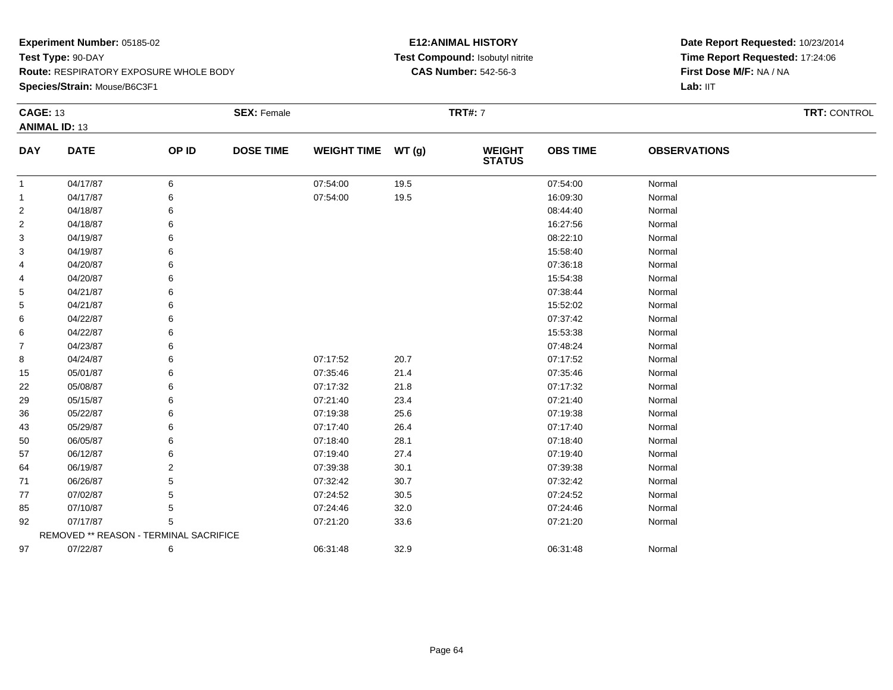**Experiment Number:** 05185-02
**Test Type:** 90-DAY
**Route:** RESPIRATORY EXPOSURE WHOLE BODY
**Species/Strain:** Mouse/B6C3F1

**E12:ANIMAL HISTORY**
**Test Compound:** Isobutyl nitrite
**CAS Number:** 542-56-3

**Date Report Requested:** 10/23/2014
**Time Report Requested:** 17:24:06
**First Dose M/F:** NA / NA
**Lab:** IIT

**CAGE:** 13 **SEX:** Female **TRT#:** 7 **TRT:** CONTROL
**ANIMAL ID:** 13

| DAY | DATE | OP ID | DOSE TIME | WEIGHT TIME | WT (g) | WEIGHT STATUS | OBS TIME | OBSERVATIONS |
|---|---|---|---|---|---|---|---|---|
| 1 | 04/17/87 | 6 | | 07:54:00 | 19.5 | | 07:54:00 | Normal |
| 1 | 04/17/87 | 6 | | 07:54:00 | 19.5 | | 16:09:30 | Normal |
| 2 | 04/18/87 | 6 | | | | | 08:44:40 | Normal |
| 2 | 04/18/87 | 6 | | | | | 16:27:56 | Normal |
| 3 | 04/19/87 | 6 | | | | | 08:22:10 | Normal |
| 3 | 04/19/87 | 6 | | | | | 15:58:40 | Normal |
| 4 | 04/20/87 | 6 | | | | | 07:36:18 | Normal |
| 4 | 04/20/87 | 6 | | | | | 15:54:38 | Normal |
| 5 | 04/21/87 | 6 | | | | | 07:38:44 | Normal |
| 5 | 04/21/87 | 6 | | | | | 15:52:02 | Normal |
| 6 | 04/22/87 | 6 | | | | | 07:37:42 | Normal |
| 6 | 04/22/87 | 6 | | | | | 15:53:38 | Normal |
| 7 | 04/23/87 | 6 | | | | | 07:48:24 | Normal |
| 8 | 04/24/87 | 6 | | 07:17:52 | 20.7 | | 07:17:52 | Normal |
| 15 | 05/01/87 | 6 | | 07:35:46 | 21.4 | | 07:35:46 | Normal |
| 22 | 05/08/87 | 6 | | 07:17:32 | 21.8 | | 07:17:32 | Normal |
| 29 | 05/15/87 | 6 | | 07:21:40 | 23.4 | | 07:21:40 | Normal |
| 36 | 05/22/87 | 6 | | 07:19:38 | 25.6 | | 07:19:38 | Normal |
| 43 | 05/29/87 | 6 | | 07:17:40 | 26.4 | | 07:17:40 | Normal |
| 50 | 06/05/87 | 6 | | 07:18:40 | 28.1 | | 07:18:40 | Normal |
| 57 | 06/12/87 | 6 | | 07:19:40 | 27.4 | | 07:19:40 | Normal |
| 64 | 06/19/87 | 2 | | 07:39:38 | 30.1 | | 07:39:38 | Normal |
| 71 | 06/26/87 | 5 | | 07:32:42 | 30.7 | | 07:32:42 | Normal |
| 77 | 07/02/87 | 5 | | 07:24:52 | 30.5 | | 07:24:52 | Normal |
| 85 | 07/10/87 | 5 | | 07:24:46 | 32.0 | | 07:24:46 | Normal |
| 92 | 07/17/87 | 5 | | 07:21:20 | 33.6 | | 07:21:20 | Normal |
| | REMOVED ** REASON - TERMINAL SACRIFICE | | | | | | | |
| 97 | 07/22/87 | 6 | | 06:31:48 | 32.9 | | 06:31:48 | Normal |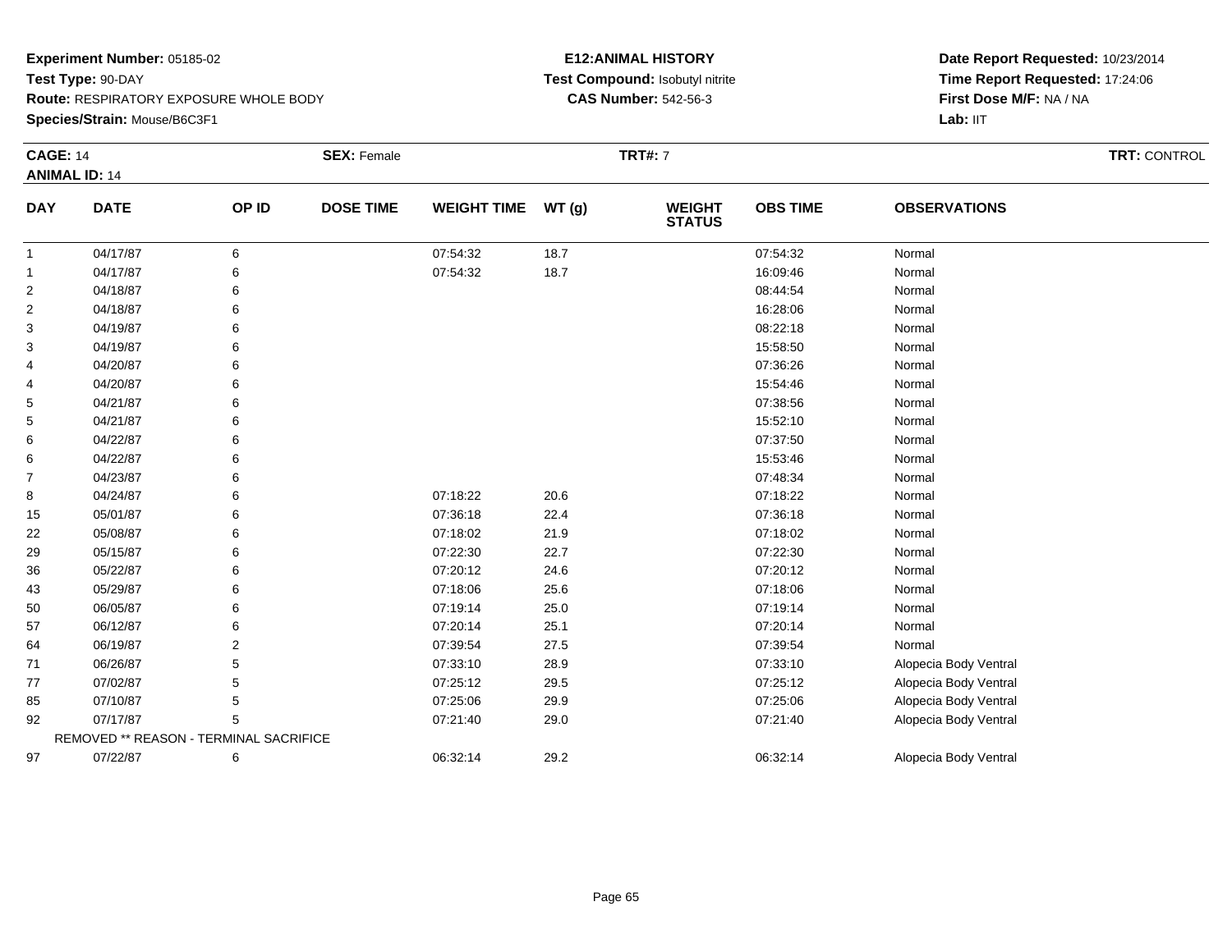**Experiment Number:** 05185-02
**Test Type:** 90-DAY
**Route:** RESPIRATORY EXPOSURE WHOLE BODY
**Species/Strain:** Mouse/B6C3F1

**E12:ANIMAL HISTORY**
**Test Compound:** Isobutyl nitrite
**CAS Number:** 542-56-3

**Date Report Requested:** 10/23/2014
**Time Report Requested:** 17:24:06
**First Dose M/F:** NA / NA
**Lab:** IIT

**CAGE:** 14 **SEX:** Female **TRT#:** 7 **TRT:** CONTROL
**ANIMAL ID:** 14

| DAY | DATE | OP ID | DOSE TIME | WEIGHT TIME | WT (g) | WEIGHT STATUS | OBS TIME | OBSERVATIONS |
|---|---|---|---|---|---|---|---|---|
| 1 | 04/17/87 | 6 | | 07:54:32 | 18.7 | | 07:54:32 | Normal |
| 1 | 04/17/87 | 6 | | 07:54:32 | 18.7 | | 16:09:46 | Normal |
| 2 | 04/18/87 | 6 | | | | | 08:44:54 | Normal |
| 2 | 04/18/87 | 6 | | | | | 16:28:06 | Normal |
| 3 | 04/19/87 | 6 | | | | | 08:22:18 | Normal |
| 3 | 04/19/87 | 6 | | | | | 15:58:50 | Normal |
| 4 | 04/20/87 | 6 | | | | | 07:36:26 | Normal |
| 4 | 04/20/87 | 6 | | | | | 15:54:46 | Normal |
| 5 | 04/21/87 | 6 | | | | | 07:38:56 | Normal |
| 5 | 04/21/87 | 6 | | | | | 15:52:10 | Normal |
| 6 | 04/22/87 | 6 | | | | | 07:37:50 | Normal |
| 6 | 04/22/87 | 6 | | | | | 15:53:46 | Normal |
| 7 | 04/23/87 | 6 | | | | | 07:48:34 | Normal |
| 8 | 04/24/87 | 6 | | 07:18:22 | 20.6 | | 07:18:22 | Normal |
| 15 | 05/01/87 | 6 | | 07:36:18 | 22.4 | | 07:36:18 | Normal |
| 22 | 05/08/87 | 6 | | 07:18:02 | 21.9 | | 07:18:02 | Normal |
| 29 | 05/15/87 | 6 | | 07:22:30 | 22.7 | | 07:22:30 | Normal |
| 36 | 05/22/87 | 6 | | 07:20:12 | 24.6 | | 07:20:12 | Normal |
| 43 | 05/29/87 | 6 | | 07:18:06 | 25.6 | | 07:18:06 | Normal |
| 50 | 06/05/87 | 6 | | 07:19:14 | 25.0 | | 07:19:14 | Normal |
| 57 | 06/12/87 | 6 | | 07:20:14 | 25.1 | | 07:20:14 | Normal |
| 64 | 06/19/87 | 2 | | 07:39:54 | 27.5 | | 07:39:54 | Normal |
| 71 | 06/26/87 | 5 | | 07:33:10 | 28.9 | | 07:33:10 | Alopecia Body Ventral |
| 77 | 07/02/87 | 5 | | 07:25:12 | 29.5 | | 07:25:12 | Alopecia Body Ventral |
| 85 | 07/10/87 | 5 | | 07:25:06 | 29.9 | | 07:25:06 | Alopecia Body Ventral |
| 92 | 07/17/87 | 5 | | 07:21:40 | 29.0 | | 07:21:40 | Alopecia Body Ventral |
| | REMOVED ** REASON - TERMINAL SACRIFICE | | | | | | | |
| 97 | 07/22/87 | 6 | | 06:32:14 | 29.2 | | 06:32:14 | Alopecia Body Ventral |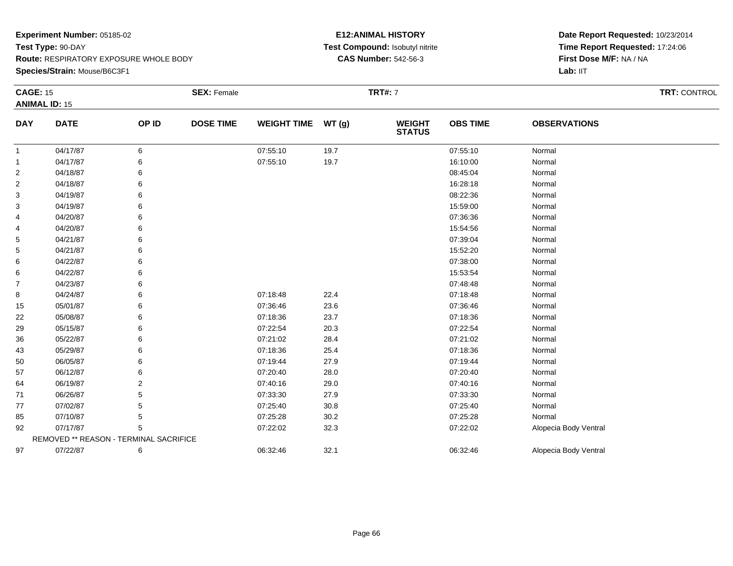**Experiment Number:** 05185-02
**Test Type:** 90-DAY
**Route:** RESPIRATORY EXPOSURE WHOLE BODY
**Species/Strain:** Mouse/B6C3F1

**E12:ANIMAL HISTORY**
**Test Compound:** Isobutyl nitrite
**CAS Number:** 542-56-3

**Date Report Requested:** 10/23/2014
**Time Report Requested:** 17:24:06
**First Dose M/F:** NA / NA
**Lab:** IIT

**CAGE:** 15 **SEX:** Female **TRT#:** 7 **TRT:** CONTROL
**ANIMAL ID:** 15

| DAY | DATE | OP ID | DOSE TIME | WEIGHT TIME | WT (g) | WEIGHT STATUS | OBS TIME | OBSERVATIONS |
|---|---|---|---|---|---|---|---|---|
| 1 | 04/17/87 | 6 | | 07:55:10 | 19.7 | | 07:55:10 | Normal |
| 1 | 04/17/87 | 6 | | 07:55:10 | 19.7 | | 16:10:00 | Normal |
| 2 | 04/18/87 | 6 | | | | | 08:45:04 | Normal |
| 2 | 04/18/87 | 6 | | | | | 16:28:18 | Normal |
| 3 | 04/19/87 | 6 | | | | | 08:22:36 | Normal |
| 3 | 04/19/87 | 6 | | | | | 15:59:00 | Normal |
| 4 | 04/20/87 | 6 | | | | | 07:36:36 | Normal |
| 4 | 04/20/87 | 6 | | | | | 15:54:56 | Normal |
| 5 | 04/21/87 | 6 | | | | | 07:39:04 | Normal |
| 5 | 04/21/87 | 6 | | | | | 15:52:20 | Normal |
| 6 | 04/22/87 | 6 | | | | | 07:38:00 | Normal |
| 6 | 04/22/87 | 6 | | | | | 15:53:54 | Normal |
| 7 | 04/23/87 | 6 | | | | | 07:48:48 | Normal |
| 8 | 04/24/87 | 6 | | 07:18:48 | 22.4 | | 07:18:48 | Normal |
| 15 | 05/01/87 | 6 | | 07:36:46 | 23.6 | | 07:36:46 | Normal |
| 22 | 05/08/87 | 6 | | 07:18:36 | 23.7 | | 07:18:36 | Normal |
| 29 | 05/15/87 | 6 | | 07:22:54 | 20.3 | | 07:22:54 | Normal |
| 36 | 05/22/87 | 6 | | 07:21:02 | 28.4 | | 07:21:02 | Normal |
| 43 | 05/29/87 | 6 | | 07:18:36 | 25.4 | | 07:18:36 | Normal |
| 50 | 06/05/87 | 6 | | 07:19:44 | 27.9 | | 07:19:44 | Normal |
| 57 | 06/12/87 | 6 | | 07:20:40 | 28.0 | | 07:20:40 | Normal |
| 64 | 06/19/87 | 2 | | 07:40:16 | 29.0 | | 07:40:16 | Normal |
| 71 | 06/26/87 | 5 | | 07:33:30 | 27.9 | | 07:33:30 | Normal |
| 77 | 07/02/87 | 5 | | 07:25:40 | 30.8 | | 07:25:40 | Normal |
| 85 | 07/10/87 | 5 | | 07:25:28 | 30.2 | | 07:25:28 | Normal |
| 92 | 07/17/87 | 5 | | 07:22:02 | 32.3 | | 07:22:02 | Alopecia Body Ventral |
| REMOVED ** REASON - TERMINAL SACRIFICE | | | | | | | | |
| 97 | 07/22/87 | 6 | | 06:32:46 | 32.1 | | 06:32:46 | Alopecia Body Ventral |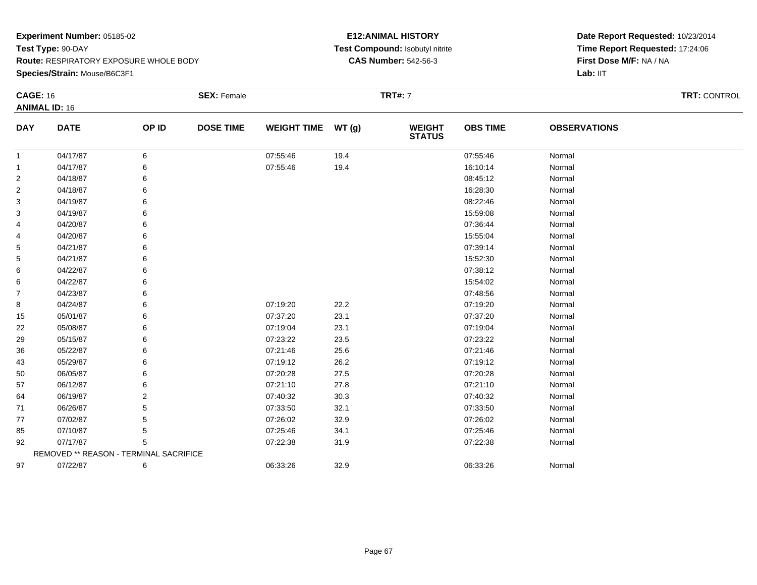**Experiment Number:** 05185-02
**Test Type:** 90-DAY
**Route:** RESPIRATORY EXPOSURE WHOLE BODY
**Species/Strain:** Mouse/B6C3F1

**E12:ANIMAL HISTORY**
**Test Compound:** Isobutyl nitrite
**CAS Number:** 542-56-3

**Date Report Requested:** 10/23/2014
**Time Report Requested:** 17:24:06
**First Dose M/F:** NA / NA
**Lab:** IIT

**CAGE:** 16 **SEX:** Female **TRT#:** 7 **TRT:** CONTROL
**ANIMAL ID:** 16

| DAY | DATE | OP ID | DOSE TIME | WEIGHT TIME | WT (g) | WEIGHT STATUS | OBS TIME | OBSERVATIONS |
|---|---|---|---|---|---|---|---|---|
| 1 | 04/17/87 | 6 | | 07:55:46 | 19.4 | | 07:55:46 | Normal |
| 1 | 04/17/87 | 6 | | 07:55:46 | 19.4 | | 16:10:14 | Normal |
| 2 | 04/18/87 | 6 | | | | | 08:45:12 | Normal |
| 2 | 04/18/87 | 6 | | | | | 16:28:30 | Normal |
| 3 | 04/19/87 | 6 | | | | | 08:22:46 | Normal |
| 3 | 04/19/87 | 6 | | | | | 15:59:08 | Normal |
| 4 | 04/20/87 | 6 | | | | | 07:36:44 | Normal |
| 4 | 04/20/87 | 6 | | | | | 15:55:04 | Normal |
| 5 | 04/21/87 | 6 | | | | | 07:39:14 | Normal |
| 5 | 04/21/87 | 6 | | | | | 15:52:30 | Normal |
| 6 | 04/22/87 | 6 | | | | | 07:38:12 | Normal |
| 6 | 04/22/87 | 6 | | | | | 15:54:02 | Normal |
| 7 | 04/23/87 | 6 | | | | | 07:48:56 | Normal |
| 8 | 04/24/87 | 6 | | 07:19:20 | 22.2 | | 07:19:20 | Normal |
| 15 | 05/01/87 | 6 | | 07:37:20 | 23.1 | | 07:37:20 | Normal |
| 22 | 05/08/87 | 6 | | 07:19:04 | 23.1 | | 07:19:04 | Normal |
| 29 | 05/15/87 | 6 | | 07:23:22 | 23.5 | | 07:23:22 | Normal |
| 36 | 05/22/87 | 6 | | 07:21:46 | 25.6 | | 07:21:46 | Normal |
| 43 | 05/29/87 | 6 | | 07:19:12 | 26.2 | | 07:19:12 | Normal |
| 50 | 06/05/87 | 6 | | 07:20:28 | 27.5 | | 07:20:28 | Normal |
| 57 | 06/12/87 | 6 | | 07:21:10 | 27.8 | | 07:21:10 | Normal |
| 64 | 06/19/87 | 2 | | 07:40:32 | 30.3 | | 07:40:32 | Normal |
| 71 | 06/26/87 | 5 | | 07:33:50 | 32.1 | | 07:33:50 | Normal |
| 77 | 07/02/87 | 5 | | 07:26:02 | 32.9 | | 07:26:02 | Normal |
| 85 | 07/10/87 | 5 | | 07:25:46 | 34.1 | | 07:25:46 | Normal |
| 92 | 07/17/87 | 5 | | 07:22:38 | 31.9 | | 07:22:38 | Normal |
| | REMOVED ** REASON - TERMINAL SACRIFICE | | | | | | | |
| 97 | 07/22/87 | 6 | | 06:33:26 | 32.9 | | 06:33:26 | Normal |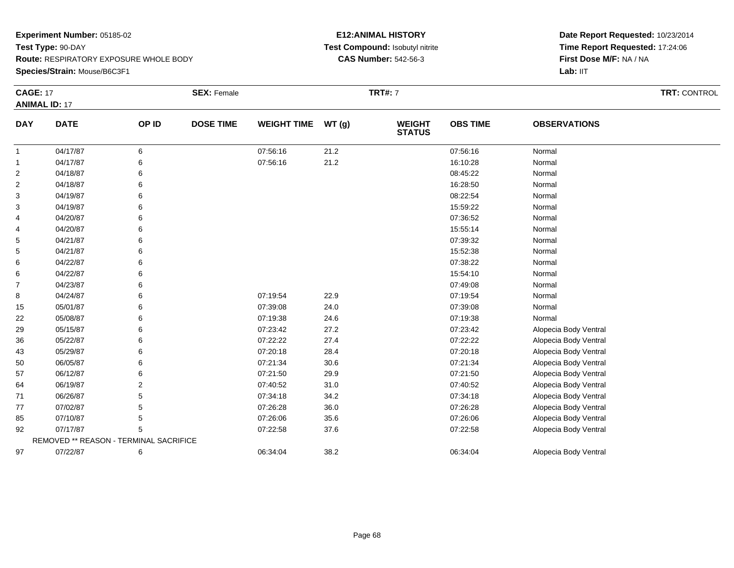**Experiment Number:** 05185-02
**Test Type:** 90-DAY
**Route:** RESPIRATORY EXPOSURE WHOLE BODY
**Species/Strain:** Mouse/B6C3F1

**E12:ANIMAL HISTORY**
**Test Compound:** Isobutyl nitrite
**CAS Number:** 542-56-3

**Date Report Requested:** 10/23/2014
**Time Report Requested:** 17:24:06
**First Dose M/F:** NA / NA
**Lab:** IIT

**CAGE:** 17 **SEX:** Female **TRT#:** 7 **TRT:** CONTROL
**ANIMAL ID:** 17

| DAY | DATE | OP ID | DOSE TIME | WEIGHT TIME | WT (g) | WEIGHT STATUS | OBS TIME | OBSERVATIONS |
|---|---|---|---|---|---|---|---|---|
| 1 | 04/17/87 | 6 | | 07:56:16 | 21.2 | | 07:56:16 | Normal |
| 1 | 04/17/87 | 6 | | 07:56:16 | 21.2 | | 16:10:28 | Normal |
| 2 | 04/18/87 | 6 | | | | | 08:45:22 | Normal |
| 2 | 04/18/87 | 6 | | | | | 16:28:50 | Normal |
| 3 | 04/19/87 | 6 | | | | | 08:22:54 | Normal |
| 3 | 04/19/87 | 6 | | | | | 15:59:22 | Normal |
| 4 | 04/20/87 | 6 | | | | | 07:36:52 | Normal |
| 4 | 04/20/87 | 6 | | | | | 15:55:14 | Normal |
| 5 | 04/21/87 | 6 | | | | | 07:39:32 | Normal |
| 5 | 04/21/87 | 6 | | | | | 15:52:38 | Normal |
| 6 | 04/22/87 | 6 | | | | | 07:38:22 | Normal |
| 6 | 04/22/87 | 6 | | | | | 15:54:10 | Normal |
| 7 | 04/23/87 | 6 | | | | | 07:49:08 | Normal |
| 8 | 04/24/87 | 6 | | 07:19:54 | 22.9 | | 07:19:54 | Normal |
| 15 | 05/01/87 | 6 | | 07:39:08 | 24.0 | | 07:39:08 | Normal |
| 22 | 05/08/87 | 6 | | 07:19:38 | 24.6 | | 07:19:38 | Normal |
| 29 | 05/15/87 | 6 | | 07:23:42 | 27.2 | | 07:23:42 | Alopecia Body Ventral |
| 36 | 05/22/87 | 6 | | 07:22:22 | 27.4 | | 07:22:22 | Alopecia Body Ventral |
| 43 | 05/29/87 | 6 | | 07:20:18 | 28.4 | | 07:20:18 | Alopecia Body Ventral |
| 50 | 06/05/87 | 6 | | 07:21:34 | 30.6 | | 07:21:34 | Alopecia Body Ventral |
| 57 | 06/12/87 | 6 | | 07:21:50 | 29.9 | | 07:21:50 | Alopecia Body Ventral |
| 64 | 06/19/87 | 2 | | 07:40:52 | 31.0 | | 07:40:52 | Alopecia Body Ventral |
| 71 | 06/26/87 | 5 | | 07:34:18 | 34.2 | | 07:34:18 | Alopecia Body Ventral |
| 77 | 07/02/87 | 5 | | 07:26:28 | 36.0 | | 07:26:28 | Alopecia Body Ventral |
| 85 | 07/10/87 | 5 | | 07:26:06 | 35.6 | | 07:26:06 | Alopecia Body Ventral |
| 92 | 07/17/87 | 5 | | 07:22:58 | 37.6 | | 07:22:58 | Alopecia Body Ventral |
| REMOVED ** REASON - TERMINAL SACRIFICE | | | | | | | | |
| 97 | 07/22/87 | 6 | | 06:34:04 | 38.2 | | 06:34:04 | Alopecia Body Ventral |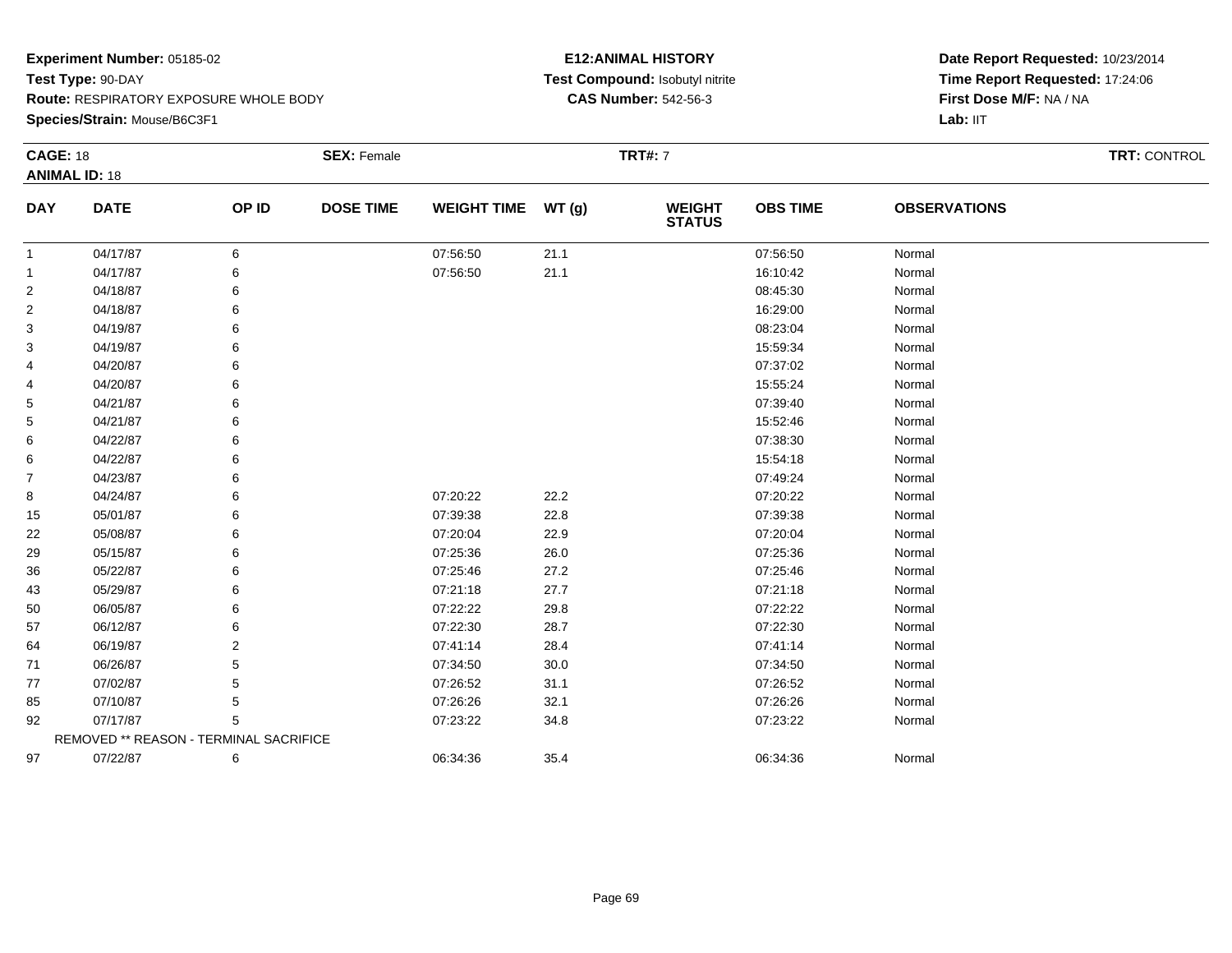**Experiment Number:** 05185-02
**Test Type:** 90-DAY
**Route:** RESPIRATORY EXPOSURE WHOLE BODY
**Species/Strain:** Mouse/B6C3F1

**E12:ANIMAL HISTORY**
**Test Compound:** Isobutyl nitrite
**CAS Number:** 542-56-3

**Date Report Requested:** 10/23/2014
**Time Report Requested:** 17:24:06
**First Dose M/F:** NA / NA
**Lab:** IIT

**CAGE:** 18
**ANIMAL ID:** 18
**SEX:** Female
**TRT#:** 7
**TRT:** CONTROL

| DAY | DATE | OP ID | DOSE TIME | WEIGHT TIME | WT (g) | WEIGHT STATUS | OBS TIME | OBSERVATIONS |
|---|---|---|---|---|---|---|---|---|
| 1 | 04/17/87 | 6 | | 07:56:50 | 21.1 | | 07:56:50 | Normal |
| 1 | 04/17/87 | 6 | | 07:56:50 | 21.1 | | 16:10:42 | Normal |
| 2 | 04/18/87 | 6 | | | | | 08:45:30 | Normal |
| 2 | 04/18/87 | 6 | | | | | 16:29:00 | Normal |
| 3 | 04/19/87 | 6 | | | | | 08:23:04 | Normal |
| 3 | 04/19/87 | 6 | | | | | 15:59:34 | Normal |
| 4 | 04/20/87 | 6 | | | | | 07:37:02 | Normal |
| 4 | 04/20/87 | 6 | | | | | 15:55:24 | Normal |
| 5 | 04/21/87 | 6 | | | | | 07:39:40 | Normal |
| 5 | 04/21/87 | 6 | | | | | 15:52:46 | Normal |
| 6 | 04/22/87 | 6 | | | | | 07:38:30 | Normal |
| 6 | 04/22/87 | 6 | | | | | 15:54:18 | Normal |
| 7 | 04/23/87 | 6 | | | | | 07:49:24 | Normal |
| 8 | 04/24/87 | 6 | | 07:20:22 | 22.2 | | 07:20:22 | Normal |
| 15 | 05/01/87 | 6 | | 07:39:38 | 22.8 | | 07:39:38 | Normal |
| 22 | 05/08/87 | 6 | | 07:20:04 | 22.9 | | 07:20:04 | Normal |
| 29 | 05/15/87 | 6 | | 07:25:36 | 26.0 | | 07:25:36 | Normal |
| 36 | 05/22/87 | 6 | | 07:25:46 | 27.2 | | 07:25:46 | Normal |
| 43 | 05/29/87 | 6 | | 07:21:18 | 27.7 | | 07:21:18 | Normal |
| 50 | 06/05/87 | 6 | | 07:22:22 | 29.8 | | 07:22:22 | Normal |
| 57 | 06/12/87 | 6 | | 07:22:30 | 28.7 | | 07:22:30 | Normal |
| 64 | 06/19/87 | 2 | | 07:41:14 | 28.4 | | 07:41:14 | Normal |
| 71 | 06/26/87 | 5 | | 07:34:50 | 30.0 | | 07:34:50 | Normal |
| 77 | 07/02/87 | 5 | | 07:26:52 | 31.1 | | 07:26:52 | Normal |
| 85 | 07/10/87 | 5 | | 07:26:26 | 32.1 | | 07:26:26 | Normal |
| 92 | 07/17/87 | 5 | | 07:23:22 | 34.8 | | 07:23:22 | Normal |
| | REMOVED ** REASON - TERMINAL SACRIFICE | | | | | | | |
| 97 | 07/22/87 | 6 | | 06:34:36 | 35.4 | | 06:34:36 | Normal |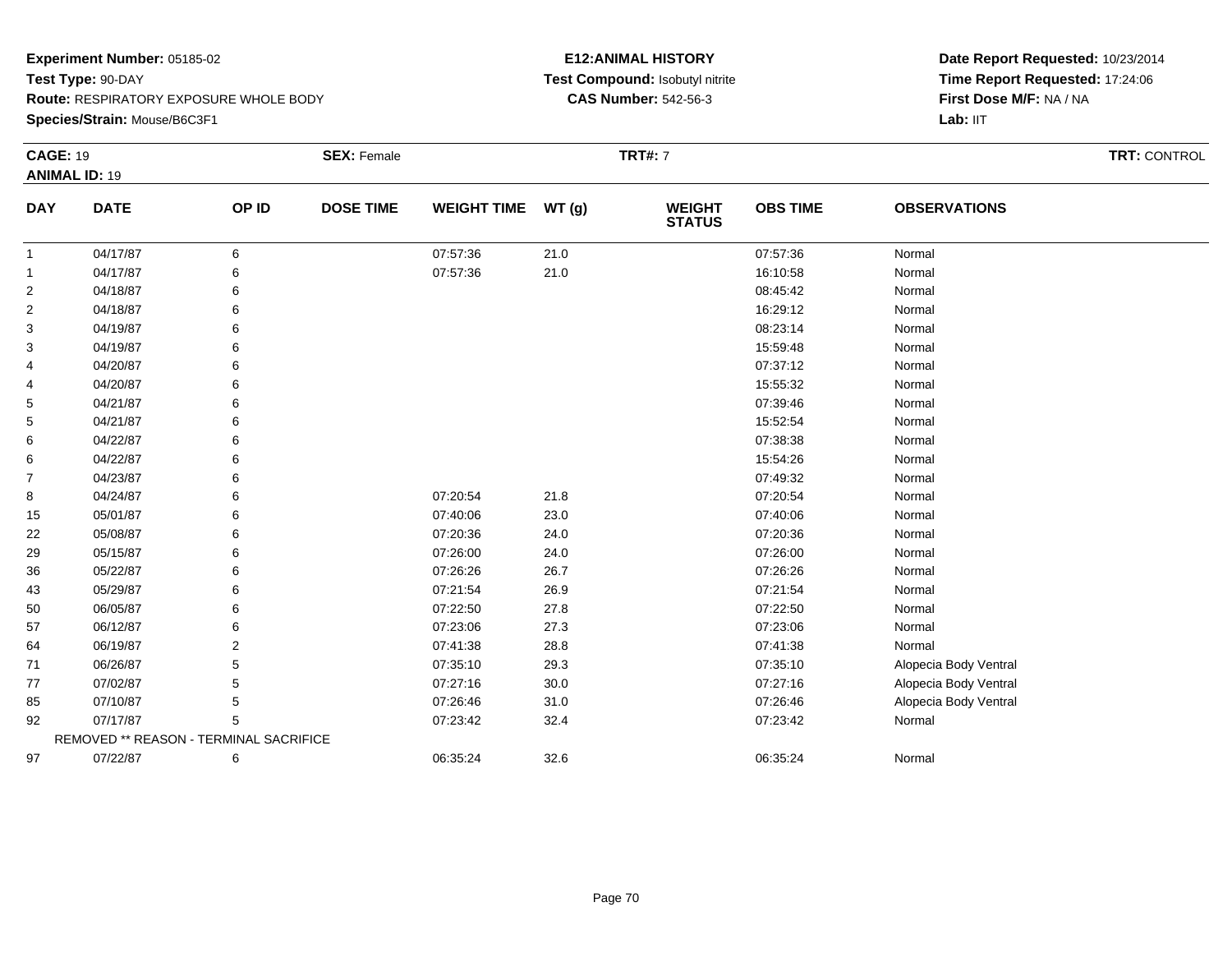**Experiment Number:** 05185-02
**Test Type:** 90-DAY
**Route:** RESPIRATORY EXPOSURE WHOLE BODY
**Species/Strain:** Mouse/B6C3F1

**E12:ANIMAL HISTORY**
**Test Compound:** Isobutyl nitrite
**CAS Number:** 542-56-3

**Date Report Requested:** 10/23/2014
**Time Report Requested:** 17:24:06
**First Dose M/F:** NA / NA
**Lab:** IIT

**CAGE:** 19 **SEX:** Female **TRT#:** 7 **TRT:** CONTROL
**ANIMAL ID:** 19

| DAY | DATE | OP ID | DOSE TIME | WEIGHT TIME | WT (g) | WEIGHT STATUS | OBS TIME | OBSERVATIONS |
|---|---|---|---|---|---|---|---|---|
| 1 | 04/17/87 | 6 | | 07:57:36 | 21.0 | | 07:57:36 | Normal |
| 1 | 04/17/87 | 6 | | 07:57:36 | 21.0 | | 16:10:58 | Normal |
| 2 | 04/18/87 | 6 | | | | | 08:45:42 | Normal |
| 2 | 04/18/87 | 6 | | | | | 16:29:12 | Normal |
| 3 | 04/19/87 | 6 | | | | | 08:23:14 | Normal |
| 3 | 04/19/87 | 6 | | | | | 15:59:48 | Normal |
| 4 | 04/20/87 | 6 | | | | | 07:37:12 | Normal |
| 4 | 04/20/87 | 6 | | | | | 15:55:32 | Normal |
| 5 | 04/21/87 | 6 | | | | | 07:39:46 | Normal |
| 5 | 04/21/87 | 6 | | | | | 15:52:54 | Normal |
| 6 | 04/22/87 | 6 | | | | | 07:38:38 | Normal |
| 6 | 04/22/87 | 6 | | | | | 15:54:26 | Normal |
| 7 | 04/23/87 | 6 | | | | | 07:49:32 | Normal |
| 8 | 04/24/87 | 6 | | 07:20:54 | 21.8 | | 07:20:54 | Normal |
| 15 | 05/01/87 | 6 | | 07:40:06 | 23.0 | | 07:40:06 | Normal |
| 22 | 05/08/87 | 6 | | 07:20:36 | 24.0 | | 07:20:36 | Normal |
| 29 | 05/15/87 | 6 | | 07:26:00 | 24.0 | | 07:26:00 | Normal |
| 36 | 05/22/87 | 6 | | 07:26:26 | 26.7 | | 07:26:26 | Normal |
| 43 | 05/29/87 | 6 | | 07:21:54 | 26.9 | | 07:21:54 | Normal |
| 50 | 06/05/87 | 6 | | 07:22:50 | 27.8 | | 07:22:50 | Normal |
| 57 | 06/12/87 | 6 | | 07:23:06 | 27.3 | | 07:23:06 | Normal |
| 64 | 06/19/87 | 2 | | 07:41:38 | 28.8 | | 07:41:38 | Normal |
| 71 | 06/26/87 | 5 | | 07:35:10 | 29.3 | | 07:35:10 | Alopecia Body Ventral |
| 77 | 07/02/87 | 5 | | 07:27:16 | 30.0 | | 07:27:16 | Alopecia Body Ventral |
| 85 | 07/10/87 | 5 | | 07:26:46 | 31.0 | | 07:26:46 | Alopecia Body Ventral |
| 92 | 07/17/87 | 5 | | 07:23:42 | 32.4 | | 07:23:42 | Normal |
| | REMOVED ** REASON - TERMINAL SACRIFICE | | | | | | | |
| 97 | 07/22/87 | 6 | | 06:35:24 | 32.6 | | 06:35:24 | Normal |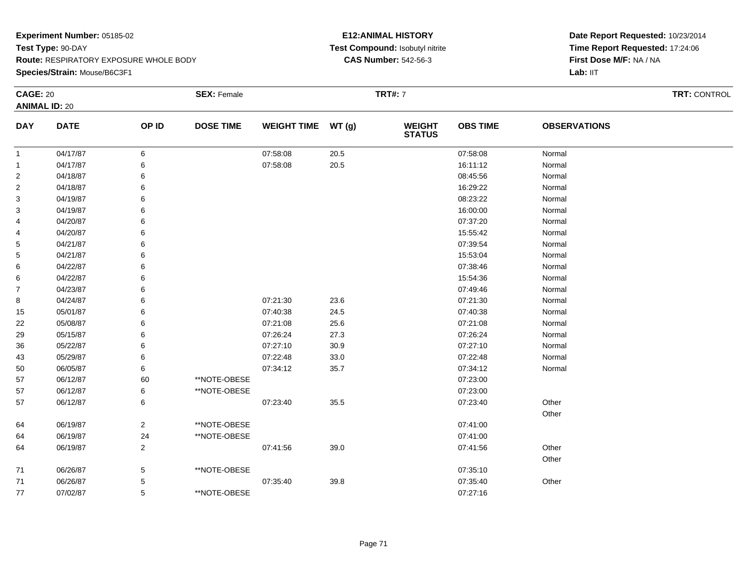**Experiment Number:** 05185-02
**Test Type:** 90-DAY
**Route:** RESPIRATORY EXPOSURE WHOLE BODY
**Species/Strain:** Mouse/B6C3F1

**E12:ANIMAL HISTORY**
**Test Compound:** Isobutyl nitrite
**CAS Number:** 542-56-3

**Date Report Requested:** 10/23/2014
**Time Report Requested:** 17:24:06
**First Dose M/F:** NA / NA
**Lab:** IIT

**CAGE:** 20 **SEX:** Female **TRT#:** 7 **TRT:** CONTROL
**ANIMAL ID:** 20

| DAY | DATE | OP ID | DOSE TIME | WEIGHT TIME | WT (g) | WEIGHT STATUS | OBS TIME | OBSERVATIONS |
|---|---|---|---|---|---|---|---|---|
| 1 | 04/17/87 | 6 | | 07:58:08 | 20.5 | | 07:58:08 | Normal |
| 1 | 04/17/87 | 6 | | 07:58:08 | 20.5 | | 16:11:12 | Normal |
| 2 | 04/18/87 | 6 | | | | | 08:45:56 | Normal |
| 2 | 04/18/87 | 6 | | | | | 16:29:22 | Normal |
| 3 | 04/19/87 | 6 | | | | | 08:23:22 | Normal |
| 3 | 04/19/87 | 6 | | | | | 16:00:00 | Normal |
| 4 | 04/20/87 | 6 | | | | | 07:37:20 | Normal |
| 4 | 04/20/87 | 6 | | | | | 15:55:42 | Normal |
| 5 | 04/21/87 | 6 | | | | | 07:39:54 | Normal |
| 5 | 04/21/87 | 6 | | | | | 15:53:04 | Normal |
| 6 | 04/22/87 | 6 | | | | | 07:38:46 | Normal |
| 6 | 04/22/87 | 6 | | | | | 15:54:36 | Normal |
| 7 | 04/23/87 | 6 | | | | | 07:49:46 | Normal |
| 8 | 04/24/87 | 6 | | 07:21:30 | 23.6 | | 07:21:30 | Normal |
| 15 | 05/01/87 | 6 | | 07:40:38 | 24.5 | | 07:40:38 | Normal |
| 22 | 05/08/87 | 6 | | 07:21:08 | 25.6 | | 07:21:08 | Normal |
| 29 | 05/15/87 | 6 | | 07:26:24 | 27.3 | | 07:26:24 | Normal |
| 36 | 05/22/87 | 6 | | 07:27:10 | 30.9 | | 07:27:10 | Normal |
| 43 | 05/29/87 | 6 | | 07:22:48 | 33.0 | | 07:22:48 | Normal |
| 50 | 06/05/87 | 6 | | 07:34:12 | 35.7 | | 07:34:12 | Normal |
| 57 | 06/12/87 | 60 | **NOTE-OBESE | | | | 07:23:00 | |
| 57 | 06/12/87 | 6 | **NOTE-OBESE | | | | 07:23:00 | |
| 57 | 06/12/87 | 6 | | 07:23:40 | 35.5 | | 07:23:40 | Other |
| | | | | | | | | Other |
| 64 | 06/19/87 | 2 | **NOTE-OBESE | | | | 07:41:00 | |
| 64 | 06/19/87 | 24 | **NOTE-OBESE | | | | 07:41:00 | |
| 64 | 06/19/87 | 2 | | 07:41:56 | 39.0 | | 07:41:56 | Other |
| | | | | | | | | Other |
| 71 | 06/26/87 | 5 | **NOTE-OBESE | | | | 07:35:10 | |
| 71 | 06/26/87 | 5 | | 07:35:40 | 39.8 | | 07:35:40 | Other |
| 77 | 07/02/87 | 5 | **NOTE-OBESE | | | | 07:27:16 | |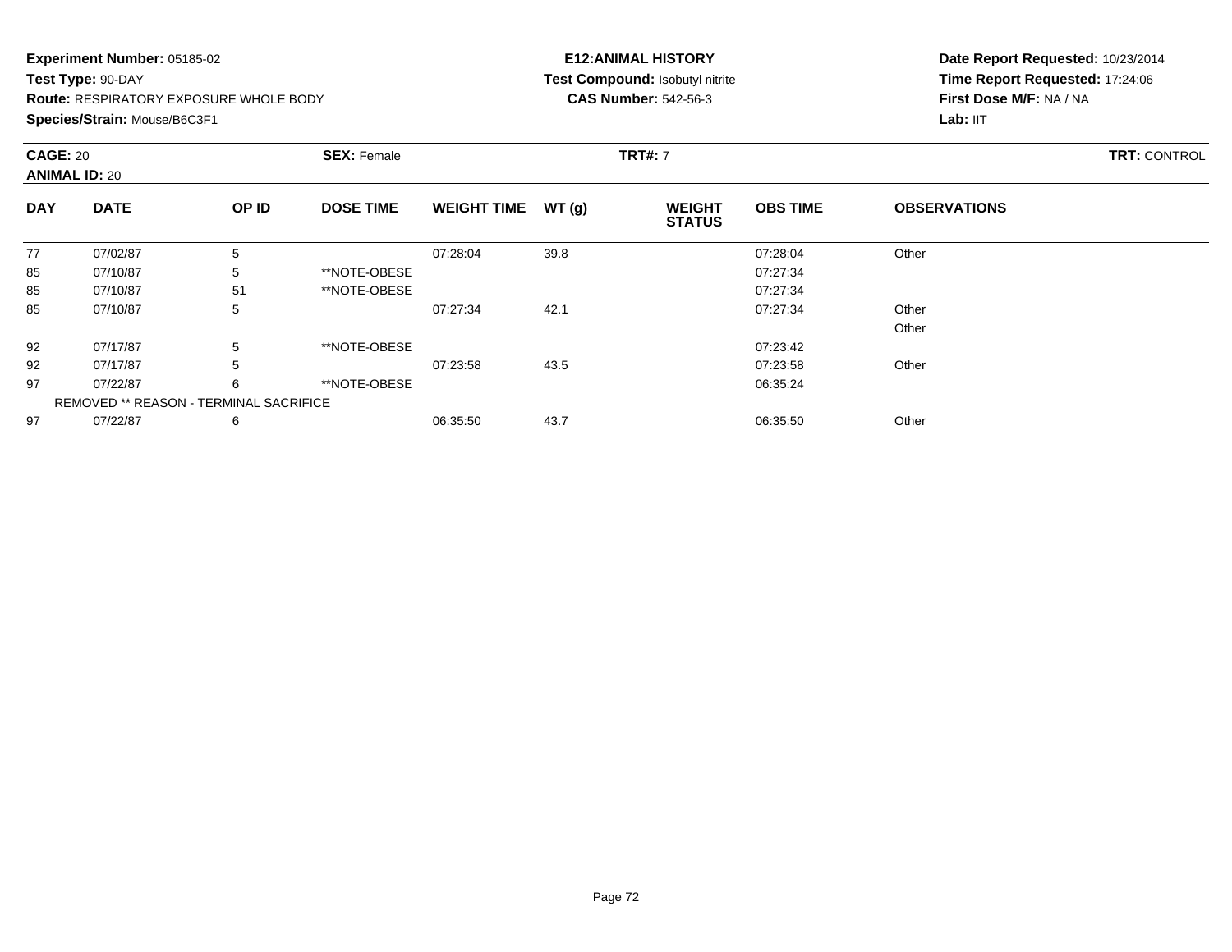**Experiment Number:** 05185-02
**Test Type:** 90-DAY
**Route:** RESPIRATORY EXPOSURE WHOLE BODY
**Species/Strain:** Mouse/B6C3F1

**E12:ANIMAL HISTORY**
**Test Compound:** Isobutyl nitrite
**CAS Number:** 542-56-3

**Date Report Requested:** 10/23/2014
**Time Report Requested:** 17:24:06
**First Dose M/F:** NA / NA
**Lab:** IIT

**CAGE:** 20 **SEX:** Female **TRT#:** 7 **TRT:** CONTROL
**ANIMAL ID:** 20

| DAY | DATE | OP ID | DOSE TIME | WEIGHT TIME | WT (g) | WEIGHT STATUS | OBS TIME | OBSERVATIONS |
|---|---|---|---|---|---|---|---|---|
| 77 | 07/02/87 | 5 | | 07:28:04 | 39.8 | | 07:28:04 | Other |
| 85 | 07/10/87 | 5 | **NOTE-OBESE | | | | 07:27:34 | |
| 85 | 07/10/87 | 51 | **NOTE-OBESE | | | | 07:27:34 | |
| 85 | 07/10/87 | 5 | | 07:27:34 | 42.1 | | 07:27:34 | Other |
| | | | | | | | | Other |
| 92 | 07/17/87 | 5 | **NOTE-OBESE | | | | 07:23:42 | |
| 92 | 07/17/87 | 5 | | 07:23:58 | 43.5 | | 07:23:58 | Other |
| 97 | 07/22/87 | 6 | **NOTE-OBESE | | | | 06:35:24 | |
| REMOVED ** REASON - TERMINAL SACRIFICE | | | | | | | | |
| 97 | 07/22/87 | 6 | | 06:35:50 | 43.7 | | 06:35:50 | Other |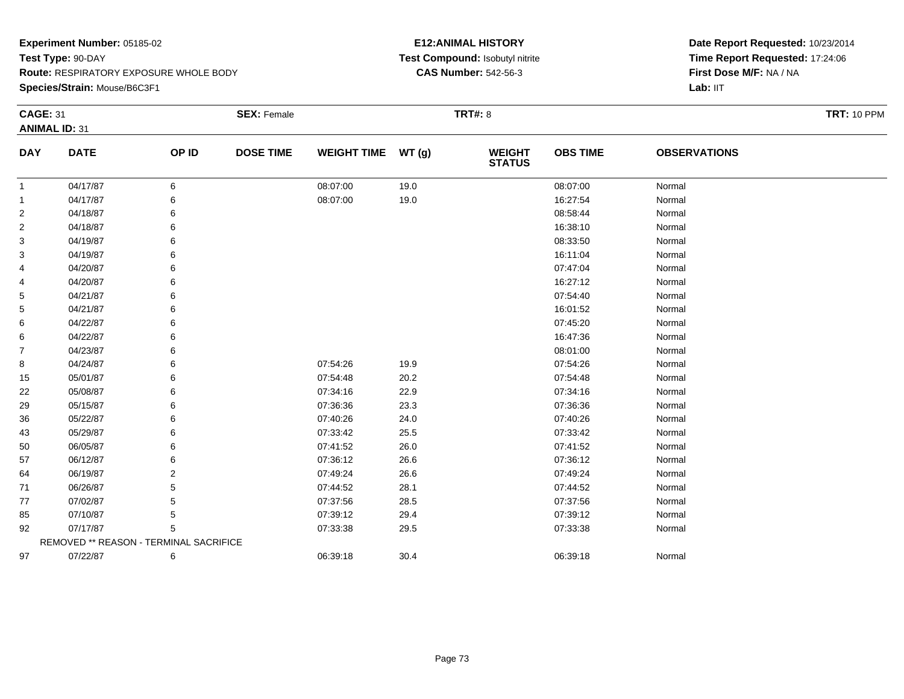**Experiment Number:** 05185-02
**Test Type:** 90-DAY
**Route:** RESPIRATORY EXPOSURE WHOLE BODY
**Species/Strain:** Mouse/B6C3F1

**E12:ANIMAL HISTORY**
**Test Compound:** Isobutyl nitrite
**CAS Number:** 542-56-3

**Date Report Requested:** 10/23/2014
**Time Report Requested:** 17:24:06
**First Dose M/F:** NA / NA
**Lab:** IIT

**CAGE:** 31 **SEX:** Female **TRT#:** 8 **TRT:** 10 PPM
**ANIMAL ID:** 31

| DAY | DATE | OP ID | DOSE TIME | WEIGHT TIME | WT (g) | WEIGHT STATUS | OBS TIME | OBSERVATIONS |
|---|---|---|---|---|---|---|---|---|
| 1 | 04/17/87 | 6 | | 08:07:00 | 19.0 | | 08:07:00 | Normal |
| 1 | 04/17/87 | 6 | | 08:07:00 | 19.0 | | 16:27:54 | Normal |
| 2 | 04/18/87 | 6 | | | | | 08:58:44 | Normal |
| 2 | 04/18/87 | 6 | | | | | 16:38:10 | Normal |
| 3 | 04/19/87 | 6 | | | | | 08:33:50 | Normal |
| 3 | 04/19/87 | 6 | | | | | 16:11:04 | Normal |
| 4 | 04/20/87 | 6 | | | | | 07:47:04 | Normal |
| 4 | 04/20/87 | 6 | | | | | 16:27:12 | Normal |
| 5 | 04/21/87 | 6 | | | | | 07:54:40 | Normal |
| 5 | 04/21/87 | 6 | | | | | 16:01:52 | Normal |
| 6 | 04/22/87 | 6 | | | | | 07:45:20 | Normal |
| 6 | 04/22/87 | 6 | | | | | 16:47:36 | Normal |
| 7 | 04/23/87 | 6 | | | | | 08:01:00 | Normal |
| 8 | 04/24/87 | 6 | | 07:54:26 | 19.9 | | 07:54:26 | Normal |
| 15 | 05/01/87 | 6 | | 07:54:48 | 20.2 | | 07:54:48 | Normal |
| 22 | 05/08/87 | 6 | | 07:34:16 | 22.9 | | 07:34:16 | Normal |
| 29 | 05/15/87 | 6 | | 07:36:36 | 23.3 | | 07:36:36 | Normal |
| 36 | 05/22/87 | 6 | | 07:40:26 | 24.0 | | 07:40:26 | Normal |
| 43 | 05/29/87 | 6 | | 07:33:42 | 25.5 | | 07:33:42 | Normal |
| 50 | 06/05/87 | 6 | | 07:41:52 | 26.0 | | 07:41:52 | Normal |
| 57 | 06/12/87 | 6 | | 07:36:12 | 26.6 | | 07:36:12 | Normal |
| 64 | 06/19/87 | 2 | | 07:49:24 | 26.6 | | 07:49:24 | Normal |
| 71 | 06/26/87 | 5 | | 07:44:52 | 28.1 | | 07:44:52 | Normal |
| 77 | 07/02/87 | 5 | | 07:37:56 | 28.5 | | 07:37:56 | Normal |
| 85 | 07/10/87 | 5 | | 07:39:12 | 29.4 | | 07:39:12 | Normal |
| 92 | 07/17/87 | 5 | | 07:33:38 | 29.5 | | 07:33:38 | Normal |
| REMOVED ** REASON - TERMINAL SACRIFICE | | | | | | | | |
| 97 | 07/22/87 | 6 | | 06:39:18 | 30.4 | | 06:39:18 | Normal |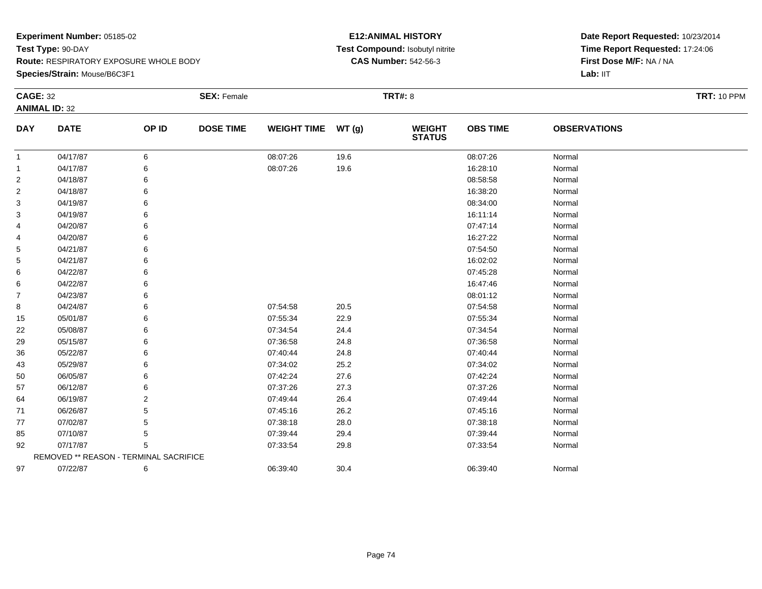**Experiment Number:** 05185-02
**Test Type:** 90-DAY
**Route:** RESPIRATORY EXPOSURE WHOLE BODY
**Species/Strain:** Mouse/B6C3F1

**E12:ANIMAL HISTORY**
**Test Compound:** Isobutyl nitrite
**CAS Number:** 542-56-3

**Date Report Requested:** 10/23/2014
**Time Report Requested:** 17:24:06
**First Dose M/F:** NA / NA
**Lab:** IIT

**CAGE:** 32 **SEX:** Female **TRT#:** 8 **TRT:** 10 PPM
**ANIMAL ID:** 32

| DAY | DATE | OP ID | DOSE TIME | WEIGHT TIME | WT (g) | WEIGHT STATUS | OBS TIME | OBSERVATIONS |
|---|---|---|---|---|---|---|---|---|
| 1 | 04/17/87 | 6 | | 08:07:26 | 19.6 | | 08:07:26 | Normal |
| 1 | 04/17/87 | 6 | | 08:07:26 | 19.6 | | 16:28:10 | Normal |
| 2 | 04/18/87 | 6 | | | | | 08:58:58 | Normal |
| 2 | 04/18/87 | 6 | | | | | 16:38:20 | Normal |
| 3 | 04/19/87 | 6 | | | | | 08:34:00 | Normal |
| 3 | 04/19/87 | 6 | | | | | 16:11:14 | Normal |
| 4 | 04/20/87 | 6 | | | | | 07:47:14 | Normal |
| 4 | 04/20/87 | 6 | | | | | 16:27:22 | Normal |
| 5 | 04/21/87 | 6 | | | | | 07:54:50 | Normal |
| 5 | 04/21/87 | 6 | | | | | 16:02:02 | Normal |
| 6 | 04/22/87 | 6 | | | | | 07:45:28 | Normal |
| 6 | 04/22/87 | 6 | | | | | 16:47:46 | Normal |
| 7 | 04/23/87 | 6 | | | | | 08:01:12 | Normal |
| 8 | 04/24/87 | 6 | | 07:54:58 | 20.5 | | 07:54:58 | Normal |
| 15 | 05/01/87 | 6 | | 07:55:34 | 22.9 | | 07:55:34 | Normal |
| 22 | 05/08/87 | 6 | | 07:34:54 | 24.4 | | 07:34:54 | Normal |
| 29 | 05/15/87 | 6 | | 07:36:58 | 24.8 | | 07:36:58 | Normal |
| 36 | 05/22/87 | 6 | | 07:40:44 | 24.8 | | 07:40:44 | Normal |
| 43 | 05/29/87 | 6 | | 07:34:02 | 25.2 | | 07:34:02 | Normal |
| 50 | 06/05/87 | 6 | | 07:42:24 | 27.6 | | 07:42:24 | Normal |
| 57 | 06/12/87 | 6 | | 07:37:26 | 27.3 | | 07:37:26 | Normal |
| 64 | 06/19/87 | 2 | | 07:49:44 | 26.4 | | 07:49:44 | Normal |
| 71 | 06/26/87 | 5 | | 07:45:16 | 26.2 | | 07:45:16 | Normal |
| 77 | 07/02/87 | 5 | | 07:38:18 | 28.0 | | 07:38:18 | Normal |
| 85 | 07/10/87 | 5 | | 07:39:44 | 29.4 | | 07:39:44 | Normal |
| 92 | 07/17/87 | 5 | | 07:33:54 | 29.8 | | 07:33:54 | Normal |
| | REMOVED ** REASON - TERMINAL SACRIFICE | | | | | | | |
| 97 | 07/22/87 | 6 | | 06:39:40 | 30.4 | | 06:39:40 | Normal |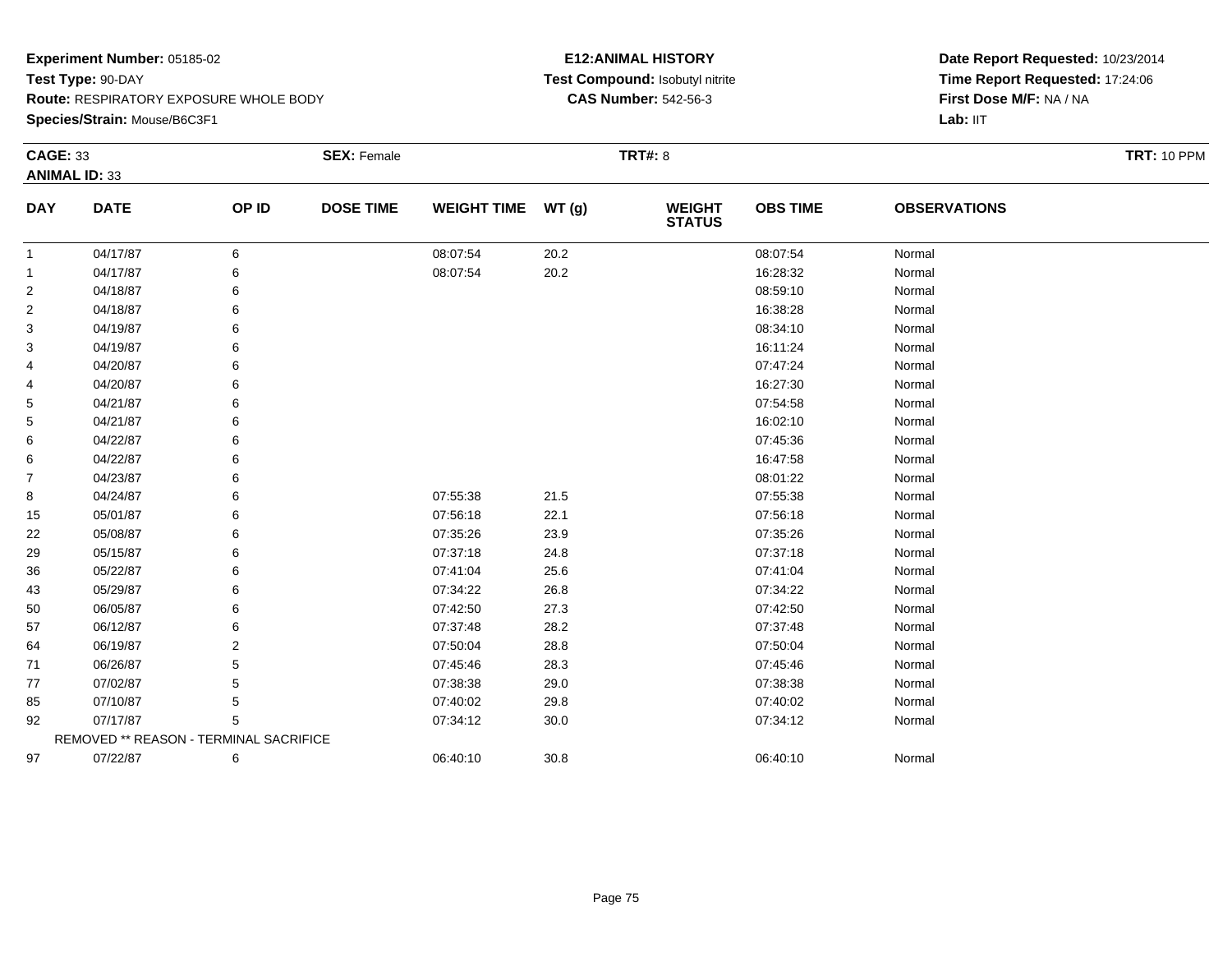**Experiment Number:** 05185-02
**Test Type:** 90-DAY
**Route:** RESPIRATORY EXPOSURE WHOLE BODY
**Species/Strain:** Mouse/B6C3F1

**E12:ANIMAL HISTORY**
**Test Compound:** Isobutyl nitrite
**CAS Number:** 542-56-3

**Date Report Requested:** 10/23/2014
**Time Report Requested:** 17:24:06
**First Dose M/F:** NA / NA
**Lab:** IIT

**CAGE:** 33 **SEX:** Female **TRT#:** 8 **TRT:** 10 PPM
**ANIMAL ID:** 33

| DAY | DATE | OP ID | DOSE TIME | WEIGHT TIME | WT (g) | WEIGHT STATUS | OBS TIME | OBSERVATIONS |
|---|---|---|---|---|---|---|---|---|
| 1 | 04/17/87 | 6 | | 08:07:54 | 20.2 | | 08:07:54 | Normal |
| 1 | 04/17/87 | 6 | | 08:07:54 | 20.2 | | 16:28:32 | Normal |
| 2 | 04/18/87 | 6 | | | | | 08:59:10 | Normal |
| 2 | 04/18/87 | 6 | | | | | 16:38:28 | Normal |
| 3 | 04/19/87 | 6 | | | | | 08:34:10 | Normal |
| 3 | 04/19/87 | 6 | | | | | 16:11:24 | Normal |
| 4 | 04/20/87 | 6 | | | | | 07:47:24 | Normal |
| 4 | 04/20/87 | 6 | | | | | 16:27:30 | Normal |
| 5 | 04/21/87 | 6 | | | | | 07:54:58 | Normal |
| 5 | 04/21/87 | 6 | | | | | 16:02:10 | Normal |
| 6 | 04/22/87 | 6 | | | | | 07:45:36 | Normal |
| 6 | 04/22/87 | 6 | | | | | 16:47:58 | Normal |
| 7 | 04/23/87 | 6 | | | | | 08:01:22 | Normal |
| 8 | 04/24/87 | 6 | | 07:55:38 | 21.5 | | 07:55:38 | Normal |
| 15 | 05/01/87 | 6 | | 07:56:18 | 22.1 | | 07:56:18 | Normal |
| 22 | 05/08/87 | 6 | | 07:35:26 | 23.9 | | 07:35:26 | Normal |
| 29 | 05/15/87 | 6 | | 07:37:18 | 24.8 | | 07:37:18 | Normal |
| 36 | 05/22/87 | 6 | | 07:41:04 | 25.6 | | 07:41:04 | Normal |
| 43 | 05/29/87 | 6 | | 07:34:22 | 26.8 | | 07:34:22 | Normal |
| 50 | 06/05/87 | 6 | | 07:42:50 | 27.3 | | 07:42:50 | Normal |
| 57 | 06/12/87 | 6 | | 07:37:48 | 28.2 | | 07:37:48 | Normal |
| 64 | 06/19/87 | 2 | | 07:50:04 | 28.8 | | 07:50:04 | Normal |
| 71 | 06/26/87 | 5 | | 07:45:46 | 28.3 | | 07:45:46 | Normal |
| 77 | 07/02/87 | 5 | | 07:38:38 | 29.0 | | 07:38:38 | Normal |
| 85 | 07/10/87 | 5 | | 07:40:02 | 29.8 | | 07:40:02 | Normal |
| 92 | 07/17/87 | 5 | | 07:34:12 | 30.0 | | 07:34:12 | Normal |
| | REMOVED ** REASON - TERMINAL SACRIFICE | | | | | | | |
| 97 | 07/22/87 | 6 | | 06:40:10 | 30.8 | | 06:40:10 | Normal |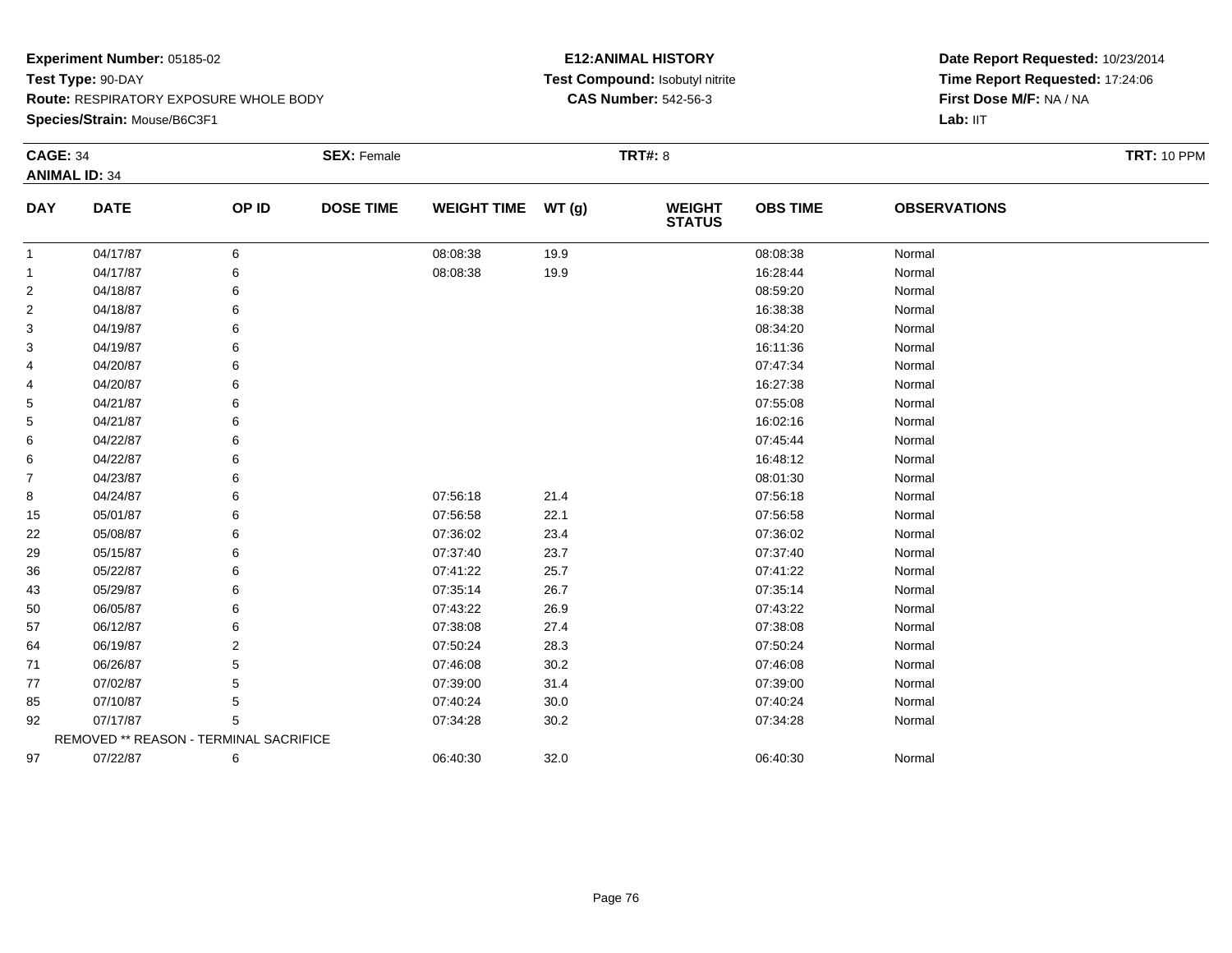**Experiment Number:** 05185-02
**Test Type:** 90-DAY
**Route:** RESPIRATORY EXPOSURE WHOLE BODY
**Species/Strain:** Mouse/B6C3F1

**E12:ANIMAL HISTORY**
**Test Compound:** Isobutyl nitrite
**CAS Number:** 542-56-3

**Date Report Requested:** 10/23/2014
**Time Report Requested:** 17:24:06
**First Dose M/F:** NA / NA
**Lab:** IIT

**CAGE:** 34 **SEX:** Female **TRT#:** 8 **TRT:** 10 PPM
**ANIMAL ID:** 34

| DAY | DATE | OP ID | DOSE TIME | WEIGHT TIME | WT (g) | WEIGHT STATUS | OBS TIME | OBSERVATIONS |
|---|---|---|---|---|---|---|---|---|
| 1 | 04/17/87 | 6 | | 08:08:38 | 19.9 | | 08:08:38 | Normal |
| 1 | 04/17/87 | 6 | | 08:08:38 | 19.9 | | 16:28:44 | Normal |
| 2 | 04/18/87 | 6 | | | | | 08:59:20 | Normal |
| 2 | 04/18/87 | 6 | | | | | 16:38:38 | Normal |
| 3 | 04/19/87 | 6 | | | | | 08:34:20 | Normal |
| 3 | 04/19/87 | 6 | | | | | 16:11:36 | Normal |
| 4 | 04/20/87 | 6 | | | | | 07:47:34 | Normal |
| 4 | 04/20/87 | 6 | | | | | 16:27:38 | Normal |
| 5 | 04/21/87 | 6 | | | | | 07:55:08 | Normal |
| 5 | 04/21/87 | 6 | | | | | 16:02:16 | Normal |
| 6 | 04/22/87 | 6 | | | | | 07:45:44 | Normal |
| 6 | 04/22/87 | 6 | | | | | 16:48:12 | Normal |
| 7 | 04/23/87 | 6 | | | | | 08:01:30 | Normal |
| 8 | 04/24/87 | 6 | | 07:56:18 | 21.4 | | 07:56:18 | Normal |
| 15 | 05/01/87 | 6 | | 07:56:58 | 22.1 | | 07:56:58 | Normal |
| 22 | 05/08/87 | 6 | | 07:36:02 | 23.4 | | 07:36:02 | Normal |
| 29 | 05/15/87 | 6 | | 07:37:40 | 23.7 | | 07:37:40 | Normal |
| 36 | 05/22/87 | 6 | | 07:41:22 | 25.7 | | 07:41:22 | Normal |
| 43 | 05/29/87 | 6 | | 07:35:14 | 26.7 | | 07:35:14 | Normal |
| 50 | 06/05/87 | 6 | | 07:43:22 | 26.9 | | 07:43:22 | Normal |
| 57 | 06/12/87 | 6 | | 07:38:08 | 27.4 | | 07:38:08 | Normal |
| 64 | 06/19/87 | 2 | | 07:50:24 | 28.3 | | 07:50:24 | Normal |
| 71 | 06/26/87 | 5 | | 07:46:08 | 30.2 | | 07:46:08 | Normal |
| 77 | 07/02/87 | 5 | | 07:39:00 | 31.4 | | 07:39:00 | Normal |
| 85 | 07/10/87 | 5 | | 07:40:24 | 30.0 | | 07:40:24 | Normal |
| 92 | 07/17/87 | 5 | | 07:34:28 | 30.2 | | 07:34:28 | Normal |
| REMOVED ** REASON - TERMINAL SACRIFICE | | | | | | | | |
| 97 | 07/22/87 | 6 | | 06:40:30 | 32.0 | | 06:40:30 | Normal |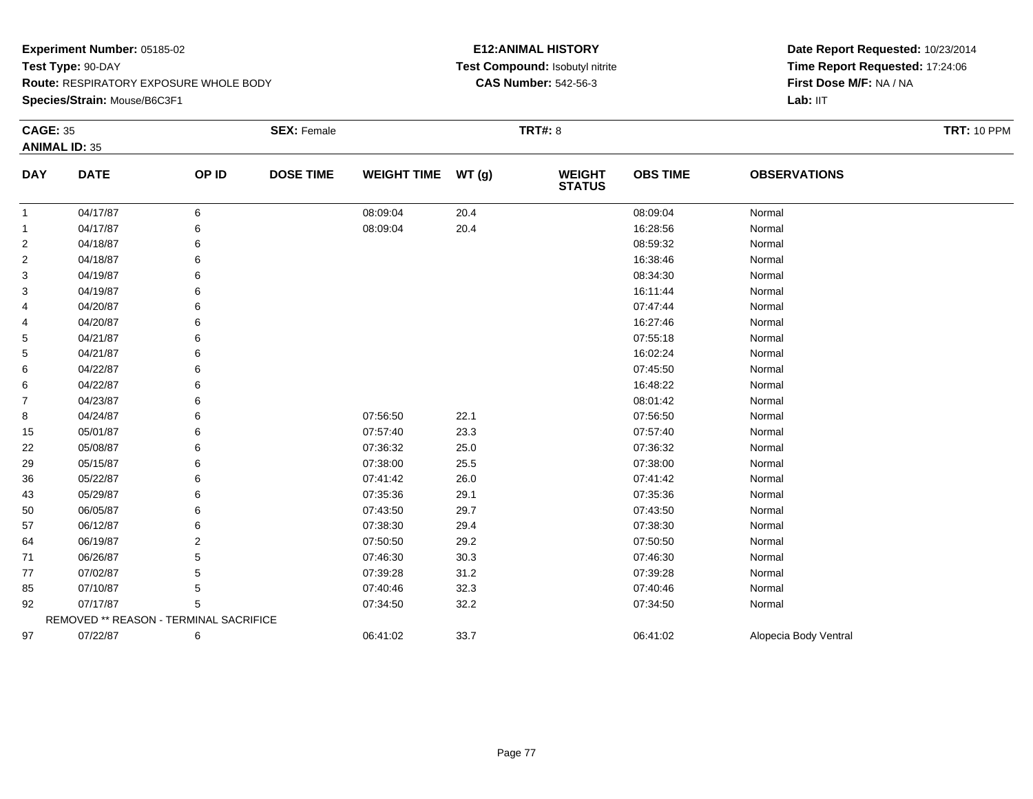**Experiment Number:** 05185-02
**Test Type:** 90-DAY
**Route:** RESPIRATORY EXPOSURE WHOLE BODY
**Species/Strain:** Mouse/B6C3F1

**E12:ANIMAL HISTORY**
**Test Compound:** Isobutyl nitrite
**CAS Number:** 542-56-3

**Date Report Requested:** 10/23/2014
**Time Report Requested:** 17:24:06
**First Dose M/F:** NA / NA
**Lab:** IIT

**CAGE:** 35 **SEX:** Female **TRT#:** 8 **TRT:** 10 PPM
**ANIMAL ID:** 35

| DAY | DATE | OP ID | DOSE TIME | WEIGHT TIME | WT (g) | WEIGHT STATUS | OBS TIME | OBSERVATIONS |
|---|---|---|---|---|---|---|---|---|
| 1 | 04/17/87 | 6 | | 08:09:04 | 20.4 | | 08:09:04 | Normal |
| 1 | 04/17/87 | 6 | | 08:09:04 | 20.4 | | 16:28:56 | Normal |
| 2 | 04/18/87 | 6 | | | | | 08:59:32 | Normal |
| 2 | 04/18/87 | 6 | | | | | 16:38:46 | Normal |
| 3 | 04/19/87 | 6 | | | | | 08:34:30 | Normal |
| 3 | 04/19/87 | 6 | | | | | 16:11:44 | Normal |
| 4 | 04/20/87 | 6 | | | | | 07:47:44 | Normal |
| 4 | 04/20/87 | 6 | | | | | 16:27:46 | Normal |
| 5 | 04/21/87 | 6 | | | | | 07:55:18 | Normal |
| 5 | 04/21/87 | 6 | | | | | 16:02:24 | Normal |
| 6 | 04/22/87 | 6 | | | | | 07:45:50 | Normal |
| 6 | 04/22/87 | 6 | | | | | 16:48:22 | Normal |
| 7 | 04/23/87 | 6 | | | | | 08:01:42 | Normal |
| 8 | 04/24/87 | 6 | | 07:56:50 | 22.1 | | 07:56:50 | Normal |
| 15 | 05/01/87 | 6 | | 07:57:40 | 23.3 | | 07:57:40 | Normal |
| 22 | 05/08/87 | 6 | | 07:36:32 | 25.0 | | 07:36:32 | Normal |
| 29 | 05/15/87 | 6 | | 07:38:00 | 25.5 | | 07:38:00 | Normal |
| 36 | 05/22/87 | 6 | | 07:41:42 | 26.0 | | 07:41:42 | Normal |
| 43 | 05/29/87 | 6 | | 07:35:36 | 29.1 | | 07:35:36 | Normal |
| 50 | 06/05/87 | 6 | | 07:43:50 | 29.7 | | 07:43:50 | Normal |
| 57 | 06/12/87 | 6 | | 07:38:30 | 29.4 | | 07:38:30 | Normal |
| 64 | 06/19/87 | 2 | | 07:50:50 | 29.2 | | 07:50:50 | Normal |
| 71 | 06/26/87 | 5 | | 07:46:30 | 30.3 | | 07:46:30 | Normal |
| 77 | 07/02/87 | 5 | | 07:39:28 | 31.2 | | 07:39:28 | Normal |
| 85 | 07/10/87 | 5 | | 07:40:46 | 32.3 | | 07:40:46 | Normal |
| 92 | 07/17/87 | 5 | | 07:34:50 | 32.2 | | 07:34:50 | Normal |
| REMOVED ** REASON - TERMINAL SACRIFICE | | | | | | | | |
| 97 | 07/22/87 | 6 | | 06:41:02 | 33.7 | | 06:41:02 | Alopecia Body Ventral |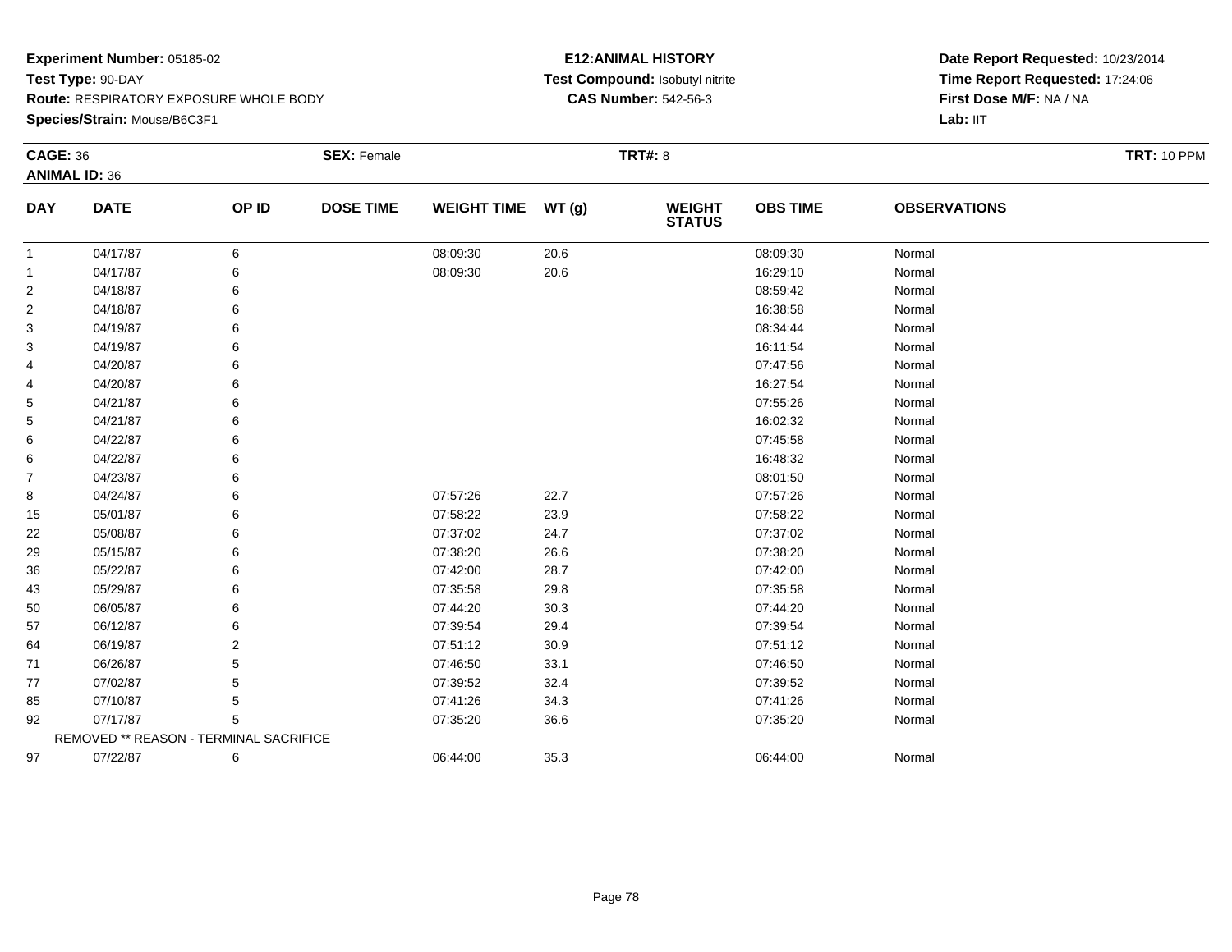**Experiment Number:** 05185-02
**Test Type:** 90-DAY
**Route:** RESPIRATORY EXPOSURE WHOLE BODY
**Species/Strain:** Mouse/B6C3F1

**E12:ANIMAL HISTORY**
**Test Compound:** Isobutyl nitrite
**CAS Number:** 542-56-3

**Date Report Requested:** 10/23/2014
**Time Report Requested:** 17:24:06
**First Dose M/F:** NA / NA
**Lab:** IIT

**CAGE:** 36 **SEX:** Female **TRT#:** 8 **TRT:** 10 PPM
**ANIMAL ID:** 36

| DAY | DATE | OP ID | DOSE TIME | WEIGHT TIME | WT (g) | WEIGHT STATUS | OBS TIME | OBSERVATIONS |
|---|---|---|---|---|---|---|---|---|
| 1 | 04/17/87 | 6 | | 08:09:30 | 20.6 | | 08:09:30 | Normal |
| 1 | 04/17/87 | 6 | | 08:09:30 | 20.6 | | 16:29:10 | Normal |
| 2 | 04/18/87 | 6 | | | | | 08:59:42 | Normal |
| 2 | 04/18/87 | 6 | | | | | 16:38:58 | Normal |
| 3 | 04/19/87 | 6 | | | | | 08:34:44 | Normal |
| 3 | 04/19/87 | 6 | | | | | 16:11:54 | Normal |
| 4 | 04/20/87 | 6 | | | | | 07:47:56 | Normal |
| 4 | 04/20/87 | 6 | | | | | 16:27:54 | Normal |
| 5 | 04/21/87 | 6 | | | | | 07:55:26 | Normal |
| 5 | 04/21/87 | 6 | | | | | 16:02:32 | Normal |
| 6 | 04/22/87 | 6 | | | | | 07:45:58 | Normal |
| 6 | 04/22/87 | 6 | | | | | 16:48:32 | Normal |
| 7 | 04/23/87 | 6 | | | | | 08:01:50 | Normal |
| 8 | 04/24/87 | 6 | | 07:57:26 | 22.7 | | 07:57:26 | Normal |
| 15 | 05/01/87 | 6 | | 07:58:22 | 23.9 | | 07:58:22 | Normal |
| 22 | 05/08/87 | 6 | | 07:37:02 | 24.7 | | 07:37:02 | Normal |
| 29 | 05/15/87 | 6 | | 07:38:20 | 26.6 | | 07:38:20 | Normal |
| 36 | 05/22/87 | 6 | | 07:42:00 | 28.7 | | 07:42:00 | Normal |
| 43 | 05/29/87 | 6 | | 07:35:58 | 29.8 | | 07:35:58 | Normal |
| 50 | 06/05/87 | 6 | | 07:44:20 | 30.3 | | 07:44:20 | Normal |
| 57 | 06/12/87 | 6 | | 07:39:54 | 29.4 | | 07:39:54 | Normal |
| 64 | 06/19/87 | 2 | | 07:51:12 | 30.9 | | 07:51:12 | Normal |
| 71 | 06/26/87 | 5 | | 07:46:50 | 33.1 | | 07:46:50 | Normal |
| 77 | 07/02/87 | 5 | | 07:39:52 | 32.4 | | 07:39:52 | Normal |
| 85 | 07/10/87 | 5 | | 07:41:26 | 34.3 | | 07:41:26 | Normal |
| 92 | 07/17/87 | 5 | | 07:35:20 | 36.6 | | 07:35:20 | Normal |
| | REMOVED ** REASON - TERMINAL SACRIFICE | | | | | | | |
| 97 | 07/22/87 | 6 | | 06:44:00 | 35.3 | | 06:44:00 | Normal |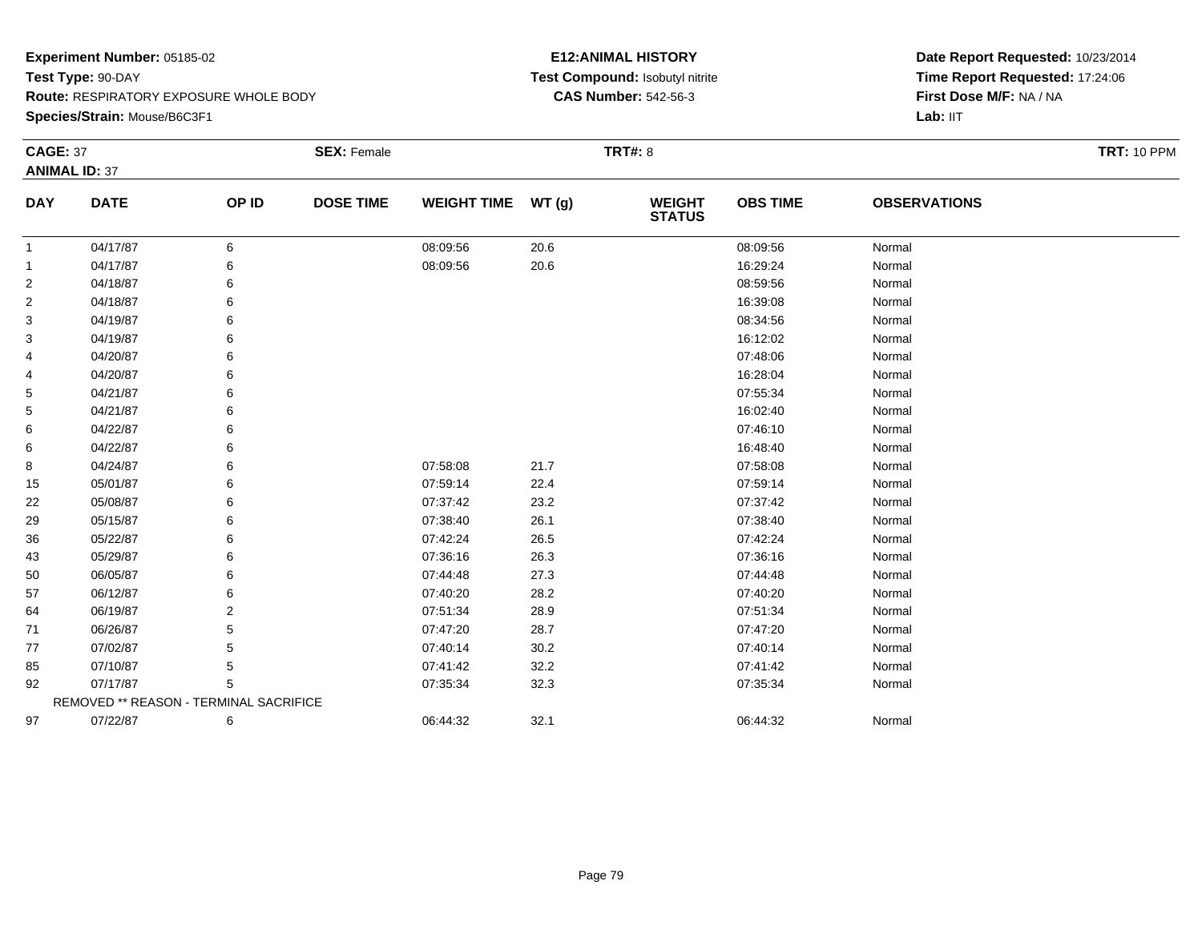**Experiment Number:** 05185-02
**Test Type:** 90-DAY
**Route:** RESPIRATORY EXPOSURE WHOLE BODY
**Species/Strain:** Mouse/B6C3F1

**E12:ANIMAL HISTORY**
**Test Compound:** Isobutyl nitrite
**CAS Number:** 542-56-3

**Date Report Requested:** 10/23/2014
**Time Report Requested:** 17:24:06
**First Dose M/F:** NA / NA
**Lab:** IIT

**CAGE:** 37 **SEX:** Female **TRT#:** 8 **TRT:** 10 PPM
**ANIMAL ID:** 37

| DAY | DATE | OP ID | DOSE TIME | WEIGHT TIME | WT (g) | WEIGHT STATUS | OBS TIME | OBSERVATIONS |
|---|---|---|---|---|---|---|---|---|
| 1 | 04/17/87 | 6 | | 08:09:56 | 20.6 | | 08:09:56 | Normal |
| 1 | 04/17/87 | 6 | | 08:09:56 | 20.6 | | 16:29:24 | Normal |
| 2 | 04/18/87 | 6 | | | | | 08:59:56 | Normal |
| 2 | 04/18/87 | 6 | | | | | 16:39:08 | Normal |
| 3 | 04/19/87 | 6 | | | | | 08:34:56 | Normal |
| 3 | 04/19/87 | 6 | | | | | 16:12:02 | Normal |
| 4 | 04/20/87 | 6 | | | | | 07:48:06 | Normal |
| 4 | 04/20/87 | 6 | | | | | 16:28:04 | Normal |
| 5 | 04/21/87 | 6 | | | | | 07:55:34 | Normal |
| 5 | 04/21/87 | 6 | | | | | 16:02:40 | Normal |
| 6 | 04/22/87 | 6 | | | | | 07:46:10 | Normal |
| 6 | 04/22/87 | 6 | | | | | 16:48:40 | Normal |
| 8 | 04/24/87 | 6 | | 07:58:08 | 21.7 | | 07:58:08 | Normal |
| 15 | 05/01/87 | 6 | | 07:59:14 | 22.4 | | 07:59:14 | Normal |
| 22 | 05/08/87 | 6 | | 07:37:42 | 23.2 | | 07:37:42 | Normal |
| 29 | 05/15/87 | 6 | | 07:38:40 | 26.1 | | 07:38:40 | Normal |
| 36 | 05/22/87 | 6 | | 07:42:24 | 26.5 | | 07:42:24 | Normal |
| 43 | 05/29/87 | 6 | | 07:36:16 | 26.3 | | 07:36:16 | Normal |
| 50 | 06/05/87 | 6 | | 07:44:48 | 27.3 | | 07:44:48 | Normal |
| 57 | 06/12/87 | 6 | | 07:40:20 | 28.2 | | 07:40:20 | Normal |
| 64 | 06/19/87 | 2 | | 07:51:34 | 28.9 | | 07:51:34 | Normal |
| 71 | 06/26/87 | 5 | | 07:47:20 | 28.7 | | 07:47:20 | Normal |
| 77 | 07/02/87 | 5 | | 07:40:14 | 30.2 | | 07:40:14 | Normal |
| 85 | 07/10/87 | 5 | | 07:41:42 | 32.2 | | 07:41:42 | Normal |
| 92 | 07/17/87 | 5 | | 07:35:34 | 32.3 | | 07:35:34 | Normal |
| | REMOVED ** REASON - TERMINAL SACRIFICE | | | | | | | |
| 97 | 07/22/87 | 6 | | 06:44:32 | 32.1 | | 06:44:32 | Normal |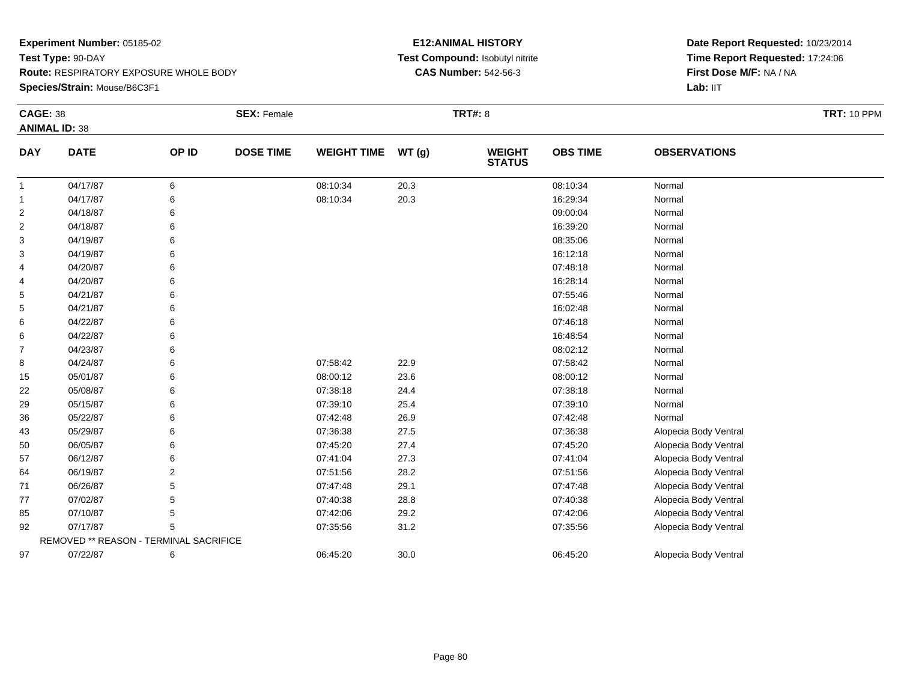**Experiment Number:** 05185-02
**Test Type:** 90-DAY
**Route:** RESPIRATORY EXPOSURE WHOLE BODY
**Species/Strain:** Mouse/B6C3F1

**E12:ANIMAL HISTORY**
**Test Compound:** Isobutyl nitrite
**CAS Number:** 542-56-3

**Date Report Requested:** 10/23/2014
**Time Report Requested:** 17:24:06
**First Dose M/F:** NA / NA
**Lab:** IIT

**CAGE:** 38 **SEX:** Female **TRT#:** 8 **TRT:** 10 PPM
**ANIMAL ID:** 38

| DAY | DATE | OP ID | DOSE TIME | WEIGHT TIME | WT (g) | WEIGHT STATUS | OBS TIME | OBSERVATIONS |
|---|---|---|---|---|---|---|---|---|
| 1 | 04/17/87 | 6 | | 08:10:34 | 20.3 | | 08:10:34 | Normal |
| 1 | 04/17/87 | 6 | | 08:10:34 | 20.3 | | 16:29:34 | Normal |
| 2 | 04/18/87 | 6 | | | | | 09:00:04 | Normal |
| 2 | 04/18/87 | 6 | | | | | 16:39:20 | Normal |
| 3 | 04/19/87 | 6 | | | | | 08:35:06 | Normal |
| 3 | 04/19/87 | 6 | | | | | 16:12:18 | Normal |
| 4 | 04/20/87 | 6 | | | | | 07:48:18 | Normal |
| 4 | 04/20/87 | 6 | | | | | 16:28:14 | Normal |
| 5 | 04/21/87 | 6 | | | | | 07:55:46 | Normal |
| 5 | 04/21/87 | 6 | | | | | 16:02:48 | Normal |
| 6 | 04/22/87 | 6 | | | | | 07:46:18 | Normal |
| 6 | 04/22/87 | 6 | | | | | 16:48:54 | Normal |
| 7 | 04/23/87 | 6 | | | | | 08:02:12 | Normal |
| 8 | 04/24/87 | 6 | | 07:58:42 | 22.9 | | 07:58:42 | Normal |
| 15 | 05/01/87 | 6 | | 08:00:12 | 23.6 | | 08:00:12 | Normal |
| 22 | 05/08/87 | 6 | | 07:38:18 | 24.4 | | 07:38:18 | Normal |
| 29 | 05/15/87 | 6 | | 07:39:10 | 25.4 | | 07:39:10 | Normal |
| 36 | 05/22/87 | 6 | | 07:42:48 | 26.9 | | 07:42:48 | Normal |
| 43 | 05/29/87 | 6 | | 07:36:38 | 27.5 | | 07:36:38 | Alopecia Body Ventral |
| 50 | 06/05/87 | 6 | | 07:45:20 | 27.4 | | 07:45:20 | Alopecia Body Ventral |
| 57 | 06/12/87 | 6 | | 07:41:04 | 27.3 | | 07:41:04 | Alopecia Body Ventral |
| 64 | 06/19/87 | 2 | | 07:51:56 | 28.2 | | 07:51:56 | Alopecia Body Ventral |
| 71 | 06/26/87 | 5 | | 07:47:48 | 29.1 | | 07:47:48 | Alopecia Body Ventral |
| 77 | 07/02/87 | 5 | | 07:40:38 | 28.8 | | 07:40:38 | Alopecia Body Ventral |
| 85 | 07/10/87 | 5 | | 07:42:06 | 29.2 | | 07:42:06 | Alopecia Body Ventral |
| 92 | 07/17/87 | 5 | | 07:35:56 | 31.2 | | 07:35:56 | Alopecia Body Ventral |
| REMOVED ** REASON - TERMINAL SACRIFICE | | | | | | | | |
| 97 | 07/22/87 | 6 | | 06:45:20 | 30.0 | | 06:45:20 | Alopecia Body Ventral |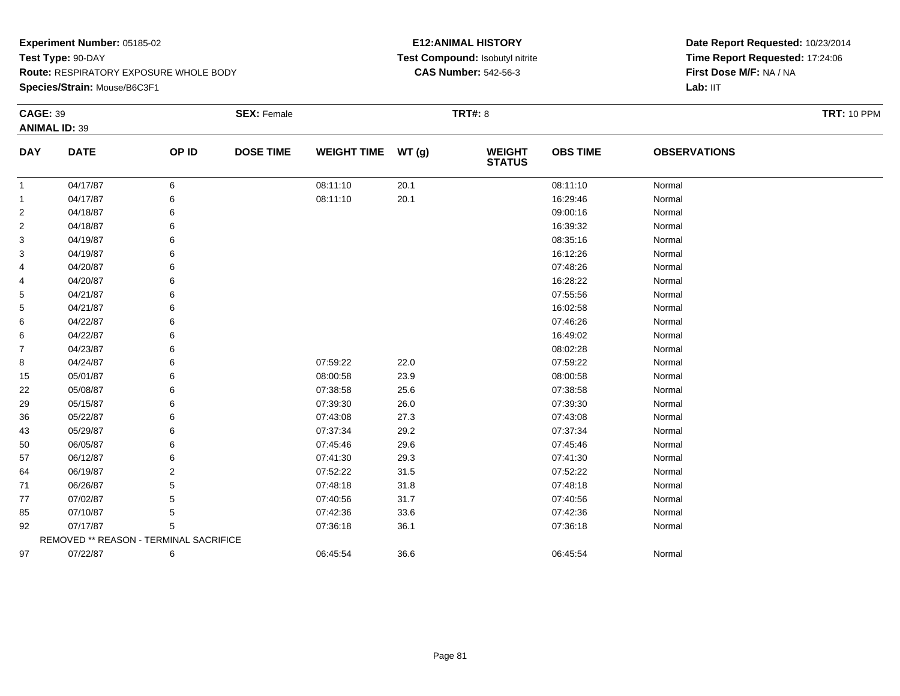**Experiment Number:** 05185-02
**Test Type:** 90-DAY
**Route:** RESPIRATORY EXPOSURE WHOLE BODY
**Species/Strain:** Mouse/B6C3F1

**E12:ANIMAL HISTORY**
**Test Compound:** Isobutyl nitrite
**CAS Number:** 542-56-3

**Date Report Requested:** 10/23/2014
**Time Report Requested:** 17:24:06
**First Dose M/F:** NA / NA
**Lab:** IIT

**CAGE:** 39 **SEX:** Female **TRT#:** 8 **TRT:** 10 PPM
**ANIMAL ID:** 39

| DAY | DATE | OP ID | DOSE TIME | WEIGHT TIME | WT (g) | WEIGHT STATUS | OBS TIME | OBSERVATIONS |
|---|---|---|---|---|---|---|---|---|
| 1 | 04/17/87 | 6 | | 08:11:10 | 20.1 | | 08:11:10 | Normal |
| 1 | 04/17/87 | 6 | | 08:11:10 | 20.1 | | 16:29:46 | Normal |
| 2 | 04/18/87 | 6 | | | | | 09:00:16 | Normal |
| 2 | 04/18/87 | 6 | | | | | 16:39:32 | Normal |
| 3 | 04/19/87 | 6 | | | | | 08:35:16 | Normal |
| 3 | 04/19/87 | 6 | | | | | 16:12:26 | Normal |
| 4 | 04/20/87 | 6 | | | | | 07:48:26 | Normal |
| 4 | 04/20/87 | 6 | | | | | 16:28:22 | Normal |
| 5 | 04/21/87 | 6 | | | | | 07:55:56 | Normal |
| 5 | 04/21/87 | 6 | | | | | 16:02:58 | Normal |
| 6 | 04/22/87 | 6 | | | | | 07:46:26 | Normal |
| 6 | 04/22/87 | 6 | | | | | 16:49:02 | Normal |
| 7 | 04/23/87 | 6 | | | | | 08:02:28 | Normal |
| 8 | 04/24/87 | 6 | | 07:59:22 | 22.0 | | 07:59:22 | Normal |
| 15 | 05/01/87 | 6 | | 08:00:58 | 23.9 | | 08:00:58 | Normal |
| 22 | 05/08/87 | 6 | | 07:38:58 | 25.6 | | 07:38:58 | Normal |
| 29 | 05/15/87 | 6 | | 07:39:30 | 26.0 | | 07:39:30 | Normal |
| 36 | 05/22/87 | 6 | | 07:43:08 | 27.3 | | 07:43:08 | Normal |
| 43 | 05/29/87 | 6 | | 07:37:34 | 29.2 | | 07:37:34 | Normal |
| 50 | 06/05/87 | 6 | | 07:45:46 | 29.6 | | 07:45:46 | Normal |
| 57 | 06/12/87 | 6 | | 07:41:30 | 29.3 | | 07:41:30 | Normal |
| 64 | 06/19/87 | 2 | | 07:52:22 | 31.5 | | 07:52:22 | Normal |
| 71 | 06/26/87 | 5 | | 07:48:18 | 31.8 | | 07:48:18 | Normal |
| 77 | 07/02/87 | 5 | | 07:40:56 | 31.7 | | 07:40:56 | Normal |
| 85 | 07/10/87 | 5 | | 07:42:36 | 33.6 | | 07:42:36 | Normal |
| 92 | 07/17/87 | 5 | | 07:36:18 | 36.1 | | 07:36:18 | Normal |
| | REMOVED ** REASON - TERMINAL SACRIFICE | | | | | | | |
| 97 | 07/22/87 | 6 | | 06:45:54 | 36.6 | | 06:45:54 | Normal |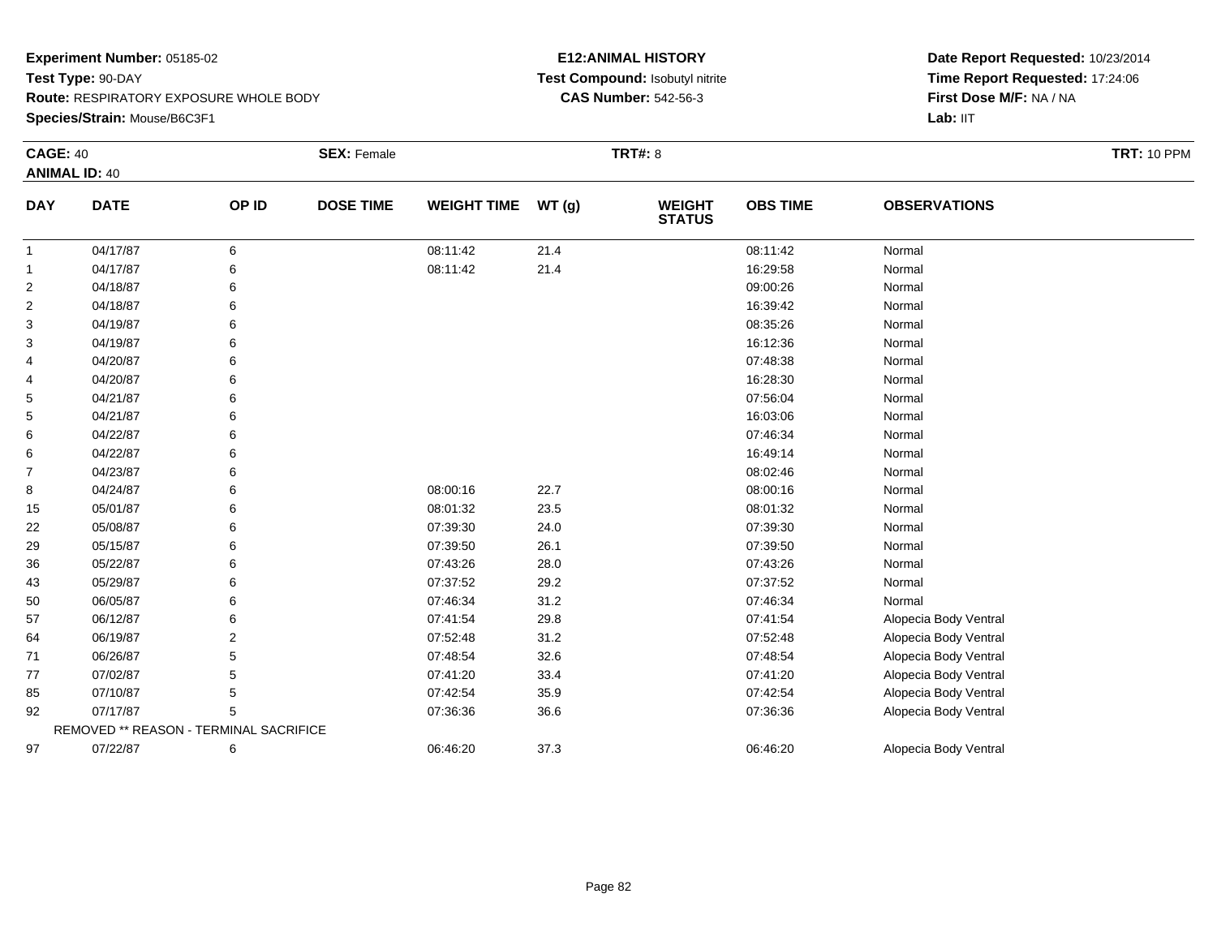**Experiment Number:** 05185-02
**Test Type:** 90-DAY
**Route:** RESPIRATORY EXPOSURE WHOLE BODY
**Species/Strain:** Mouse/B6C3F1

**E12:ANIMAL HISTORY**
**Test Compound:** Isobutyl nitrite
**CAS Number:** 542-56-3

**Date Report Requested:** 10/23/2014
**Time Report Requested:** 17:24:06
**First Dose M/F:** NA / NA
**Lab:** IIT

**CAGE:** 40 **SEX:** Female **TRT#:** 8 **TRT:** 10 PPM
**ANIMAL ID:** 40

| DAY | DATE | OP ID | DOSE TIME | WEIGHT TIME | WT (g) | WEIGHT STATUS | OBS TIME | OBSERVATIONS |
|---|---|---|---|---|---|---|---|---|
| 1 | 04/17/87 | 6 | | 08:11:42 | 21.4 | | 08:11:42 | Normal |
| 1 | 04/17/87 | 6 | | 08:11:42 | 21.4 | | 16:29:58 | Normal |
| 2 | 04/18/87 | 6 | | | | | 09:00:26 | Normal |
| 2 | 04/18/87 | 6 | | | | | 16:39:42 | Normal |
| 3 | 04/19/87 | 6 | | | | | 08:35:26 | Normal |
| 3 | 04/19/87 | 6 | | | | | 16:12:36 | Normal |
| 4 | 04/20/87 | 6 | | | | | 07:48:38 | Normal |
| 4 | 04/20/87 | 6 | | | | | 16:28:30 | Normal |
| 5 | 04/21/87 | 6 | | | | | 07:56:04 | Normal |
| 5 | 04/21/87 | 6 | | | | | 16:03:06 | Normal |
| 6 | 04/22/87 | 6 | | | | | 07:46:34 | Normal |
| 6 | 04/22/87 | 6 | | | | | 16:49:14 | Normal |
| 7 | 04/23/87 | 6 | | | | | 08:02:46 | Normal |
| 8 | 04/24/87 | 6 | | 08:00:16 | 22.7 | | 08:00:16 | Normal |
| 15 | 05/01/87 | 6 | | 08:01:32 | 23.5 | | 08:01:32 | Normal |
| 22 | 05/08/87 | 6 | | 07:39:30 | 24.0 | | 07:39:30 | Normal |
| 29 | 05/15/87 | 6 | | 07:39:50 | 26.1 | | 07:39:50 | Normal |
| 36 | 05/22/87 | 6 | | 07:43:26 | 28.0 | | 07:43:26 | Normal |
| 43 | 05/29/87 | 6 | | 07:37:52 | 29.2 | | 07:37:52 | Normal |
| 50 | 06/05/87 | 6 | | 07:46:34 | 31.2 | | 07:46:34 | Normal |
| 57 | 06/12/87 | 6 | | 07:41:54 | 29.8 | | 07:41:54 | Alopecia Body Ventral |
| 64 | 06/19/87 | 2 | | 07:52:48 | 31.2 | | 07:52:48 | Alopecia Body Ventral |
| 71 | 06/26/87 | 5 | | 07:48:54 | 32.6 | | 07:48:54 | Alopecia Body Ventral |
| 77 | 07/02/87 | 5 | | 07:41:20 | 33.4 | | 07:41:20 | Alopecia Body Ventral |
| 85 | 07/10/87 | 5 | | 07:42:54 | 35.9 | | 07:42:54 | Alopecia Body Ventral |
| 92 | 07/17/87 | 5 | | 07:36:36 | 36.6 | | 07:36:36 | Alopecia Body Ventral |
| | REMOVED ** REASON - TERMINAL SACRIFICE | | | | | | | |
| 97 | 07/22/87 | 6 | | 06:46:20 | 37.3 | | 06:46:20 | Alopecia Body Ventral |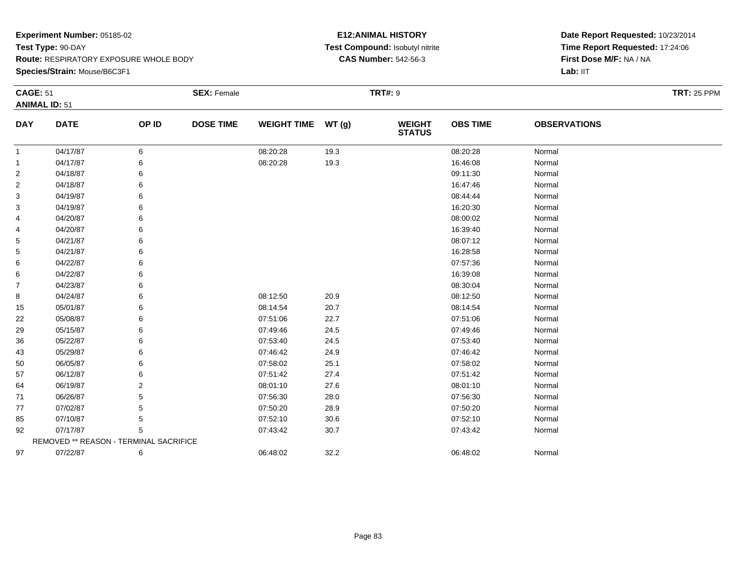**Experiment Number:** 05185-02
**Test Type:** 90-DAY
**Route:** RESPIRATORY EXPOSURE WHOLE BODY
**Species/Strain:** Mouse/B6C3F1

**E12:ANIMAL HISTORY**
**Test Compound:** Isobutyl nitrite
**CAS Number:** 542-56-3

**Date Report Requested:** 10/23/2014
**Time Report Requested:** 17:24:06
**First Dose M/F:** NA / NA
**Lab:** IIT

**CAGE:** 51
**ANIMAL ID:** 51
**SEX:** Female
**TRT#:** 9
**TRT:** 25 PPM

| DAY | DATE | OP ID | DOSE TIME | WEIGHT TIME | WT (g) | WEIGHT STATUS | OBS TIME | OBSERVATIONS |
|---|---|---|---|---|---|---|---|---|
| 1 | 04/17/87 | 6 | | 08:20:28 | 19.3 | | 08:20:28 | Normal |
| 1 | 04/17/87 | 6 | | 08:20:28 | 19.3 | | 16:46:08 | Normal |
| 2 | 04/18/87 | 6 | | | | | 09:11:30 | Normal |
| 2 | 04/18/87 | 6 | | | | | 16:47:46 | Normal |
| 3 | 04/19/87 | 6 | | | | | 08:44:44 | Normal |
| 3 | 04/19/87 | 6 | | | | | 16:20:30 | Normal |
| 4 | 04/20/87 | 6 | | | | | 08:00:02 | Normal |
| 4 | 04/20/87 | 6 | | | | | 16:39:40 | Normal |
| 5 | 04/21/87 | 6 | | | | | 08:07:12 | Normal |
| 5 | 04/21/87 | 6 | | | | | 16:28:58 | Normal |
| 6 | 04/22/87 | 6 | | | | | 07:57:36 | Normal |
| 6 | 04/22/87 | 6 | | | | | 16:39:08 | Normal |
| 7 | 04/23/87 | 6 | | | | | 08:30:04 | Normal |
| 8 | 04/24/87 | 6 | | 08:12:50 | 20.9 | | 08:12:50 | Normal |
| 15 | 05/01/87 | 6 | | 08:14:54 | 20.7 | | 08:14:54 | Normal |
| 22 | 05/08/87 | 6 | | 07:51:06 | 22.7 | | 07:51:06 | Normal |
| 29 | 05/15/87 | 6 | | 07:49:46 | 24.5 | | 07:49:46 | Normal |
| 36 | 05/22/87 | 6 | | 07:53:40 | 24.5 | | 07:53:40 | Normal |
| 43 | 05/29/87 | 6 | | 07:46:42 | 24.9 | | 07:46:42 | Normal |
| 50 | 06/05/87 | 6 | | 07:58:02 | 25.1 | | 07:58:02 | Normal |
| 57 | 06/12/87 | 6 | | 07:51:42 | 27.4 | | 07:51:42 | Normal |
| 64 | 06/19/87 | 2 | | 08:01:10 | 27.6 | | 08:01:10 | Normal |
| 71 | 06/26/87 | 5 | | 07:56:30 | 28.0 | | 07:56:30 | Normal |
| 77 | 07/02/87 | 5 | | 07:50:20 | 28.9 | | 07:50:20 | Normal |
| 85 | 07/10/87 | 5 | | 07:52:10 | 30.6 | | 07:52:10 | Normal |
| 92 | 07/17/87 | 5 | | 07:43:42 | 30.7 | | 07:43:42 | Normal |
| | REMOVED ** REASON - TERMINAL SACRIFICE | | | | | | | |
| 97 | 07/22/87 | 6 | | 06:48:02 | 32.2 | | 06:48:02 | Normal |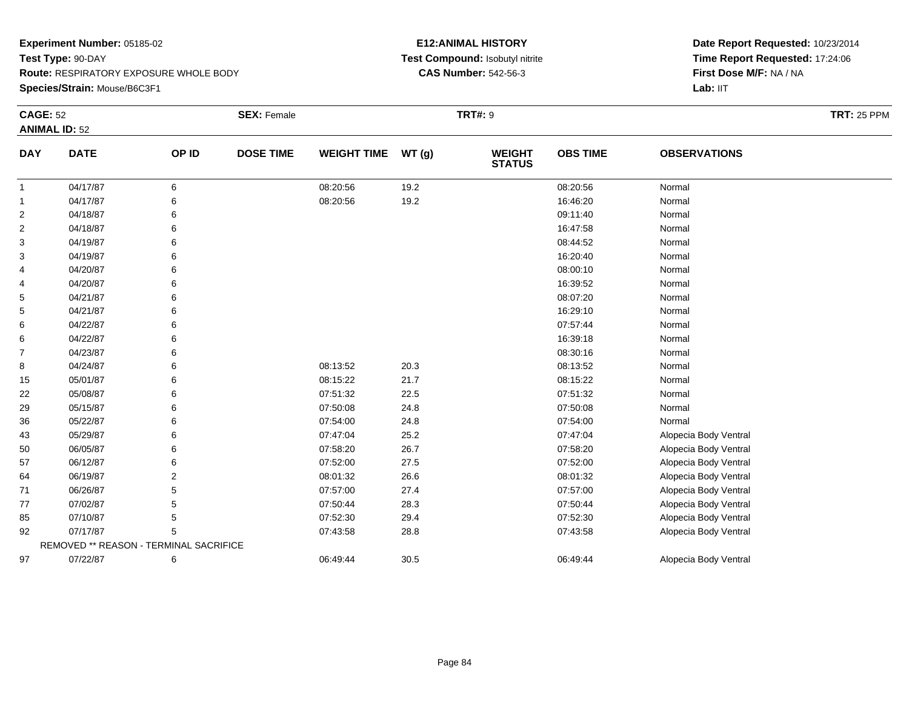**Experiment Number:** 05185-02
**Test Type:** 90-DAY
**Route:** RESPIRATORY EXPOSURE WHOLE BODY
**Species/Strain:** Mouse/B6C3F1

**E12:ANIMAL HISTORY**
**Test Compound:** Isobutyl nitrite
**CAS Number:** 542-56-3

**Date Report Requested:** 10/23/2014
**Time Report Requested:** 17:24:06
**First Dose M/F:** NA / NA
**Lab:** IIT

**CAGE:** 52 **SEX:** Female **TRT#:** 9 **TRT:** 25 PPM
**ANIMAL ID:** 52

| DAY | DATE | OP ID | DOSE TIME | WEIGHT TIME | WT (g) | WEIGHT STATUS | OBS TIME | OBSERVATIONS |
|---|---|---|---|---|---|---|---|---|
| 1 | 04/17/87 | 6 | | 08:20:56 | 19.2 | | 08:20:56 | Normal |
| 1 | 04/17/87 | 6 | | 08:20:56 | 19.2 | | 16:46:20 | Normal |
| 2 | 04/18/87 | 6 | | | | | 09:11:40 | Normal |
| 2 | 04/18/87 | 6 | | | | | 16:47:58 | Normal |
| 3 | 04/19/87 | 6 | | | | | 08:44:52 | Normal |
| 3 | 04/19/87 | 6 | | | | | 16:20:40 | Normal |
| 4 | 04/20/87 | 6 | | | | | 08:00:10 | Normal |
| 4 | 04/20/87 | 6 | | | | | 16:39:52 | Normal |
| 5 | 04/21/87 | 6 | | | | | 08:07:20 | Normal |
| 5 | 04/21/87 | 6 | | | | | 16:29:10 | Normal |
| 6 | 04/22/87 | 6 | | | | | 07:57:44 | Normal |
| 6 | 04/22/87 | 6 | | | | | 16:39:18 | Normal |
| 7 | 04/23/87 | 6 | | | | | 08:30:16 | Normal |
| 8 | 04/24/87 | 6 | | 08:13:52 | 20.3 | | 08:13:52 | Normal |
| 15 | 05/01/87 | 6 | | 08:15:22 | 21.7 | | 08:15:22 | Normal |
| 22 | 05/08/87 | 6 | | 07:51:32 | 22.5 | | 07:51:32 | Normal |
| 29 | 05/15/87 | 6 | | 07:50:08 | 24.8 | | 07:50:08 | Normal |
| 36 | 05/22/87 | 6 | | 07:54:00 | 24.8 | | 07:54:00 | Normal |
| 43 | 05/29/87 | 6 | | 07:47:04 | 25.2 | | 07:47:04 | Alopecia Body Ventral |
| 50 | 06/05/87 | 6 | | 07:58:20 | 26.7 | | 07:58:20 | Alopecia Body Ventral |
| 57 | 06/12/87 | 6 | | 07:52:00 | 27.5 | | 07:52:00 | Alopecia Body Ventral |
| 64 | 06/19/87 | 2 | | 08:01:32 | 26.6 | | 08:01:32 | Alopecia Body Ventral |
| 71 | 06/26/87 | 5 | | 07:57:00 | 27.4 | | 07:57:00 | Alopecia Body Ventral |
| 77 | 07/02/87 | 5 | | 07:50:44 | 28.3 | | 07:50:44 | Alopecia Body Ventral |
| 85 | 07/10/87 | 5 | | 07:52:30 | 29.4 | | 07:52:30 | Alopecia Body Ventral |
| 92 | 07/17/87 | 5 | | 07:43:58 | 28.8 | | 07:43:58 | Alopecia Body Ventral |
| | REMOVED ** REASON - TERMINAL SACRIFICE | | | | | | | |
| 97 | 07/22/87 | 6 | | 06:49:44 | 30.5 | | 06:49:44 | Alopecia Body Ventral |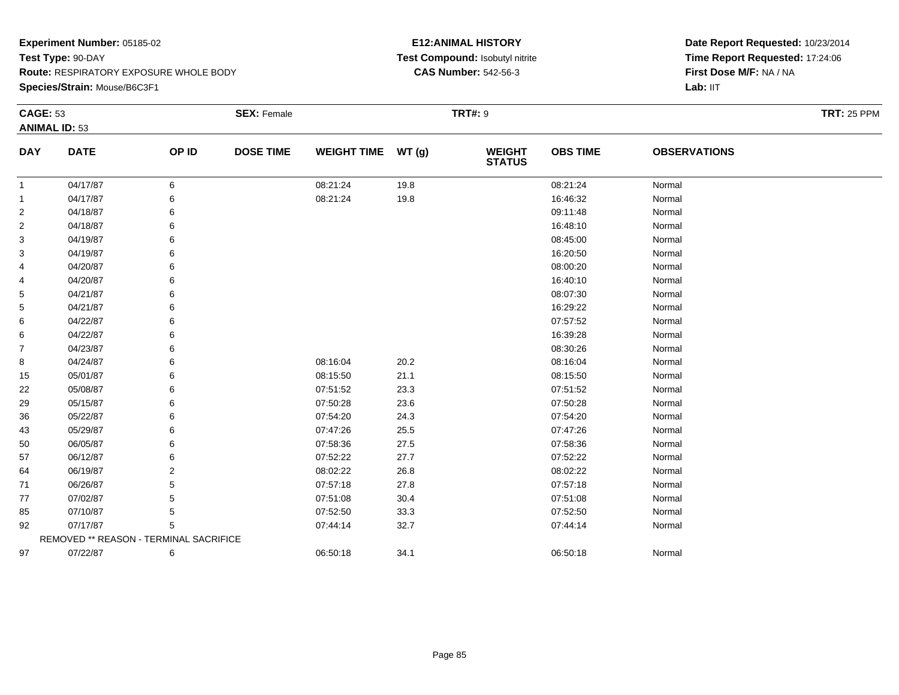**Experiment Number:** 05185-02
**Test Type:** 90-DAY
**Route:** RESPIRATORY EXPOSURE WHOLE BODY
**Species/Strain:** Mouse/B6C3F1

**E12:ANIMAL HISTORY**
**Test Compound:** Isobutyl nitrite
**CAS Number:** 542-56-3

**Date Report Requested:** 10/23/2014
**Time Report Requested:** 17:24:06
**First Dose M/F:** NA / NA
**Lab:** IIT

**CAGE:** 53　**SEX:** Female　**TRT#:** 9　**TRT:** 25 PPM
**ANIMAL ID:** 53

| DAY | DATE | OP ID | DOSE TIME | WEIGHT TIME | WT (g) | WEIGHT STATUS | OBS TIME | OBSERVATIONS |
|---|---|---|---|---|---|---|---|---|
| 1 | 04/17/87 | 6 | | 08:21:24 | 19.8 | | 08:21:24 | Normal |
| 1 | 04/17/87 | 6 | | 08:21:24 | 19.8 | | 16:46:32 | Normal |
| 2 | 04/18/87 | 6 | | | | | 09:11:48 | Normal |
| 2 | 04/18/87 | 6 | | | | | 16:48:10 | Normal |
| 3 | 04/19/87 | 6 | | | | | 08:45:00 | Normal |
| 3 | 04/19/87 | 6 | | | | | 16:20:50 | Normal |
| 4 | 04/20/87 | 6 | | | | | 08:00:20 | Normal |
| 4 | 04/20/87 | 6 | | | | | 16:40:10 | Normal |
| 5 | 04/21/87 | 6 | | | | | 08:07:30 | Normal |
| 5 | 04/21/87 | 6 | | | | | 16:29:22 | Normal |
| 6 | 04/22/87 | 6 | | | | | 07:57:52 | Normal |
| 6 | 04/22/87 | 6 | | | | | 16:39:28 | Normal |
| 7 | 04/23/87 | 6 | | | | | 08:30:26 | Normal |
| 8 | 04/24/87 | 6 | | 08:16:04 | 20.2 | | 08:16:04 | Normal |
| 15 | 05/01/87 | 6 | | 08:15:50 | 21.1 | | 08:15:50 | Normal |
| 22 | 05/08/87 | 6 | | 07:51:52 | 23.3 | | 07:51:52 | Normal |
| 29 | 05/15/87 | 6 | | 07:50:28 | 23.6 | | 07:50:28 | Normal |
| 36 | 05/22/87 | 6 | | 07:54:20 | 24.3 | | 07:54:20 | Normal |
| 43 | 05/29/87 | 6 | | 07:47:26 | 25.5 | | 07:47:26 | Normal |
| 50 | 06/05/87 | 6 | | 07:58:36 | 27.5 | | 07:58:36 | Normal |
| 57 | 06/12/87 | 6 | | 07:52:22 | 27.7 | | 07:52:22 | Normal |
| 64 | 06/19/87 | 2 | | 08:02:22 | 26.8 | | 08:02:22 | Normal |
| 71 | 06/26/87 | 5 | | 07:57:18 | 27.8 | | 07:57:18 | Normal |
| 77 | 07/02/87 | 5 | | 07:51:08 | 30.4 | | 07:51:08 | Normal |
| 85 | 07/10/87 | 5 | | 07:52:50 | 33.3 | | 07:52:50 | Normal |
| 92 | 07/17/87 | 5 | | 07:44:14 | 32.7 | | 07:44:14 | Normal |
| | REMOVED ** REASON - TERMINAL SACRIFICE | | | | | | | |
| 97 | 07/22/87 | 6 | | 06:50:18 | 34.1 | | 06:50:18 | Normal |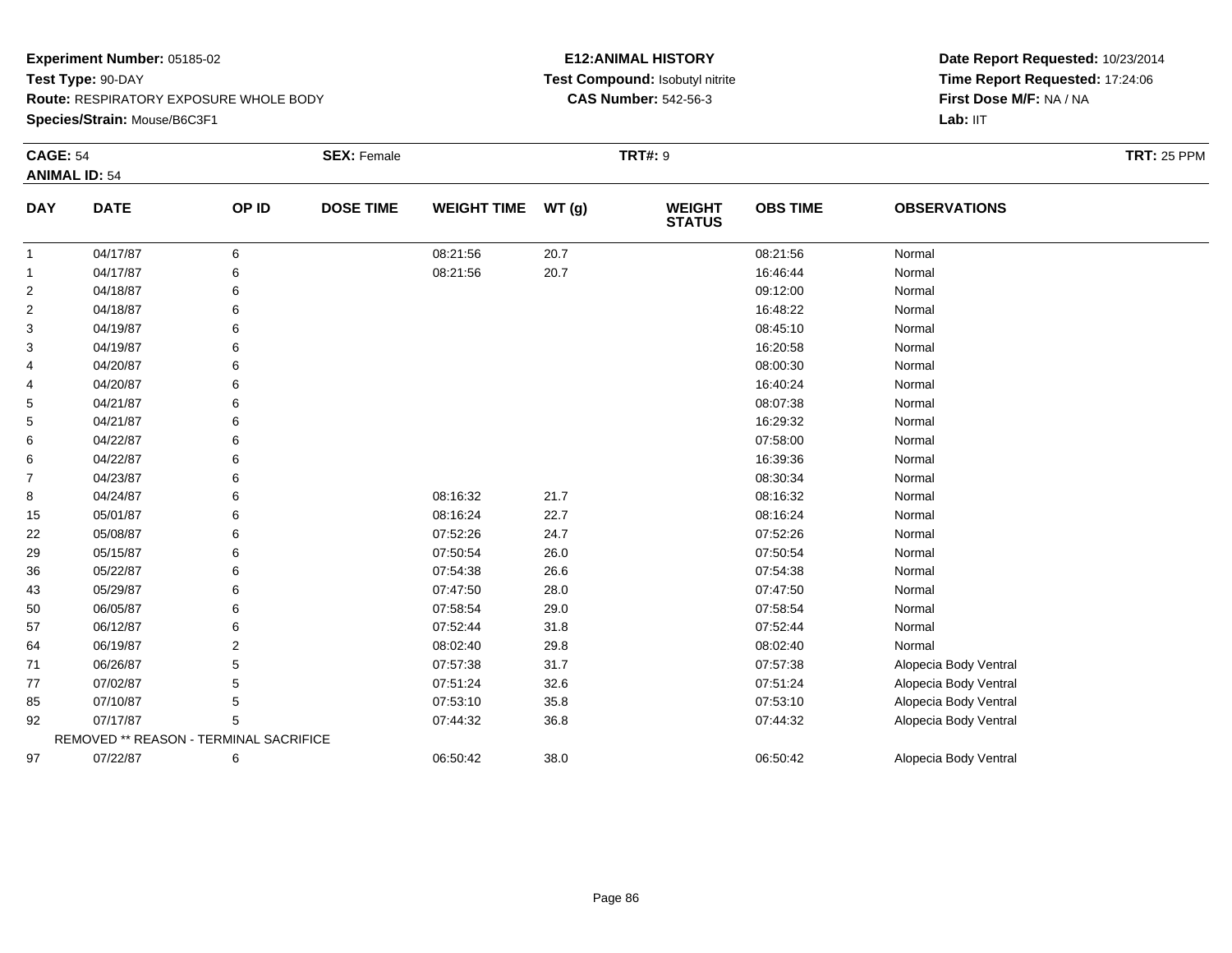**Experiment Number:** 05185-02
**Test Type:** 90-DAY
**Route:** RESPIRATORY EXPOSURE WHOLE BODY
**Species/Strain:** Mouse/B6C3F1

**E12:ANIMAL HISTORY**
**Test Compound:** Isobutyl nitrite
**CAS Number:** 542-56-3

**Date Report Requested:** 10/23/2014
**Time Report Requested:** 17:24:06
**First Dose M/F:** NA / NA
**Lab:** IIT

**CAGE:** 54 **SEX:** Female **TRT#:** 9 **TRT:** 25 PPM
**ANIMAL ID:** 54

| DAY | DATE | OP ID | DOSE TIME | WEIGHT TIME | WT (g) | WEIGHT STATUS | OBS TIME | OBSERVATIONS |
|---|---|---|---|---|---|---|---|---|
| 1 | 04/17/87 | 6 | | 08:21:56 | 20.7 | | 08:21:56 | Normal |
| 1 | 04/17/87 | 6 | | 08:21:56 | 20.7 | | 16:46:44 | Normal |
| 2 | 04/18/87 | 6 | | | | | 09:12:00 | Normal |
| 2 | 04/18/87 | 6 | | | | | 16:48:22 | Normal |
| 3 | 04/19/87 | 6 | | | | | 08:45:10 | Normal |
| 3 | 04/19/87 | 6 | | | | | 16:20:58 | Normal |
| 4 | 04/20/87 | 6 | | | | | 08:00:30 | Normal |
| 4 | 04/20/87 | 6 | | | | | 16:40:24 | Normal |
| 5 | 04/21/87 | 6 | | | | | 08:07:38 | Normal |
| 5 | 04/21/87 | 6 | | | | | 16:29:32 | Normal |
| 6 | 04/22/87 | 6 | | | | | 07:58:00 | Normal |
| 6 | 04/22/87 | 6 | | | | | 16:39:36 | Normal |
| 7 | 04/23/87 | 6 | | | | | 08:30:34 | Normal |
| 8 | 04/24/87 | 6 | | 08:16:32 | 21.7 | | 08:16:32 | Normal |
| 15 | 05/01/87 | 6 | | 08:16:24 | 22.7 | | 08:16:24 | Normal |
| 22 | 05/08/87 | 6 | | 07:52:26 | 24.7 | | 07:52:26 | Normal |
| 29 | 05/15/87 | 6 | | 07:50:54 | 26.0 | | 07:50:54 | Normal |
| 36 | 05/22/87 | 6 | | 07:54:38 | 26.6 | | 07:54:38 | Normal |
| 43 | 05/29/87 | 6 | | 07:47:50 | 28.0 | | 07:47:50 | Normal |
| 50 | 06/05/87 | 6 | | 07:58:54 | 29.0 | | 07:58:54 | Normal |
| 57 | 06/12/87 | 6 | | 07:52:44 | 31.8 | | 07:52:44 | Normal |
| 64 | 06/19/87 | 2 | | 08:02:40 | 29.8 | | 08:02:40 | Normal |
| 71 | 06/26/87 | 5 | | 07:57:38 | 31.7 | | 07:57:38 | Alopecia Body Ventral |
| 77 | 07/02/87 | 5 | | 07:51:24 | 32.6 | | 07:51:24 | Alopecia Body Ventral |
| 85 | 07/10/87 | 5 | | 07:53:10 | 35.8 | | 07:53:10 | Alopecia Body Ventral |
| 92 | 07/17/87 | 5 | | 07:44:32 | 36.8 | | 07:44:32 | Alopecia Body Ventral |
| REMOVED ** REASON - TERMINAL SACRIFICE | | | | | | | | |
| 97 | 07/22/87 | 6 | | 06:50:42 | 38.0 | | 06:50:42 | Alopecia Body Ventral |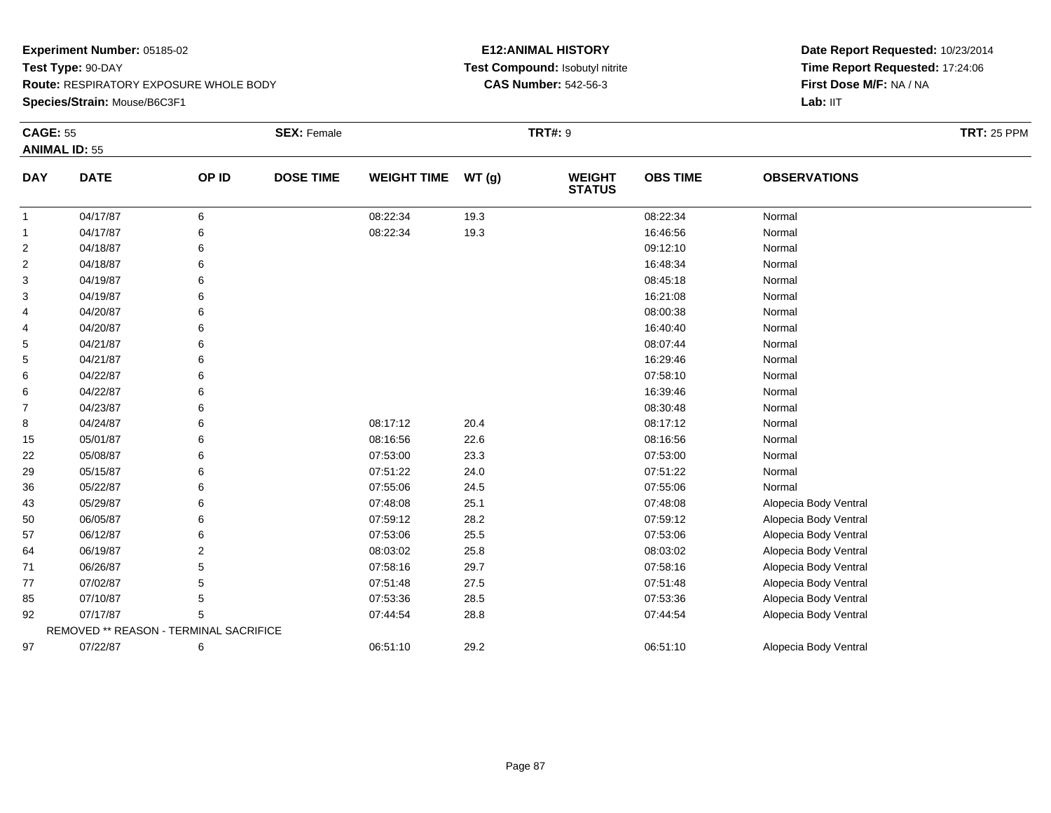**Experiment Number:** 05185-02
**Test Type:** 90-DAY
**Route:** RESPIRATORY EXPOSURE WHOLE BODY
**Species/Strain:** Mouse/B6C3F1

**E12:ANIMAL HISTORY**
**Test Compound:** Isobutyl nitrite
**CAS Number:** 542-56-3

**Date Report Requested:** 10/23/2014
**Time Report Requested:** 17:24:06
**First Dose M/F:** NA / NA
**Lab:** IIT

**CAGE:** 55 **SEX:** Female **TRT#:** 9 **TRT:** 25 PPM
**ANIMAL ID:** 55

| DAY | DATE | OP ID | DOSE TIME | WEIGHT TIME | WT (g) | WEIGHT STATUS | OBS TIME | OBSERVATIONS |
|---|---|---|---|---|---|---|---|---|
| 1 | 04/17/87 | 6 | | 08:22:34 | 19.3 | | 08:22:34 | Normal |
| 1 | 04/17/87 | 6 | | 08:22:34 | 19.3 | | 16:46:56 | Normal |
| 2 | 04/18/87 | 6 | | | | | 09:12:10 | Normal |
| 2 | 04/18/87 | 6 | | | | | 16:48:34 | Normal |
| 3 | 04/19/87 | 6 | | | | | 08:45:18 | Normal |
| 3 | 04/19/87 | 6 | | | | | 16:21:08 | Normal |
| 4 | 04/20/87 | 6 | | | | | 08:00:38 | Normal |
| 4 | 04/20/87 | 6 | | | | | 16:40:40 | Normal |
| 5 | 04/21/87 | 6 | | | | | 08:07:44 | Normal |
| 5 | 04/21/87 | 6 | | | | | 16:29:46 | Normal |
| 6 | 04/22/87 | 6 | | | | | 07:58:10 | Normal |
| 6 | 04/22/87 | 6 | | | | | 16:39:46 | Normal |
| 7 | 04/23/87 | 6 | | | | | 08:30:48 | Normal |
| 8 | 04/24/87 | 6 | | 08:17:12 | 20.4 | | 08:17:12 | Normal |
| 15 | 05/01/87 | 6 | | 08:16:56 | 22.6 | | 08:16:56 | Normal |
| 22 | 05/08/87 | 6 | | 07:53:00 | 23.3 | | 07:53:00 | Normal |
| 29 | 05/15/87 | 6 | | 07:51:22 | 24.0 | | 07:51:22 | Normal |
| 36 | 05/22/87 | 6 | | 07:55:06 | 24.5 | | 07:55:06 | Normal |
| 43 | 05/29/87 | 6 | | 07:48:08 | 25.1 | | 07:48:08 | Alopecia Body Ventral |
| 50 | 06/05/87 | 6 | | 07:59:12 | 28.2 | | 07:59:12 | Alopecia Body Ventral |
| 57 | 06/12/87 | 6 | | 07:53:06 | 25.5 | | 07:53:06 | Alopecia Body Ventral |
| 64 | 06/19/87 | 2 | | 08:03:02 | 25.8 | | 08:03:02 | Alopecia Body Ventral |
| 71 | 06/26/87 | 5 | | 07:58:16 | 29.7 | | 07:58:16 | Alopecia Body Ventral |
| 77 | 07/02/87 | 5 | | 07:51:48 | 27.5 | | 07:51:48 | Alopecia Body Ventral |
| 85 | 07/10/87 | 5 | | 07:53:36 | 28.5 | | 07:53:36 | Alopecia Body Ventral |
| 92 | 07/17/87 | 5 | | 07:44:54 | 28.8 | | 07:44:54 | Alopecia Body Ventral |
| | REMOVED ** REASON - TERMINAL SACRIFICE | | | | | | | |
| 97 | 07/22/87 | 6 | | 06:51:10 | 29.2 | | 06:51:10 | Alopecia Body Ventral |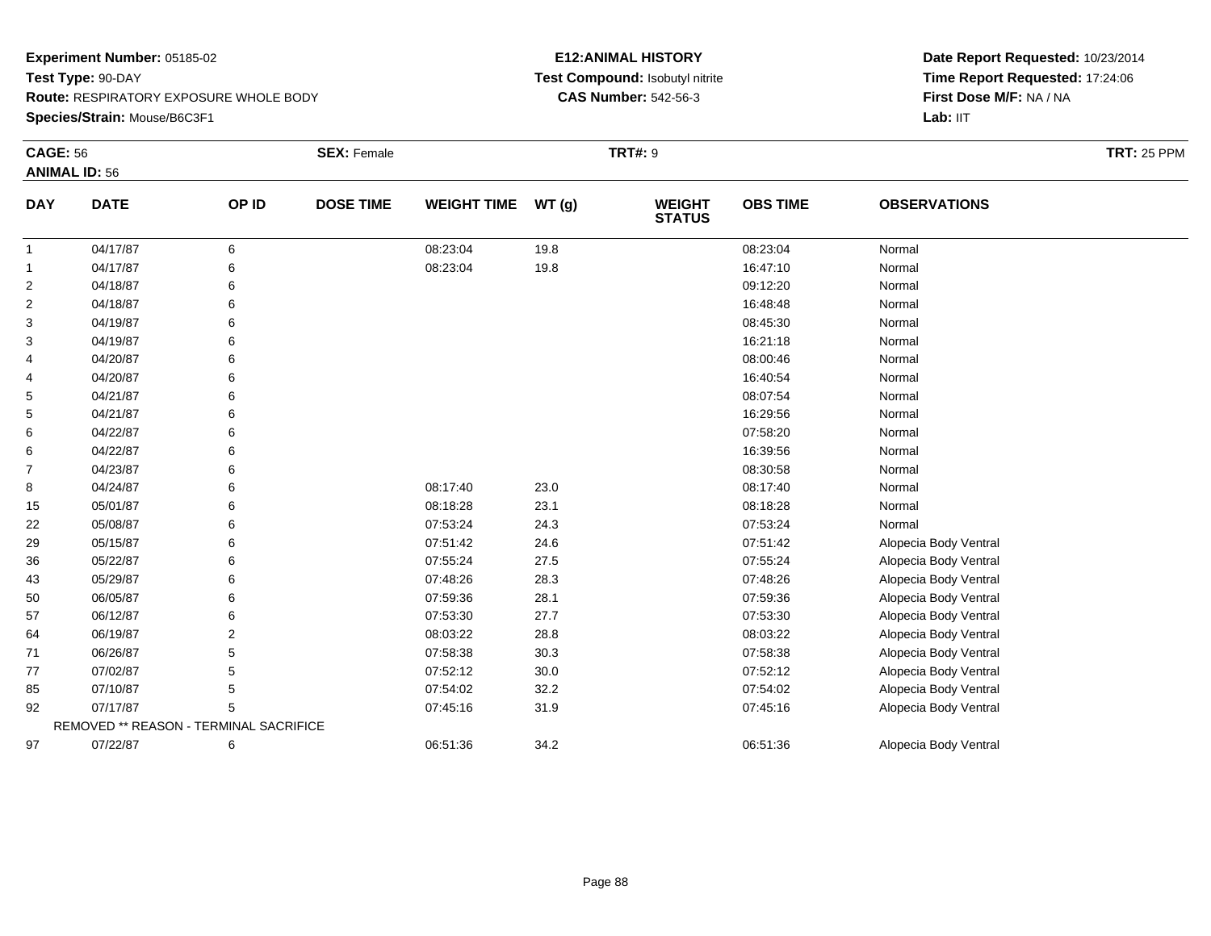**Experiment Number:** 05185-02
**Test Type:** 90-DAY
**Route:** RESPIRATORY EXPOSURE WHOLE BODY
**Species/Strain:** Mouse/B6C3F1

**E12:ANIMAL HISTORY**
**Test Compound:** Isobutyl nitrite
**CAS Number:** 542-56-3

**Date Report Requested:** 10/23/2014
**Time Report Requested:** 17:24:06
**First Dose M/F:** NA / NA
**Lab:** IIT

**CAGE:** 56 **SEX:** Female **TRT#:** 9 **TRT:** 25 PPM
**ANIMAL ID:** 56

| DAY | DATE | OP ID | DOSE TIME | WEIGHT TIME | WT (g) | WEIGHT STATUS | OBS TIME | OBSERVATIONS |
|---|---|---|---|---|---|---|---|---|
| 1 | 04/17/87 | 6 | | 08:23:04 | 19.8 | | 08:23:04 | Normal |
| 1 | 04/17/87 | 6 | | 08:23:04 | 19.8 | | 16:47:10 | Normal |
| 2 | 04/18/87 | 6 | | | | | 09:12:20 | Normal |
| 2 | 04/18/87 | 6 | | | | | 16:48:48 | Normal |
| 3 | 04/19/87 | 6 | | | | | 08:45:30 | Normal |
| 3 | 04/19/87 | 6 | | | | | 16:21:18 | Normal |
| 4 | 04/20/87 | 6 | | | | | 08:00:46 | Normal |
| 4 | 04/20/87 | 6 | | | | | 16:40:54 | Normal |
| 5 | 04/21/87 | 6 | | | | | 08:07:54 | Normal |
| 5 | 04/21/87 | 6 | | | | | 16:29:56 | Normal |
| 6 | 04/22/87 | 6 | | | | | 07:58:20 | Normal |
| 6 | 04/22/87 | 6 | | | | | 16:39:56 | Normal |
| 7 | 04/23/87 | 6 | | | | | 08:30:58 | Normal |
| 8 | 04/24/87 | 6 | | 08:17:40 | 23.0 | | 08:17:40 | Normal |
| 15 | 05/01/87 | 6 | | 08:18:28 | 23.1 | | 08:18:28 | Normal |
| 22 | 05/08/87 | 6 | | 07:53:24 | 24.3 | | 07:53:24 | Normal |
| 29 | 05/15/87 | 6 | | 07:51:42 | 24.6 | | 07:51:42 | Alopecia Body Ventral |
| 36 | 05/22/87 | 6 | | 07:55:24 | 27.5 | | 07:55:24 | Alopecia Body Ventral |
| 43 | 05/29/87 | 6 | | 07:48:26 | 28.3 | | 07:48:26 | Alopecia Body Ventral |
| 50 | 06/05/87 | 6 | | 07:59:36 | 28.1 | | 07:59:36 | Alopecia Body Ventral |
| 57 | 06/12/87 | 6 | | 07:53:30 | 27.7 | | 07:53:30 | Alopecia Body Ventral |
| 64 | 06/19/87 | 2 | | 08:03:22 | 28.8 | | 08:03:22 | Alopecia Body Ventral |
| 71 | 06/26/87 | 5 | | 07:58:38 | 30.3 | | 07:58:38 | Alopecia Body Ventral |
| 77 | 07/02/87 | 5 | | 07:52:12 | 30.0 | | 07:52:12 | Alopecia Body Ventral |
| 85 | 07/10/87 | 5 | | 07:54:02 | 32.2 | | 07:54:02 | Alopecia Body Ventral |
| 92 | 07/17/87 | 5 | | 07:45:16 | 31.9 | | 07:45:16 | Alopecia Body Ventral |
| | REMOVED ** REASON - TERMINAL SACRIFICE | | | | | | | |
| 97 | 07/22/87 | 6 | | 06:51:36 | 34.2 | | 06:51:36 | Alopecia Body Ventral |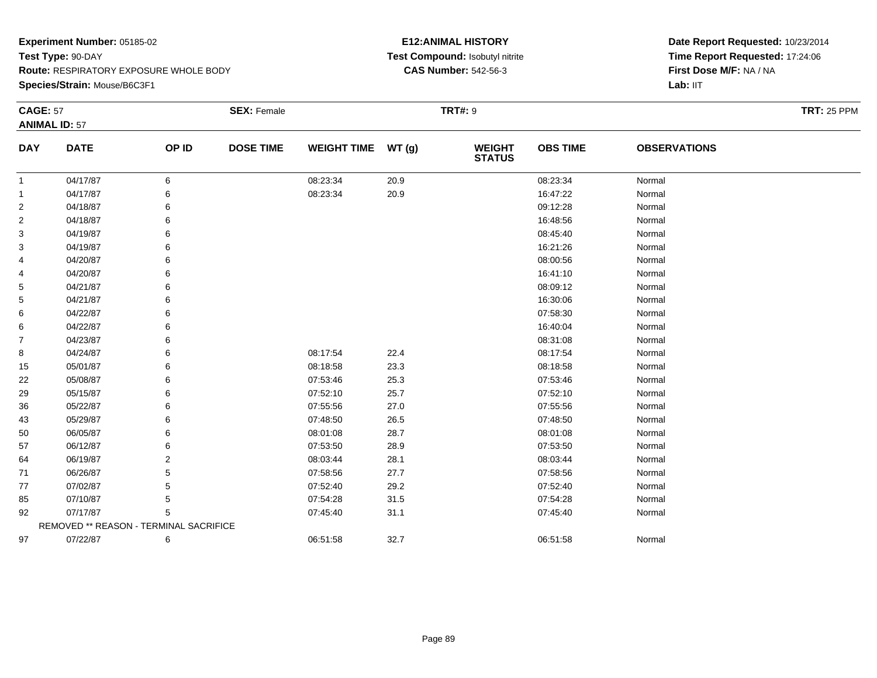**Experiment Number:** 05185-02
**Test Type:** 90-DAY
**Route:** RESPIRATORY EXPOSURE WHOLE BODY
**Species/Strain:** Mouse/B6C3F1

**E12:ANIMAL HISTORY**
**Test Compound:** Isobutyl nitrite
**CAS Number:** 542-56-3

**Date Report Requested:** 10/23/2014
**Time Report Requested:** 17:24:06
**First Dose M/F:** NA / NA
**Lab:** IIT

**CAGE:** 57 **SEX:** Female **TRT#:** 9 **TRT:** 25 PPM
**ANIMAL ID:** 57

| DAY | DATE | OP ID | DOSE TIME | WEIGHT TIME | WT (g) | WEIGHT STATUS | OBS TIME | OBSERVATIONS |
|---|---|---|---|---|---|---|---|---|
| 1 | 04/17/87 | 6 | | 08:23:34 | 20.9 | | 08:23:34 | Normal |
| 1 | 04/17/87 | 6 | | 08:23:34 | 20.9 | | 16:47:22 | Normal |
| 2 | 04/18/87 | 6 | | | | | 09:12:28 | Normal |
| 2 | 04/18/87 | 6 | | | | | 16:48:56 | Normal |
| 3 | 04/19/87 | 6 | | | | | 08:45:40 | Normal |
| 3 | 04/19/87 | 6 | | | | | 16:21:26 | Normal |
| 4 | 04/20/87 | 6 | | | | | 08:00:56 | Normal |
| 4 | 04/20/87 | 6 | | | | | 16:41:10 | Normal |
| 5 | 04/21/87 | 6 | | | | | 08:09:12 | Normal |
| 5 | 04/21/87 | 6 | | | | | 16:30:06 | Normal |
| 6 | 04/22/87 | 6 | | | | | 07:58:30 | Normal |
| 6 | 04/22/87 | 6 | | | | | 16:40:04 | Normal |
| 7 | 04/23/87 | 6 | | | | | 08:31:08 | Normal |
| 8 | 04/24/87 | 6 | | 08:17:54 | 22.4 | | 08:17:54 | Normal |
| 15 | 05/01/87 | 6 | | 08:18:58 | 23.3 | | 08:18:58 | Normal |
| 22 | 05/08/87 | 6 | | 07:53:46 | 25.3 | | 07:53:46 | Normal |
| 29 | 05/15/87 | 6 | | 07:52:10 | 25.7 | | 07:52:10 | Normal |
| 36 | 05/22/87 | 6 | | 07:55:56 | 27.0 | | 07:55:56 | Normal |
| 43 | 05/29/87 | 6 | | 07:48:50 | 26.5 | | 07:48:50 | Normal |
| 50 | 06/05/87 | 6 | | 08:01:08 | 28.7 | | 08:01:08 | Normal |
| 57 | 06/12/87 | 6 | | 07:53:50 | 28.9 | | 07:53:50 | Normal |
| 64 | 06/19/87 | 2 | | 08:03:44 | 28.1 | | 08:03:44 | Normal |
| 71 | 06/26/87 | 5 | | 07:58:56 | 27.7 | | 07:58:56 | Normal |
| 77 | 07/02/87 | 5 | | 07:52:40 | 29.2 | | 07:52:40 | Normal |
| 85 | 07/10/87 | 5 | | 07:54:28 | 31.5 | | 07:54:28 | Normal |
| 92 | 07/17/87 | 5 | | 07:45:40 | 31.1 | | 07:45:40 | Normal |
| | REMOVED ** REASON - TERMINAL SACRIFICE | | | | | | | |
| 97 | 07/22/87 | 6 | | 06:51:58 | 32.7 | | 06:51:58 | Normal |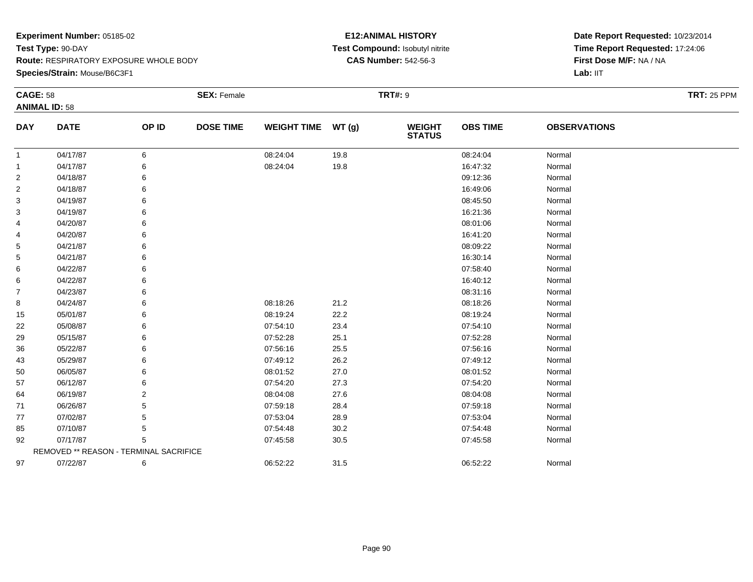**Experiment Number:** 05185-02
**Test Type:** 90-DAY
**Route:** RESPIRATORY EXPOSURE WHOLE BODY
**Species/Strain:** Mouse/B6C3F1

**E12:ANIMAL HISTORY**
**Test Compound:** Isobutyl nitrite
**CAS Number:** 542-56-3

**Date Report Requested:** 10/23/2014
**Time Report Requested:** 17:24:06
**First Dose M/F:** NA / NA
**Lab:** IIT

**CAGE:** 58 **SEX:** Female **TRT#:** 9 **TRT:** 25 PPM
**ANIMAL ID:** 58

| DAY | DATE | OP ID | DOSE TIME | WEIGHT TIME | WT (g) | WEIGHT STATUS | OBS TIME | OBSERVATIONS |
|---|---|---|---|---|---|---|---|---|
| 1 | 04/17/87 | 6 | | 08:24:04 | 19.8 | | 08:24:04 | Normal |
| 1 | 04/17/87 | 6 | | 08:24:04 | 19.8 | | 16:47:32 | Normal |
| 2 | 04/18/87 | 6 | | | | | 09:12:36 | Normal |
| 2 | 04/18/87 | 6 | | | | | 16:49:06 | Normal |
| 3 | 04/19/87 | 6 | | | | | 08:45:50 | Normal |
| 3 | 04/19/87 | 6 | | | | | 16:21:36 | Normal |
| 4 | 04/20/87 | 6 | | | | | 08:01:06 | Normal |
| 4 | 04/20/87 | 6 | | | | | 16:41:20 | Normal |
| 5 | 04/21/87 | 6 | | | | | 08:09:22 | Normal |
| 5 | 04/21/87 | 6 | | | | | 16:30:14 | Normal |
| 6 | 04/22/87 | 6 | | | | | 07:58:40 | Normal |
| 6 | 04/22/87 | 6 | | | | | 16:40:12 | Normal |
| 7 | 04/23/87 | 6 | | | | | 08:31:16 | Normal |
| 8 | 04/24/87 | 6 | | 08:18:26 | 21.2 | | 08:18:26 | Normal |
| 15 | 05/01/87 | 6 | | 08:19:24 | 22.2 | | 08:19:24 | Normal |
| 22 | 05/08/87 | 6 | | 07:54:10 | 23.4 | | 07:54:10 | Normal |
| 29 | 05/15/87 | 6 | | 07:52:28 | 25.1 | | 07:52:28 | Normal |
| 36 | 05/22/87 | 6 | | 07:56:16 | 25.5 | | 07:56:16 | Normal |
| 43 | 05/29/87 | 6 | | 07:49:12 | 26.2 | | 07:49:12 | Normal |
| 50 | 06/05/87 | 6 | | 08:01:52 | 27.0 | | 08:01:52 | Normal |
| 57 | 06/12/87 | 6 | | 07:54:20 | 27.3 | | 07:54:20 | Normal |
| 64 | 06/19/87 | 2 | | 08:04:08 | 27.6 | | 08:04:08 | Normal |
| 71 | 06/26/87 | 5 | | 07:59:18 | 28.4 | | 07:59:18 | Normal |
| 77 | 07/02/87 | 5 | | 07:53:04 | 28.9 | | 07:53:04 | Normal |
| 85 | 07/10/87 | 5 | | 07:54:48 | 30.2 | | 07:54:48 | Normal |
| 92 | 07/17/87 | 5 | | 07:45:58 | 30.5 | | 07:45:58 | Normal |
| | REMOVED ** REASON - TERMINAL SACRIFICE | | | | | | | |
| 97 | 07/22/87 | 6 | | 06:52:22 | 31.5 | | 06:52:22 | Normal |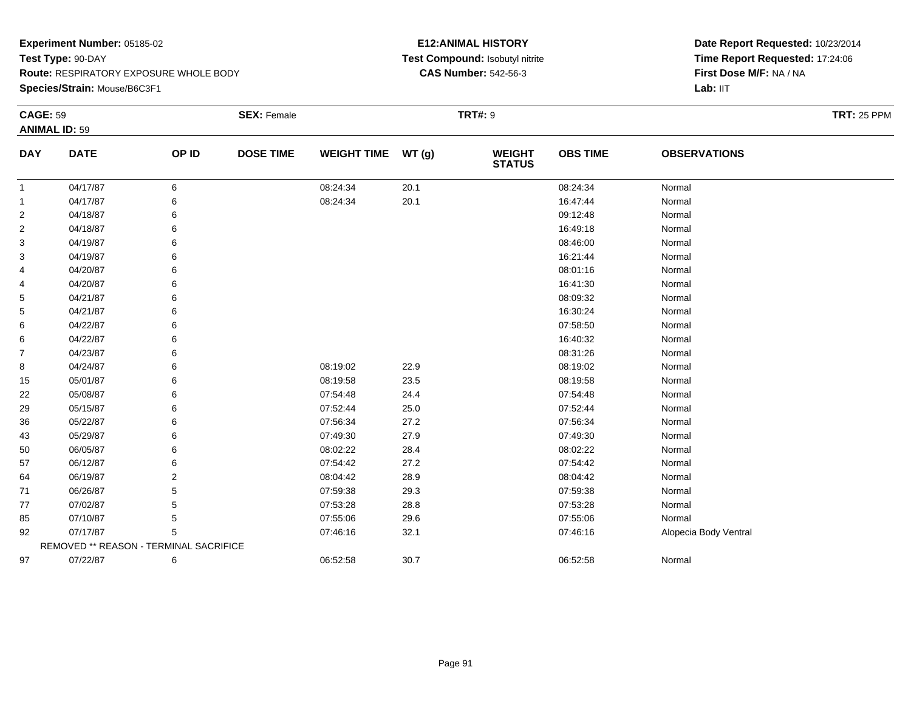**Experiment Number:** 05185-02
**Test Type:** 90-DAY
**Route:** RESPIRATORY EXPOSURE WHOLE BODY
**Species/Strain:** Mouse/B6C3F1

**E12:ANIMAL HISTORY**
**Test Compound:** Isobutyl nitrite
**CAS Number:** 542-56-3

**Date Report Requested:** 10/23/2014
**Time Report Requested:** 17:24:06
**First Dose M/F:** NA / NA
**Lab:** IIT

**CAGE:** 59 **SEX:** Female **TRT#:** 9 **TRT:** 25 PPM
**ANIMAL ID:** 59

| DAY | DATE | OP ID | DOSE TIME | WEIGHT TIME | WT (g) | WEIGHT STATUS | OBS TIME | OBSERVATIONS |
|---|---|---|---|---|---|---|---|---|
| 1 | 04/17/87 | 6 | | 08:24:34 | 20.1 | | 08:24:34 | Normal |
| 1 | 04/17/87 | 6 | | 08:24:34 | 20.1 | | 16:47:44 | Normal |
| 2 | 04/18/87 | 6 | | | | | 09:12:48 | Normal |
| 2 | 04/18/87 | 6 | | | | | 16:49:18 | Normal |
| 3 | 04/19/87 | 6 | | | | | 08:46:00 | Normal |
| 3 | 04/19/87 | 6 | | | | | 16:21:44 | Normal |
| 4 | 04/20/87 | 6 | | | | | 08:01:16 | Normal |
| 4 | 04/20/87 | 6 | | | | | 16:41:30 | Normal |
| 5 | 04/21/87 | 6 | | | | | 08:09:32 | Normal |
| 5 | 04/21/87 | 6 | | | | | 16:30:24 | Normal |
| 6 | 04/22/87 | 6 | | | | | 07:58:50 | Normal |
| 6 | 04/22/87 | 6 | | | | | 16:40:32 | Normal |
| 7 | 04/23/87 | 6 | | | | | 08:31:26 | Normal |
| 8 | 04/24/87 | 6 | | 08:19:02 | 22.9 | | 08:19:02 | Normal |
| 15 | 05/01/87 | 6 | | 08:19:58 | 23.5 | | 08:19:58 | Normal |
| 22 | 05/08/87 | 6 | | 07:54:48 | 24.4 | | 07:54:48 | Normal |
| 29 | 05/15/87 | 6 | | 07:52:44 | 25.0 | | 07:52:44 | Normal |
| 36 | 05/22/87 | 6 | | 07:56:34 | 27.2 | | 07:56:34 | Normal |
| 43 | 05/29/87 | 6 | | 07:49:30 | 27.9 | | 07:49:30 | Normal |
| 50 | 06/05/87 | 6 | | 08:02:22 | 28.4 | | 08:02:22 | Normal |
| 57 | 06/12/87 | 6 | | 07:54:42 | 27.2 | | 07:54:42 | Normal |
| 64 | 06/19/87 | 2 | | 08:04:42 | 28.9 | | 08:04:42 | Normal |
| 71 | 06/26/87 | 5 | | 07:59:38 | 29.3 | | 07:59:38 | Normal |
| 77 | 07/02/87 | 5 | | 07:53:28 | 28.8 | | 07:53:28 | Normal |
| 85 | 07/10/87 | 5 | | 07:55:06 | 29.6 | | 07:55:06 | Normal |
| 92 | 07/17/87 | 5 | | 07:46:16 | 32.1 | | 07:46:16 | Alopecia Body Ventral |
| | REMOVED ** REASON - TERMINAL SACRIFICE | | | | | | | |
| 97 | 07/22/87 | 6 | | 06:52:58 | 30.7 | | 06:52:58 | Normal |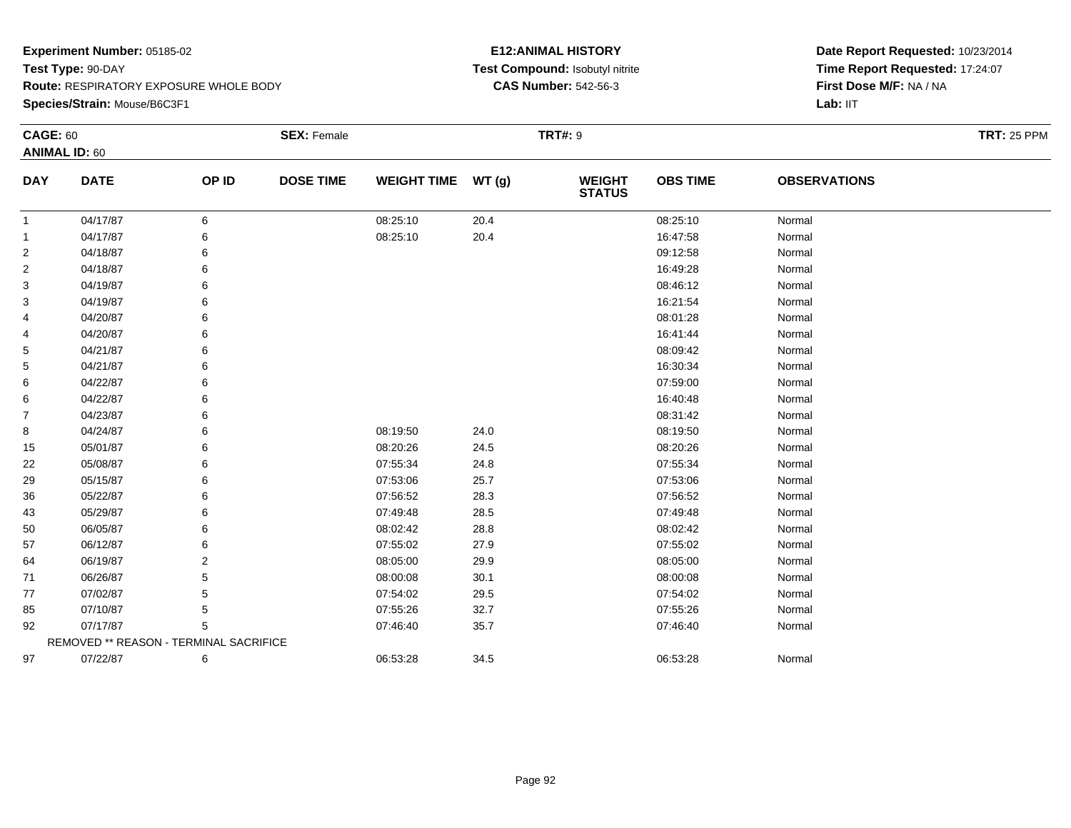**Experiment Number:** 05185-02
**Test Type:** 90-DAY
**Route:** RESPIRATORY EXPOSURE WHOLE BODY
**Species/Strain:** Mouse/B6C3F1

**E12:ANIMAL HISTORY**
**Test Compound:** Isobutyl nitrite
**CAS Number:** 542-56-3

**Date Report Requested:** 10/23/2014
**Time Report Requested:** 17:24:07
**First Dose M/F:** NA / NA
**Lab:** IIT

**CAGE:** 60 **SEX:** Female **TRT#:** 9 **TRT:** 25 PPM
**ANIMAL ID:** 60

| DAY | DATE | OP ID | DOSE TIME | WEIGHT TIME | WT (g) | WEIGHT STATUS | OBS TIME | OBSERVATIONS |
|---|---|---|---|---|---|---|---|---|
| 1 | 04/17/87 | 6 | | 08:25:10 | 20.4 | | 08:25:10 | Normal |
| 1 | 04/17/87 | 6 | | 08:25:10 | 20.4 | | 16:47:58 | Normal |
| 2 | 04/18/87 | 6 | | | | | 09:12:58 | Normal |
| 2 | 04/18/87 | 6 | | | | | 16:49:28 | Normal |
| 3 | 04/19/87 | 6 | | | | | 08:46:12 | Normal |
| 3 | 04/19/87 | 6 | | | | | 16:21:54 | Normal |
| 4 | 04/20/87 | 6 | | | | | 08:01:28 | Normal |
| 4 | 04/20/87 | 6 | | | | | 16:41:44 | Normal |
| 5 | 04/21/87 | 6 | | | | | 08:09:42 | Normal |
| 5 | 04/21/87 | 6 | | | | | 16:30:34 | Normal |
| 6 | 04/22/87 | 6 | | | | | 07:59:00 | Normal |
| 6 | 04/22/87 | 6 | | | | | 16:40:48 | Normal |
| 7 | 04/23/87 | 6 | | | | | 08:31:42 | Normal |
| 8 | 04/24/87 | 6 | | 08:19:50 | 24.0 | | 08:19:50 | Normal |
| 15 | 05/01/87 | 6 | | 08:20:26 | 24.5 | | 08:20:26 | Normal |
| 22 | 05/08/87 | 6 | | 07:55:34 | 24.8 | | 07:55:34 | Normal |
| 29 | 05/15/87 | 6 | | 07:53:06 | 25.7 | | 07:53:06 | Normal |
| 36 | 05/22/87 | 6 | | 07:56:52 | 28.3 | | 07:56:52 | Normal |
| 43 | 05/29/87 | 6 | | 07:49:48 | 28.5 | | 07:49:48 | Normal |
| 50 | 06/05/87 | 6 | | 08:02:42 | 28.8 | | 08:02:42 | Normal |
| 57 | 06/12/87 | 6 | | 07:55:02 | 27.9 | | 07:55:02 | Normal |
| 64 | 06/19/87 | 2 | | 08:05:00 | 29.9 | | 08:05:00 | Normal |
| 71 | 06/26/87 | 5 | | 08:00:08 | 30.1 | | 08:00:08 | Normal |
| 77 | 07/02/87 | 5 | | 07:54:02 | 29.5 | | 07:54:02 | Normal |
| 85 | 07/10/87 | 5 | | 07:55:26 | 32.7 | | 07:55:26 | Normal |
| 92 | 07/17/87 | 5 | | 07:46:40 | 35.7 | | 07:46:40 | Normal |
| | REMOVED ** REASON - TERMINAL SACRIFICE | | | | | | | |
| 97 | 07/22/87 | 6 | | 06:53:28 | 34.5 | | 06:53:28 | Normal |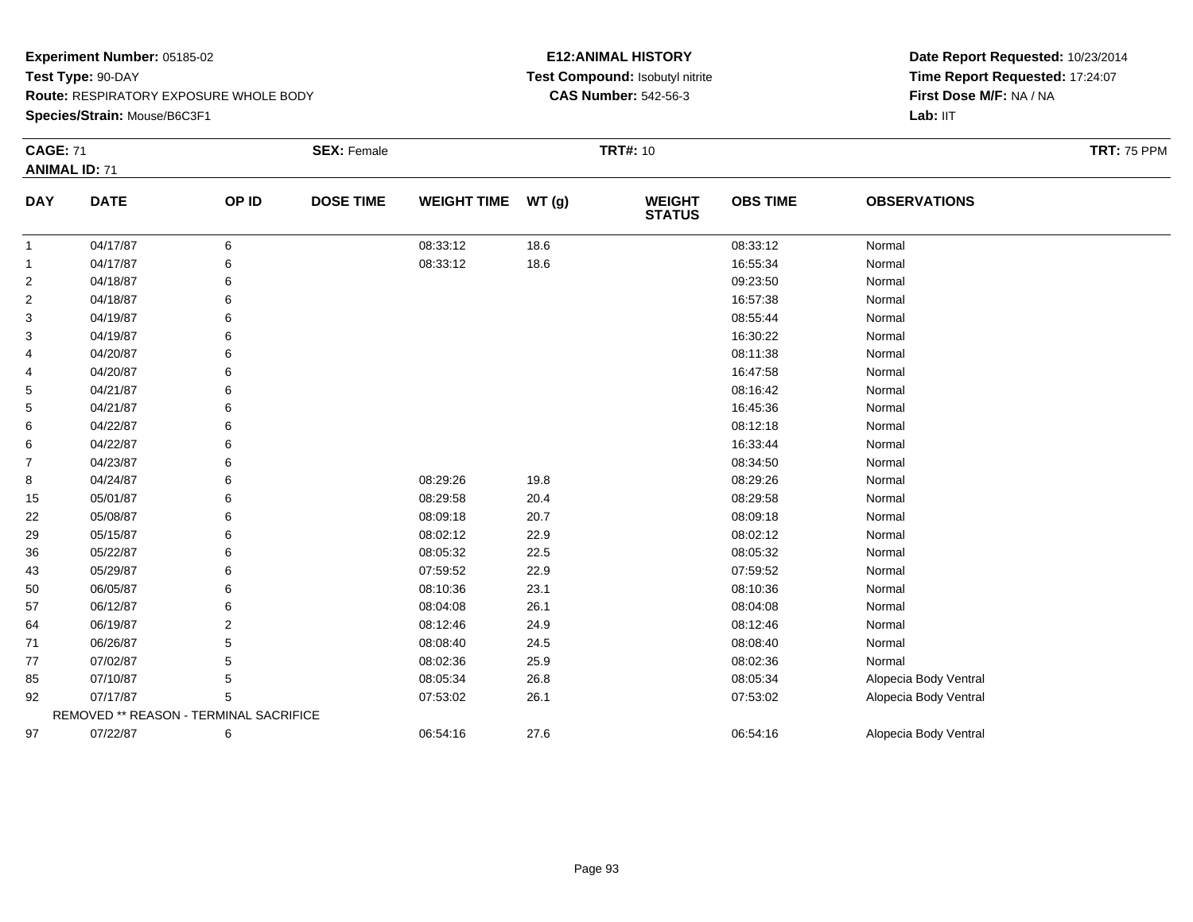**Experiment Number:** 05185-02
**Test Type:** 90-DAY
**Route:** RESPIRATORY EXPOSURE WHOLE BODY
**Species/Strain:** Mouse/B6C3F1

**E12:ANIMAL HISTORY**
**Test Compound:** Isobutyl nitrite
**CAS Number:** 542-56-3

**Date Report Requested:** 10/23/2014
**Time Report Requested:** 17:24:07
**First Dose M/F:** NA / NA
**Lab:** IIT

**CAGE:** 71 **SEX:** Female **TRT#:** 10 **TRT:** 75 PPM
**ANIMAL ID:** 71

| DAY | DATE | OP ID | DOSE TIME | WEIGHT TIME | WT (g) | WEIGHT STATUS | OBS TIME | OBSERVATIONS |
|---|---|---|---|---|---|---|---|---|
| 1 | 04/17/87 | 6 | | 08:33:12 | 18.6 | | 08:33:12 | Normal |
| 1 | 04/17/87 | 6 | | 08:33:12 | 18.6 | | 16:55:34 | Normal |
| 2 | 04/18/87 | 6 | | | | | 09:23:50 | Normal |
| 2 | 04/18/87 | 6 | | | | | 16:57:38 | Normal |
| 3 | 04/19/87 | 6 | | | | | 08:55:44 | Normal |
| 3 | 04/19/87 | 6 | | | | | 16:30:22 | Normal |
| 4 | 04/20/87 | 6 | | | | | 08:11:38 | Normal |
| 4 | 04/20/87 | 6 | | | | | 16:47:58 | Normal |
| 5 | 04/21/87 | 6 | | | | | 08:16:42 | Normal |
| 5 | 04/21/87 | 6 | | | | | 16:45:36 | Normal |
| 6 | 04/22/87 | 6 | | | | | 08:12:18 | Normal |
| 6 | 04/22/87 | 6 | | | | | 16:33:44 | Normal |
| 7 | 04/23/87 | 6 | | | | | 08:34:50 | Normal |
| 8 | 04/24/87 | 6 | | 08:29:26 | 19.8 | | 08:29:26 | Normal |
| 15 | 05/01/87 | 6 | | 08:29:58 | 20.4 | | 08:29:58 | Normal |
| 22 | 05/08/87 | 6 | | 08:09:18 | 20.7 | | 08:09:18 | Normal |
| 29 | 05/15/87 | 6 | | 08:02:12 | 22.9 | | 08:02:12 | Normal |
| 36 | 05/22/87 | 6 | | 08:05:32 | 22.5 | | 08:05:32 | Normal |
| 43 | 05/29/87 | 6 | | 07:59:52 | 22.9 | | 07:59:52 | Normal |
| 50 | 06/05/87 | 6 | | 08:10:36 | 23.1 | | 08:10:36 | Normal |
| 57 | 06/12/87 | 6 | | 08:04:08 | 26.1 | | 08:04:08 | Normal |
| 64 | 06/19/87 | 2 | | 08:12:46 | 24.9 | | 08:12:46 | Normal |
| 71 | 06/26/87 | 5 | | 08:08:40 | 24.5 | | 08:08:40 | Normal |
| 77 | 07/02/87 | 5 | | 08:02:36 | 25.9 | | 08:02:36 | Normal |
| 85 | 07/10/87 | 5 | | 08:05:34 | 26.8 | | 08:05:34 | Alopecia Body Ventral |
| 92 | 07/17/87 | 5 | | 07:53:02 | 26.1 | | 07:53:02 | Alopecia Body Ventral |
| | REMOVED ** REASON - TERMINAL SACRIFICE | | | | | | | |
| 97 | 07/22/87 | 6 | | 06:54:16 | 27.6 | | 06:54:16 | Alopecia Body Ventral |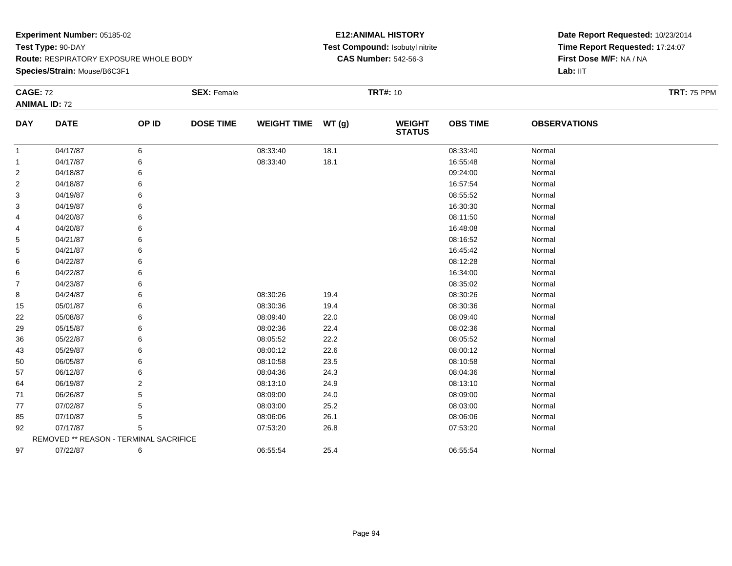**Experiment Number:** 05185-02
**Test Type:** 90-DAY
**Route:** RESPIRATORY EXPOSURE WHOLE BODY
**Species/Strain:** Mouse/B6C3F1

**E12:ANIMAL HISTORY**
**Test Compound:** Isobutyl nitrite
**CAS Number:** 542-56-3

**Date Report Requested:** 10/23/2014
**Time Report Requested:** 17:24:07
**First Dose M/F:** NA / NA
**Lab:** IIT

**CAGE:** 72 **SEX:** Female **TRT#:** 10 **TRT:** 75 PPM
**ANIMAL ID:** 72

| DAY | DATE | OP ID | DOSE TIME | WEIGHT TIME | WT (g) | WEIGHT STATUS | OBS TIME | OBSERVATIONS |
|---|---|---|---|---|---|---|---|---|
| 1 | 04/17/87 | 6 | | 08:33:40 | 18.1 | | 08:33:40 | Normal |
| 1 | 04/17/87 | 6 | | 08:33:40 | 18.1 | | 16:55:48 | Normal |
| 2 | 04/18/87 | 6 | | | | | 09:24:00 | Normal |
| 2 | 04/18/87 | 6 | | | | | 16:57:54 | Normal |
| 3 | 04/19/87 | 6 | | | | | 08:55:52 | Normal |
| 3 | 04/19/87 | 6 | | | | | 16:30:30 | Normal |
| 4 | 04/20/87 | 6 | | | | | 08:11:50 | Normal |
| 4 | 04/20/87 | 6 | | | | | 16:48:08 | Normal |
| 5 | 04/21/87 | 6 | | | | | 08:16:52 | Normal |
| 5 | 04/21/87 | 6 | | | | | 16:45:42 | Normal |
| 6 | 04/22/87 | 6 | | | | | 08:12:28 | Normal |
| 6 | 04/22/87 | 6 | | | | | 16:34:00 | Normal |
| 7 | 04/23/87 | 6 | | | | | 08:35:02 | Normal |
| 8 | 04/24/87 | 6 | | 08:30:26 | 19.4 | | 08:30:26 | Normal |
| 15 | 05/01/87 | 6 | | 08:30:36 | 19.4 | | 08:30:36 | Normal |
| 22 | 05/08/87 | 6 | | 08:09:40 | 22.0 | | 08:09:40 | Normal |
| 29 | 05/15/87 | 6 | | 08:02:36 | 22.4 | | 08:02:36 | Normal |
| 36 | 05/22/87 | 6 | | 08:05:52 | 22.2 | | 08:05:52 | Normal |
| 43 | 05/29/87 | 6 | | 08:00:12 | 22.6 | | 08:00:12 | Normal |
| 50 | 06/05/87 | 6 | | 08:10:58 | 23.5 | | 08:10:58 | Normal |
| 57 | 06/12/87 | 6 | | 08:04:36 | 24.3 | | 08:04:36 | Normal |
| 64 | 06/19/87 | 2 | | 08:13:10 | 24.9 | | 08:13:10 | Normal |
| 71 | 06/26/87 | 5 | | 08:09:00 | 24.0 | | 08:09:00 | Normal |
| 77 | 07/02/87 | 5 | | 08:03:00 | 25.2 | | 08:03:00 | Normal |
| 85 | 07/10/87 | 5 | | 08:06:06 | 26.1 | | 08:06:06 | Normal |
| 92 | 07/17/87 | 5 | | 07:53:20 | 26.8 | | 07:53:20 | Normal |
| REMOVED ** REASON - TERMINAL SACRIFICE | | | | | | | | |
| 97 | 07/22/87 | 6 | | 06:55:54 | 25.4 | | 06:55:54 | Normal |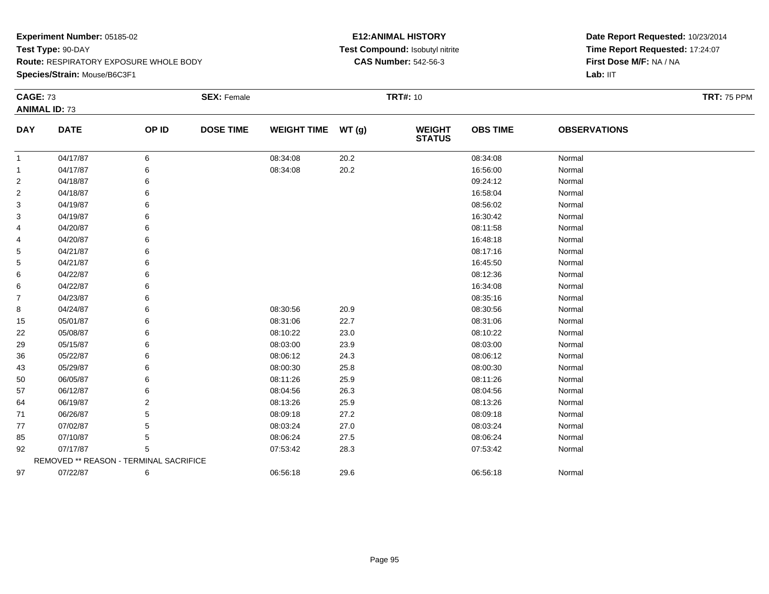**Experiment Number:** 05185-02
**Test Type:** 90-DAY
**Route:** RESPIRATORY EXPOSURE WHOLE BODY
**Species/Strain:** Mouse/B6C3F1

**E12:ANIMAL HISTORY**
**Test Compound:** Isobutyl nitrite
**CAS Number:** 542-56-3

**Date Report Requested:** 10/23/2014
**Time Report Requested:** 17:24:07
**First Dose M/F:** NA / NA
**Lab:** IIT

**CAGE:** 73 **SEX:** Female **TRT#:** 10 **TRT:** 75 PPM
**ANIMAL ID:** 73

| DAY | DATE | OP ID | DOSE TIME | WEIGHT TIME | WT (g) | WEIGHT STATUS | OBS TIME | OBSERVATIONS |
|---|---|---|---|---|---|---|---|---|
| 1 | 04/17/87 | 6 | | 08:34:08 | 20.2 | | 08:34:08 | Normal |
| 1 | 04/17/87 | 6 | | 08:34:08 | 20.2 | | 16:56:00 | Normal |
| 2 | 04/18/87 | 6 | | | | | 09:24:12 | Normal |
| 2 | 04/18/87 | 6 | | | | | 16:58:04 | Normal |
| 3 | 04/19/87 | 6 | | | | | 08:56:02 | Normal |
| 3 | 04/19/87 | 6 | | | | | 16:30:42 | Normal |
| 4 | 04/20/87 | 6 | | | | | 08:11:58 | Normal |
| 4 | 04/20/87 | 6 | | | | | 16:48:18 | Normal |
| 5 | 04/21/87 | 6 | | | | | 08:17:16 | Normal |
| 5 | 04/21/87 | 6 | | | | | 16:45:50 | Normal |
| 6 | 04/22/87 | 6 | | | | | 08:12:36 | Normal |
| 6 | 04/22/87 | 6 | | | | | 16:34:08 | Normal |
| 7 | 04/23/87 | 6 | | | | | 08:35:16 | Normal |
| 8 | 04/24/87 | 6 | | 08:30:56 | 20.9 | | 08:30:56 | Normal |
| 15 | 05/01/87 | 6 | | 08:31:06 | 22.7 | | 08:31:06 | Normal |
| 22 | 05/08/87 | 6 | | 08:10:22 | 23.0 | | 08:10:22 | Normal |
| 29 | 05/15/87 | 6 | | 08:03:00 | 23.9 | | 08:03:00 | Normal |
| 36 | 05/22/87 | 6 | | 08:06:12 | 24.3 | | 08:06:12 | Normal |
| 43 | 05/29/87 | 6 | | 08:00:30 | 25.8 | | 08:00:30 | Normal |
| 50 | 06/05/87 | 6 | | 08:11:26 | 25.9 | | 08:11:26 | Normal |
| 57 | 06/12/87 | 6 | | 08:04:56 | 26.3 | | 08:04:56 | Normal |
| 64 | 06/19/87 | 2 | | 08:13:26 | 25.9 | | 08:13:26 | Normal |
| 71 | 06/26/87 | 5 | | 08:09:18 | 27.2 | | 08:09:18 | Normal |
| 77 | 07/02/87 | 5 | | 08:03:24 | 27.0 | | 08:03:24 | Normal |
| 85 | 07/10/87 | 5 | | 08:06:24 | 27.5 | | 08:06:24 | Normal |
| 92 | 07/17/87 | 5 | | 07:53:42 | 28.3 | | 07:53:42 | Normal |
| | REMOVED ** REASON - TERMINAL SACRIFICE | | | | | | | |
| 97 | 07/22/87 | 6 | | 06:56:18 | 29.6 | | 06:56:18 | Normal |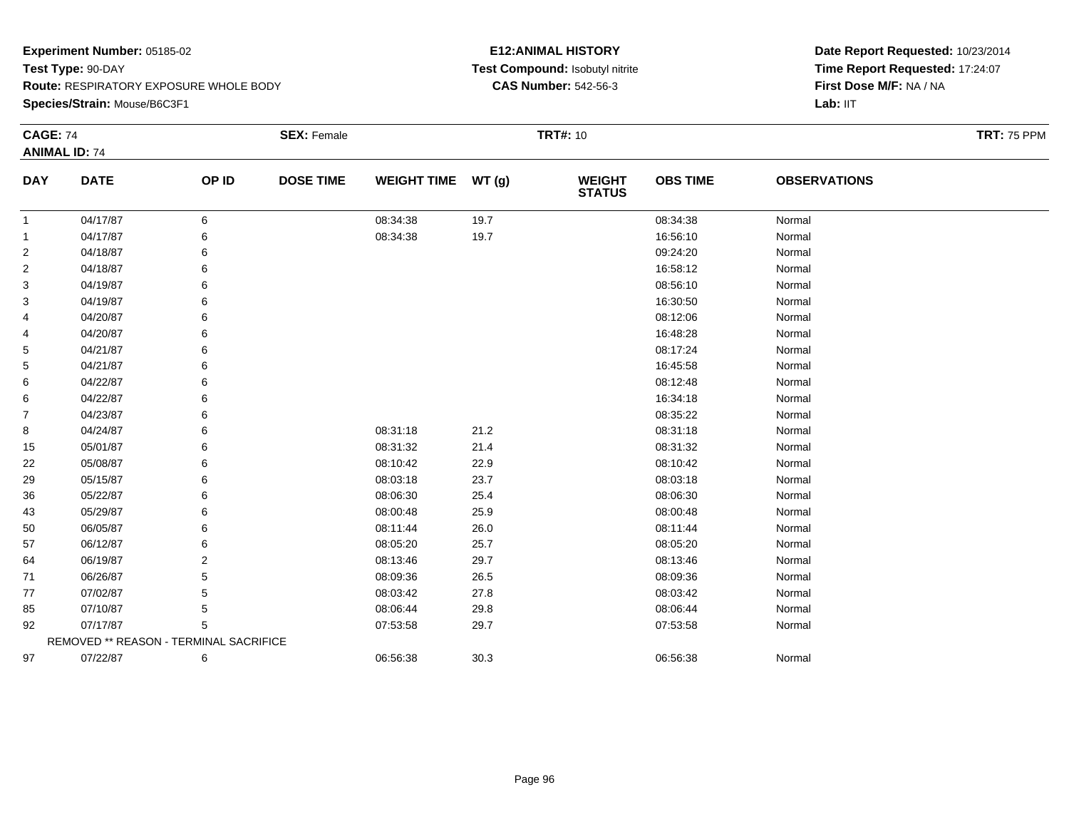**Experiment Number:** 05185-02
**Test Type:** 90-DAY
**Route:** RESPIRATORY EXPOSURE WHOLE BODY
**Species/Strain:** Mouse/B6C3F1

**E12:ANIMAL HISTORY**
**Test Compound:** Isobutyl nitrite
**CAS Number:** 542-56-3

**Date Report Requested:** 10/23/2014
**Time Report Requested:** 17:24:07
**First Dose M/F:** NA / NA
**Lab:** IIT

**CAGE:** 74 **SEX:** Female **TRT#:** 10 **TRT:** 75 PPM
**ANIMAL ID:** 74

| DAY | DATE | OP ID | DOSE TIME | WEIGHT TIME | WT (g) | WEIGHT STATUS | OBS TIME | OBSERVATIONS |
|---|---|---|---|---|---|---|---|---|
| 1 | 04/17/87 | 6 | | 08:34:38 | 19.7 | | 08:34:38 | Normal |
| 1 | 04/17/87 | 6 | | 08:34:38 | 19.7 | | 16:56:10 | Normal |
| 2 | 04/18/87 | 6 | | | | | 09:24:20 | Normal |
| 2 | 04/18/87 | 6 | | | | | 16:58:12 | Normal |
| 3 | 04/19/87 | 6 | | | | | 08:56:10 | Normal |
| 3 | 04/19/87 | 6 | | | | | 16:30:50 | Normal |
| 4 | 04/20/87 | 6 | | | | | 08:12:06 | Normal |
| 4 | 04/20/87 | 6 | | | | | 16:48:28 | Normal |
| 5 | 04/21/87 | 6 | | | | | 08:17:24 | Normal |
| 5 | 04/21/87 | 6 | | | | | 16:45:58 | Normal |
| 6 | 04/22/87 | 6 | | | | | 08:12:48 | Normal |
| 6 | 04/22/87 | 6 | | | | | 16:34:18 | Normal |
| 7 | 04/23/87 | 6 | | | | | 08:35:22 | Normal |
| 8 | 04/24/87 | 6 | | 08:31:18 | 21.2 | | 08:31:18 | Normal |
| 15 | 05/01/87 | 6 | | 08:31:32 | 21.4 | | 08:31:32 | Normal |
| 22 | 05/08/87 | 6 | | 08:10:42 | 22.9 | | 08:10:42 | Normal |
| 29 | 05/15/87 | 6 | | 08:03:18 | 23.7 | | 08:03:18 | Normal |
| 36 | 05/22/87 | 6 | | 08:06:30 | 25.4 | | 08:06:30 | Normal |
| 43 | 05/29/87 | 6 | | 08:00:48 | 25.9 | | 08:00:48 | Normal |
| 50 | 06/05/87 | 6 | | 08:11:44 | 26.0 | | 08:11:44 | Normal |
| 57 | 06/12/87 | 6 | | 08:05:20 | 25.7 | | 08:05:20 | Normal |
| 64 | 06/19/87 | 2 | | 08:13:46 | 29.7 | | 08:13:46 | Normal |
| 71 | 06/26/87 | 5 | | 08:09:36 | 26.5 | | 08:09:36 | Normal |
| 77 | 07/02/87 | 5 | | 08:03:42 | 27.8 | | 08:03:42 | Normal |
| 85 | 07/10/87 | 5 | | 08:06:44 | 29.8 | | 08:06:44 | Normal |
| 92 | 07/17/87 | 5 | | 07:53:58 | 29.7 | | 07:53:58 | Normal |
| | REMOVED ** REASON - TERMINAL SACRIFICE | | | | | | | |
| 97 | 07/22/87 | 6 | | 06:56:38 | 30.3 | | 06:56:38 | Normal |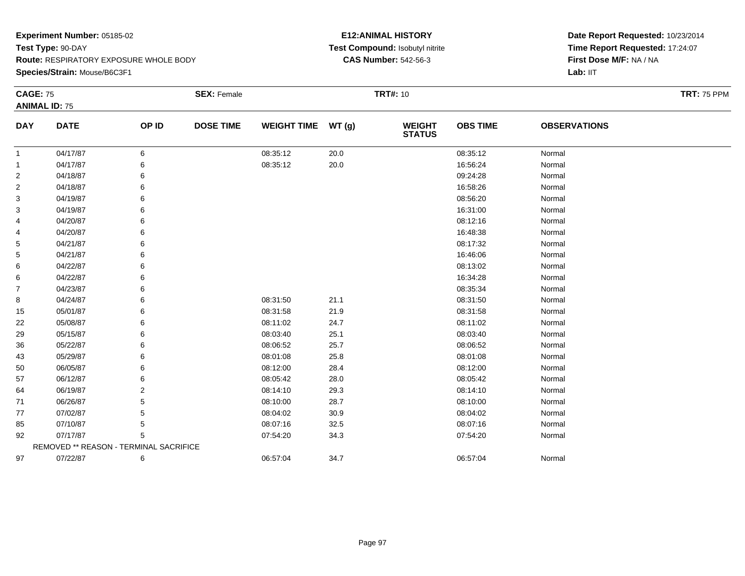**Experiment Number:** 05185-02
**Test Type:** 90-DAY
**Route:** RESPIRATORY EXPOSURE WHOLE BODY
**Species/Strain:** Mouse/B6C3F1

**E12:ANIMAL HISTORY**
**Test Compound:** Isobutyl nitrite
**CAS Number:** 542-56-3

**Date Report Requested:** 10/23/2014
**Time Report Requested:** 17:24:07
**First Dose M/F:** NA / NA
**Lab:** IIT

**CAGE:** 75 | **SEX:** Female | **TRT#:** 10 | **TRT:** 75 PPM

**ANIMAL ID:** 75

| DAY | DATE | OP ID | DOSE TIME | WEIGHT TIME | WT (g) | WEIGHT STATUS | OBS TIME | OBSERVATIONS |
|---|---|---|---|---|---|---|---|---|
| 1 | 04/17/87 | 6 | | 08:35:12 | 20.0 | | 08:35:12 | Normal |
| 1 | 04/17/87 | 6 | | 08:35:12 | 20.0 | | 16:56:24 | Normal |
| 2 | 04/18/87 | 6 | | | | | 09:24:28 | Normal |
| 2 | 04/18/87 | 6 | | | | | 16:58:26 | Normal |
| 3 | 04/19/87 | 6 | | | | | 08:56:20 | Normal |
| 3 | 04/19/87 | 6 | | | | | 16:31:00 | Normal |
| 4 | 04/20/87 | 6 | | | | | 08:12:16 | Normal |
| 4 | 04/20/87 | 6 | | | | | 16:48:38 | Normal |
| 5 | 04/21/87 | 6 | | | | | 08:17:32 | Normal |
| 5 | 04/21/87 | 6 | | | | | 16:46:06 | Normal |
| 6 | 04/22/87 | 6 | | | | | 08:13:02 | Normal |
| 6 | 04/22/87 | 6 | | | | | 16:34:28 | Normal |
| 7 | 04/23/87 | 6 | | | | | 08:35:34 | Normal |
| 8 | 04/24/87 | 6 | | 08:31:50 | 21.1 | | 08:31:50 | Normal |
| 15 | 05/01/87 | 6 | | 08:31:58 | 21.9 | | 08:31:58 | Normal |
| 22 | 05/08/87 | 6 | | 08:11:02 | 24.7 | | 08:11:02 | Normal |
| 29 | 05/15/87 | 6 | | 08:03:40 | 25.1 | | 08:03:40 | Normal |
| 36 | 05/22/87 | 6 | | 08:06:52 | 25.7 | | 08:06:52 | Normal |
| 43 | 05/29/87 | 6 | | 08:01:08 | 25.8 | | 08:01:08 | Normal |
| 50 | 06/05/87 | 6 | | 08:12:00 | 28.4 | | 08:12:00 | Normal |
| 57 | 06/12/87 | 6 | | 08:05:42 | 28.0 | | 08:05:42 | Normal |
| 64 | 06/19/87 | 2 | | 08:14:10 | 29.3 | | 08:14:10 | Normal |
| 71 | 06/26/87 | 5 | | 08:10:00 | 28.7 | | 08:10:00 | Normal |
| 77 | 07/02/87 | 5 | | 08:04:02 | 30.9 | | 08:04:02 | Normal |
| 85 | 07/10/87 | 5 | | 08:07:16 | 32.5 | | 08:07:16 | Normal |
| 92 | 07/17/87 | 5 | | 07:54:20 | 34.3 | | 07:54:20 | Normal |
| REMOVED ** REASON - TERMINAL SACRIFICE | | | | | | | | |
| 97 | 07/22/87 | 6 | | 06:57:04 | 34.7 | | 06:57:04 | Normal |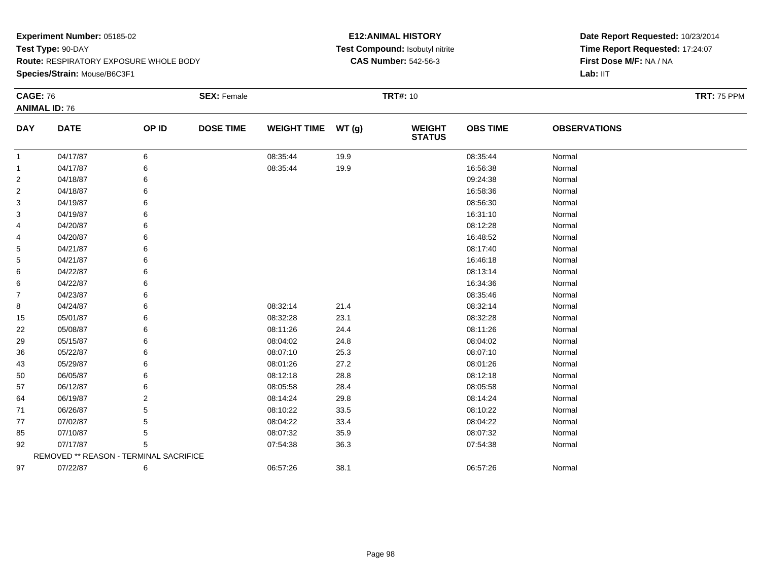**Experiment Number:** 05185-02
**Test Type:** 90-DAY
**Route:** RESPIRATORY EXPOSURE WHOLE BODY
**Species/Strain:** Mouse/B6C3F1

**E12:ANIMAL HISTORY**
**Test Compound:** Isobutyl nitrite
**CAS Number:** 542-56-3

**Date Report Requested:** 10/23/2014
**Time Report Requested:** 17:24:07
**First Dose M/F:** NA / NA
**Lab:** IIT

**CAGE:** 76
**ANIMAL ID:** 76
**SEX:** Female
**TRT#:** 10
**TRT:** 75 PPM

| DAY | DATE | OP ID | DOSE TIME | WEIGHT TIME | WT (g) | WEIGHT STATUS | OBS TIME | OBSERVATIONS |
|---|---|---|---|---|---|---|---|---|
| 1 | 04/17/87 | 6 | | 08:35:44 | 19.9 | | 08:35:44 | Normal |
| 1 | 04/17/87 | 6 | | 08:35:44 | 19.9 | | 16:56:38 | Normal |
| 2 | 04/18/87 | 6 | | | | | 09:24:38 | Normal |
| 2 | 04/18/87 | 6 | | | | | 16:58:36 | Normal |
| 3 | 04/19/87 | 6 | | | | | 08:56:30 | Normal |
| 3 | 04/19/87 | 6 | | | | | 16:31:10 | Normal |
| 4 | 04/20/87 | 6 | | | | | 08:12:28 | Normal |
| 4 | 04/20/87 | 6 | | | | | 16:48:52 | Normal |
| 5 | 04/21/87 | 6 | | | | | 08:17:40 | Normal |
| 5 | 04/21/87 | 6 | | | | | 16:46:18 | Normal |
| 6 | 04/22/87 | 6 | | | | | 08:13:14 | Normal |
| 6 | 04/22/87 | 6 | | | | | 16:34:36 | Normal |
| 7 | 04/23/87 | 6 | | | | | 08:35:46 | Normal |
| 8 | 04/24/87 | 6 | | 08:32:14 | 21.4 | | 08:32:14 | Normal |
| 15 | 05/01/87 | 6 | | 08:32:28 | 23.1 | | 08:32:28 | Normal |
| 22 | 05/08/87 | 6 | | 08:11:26 | 24.4 | | 08:11:26 | Normal |
| 29 | 05/15/87 | 6 | | 08:04:02 | 24.8 | | 08:04:02 | Normal |
| 36 | 05/22/87 | 6 | | 08:07:10 | 25.3 | | 08:07:10 | Normal |
| 43 | 05/29/87 | 6 | | 08:01:26 | 27.2 | | 08:01:26 | Normal |
| 50 | 06/05/87 | 6 | | 08:12:18 | 28.8 | | 08:12:18 | Normal |
| 57 | 06/12/87 | 6 | | 08:05:58 | 28.4 | | 08:05:58 | Normal |
| 64 | 06/19/87 | 2 | | 08:14:24 | 29.8 | | 08:14:24 | Normal |
| 71 | 06/26/87 | 5 | | 08:10:22 | 33.5 | | 08:10:22 | Normal |
| 77 | 07/02/87 | 5 | | 08:04:22 | 33.4 | | 08:04:22 | Normal |
| 85 | 07/10/87 | 5 | | 08:07:32 | 35.9 | | 08:07:32 | Normal |
| 92 | 07/17/87 | 5 | | 07:54:38 | 36.3 | | 07:54:38 | Normal |
| | REMOVED ** REASON - TERMINAL SACRIFICE | | | | | | | |
| 97 | 07/22/87 | 6 | | 06:57:26 | 38.1 | | 06:57:26 | Normal |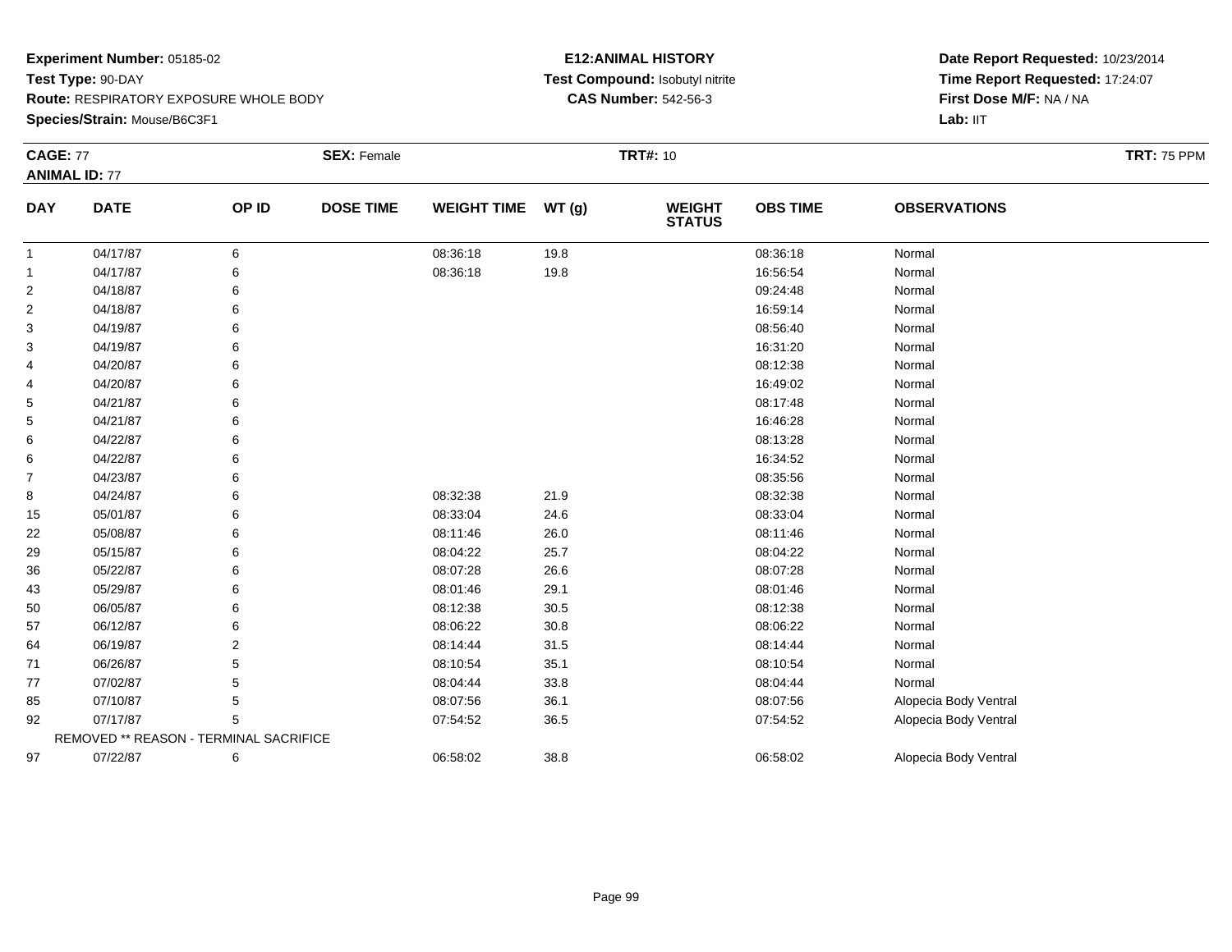**Experiment Number:** 05185-02
**Test Type:** 90-DAY
**Route:** RESPIRATORY EXPOSURE WHOLE BODY
**Species/Strain:** Mouse/B6C3F1

**E12:ANIMAL HISTORY**
**Test Compound:** Isobutyl nitrite
**CAS Number:** 542-56-3

**Date Report Requested:** 10/23/2014
**Time Report Requested:** 17:24:07
**First Dose M/F:** NA / NA
**Lab:** IIT

**CAGE:** 77 **SEX:** Female **TRT#:** 10 **TRT:** 75 PPM
**ANIMAL ID:** 77

| DAY | DATE | OP ID | DOSE TIME | WEIGHT TIME | WT (g) | WEIGHT STATUS | OBS TIME | OBSERVATIONS |
|---|---|---|---|---|---|---|---|---|
| 1 | 04/17/87 | 6 | | 08:36:18 | 19.8 | | 08:36:18 | Normal |
| 1 | 04/17/87 | 6 | | 08:36:18 | 19.8 | | 16:56:54 | Normal |
| 2 | 04/18/87 | 6 | | | | | 09:24:48 | Normal |
| 2 | 04/18/87 | 6 | | | | | 16:59:14 | Normal |
| 3 | 04/19/87 | 6 | | | | | 08:56:40 | Normal |
| 3 | 04/19/87 | 6 | | | | | 16:31:20 | Normal |
| 4 | 04/20/87 | 6 | | | | | 08:12:38 | Normal |
| 4 | 04/20/87 | 6 | | | | | 16:49:02 | Normal |
| 5 | 04/21/87 | 6 | | | | | 08:17:48 | Normal |
| 5 | 04/21/87 | 6 | | | | | 16:46:28 | Normal |
| 6 | 04/22/87 | 6 | | | | | 08:13:28 | Normal |
| 6 | 04/22/87 | 6 | | | | | 16:34:52 | Normal |
| 7 | 04/23/87 | 6 | | | | | 08:35:56 | Normal |
| 8 | 04/24/87 | 6 | | 08:32:38 | 21.9 | | 08:32:38 | Normal |
| 15 | 05/01/87 | 6 | | 08:33:04 | 24.6 | | 08:33:04 | Normal |
| 22 | 05/08/87 | 6 | | 08:11:46 | 26.0 | | 08:11:46 | Normal |
| 29 | 05/15/87 | 6 | | 08:04:22 | 25.7 | | 08:04:22 | Normal |
| 36 | 05/22/87 | 6 | | 08:07:28 | 26.6 | | 08:07:28 | Normal |
| 43 | 05/29/87 | 6 | | 08:01:46 | 29.1 | | 08:01:46 | Normal |
| 50 | 06/05/87 | 6 | | 08:12:38 | 30.5 | | 08:12:38 | Normal |
| 57 | 06/12/87 | 6 | | 08:06:22 | 30.8 | | 08:06:22 | Normal |
| 64 | 06/19/87 | 2 | | 08:14:44 | 31.5 | | 08:14:44 | Normal |
| 71 | 06/26/87 | 5 | | 08:10:54 | 35.1 | | 08:10:54 | Normal |
| 77 | 07/02/87 | 5 | | 08:04:44 | 33.8 | | 08:04:44 | Normal |
| 85 | 07/10/87 | 5 | | 08:07:56 | 36.1 | | 08:07:56 | Alopecia Body Ventral |
| 92 | 07/17/87 | 5 | | 07:54:52 | 36.5 | | 07:54:52 | Alopecia Body Ventral |
| | REMOVED ** REASON - TERMINAL SACRIFICE | | | | | | | |
| 97 | 07/22/87 | 6 | | 06:58:02 | 38.8 | | 06:58:02 | Alopecia Body Ventral |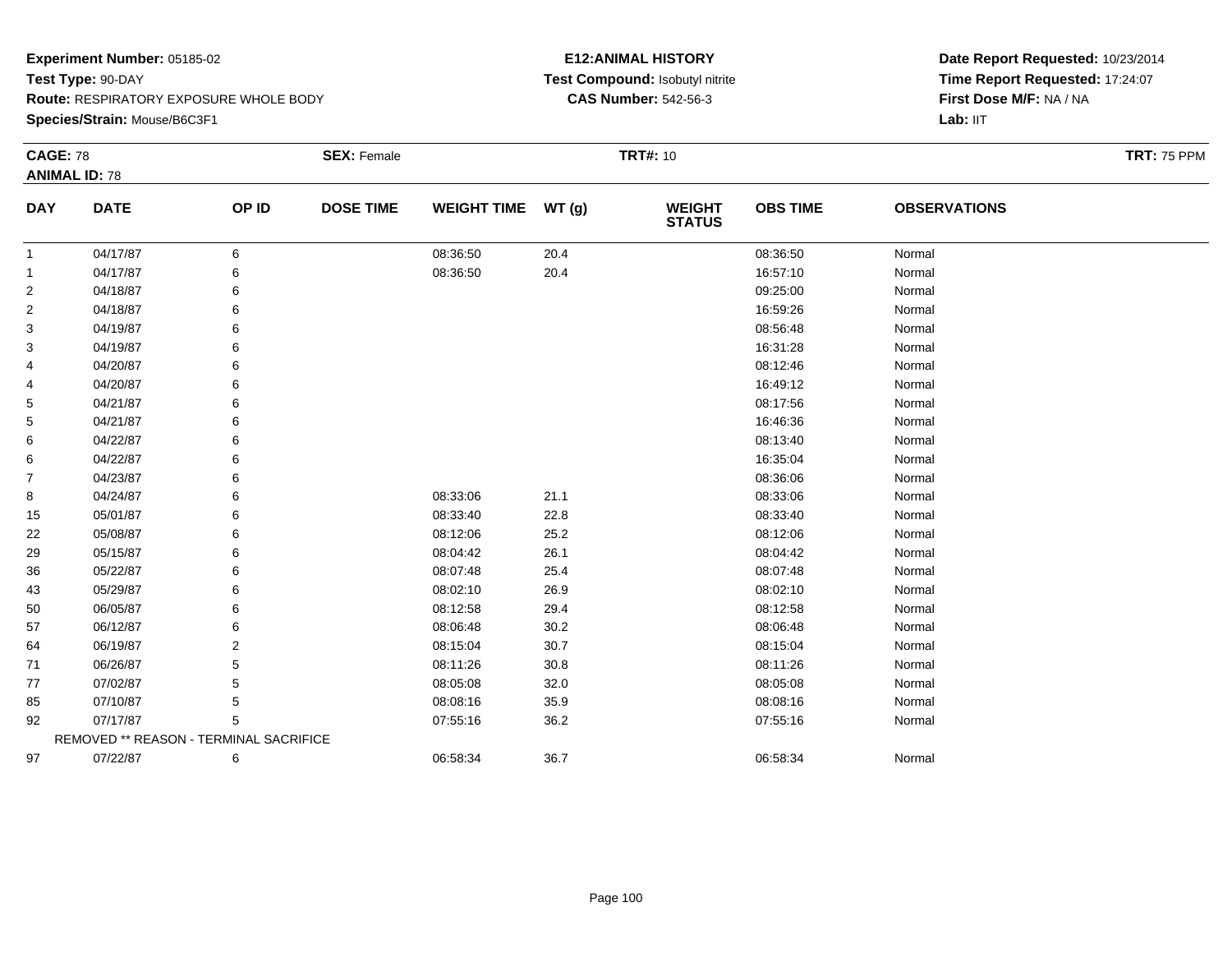**Experiment Number:** 05185-02
**Test Type:** 90-DAY
**Route:** RESPIRATORY EXPOSURE WHOLE BODY
**Species/Strain:** Mouse/B6C3F1

**E12:ANIMAL HISTORY**
**Test Compound:** Isobutyl nitrite
**CAS Number:** 542-56-3

**Date Report Requested:** 10/23/2014
**Time Report Requested:** 17:24:07
**First Dose M/F:** NA / NA
**Lab:** IIT

**CAGE:** 78 **SEX:** Female **TRT#:** 10 **TRT:** 75 PPM
**ANIMAL ID:** 78

| DAY | DATE | OP ID | DOSE TIME | WEIGHT TIME | WT (g) | WEIGHT STATUS | OBS TIME | OBSERVATIONS |
|---|---|---|---|---|---|---|---|---|
| 1 | 04/17/87 | 6 | | 08:36:50 | 20.4 | | 08:36:50 | Normal |
| 1 | 04/17/87 | 6 | | 08:36:50 | 20.4 | | 16:57:10 | Normal |
| 2 | 04/18/87 | 6 | | | | | 09:25:00 | Normal |
| 2 | 04/18/87 | 6 | | | | | 16:59:26 | Normal |
| 3 | 04/19/87 | 6 | | | | | 08:56:48 | Normal |
| 3 | 04/19/87 | 6 | | | | | 16:31:28 | Normal |
| 4 | 04/20/87 | 6 | | | | | 08:12:46 | Normal |
| 4 | 04/20/87 | 6 | | | | | 16:49:12 | Normal |
| 5 | 04/21/87 | 6 | | | | | 08:17:56 | Normal |
| 5 | 04/21/87 | 6 | | | | | 16:46:36 | Normal |
| 6 | 04/22/87 | 6 | | | | | 08:13:40 | Normal |
| 6 | 04/22/87 | 6 | | | | | 16:35:04 | Normal |
| 7 | 04/23/87 | 6 | | | | | 08:36:06 | Normal |
| 8 | 04/24/87 | 6 | | 08:33:06 | 21.1 | | 08:33:06 | Normal |
| 15 | 05/01/87 | 6 | | 08:33:40 | 22.8 | | 08:33:40 | Normal |
| 22 | 05/08/87 | 6 | | 08:12:06 | 25.2 | | 08:12:06 | Normal |
| 29 | 05/15/87 | 6 | | 08:04:42 | 26.1 | | 08:04:42 | Normal |
| 36 | 05/22/87 | 6 | | 08:07:48 | 25.4 | | 08:07:48 | Normal |
| 43 | 05/29/87 | 6 | | 08:02:10 | 26.9 | | 08:02:10 | Normal |
| 50 | 06/05/87 | 6 | | 08:12:58 | 29.4 | | 08:12:58 | Normal |
| 57 | 06/12/87 | 6 | | 08:06:48 | 30.2 | | 08:06:48 | Normal |
| 64 | 06/19/87 | 2 | | 08:15:04 | 30.7 | | 08:15:04 | Normal |
| 71 | 06/26/87 | 5 | | 08:11:26 | 30.8 | | 08:11:26 | Normal |
| 77 | 07/02/87 | 5 | | 08:05:08 | 32.0 | | 08:05:08 | Normal |
| 85 | 07/10/87 | 5 | | 08:08:16 | 35.9 | | 08:08:16 | Normal |
| 92 | 07/17/87 | 5 | | 07:55:16 | 36.2 | | 07:55:16 | Normal |
| | REMOVED ** REASON - TERMINAL SACRIFICE | | | | | | | |
| 97 | 07/22/87 | 6 | | 06:58:34 | 36.7 | | 06:58:34 | Normal |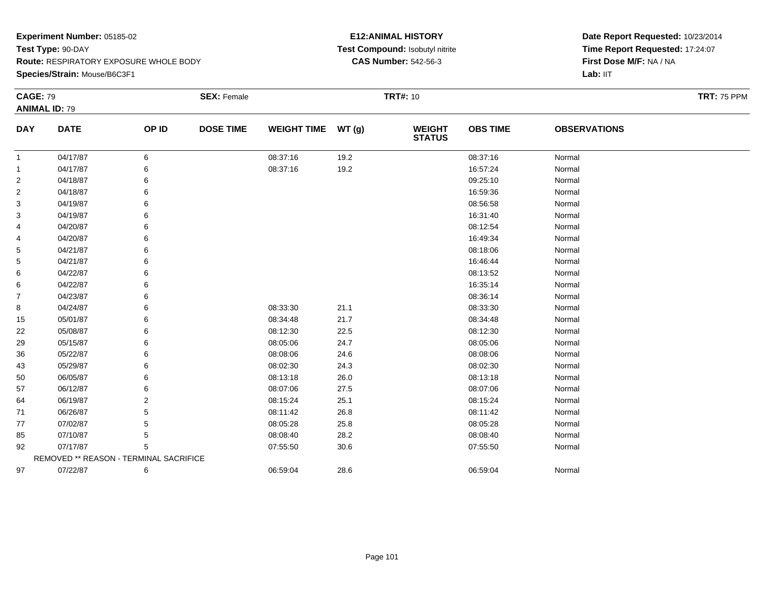**Experiment Number:** 05185-02
**Test Type:** 90-DAY
**Route:** RESPIRATORY EXPOSURE WHOLE BODY
**Species/Strain:** Mouse/B6C3F1

**E12:ANIMAL HISTORY**
**Test Compound:** Isobutyl nitrite
**CAS Number:** 542-56-3

**Date Report Requested:** 10/23/2014
**Time Report Requested:** 17:24:07
**First Dose M/F:** NA / NA
**Lab:** IIT

**CAGE:** 79 **SEX:** Female **TRT#:** 10 **TRT:** 75 PPM
**ANIMAL ID:** 79

| DAY | DATE | OP ID | DOSE TIME | WEIGHT TIME | WT (g) | WEIGHT STATUS | OBS TIME | OBSERVATIONS |
|---|---|---|---|---|---|---|---|---|
| 1 | 04/17/87 | 6 | | 08:37:16 | 19.2 | | 08:37:16 | Normal |
| 1 | 04/17/87 | 6 | | 08:37:16 | 19.2 | | 16:57:24 | Normal |
| 2 | 04/18/87 | 6 | | | | | 09:25:10 | Normal |
| 2 | 04/18/87 | 6 | | | | | 16:59:36 | Normal |
| 3 | 04/19/87 | 6 | | | | | 08:56:58 | Normal |
| 3 | 04/19/87 | 6 | | | | | 16:31:40 | Normal |
| 4 | 04/20/87 | 6 | | | | | 08:12:54 | Normal |
| 4 | 04/20/87 | 6 | | | | | 16:49:34 | Normal |
| 5 | 04/21/87 | 6 | | | | | 08:18:06 | Normal |
| 5 | 04/21/87 | 6 | | | | | 16:46:44 | Normal |
| 6 | 04/22/87 | 6 | | | | | 08:13:52 | Normal |
| 6 | 04/22/87 | 6 | | | | | 16:35:14 | Normal |
| 7 | 04/23/87 | 6 | | | | | 08:36:14 | Normal |
| 8 | 04/24/87 | 6 | | 08:33:30 | 21.1 | | 08:33:30 | Normal |
| 15 | 05/01/87 | 6 | | 08:34:48 | 21.7 | | 08:34:48 | Normal |
| 22 | 05/08/87 | 6 | | 08:12:30 | 22.5 | | 08:12:30 | Normal |
| 29 | 05/15/87 | 6 | | 08:05:06 | 24.7 | | 08:05:06 | Normal |
| 36 | 05/22/87 | 6 | | 08:08:06 | 24.6 | | 08:08:06 | Normal |
| 43 | 05/29/87 | 6 | | 08:02:30 | 24.3 | | 08:02:30 | Normal |
| 50 | 06/05/87 | 6 | | 08:13:18 | 26.0 | | 08:13:18 | Normal |
| 57 | 06/12/87 | 6 | | 08:07:06 | 27.5 | | 08:07:06 | Normal |
| 64 | 06/19/87 | 2 | | 08:15:24 | 25.1 | | 08:15:24 | Normal |
| 71 | 06/26/87 | 5 | | 08:11:42 | 26.8 | | 08:11:42 | Normal |
| 77 | 07/02/87 | 5 | | 08:05:28 | 25.8 | | 08:05:28 | Normal |
| 85 | 07/10/87 | 5 | | 08:08:40 | 28.2 | | 08:08:40 | Normal |
| 92 | 07/17/87 | 5 | | 07:55:50 | 30.6 | | 07:55:50 | Normal |
| REMOVED ** REASON - TERMINAL SACRIFICE | | | | | | | | |
| 97 | 07/22/87 | 6 | | 06:59:04 | 28.6 | | 06:59:04 | Normal |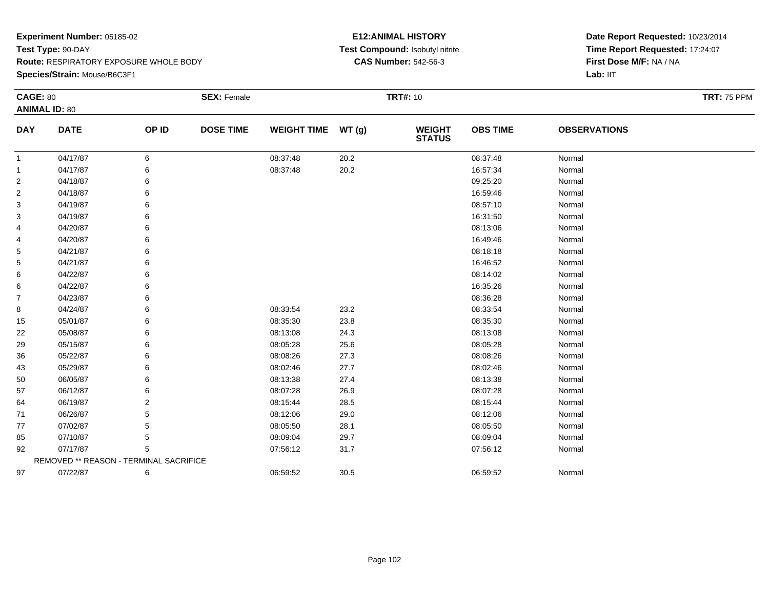**Experiment Number:** 05185-02
**Test Type:** 90-DAY
**Route:** RESPIRATORY EXPOSURE WHOLE BODY
**Species/Strain:** Mouse/B6C3F1

**E12:ANIMAL HISTORY**
**Test Compound:** Isobutyl nitrite
**CAS Number:** 542-56-3

**Date Report Requested:** 10/23/2014
**Time Report Requested:** 17:24:07
**First Dose M/F:** NA / NA
**Lab:** IIT

**CAGE:** 80 **SEX:** Female **TRT#:** 10 **TRT:** 75 PPM
**ANIMAL ID:** 80

| DAY | DATE | OP ID | DOSE TIME | WEIGHT TIME | WT (g) | WEIGHT STATUS | OBS TIME | OBSERVATIONS |
|---|---|---|---|---|---|---|---|---|
| 1 | 04/17/87 | 6 | | 08:37:48 | 20.2 | | 08:37:48 | Normal |
| 1 | 04/17/87 | 6 | | 08:37:48 | 20.2 | | 16:57:34 | Normal |
| 2 | 04/18/87 | 6 | | | | | 09:25:20 | Normal |
| 2 | 04/18/87 | 6 | | | | | 16:59:46 | Normal |
| 3 | 04/19/87 | 6 | | | | | 08:57:10 | Normal |
| 3 | 04/19/87 | 6 | | | | | 16:31:50 | Normal |
| 4 | 04/20/87 | 6 | | | | | 08:13:06 | Normal |
| 4 | 04/20/87 | 6 | | | | | 16:49:46 | Normal |
| 5 | 04/21/87 | 6 | | | | | 08:18:18 | Normal |
| 5 | 04/21/87 | 6 | | | | | 16:46:52 | Normal |
| 6 | 04/22/87 | 6 | | | | | 08:14:02 | Normal |
| 6 | 04/22/87 | 6 | | | | | 16:35:26 | Normal |
| 7 | 04/23/87 | 6 | | | | | 08:36:28 | Normal |
| 8 | 04/24/87 | 6 | | 08:33:54 | 23.2 | | 08:33:54 | Normal |
| 15 | 05/01/87 | 6 | | 08:35:30 | 23.8 | | 08:35:30 | Normal |
| 22 | 05/08/87 | 6 | | 08:13:08 | 24.3 | | 08:13:08 | Normal |
| 29 | 05/15/87 | 6 | | 08:05:28 | 25.6 | | 08:05:28 | Normal |
| 36 | 05/22/87 | 6 | | 08:08:26 | 27.3 | | 08:08:26 | Normal |
| 43 | 05/29/87 | 6 | | 08:02:46 | 27.7 | | 08:02:46 | Normal |
| 50 | 06/05/87 | 6 | | 08:13:38 | 27.4 | | 08:13:38 | Normal |
| 57 | 06/12/87 | 6 | | 08:07:28 | 26.9 | | 08:07:28 | Normal |
| 64 | 06/19/87 | 2 | | 08:15:44 | 28.5 | | 08:15:44 | Normal |
| 71 | 06/26/87 | 5 | | 08:12:06 | 29.0 | | 08:12:06 | Normal |
| 77 | 07/02/87 | 5 | | 08:05:50 | 28.1 | | 08:05:50 | Normal |
| 85 | 07/10/87 | 5 | | 08:09:04 | 29.7 | | 08:09:04 | Normal |
| 92 | 07/17/87 | 5 | | 07:56:12 | 31.7 | | 07:56:12 | Normal |
| REMOVED ** REASON - TERMINAL SACRIFICE | | | | | | | | |
| 97 | 07/22/87 | 6 | | 06:59:52 | 30.5 | | 06:59:52 | Normal |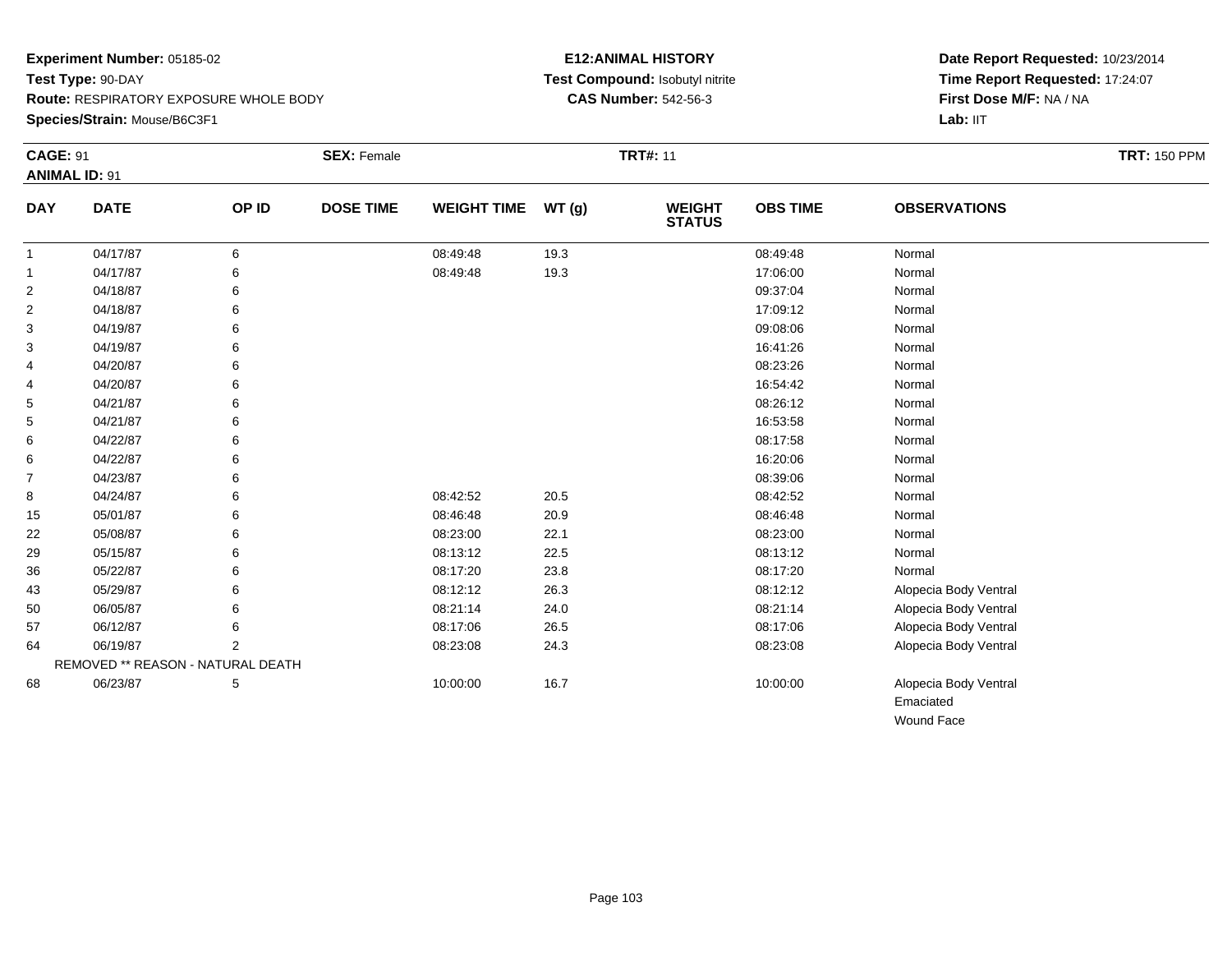**Experiment Number:** 05185-02
**Test Type:** 90-DAY
**Route:** RESPIRATORY EXPOSURE WHOLE BODY
**Species/Strain:** Mouse/B6C3F1

**E12:ANIMAL HISTORY**
**Test Compound:** Isobutyl nitrite
**CAS Number:** 542-56-3

**Date Report Requested:** 10/23/2014
**Time Report Requested:** 17:24:07
**First Dose M/F:** NA / NA
**Lab:** IIT

**CAGE:** 91 **SEX:** Female **TRT#:** 11 **TRT:** 150 PPM
**ANIMAL ID:** 91

| DAY | DATE | OP ID | DOSE TIME | WEIGHT TIME | WT (g) | WEIGHT STATUS | OBS TIME | OBSERVATIONS |
|---|---|---|---|---|---|---|---|---|
| 1 | 04/17/87 | 6 | | 08:49:48 | 19.3 | | 08:49:48 | Normal |
| 1 | 04/17/87 | 6 | | 08:49:48 | 19.3 | | 17:06:00 | Normal |
| 2 | 04/18/87 | 6 | | | | | 09:37:04 | Normal |
| 2 | 04/18/87 | 6 | | | | | 17:09:12 | Normal |
| 3 | 04/19/87 | 6 | | | | | 09:08:06 | Normal |
| 3 | 04/19/87 | 6 | | | | | 16:41:26 | Normal |
| 4 | 04/20/87 | 6 | | | | | 08:23:26 | Normal |
| 4 | 04/20/87 | 6 | | | | | 16:54:42 | Normal |
| 5 | 04/21/87 | 6 | | | | | 08:26:12 | Normal |
| 5 | 04/21/87 | 6 | | | | | 16:53:58 | Normal |
| 6 | 04/22/87 | 6 | | | | | 08:17:58 | Normal |
| 6 | 04/22/87 | 6 | | | | | 16:20:06 | Normal |
| 7 | 04/23/87 | 6 | | | | | 08:39:06 | Normal |
| 8 | 04/24/87 | 6 | | 08:42:52 | 20.5 | | 08:42:52 | Normal |
| 15 | 05/01/87 | 6 | | 08:46:48 | 20.9 | | 08:46:48 | Normal |
| 22 | 05/08/87 | 6 | | 08:23:00 | 22.1 | | 08:23:00 | Normal |
| 29 | 05/15/87 | 6 | | 08:13:12 | 22.5 | | 08:13:12 | Normal |
| 36 | 05/22/87 | 6 | | 08:17:20 | 23.8 | | 08:17:20 | Normal |
| 43 | 05/29/87 | 6 | | 08:12:12 | 26.3 | | 08:12:12 | Alopecia Body Ventral |
| 50 | 06/05/87 | 6 | | 08:21:14 | 24.0 | | 08:21:14 | Alopecia Body Ventral |
| 57 | 06/12/87 | 6 | | 08:17:06 | 26.5 | | 08:17:06 | Alopecia Body Ventral |
| 64 | 06/19/87 | 2 | | 08:23:08 | 24.3 | | 08:23:08 | Alopecia Body Ventral |
| | REMOVED ** REASON - NATURAL DEATH | | | | | | | |
| 68 | 06/23/87 | 5 | | 10:00:00 | 16.7 | | 10:00:00 | Alopecia Body Ventral<br>Emaciated<br>Wound Face |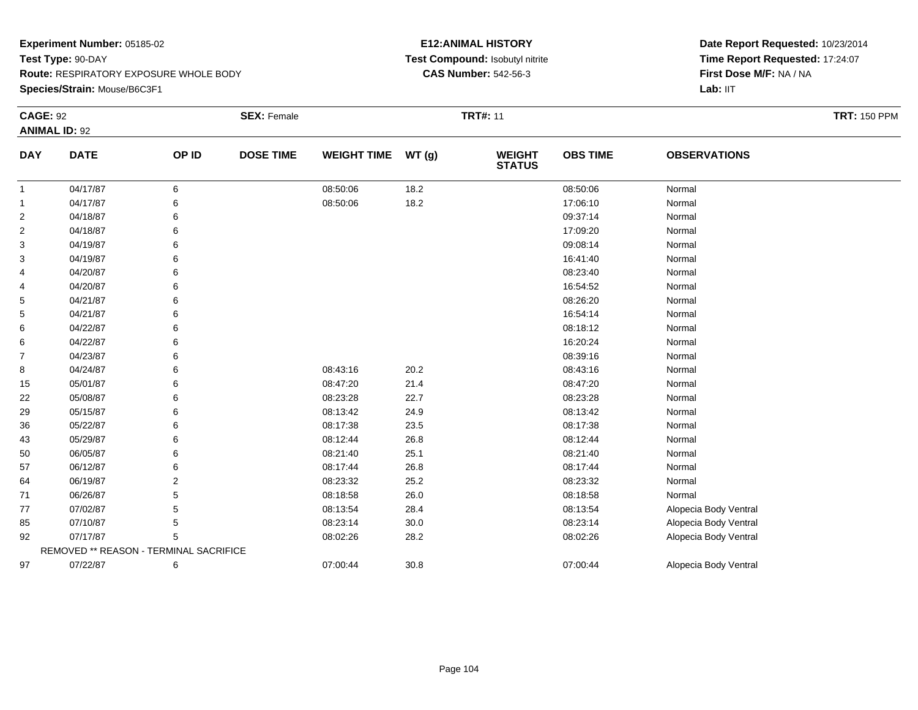**Experiment Number:** 05185-02
**Test Type:** 90-DAY
**Route:** RESPIRATORY EXPOSURE WHOLE BODY
**Species/Strain:** Mouse/B6C3F1

**E12:ANIMAL HISTORY**
**Test Compound:** Isobutyl nitrite
**CAS Number:** 542-56-3

**Date Report Requested:** 10/23/2014
**Time Report Requested:** 17:24:07
**First Dose M/F:** NA / NA
**Lab:** IIT

**CAGE:** 92 | **SEX:** Female | **TRT#:** 11 | **TRT:** 150 PPM
**ANIMAL ID:** 92

| DAY | DATE | OP ID | DOSE TIME | WEIGHT TIME | WT (g) | WEIGHT STATUS | OBS TIME | OBSERVATIONS |
|---|---|---|---|---|---|---|---|---|
| 1 | 04/17/87 | 6 | | 08:50:06 | 18.2 | | 08:50:06 | Normal |
| 1 | 04/17/87 | 6 | | 08:50:06 | 18.2 | | 17:06:10 | Normal |
| 2 | 04/18/87 | 6 | | | | | 09:37:14 | Normal |
| 2 | 04/18/87 | 6 | | | | | 17:09:20 | Normal |
| 3 | 04/19/87 | 6 | | | | | 09:08:14 | Normal |
| 3 | 04/19/87 | 6 | | | | | 16:41:40 | Normal |
| 4 | 04/20/87 | 6 | | | | | 08:23:40 | Normal |
| 4 | 04/20/87 | 6 | | | | | 16:54:52 | Normal |
| 5 | 04/21/87 | 6 | | | | | 08:26:20 | Normal |
| 5 | 04/21/87 | 6 | | | | | 16:54:14 | Normal |
| 6 | 04/22/87 | 6 | | | | | 08:18:12 | Normal |
| 6 | 04/22/87 | 6 | | | | | 16:20:24 | Normal |
| 7 | 04/23/87 | 6 | | | | | 08:39:16 | Normal |
| 8 | 04/24/87 | 6 | | 08:43:16 | 20.2 | | 08:43:16 | Normal |
| 15 | 05/01/87 | 6 | | 08:47:20 | 21.4 | | 08:47:20 | Normal |
| 22 | 05/08/87 | 6 | | 08:23:28 | 22.7 | | 08:23:28 | Normal |
| 29 | 05/15/87 | 6 | | 08:13:42 | 24.9 | | 08:13:42 | Normal |
| 36 | 05/22/87 | 6 | | 08:17:38 | 23.5 | | 08:17:38 | Normal |
| 43 | 05/29/87 | 6 | | 08:12:44 | 26.8 | | 08:12:44 | Normal |
| 50 | 06/05/87 | 6 | | 08:21:40 | 25.1 | | 08:21:40 | Normal |
| 57 | 06/12/87 | 6 | | 08:17:44 | 26.8 | | 08:17:44 | Normal |
| 64 | 06/19/87 | 2 | | 08:23:32 | 25.2 | | 08:23:32 | Normal |
| 71 | 06/26/87 | 5 | | 08:18:58 | 26.0 | | 08:18:58 | Normal |
| 77 | 07/02/87 | 5 | | 08:13:54 | 28.4 | | 08:13:54 | Alopecia Body Ventral |
| 85 | 07/10/87 | 5 | | 08:23:14 | 30.0 | | 08:23:14 | Alopecia Body Ventral |
| 92 | 07/17/87 | 5 | | 08:02:26 | 28.2 | | 08:02:26 | Alopecia Body Ventral |
| | REMOVED ** REASON - TERMINAL SACRIFICE | | | | | | | |
| 97 | 07/22/87 | 6 | | 07:00:44 | 30.8 | | 07:00:44 | Alopecia Body Ventral |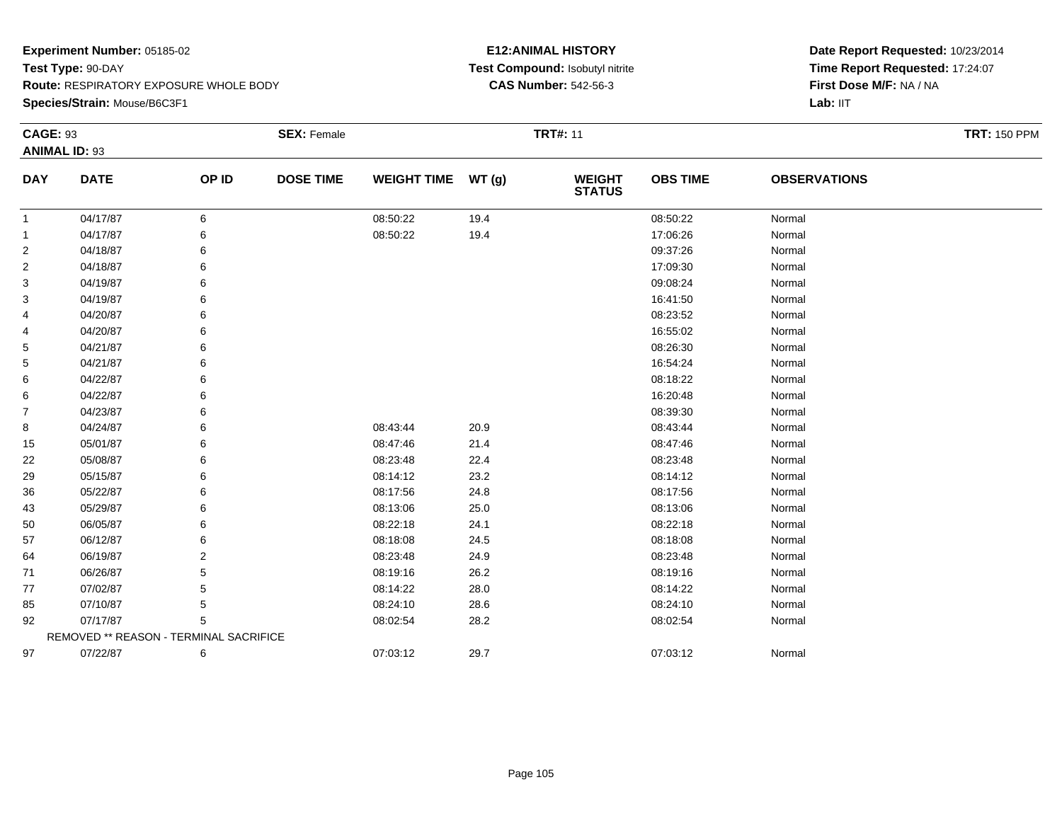**Experiment Number:** 05185-02
**Test Type:** 90-DAY
**Route:** RESPIRATORY EXPOSURE WHOLE BODY
**Species/Strain:** Mouse/B6C3F1

**E12:ANIMAL HISTORY**
**Test Compound:** Isobutyl nitrite
**CAS Number:** 542-56-3

**Date Report Requested:** 10/23/2014
**Time Report Requested:** 17:24:07
**First Dose M/F:** NA / NA
**Lab:** IIT

**CAGE:** 93 **SEX:** Female **TRT#:** 11 **TRT:** 150 PPM
**ANIMAL ID:** 93

| DAY | DATE | OP ID | DOSE TIME | WEIGHT TIME | WT (g) | WEIGHT STATUS | OBS TIME | OBSERVATIONS |
|---|---|---|---|---|---|---|---|---|
| 1 | 04/17/87 | 6 | | 08:50:22 | 19.4 | | 08:50:22 | Normal |
| 1 | 04/17/87 | 6 | | 08:50:22 | 19.4 | | 17:06:26 | Normal |
| 2 | 04/18/87 | 6 | | | | | 09:37:26 | Normal |
| 2 | 04/18/87 | 6 | | | | | 17:09:30 | Normal |
| 3 | 04/19/87 | 6 | | | | | 09:08:24 | Normal |
| 3 | 04/19/87 | 6 | | | | | 16:41:50 | Normal |
| 4 | 04/20/87 | 6 | | | | | 08:23:52 | Normal |
| 4 | 04/20/87 | 6 | | | | | 16:55:02 | Normal |
| 5 | 04/21/87 | 6 | | | | | 08:26:30 | Normal |
| 5 | 04/21/87 | 6 | | | | | 16:54:24 | Normal |
| 6 | 04/22/87 | 6 | | | | | 08:18:22 | Normal |
| 6 | 04/22/87 | 6 | | | | | 16:20:48 | Normal |
| 7 | 04/23/87 | 6 | | | | | 08:39:30 | Normal |
| 8 | 04/24/87 | 6 | | 08:43:44 | 20.9 | | 08:43:44 | Normal |
| 15 | 05/01/87 | 6 | | 08:47:46 | 21.4 | | 08:47:46 | Normal |
| 22 | 05/08/87 | 6 | | 08:23:48 | 22.4 | | 08:23:48 | Normal |
| 29 | 05/15/87 | 6 | | 08:14:12 | 23.2 | | 08:14:12 | Normal |
| 36 | 05/22/87 | 6 | | 08:17:56 | 24.8 | | 08:17:56 | Normal |
| 43 | 05/29/87 | 6 | | 08:13:06 | 25.0 | | 08:13:06 | Normal |
| 50 | 06/05/87 | 6 | | 08:22:18 | 24.1 | | 08:22:18 | Normal |
| 57 | 06/12/87 | 6 | | 08:18:08 | 24.5 | | 08:18:08 | Normal |
| 64 | 06/19/87 | 2 | | 08:23:48 | 24.9 | | 08:23:48 | Normal |
| 71 | 06/26/87 | 5 | | 08:19:16 | 26.2 | | 08:19:16 | Normal |
| 77 | 07/02/87 | 5 | | 08:14:22 | 28.0 | | 08:14:22 | Normal |
| 85 | 07/10/87 | 5 | | 08:24:10 | 28.6 | | 08:24:10 | Normal |
| 92 | 07/17/87 | 5 | | 08:02:54 | 28.2 | | 08:02:54 | Normal |
| REMOVED ** REASON - TERMINAL SACRIFICE | | | | | | | | |
| 97 | 07/22/87 | 6 | | 07:03:12 | 29.7 | | 07:03:12 | Normal |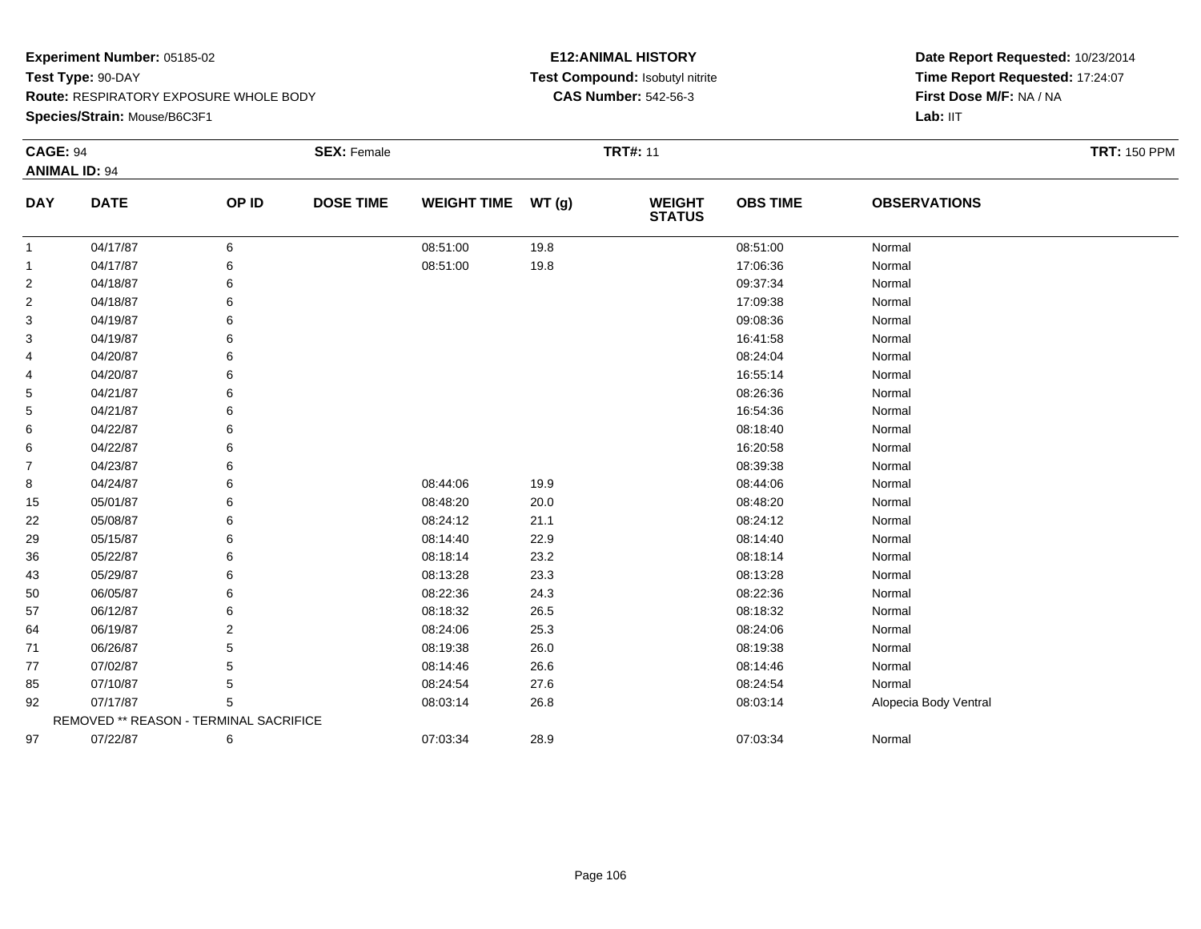**Experiment Number:** 05185-02
**Test Type:** 90-DAY
**Route:** RESPIRATORY EXPOSURE WHOLE BODY
**Species/Strain:** Mouse/B6C3F1

**E12:ANIMAL HISTORY**
**Test Compound:** Isobutyl nitrite
**CAS Number:** 542-56-3

**Date Report Requested:** 10/23/2014
**Time Report Requested:** 17:24:07
**First Dose M/F:** NA / NA
**Lab:** IIT

**CAGE:** 94 | **SEX:** Female | **TRT#:** 11 | **TRT:** 150 PPM
**ANIMAL ID:** 94

| DAY | DATE | OP ID | DOSE TIME | WEIGHT TIME | WT (g) | WEIGHT STATUS | OBS TIME | OBSERVATIONS |
|---|---|---|---|---|---|---|---|---|
| 1 | 04/17/87 | 6 | | 08:51:00 | 19.8 | | 08:51:00 | Normal |
| 1 | 04/17/87 | 6 | | 08:51:00 | 19.8 | | 17:06:36 | Normal |
| 2 | 04/18/87 | 6 | | | | | 09:37:34 | Normal |
| 2 | 04/18/87 | 6 | | | | | 17:09:38 | Normal |
| 3 | 04/19/87 | 6 | | | | | 09:08:36 | Normal |
| 3 | 04/19/87 | 6 | | | | | 16:41:58 | Normal |
| 4 | 04/20/87 | 6 | | | | | 08:24:04 | Normal |
| 4 | 04/20/87 | 6 | | | | | 16:55:14 | Normal |
| 5 | 04/21/87 | 6 | | | | | 08:26:36 | Normal |
| 5 | 04/21/87 | 6 | | | | | 16:54:36 | Normal |
| 6 | 04/22/87 | 6 | | | | | 08:18:40 | Normal |
| 6 | 04/22/87 | 6 | | | | | 16:20:58 | Normal |
| 7 | 04/23/87 | 6 | | | | | 08:39:38 | Normal |
| 8 | 04/24/87 | 6 | | 08:44:06 | 19.9 | | 08:44:06 | Normal |
| 15 | 05/01/87 | 6 | | 08:48:20 | 20.0 | | 08:48:20 | Normal |
| 22 | 05/08/87 | 6 | | 08:24:12 | 21.1 | | 08:24:12 | Normal |
| 29 | 05/15/87 | 6 | | 08:14:40 | 22.9 | | 08:14:40 | Normal |
| 36 | 05/22/87 | 6 | | 08:18:14 | 23.2 | | 08:18:14 | Normal |
| 43 | 05/29/87 | 6 | | 08:13:28 | 23.3 | | 08:13:28 | Normal |
| 50 | 06/05/87 | 6 | | 08:22:36 | 24.3 | | 08:22:36 | Normal |
| 57 | 06/12/87 | 6 | | 08:18:32 | 26.5 | | 08:18:32 | Normal |
| 64 | 06/19/87 | 2 | | 08:24:06 | 25.3 | | 08:24:06 | Normal |
| 71 | 06/26/87 | 5 | | 08:19:38 | 26.0 | | 08:19:38 | Normal |
| 77 | 07/02/87 | 5 | | 08:14:46 | 26.6 | | 08:14:46 | Normal |
| 85 | 07/10/87 | 5 | | 08:24:54 | 27.6 | | 08:24:54 | Normal |
| 92 | 07/17/87 | 5 | | 08:03:14 | 26.8 | | 08:03:14 | Alopecia Body Ventral |
| | REMOVED ** REASON - TERMINAL SACRIFICE | | | | | | | |
| 97 | 07/22/87 | 6 | | 07:03:34 | 28.9 | | 07:03:34 | Normal |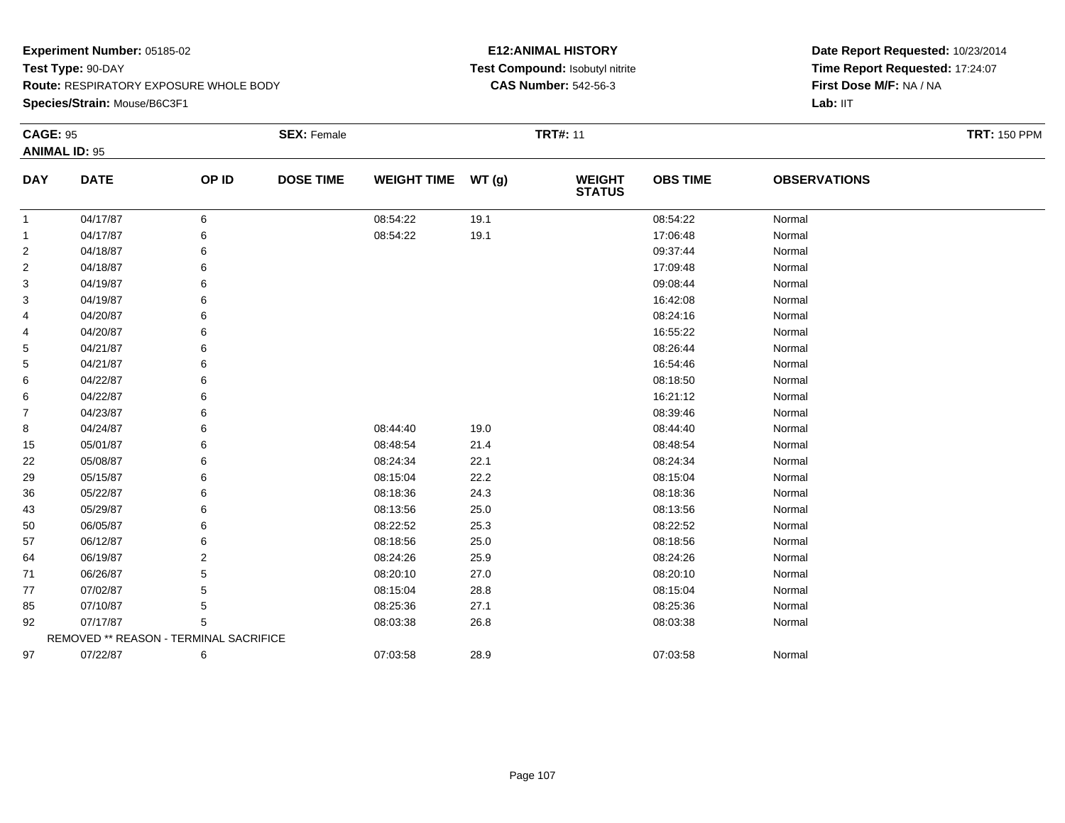**Experiment Number:** 05185-02
**Test Type:** 90-DAY
**Route:** RESPIRATORY EXPOSURE WHOLE BODY
**Species/Strain:** Mouse/B6C3F1

**E12:ANIMAL HISTORY**
**Test Compound:** Isobutyl nitrite
**CAS Number:** 542-56-3

**Date Report Requested:** 10/23/2014
**Time Report Requested:** 17:24:07
**First Dose M/F:** NA / NA
**Lab:** IIT

**CAGE:** 95 **SEX:** Female **TRT#:** 11 **TRT:** 150 PPM
**ANIMAL ID:** 95

| DAY | DATE | OP ID | DOSE TIME | WEIGHT TIME | WT (g) | WEIGHT STATUS | OBS TIME | OBSERVATIONS |
|---|---|---|---|---|---|---|---|---|
| 1 | 04/17/87 | 6 | | 08:54:22 | 19.1 | | 08:54:22 | Normal |
| 1 | 04/17/87 | 6 | | 08:54:22 | 19.1 | | 17:06:48 | Normal |
| 2 | 04/18/87 | 6 | | | | | 09:37:44 | Normal |
| 2 | 04/18/87 | 6 | | | | | 17:09:48 | Normal |
| 3 | 04/19/87 | 6 | | | | | 09:08:44 | Normal |
| 3 | 04/19/87 | 6 | | | | | 16:42:08 | Normal |
| 4 | 04/20/87 | 6 | | | | | 08:24:16 | Normal |
| 4 | 04/20/87 | 6 | | | | | 16:55:22 | Normal |
| 5 | 04/21/87 | 6 | | | | | 08:26:44 | Normal |
| 5 | 04/21/87 | 6 | | | | | 16:54:46 | Normal |
| 6 | 04/22/87 | 6 | | | | | 08:18:50 | Normal |
| 6 | 04/22/87 | 6 | | | | | 16:21:12 | Normal |
| 7 | 04/23/87 | 6 | | | | | 08:39:46 | Normal |
| 8 | 04/24/87 | 6 | | 08:44:40 | 19.0 | | 08:44:40 | Normal |
| 15 | 05/01/87 | 6 | | 08:48:54 | 21.4 | | 08:48:54 | Normal |
| 22 | 05/08/87 | 6 | | 08:24:34 | 22.1 | | 08:24:34 | Normal |
| 29 | 05/15/87 | 6 | | 08:15:04 | 22.2 | | 08:15:04 | Normal |
| 36 | 05/22/87 | 6 | | 08:18:36 | 24.3 | | 08:18:36 | Normal |
| 43 | 05/29/87 | 6 | | 08:13:56 | 25.0 | | 08:13:56 | Normal |
| 50 | 06/05/87 | 6 | | 08:22:52 | 25.3 | | 08:22:52 | Normal |
| 57 | 06/12/87 | 6 | | 08:18:56 | 25.0 | | 08:18:56 | Normal |
| 64 | 06/19/87 | 2 | | 08:24:26 | 25.9 | | 08:24:26 | Normal |
| 71 | 06/26/87 | 5 | | 08:20:10 | 27.0 | | 08:20:10 | Normal |
| 77 | 07/02/87 | 5 | | 08:15:04 | 28.8 | | 08:15:04 | Normal |
| 85 | 07/10/87 | 5 | | 08:25:36 | 27.1 | | 08:25:36 | Normal |
| 92 | 07/17/87 | 5 | | 08:03:38 | 26.8 | | 08:03:38 | Normal |
| REMOVED ** REASON - TERMINAL SACRIFICE | | | | | | | | |
| 97 | 07/22/87 | 6 | | 07:03:58 | 28.9 | | 07:03:58 | Normal |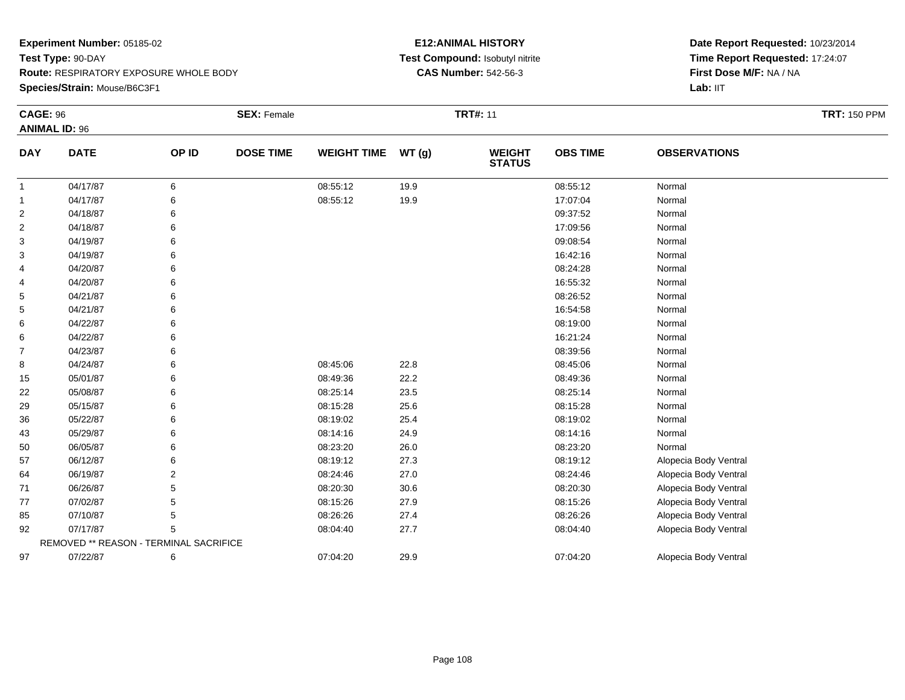**Experiment Number:** 05185-02
**Test Type:** 90-DAY
**Route:** RESPIRATORY EXPOSURE WHOLE BODY
**Species/Strain:** Mouse/B6C3F1

**E12:ANIMAL HISTORY**
**Test Compound:** Isobutyl nitrite
**CAS Number:** 542-56-3

**Date Report Requested:** 10/23/2014
**Time Report Requested:** 17:24:07
**First Dose M/F:** NA / NA
**Lab:** IIT

**CAGE:** 96 **SEX:** Female **TRT#:** 11 **TRT:** 150 PPM
**ANIMAL ID:** 96

| DAY | DATE | OP ID | DOSE TIME | WEIGHT TIME | WT (g) | WEIGHT STATUS | OBS TIME | OBSERVATIONS |
|---|---|---|---|---|---|---|---|---|
| 1 | 04/17/87 | 6 | | 08:55:12 | 19.9 | | 08:55:12 | Normal |
| 1 | 04/17/87 | 6 | | 08:55:12 | 19.9 | | 17:07:04 | Normal |
| 2 | 04/18/87 | 6 | | | | | 09:37:52 | Normal |
| 2 | 04/18/87 | 6 | | | | | 17:09:56 | Normal |
| 3 | 04/19/87 | 6 | | | | | 09:08:54 | Normal |
| 3 | 04/19/87 | 6 | | | | | 16:42:16 | Normal |
| 4 | 04/20/87 | 6 | | | | | 08:24:28 | Normal |
| 4 | 04/20/87 | 6 | | | | | 16:55:32 | Normal |
| 5 | 04/21/87 | 6 | | | | | 08:26:52 | Normal |
| 5 | 04/21/87 | 6 | | | | | 16:54:58 | Normal |
| 6 | 04/22/87 | 6 | | | | | 08:19:00 | Normal |
| 6 | 04/22/87 | 6 | | | | | 16:21:24 | Normal |
| 7 | 04/23/87 | 6 | | | | | 08:39:56 | Normal |
| 8 | 04/24/87 | 6 | | 08:45:06 | 22.8 | | 08:45:06 | Normal |
| 15 | 05/01/87 | 6 | | 08:49:36 | 22.2 | | 08:49:36 | Normal |
| 22 | 05/08/87 | 6 | | 08:25:14 | 23.5 | | 08:25:14 | Normal |
| 29 | 05/15/87 | 6 | | 08:15:28 | 25.6 | | 08:15:28 | Normal |
| 36 | 05/22/87 | 6 | | 08:19:02 | 25.4 | | 08:19:02 | Normal |
| 43 | 05/29/87 | 6 | | 08:14:16 | 24.9 | | 08:14:16 | Normal |
| 50 | 06/05/87 | 6 | | 08:23:20 | 26.0 | | 08:23:20 | Normal |
| 57 | 06/12/87 | 6 | | 08:19:12 | 27.3 | | 08:19:12 | Alopecia Body Ventral |
| 64 | 06/19/87 | 2 | | 08:24:46 | 27.0 | | 08:24:46 | Alopecia Body Ventral |
| 71 | 06/26/87 | 5 | | 08:20:30 | 30.6 | | 08:20:30 | Alopecia Body Ventral |
| 77 | 07/02/87 | 5 | | 08:15:26 | 27.9 | | 08:15:26 | Alopecia Body Ventral |
| 85 | 07/10/87 | 5 | | 08:26:26 | 27.4 | | 08:26:26 | Alopecia Body Ventral |
| 92 | 07/17/87 | 5 | | 08:04:40 | 27.7 | | 08:04:40 | Alopecia Body Ventral |
| REMOVED ** REASON - TERMINAL SACRIFICE | | | | | | | | |
| 97 | 07/22/87 | 6 | | 07:04:20 | 29.9 | | 07:04:20 | Alopecia Body Ventral |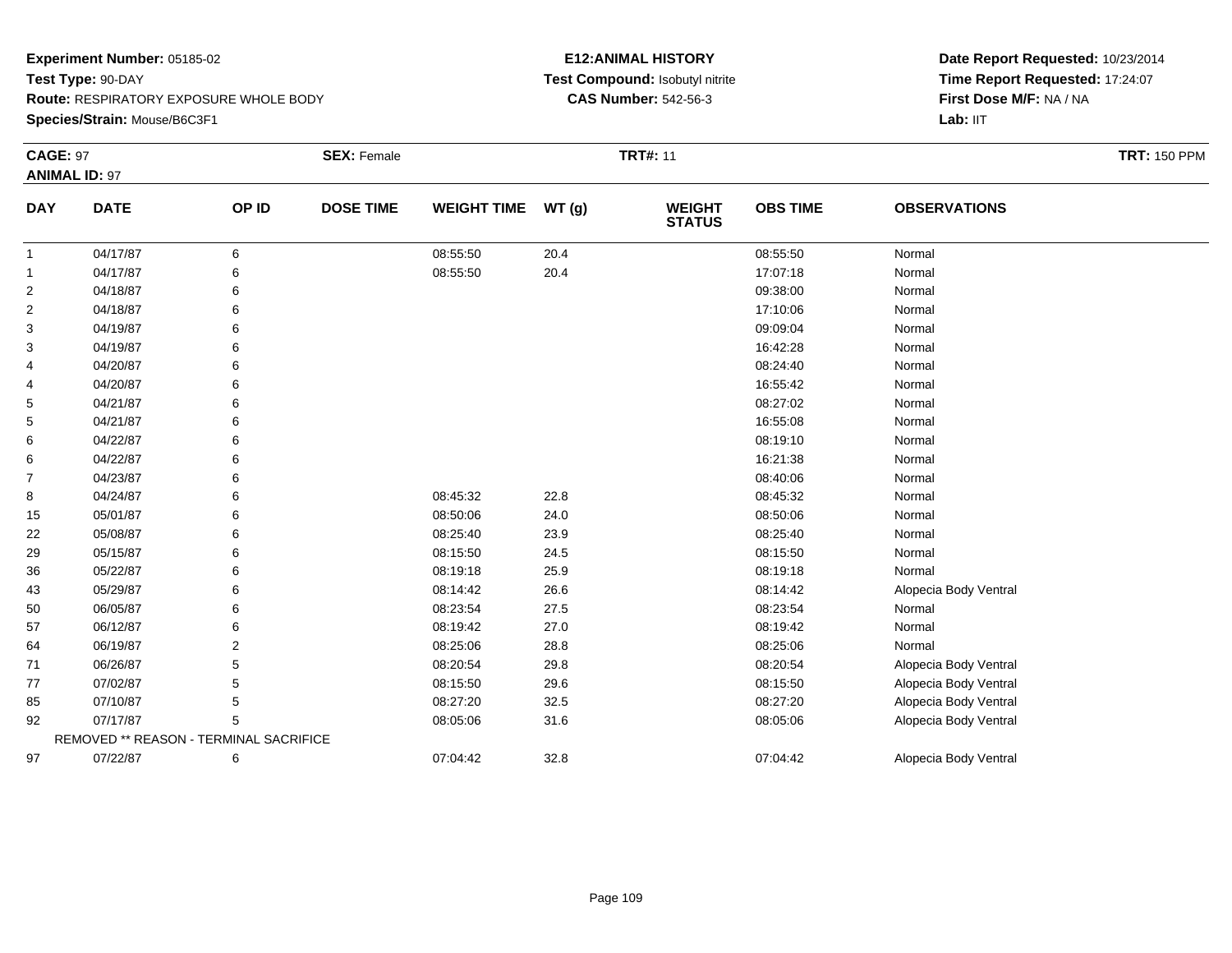**Experiment Number:** 05185-02
**Test Type:** 90-DAY
**Route:** RESPIRATORY EXPOSURE WHOLE BODY
**Species/Strain:** Mouse/B6C3F1

**E12:ANIMAL HISTORY**
**Test Compound:** Isobutyl nitrite
**CAS Number:** 542-56-3

**Date Report Requested:** 10/23/2014
**Time Report Requested:** 17:24:07
**First Dose M/F:** NA / NA
**Lab:** IIT

**CAGE:** 97 **SEX:** Female **TRT#:** 11 **TRT:** 150 PPM
**ANIMAL ID:** 97

| DAY | DATE | OP ID | DOSE TIME | WEIGHT TIME | WT (g) | WEIGHT STATUS | OBS TIME | OBSERVATIONS |
|---|---|---|---|---|---|---|---|---|
| 1 | 04/17/87 | 6 | | 08:55:50 | 20.4 | | 08:55:50 | Normal |
| 1 | 04/17/87 | 6 | | 08:55:50 | 20.4 | | 17:07:18 | Normal |
| 2 | 04/18/87 | 6 | | | | | 09:38:00 | Normal |
| 2 | 04/18/87 | 6 | | | | | 17:10:06 | Normal |
| 3 | 04/19/87 | 6 | | | | | 09:09:04 | Normal |
| 3 | 04/19/87 | 6 | | | | | 16:42:28 | Normal |
| 4 | 04/20/87 | 6 | | | | | 08:24:40 | Normal |
| 4 | 04/20/87 | 6 | | | | | 16:55:42 | Normal |
| 5 | 04/21/87 | 6 | | | | | 08:27:02 | Normal |
| 5 | 04/21/87 | 6 | | | | | 16:55:08 | Normal |
| 6 | 04/22/87 | 6 | | | | | 08:19:10 | Normal |
| 6 | 04/22/87 | 6 | | | | | 16:21:38 | Normal |
| 7 | 04/23/87 | 6 | | | | | 08:40:06 | Normal |
| 8 | 04/24/87 | 6 | | 08:45:32 | 22.8 | | 08:45:32 | Normal |
| 15 | 05/01/87 | 6 | | 08:50:06 | 24.0 | | 08:50:06 | Normal |
| 22 | 05/08/87 | 6 | | 08:25:40 | 23.9 | | 08:25:40 | Normal |
| 29 | 05/15/87 | 6 | | 08:15:50 | 24.5 | | 08:15:50 | Normal |
| 36 | 05/22/87 | 6 | | 08:19:18 | 25.9 | | 08:19:18 | Normal |
| 43 | 05/29/87 | 6 | | 08:14:42 | 26.6 | | 08:14:42 | Alopecia Body Ventral |
| 50 | 06/05/87 | 6 | | 08:23:54 | 27.5 | | 08:23:54 | Normal |
| 57 | 06/12/87 | 6 | | 08:19:42 | 27.0 | | 08:19:42 | Normal |
| 64 | 06/19/87 | 2 | | 08:25:06 | 28.8 | | 08:25:06 | Normal |
| 71 | 06/26/87 | 5 | | 08:20:54 | 29.8 | | 08:20:54 | Alopecia Body Ventral |
| 77 | 07/02/87 | 5 | | 08:15:50 | 29.6 | | 08:15:50 | Alopecia Body Ventral |
| 85 | 07/10/87 | 5 | | 08:27:20 | 32.5 | | 08:27:20 | Alopecia Body Ventral |
| 92 | 07/17/87 | 5 | | 08:05:06 | 31.6 | | 08:05:06 | Alopecia Body Ventral |
| REMOVED ** REASON - TERMINAL SACRIFICE | | | | | | | | |
| 97 | 07/22/87 | 6 | | 07:04:42 | 32.8 | | 07:04:42 | Alopecia Body Ventral |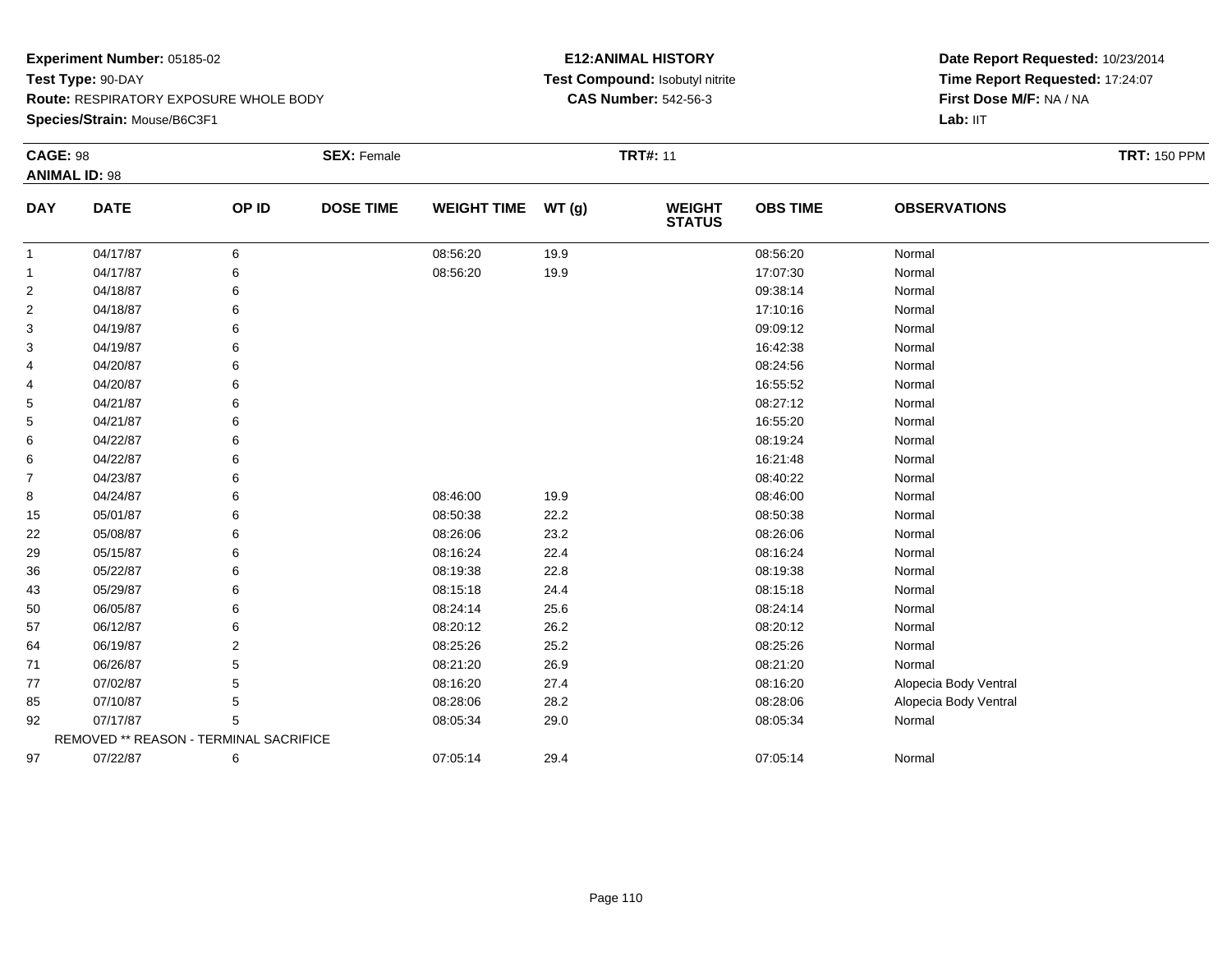**Experiment Number:** 05185-02
**Test Type:** 90-DAY
**Route:** RESPIRATORY EXPOSURE WHOLE BODY
**Species/Strain:** Mouse/B6C3F1

**E12:ANIMAL HISTORY**
**Test Compound:** Isobutyl nitrite
**CAS Number:** 542-56-3

**Date Report Requested:** 10/23/2014
**Time Report Requested:** 17:24:07
**First Dose M/F:** NA / NA
**Lab:** IIT

**CAGE:** 98 **SEX:** Female **TRT#:** 11 **TRT:** 150 PPM
**ANIMAL ID:** 98

| DAY | DATE | OP ID | DOSE TIME | WEIGHT TIME | WT (g) | WEIGHT STATUS | OBS TIME | OBSERVATIONS |
|---|---|---|---|---|---|---|---|---|
| 1 | 04/17/87 | 6 | | 08:56:20 | 19.9 | | 08:56:20 | Normal |
| 1 | 04/17/87 | 6 | | 08:56:20 | 19.9 | | 17:07:30 | Normal |
| 2 | 04/18/87 | 6 | | | | | 09:38:14 | Normal |
| 2 | 04/18/87 | 6 | | | | | 17:10:16 | Normal |
| 3 | 04/19/87 | 6 | | | | | 09:09:12 | Normal |
| 3 | 04/19/87 | 6 | | | | | 16:42:38 | Normal |
| 4 | 04/20/87 | 6 | | | | | 08:24:56 | Normal |
| 4 | 04/20/87 | 6 | | | | | 16:55:52 | Normal |
| 5 | 04/21/87 | 6 | | | | | 08:27:12 | Normal |
| 5 | 04/21/87 | 6 | | | | | 16:55:20 | Normal |
| 6 | 04/22/87 | 6 | | | | | 08:19:24 | Normal |
| 6 | 04/22/87 | 6 | | | | | 16:21:48 | Normal |
| 7 | 04/23/87 | 6 | | | | | 08:40:22 | Normal |
| 8 | 04/24/87 | 6 | | 08:46:00 | 19.9 | | 08:46:00 | Normal |
| 15 | 05/01/87 | 6 | | 08:50:38 | 22.2 | | 08:50:38 | Normal |
| 22 | 05/08/87 | 6 | | 08:26:06 | 23.2 | | 08:26:06 | Normal |
| 29 | 05/15/87 | 6 | | 08:16:24 | 22.4 | | 08:16:24 | Normal |
| 36 | 05/22/87 | 6 | | 08:19:38 | 22.8 | | 08:19:38 | Normal |
| 43 | 05/29/87 | 6 | | 08:15:18 | 24.4 | | 08:15:18 | Normal |
| 50 | 06/05/87 | 6 | | 08:24:14 | 25.6 | | 08:24:14 | Normal |
| 57 | 06/12/87 | 6 | | 08:20:12 | 26.2 | | 08:20:12 | Normal |
| 64 | 06/19/87 | 2 | | 08:25:26 | 25.2 | | 08:25:26 | Normal |
| 71 | 06/26/87 | 5 | | 08:21:20 | 26.9 | | 08:21:20 | Normal |
| 77 | 07/02/87 | 5 | | 08:16:20 | 27.4 | | 08:16:20 | Alopecia Body Ventral |
| 85 | 07/10/87 | 5 | | 08:28:06 | 28.2 | | 08:28:06 | Alopecia Body Ventral |
| 92 | 07/17/87 | 5 | | 08:05:34 | 29.0 | | 08:05:34 | Normal |
| | REMOVED ** REASON - TERMINAL SACRIFICE | | | | | | | |
| 97 | 07/22/87 | 6 | | 07:05:14 | 29.4 | | 07:05:14 | Normal |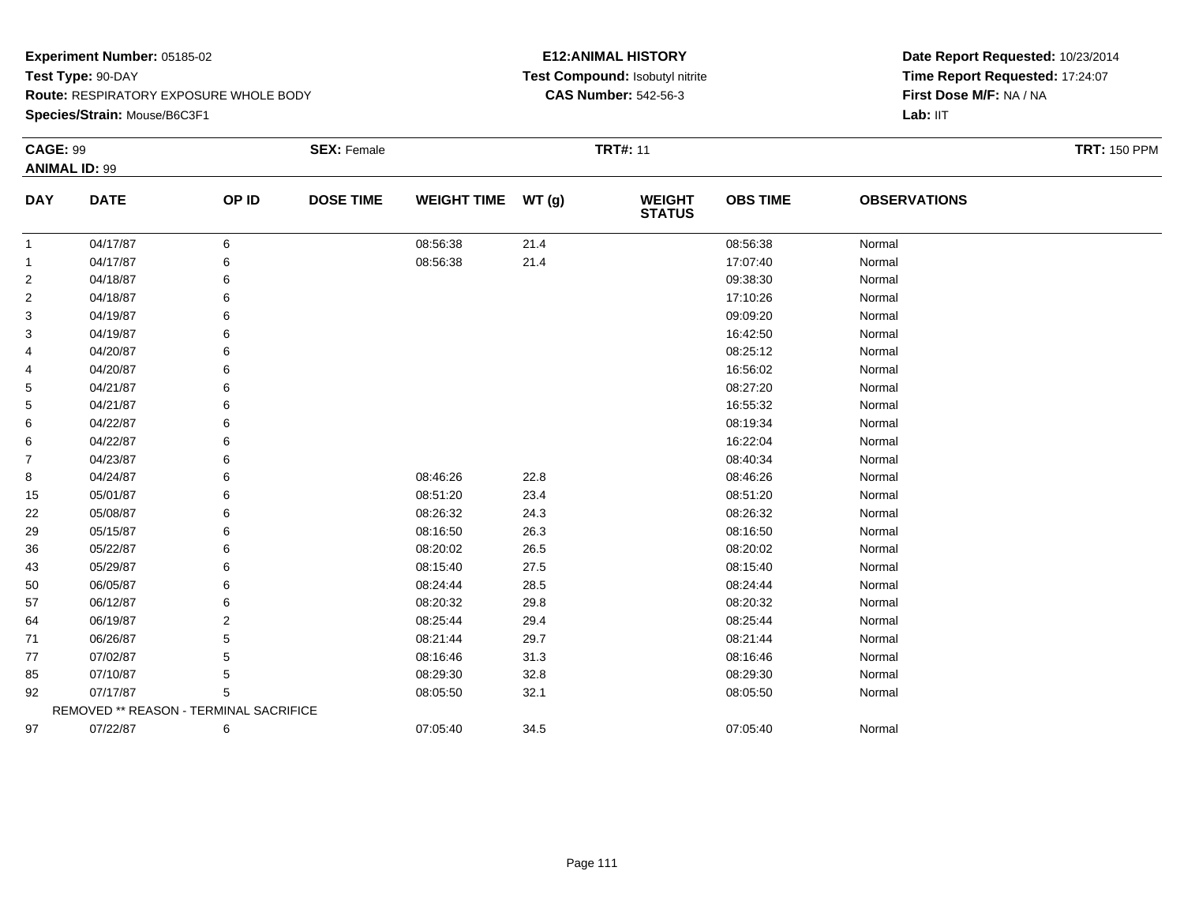**Experiment Number:** 05185-02
**Test Type:** 90-DAY
**Route:** RESPIRATORY EXPOSURE WHOLE BODY
**Species/Strain:** Mouse/B6C3F1

**E12:ANIMAL HISTORY**
**Test Compound:** Isobutyl nitrite
**CAS Number:** 542-56-3

**Date Report Requested:** 10/23/2014
**Time Report Requested:** 17:24:07
**First Dose M/F:** NA / NA
**Lab:** IIT

**CAGE:** 99 **SEX:** Female **TRT#:** 11 **TRT:** 150 PPM
**ANIMAL ID:** 99

| DAY | DATE | OP ID | DOSE TIME | WEIGHT TIME | WT (g) | WEIGHT STATUS | OBS TIME | OBSERVATIONS |
|---|---|---|---|---|---|---|---|---|
| 1 | 04/17/87 | 6 | | 08:56:38 | 21.4 | | 08:56:38 | Normal |
| 1 | 04/17/87 | 6 | | 08:56:38 | 21.4 | | 17:07:40 | Normal |
| 2 | 04/18/87 | 6 | | | | | 09:38:30 | Normal |
| 2 | 04/18/87 | 6 | | | | | 17:10:26 | Normal |
| 3 | 04/19/87 | 6 | | | | | 09:09:20 | Normal |
| 3 | 04/19/87 | 6 | | | | | 16:42:50 | Normal |
| 4 | 04/20/87 | 6 | | | | | 08:25:12 | Normal |
| 4 | 04/20/87 | 6 | | | | | 16:56:02 | Normal |
| 5 | 04/21/87 | 6 | | | | | 08:27:20 | Normal |
| 5 | 04/21/87 | 6 | | | | | 16:55:32 | Normal |
| 6 | 04/22/87 | 6 | | | | | 08:19:34 | Normal |
| 6 | 04/22/87 | 6 | | | | | 16:22:04 | Normal |
| 7 | 04/23/87 | 6 | | | | | 08:40:34 | Normal |
| 8 | 04/24/87 | 6 | | 08:46:26 | 22.8 | | 08:46:26 | Normal |
| 15 | 05/01/87 | 6 | | 08:51:20 | 23.4 | | 08:51:20 | Normal |
| 22 | 05/08/87 | 6 | | 08:26:32 | 24.3 | | 08:26:32 | Normal |
| 29 | 05/15/87 | 6 | | 08:16:50 | 26.3 | | 08:16:50 | Normal |
| 36 | 05/22/87 | 6 | | 08:20:02 | 26.5 | | 08:20:02 | Normal |
| 43 | 05/29/87 | 6 | | 08:15:40 | 27.5 | | 08:15:40 | Normal |
| 50 | 06/05/87 | 6 | | 08:24:44 | 28.5 | | 08:24:44 | Normal |
| 57 | 06/12/87 | 6 | | 08:20:32 | 29.8 | | 08:20:32 | Normal |
| 64 | 06/19/87 | 2 | | 08:25:44 | 29.4 | | 08:25:44 | Normal |
| 71 | 06/26/87 | 5 | | 08:21:44 | 29.7 | | 08:21:44 | Normal |
| 77 | 07/02/87 | 5 | | 08:16:46 | 31.3 | | 08:16:46 | Normal |
| 85 | 07/10/87 | 5 | | 08:29:30 | 32.8 | | 08:29:30 | Normal |
| 92 | 07/17/87 | 5 | | 08:05:50 | 32.1 | | 08:05:50 | Normal |
| | REMOVED ** REASON - TERMINAL SACRIFICE | | | | | | | |
| 97 | 07/22/87 | 6 | | 07:05:40 | 34.5 | | 07:05:40 | Normal |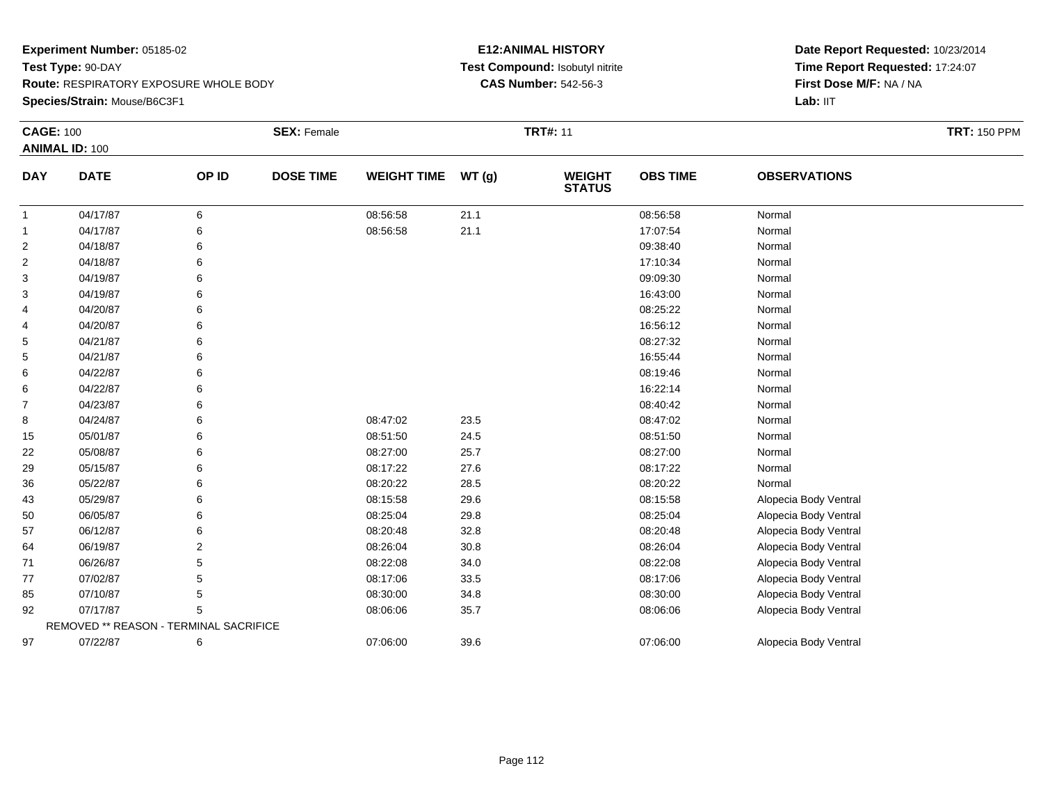**Experiment Number:** 05185-02
**Test Type:** 90-DAY
**Route:** RESPIRATORY EXPOSURE WHOLE BODY
**Species/Strain:** Mouse/B6C3F1

**E12:ANIMAL HISTORY**
**Test Compound:** Isobutyl nitrite
**CAS Number:** 542-56-3

**Date Report Requested:** 10/23/2014
**Time Report Requested:** 17:24:07
**First Dose M/F:** NA / NA
**Lab:** IIT

**CAGE:** 100 **SEX:** Female **TRT#:** 11 **TRT:** 150 PPM
**ANIMAL ID:** 100

| DAY | DATE | OP ID | DOSE TIME | WEIGHT TIME | WT (g) | WEIGHT STATUS | OBS TIME | OBSERVATIONS |
|---|---|---|---|---|---|---|---|---|
| 1 | 04/17/87 | 6 | | 08:56:58 | 21.1 | | 08:56:58 | Normal |
| 1 | 04/17/87 | 6 | | 08:56:58 | 21.1 | | 17:07:54 | Normal |
| 2 | 04/18/87 | 6 | | | | | 09:38:40 | Normal |
| 2 | 04/18/87 | 6 | | | | | 17:10:34 | Normal |
| 3 | 04/19/87 | 6 | | | | | 09:09:30 | Normal |
| 3 | 04/19/87 | 6 | | | | | 16:43:00 | Normal |
| 4 | 04/20/87 | 6 | | | | | 08:25:22 | Normal |
| 4 | 04/20/87 | 6 | | | | | 16:56:12 | Normal |
| 5 | 04/21/87 | 6 | | | | | 08:27:32 | Normal |
| 5 | 04/21/87 | 6 | | | | | 16:55:44 | Normal |
| 6 | 04/22/87 | 6 | | | | | 08:19:46 | Normal |
| 6 | 04/22/87 | 6 | | | | | 16:22:14 | Normal |
| 7 | 04/23/87 | 6 | | | | | 08:40:42 | Normal |
| 8 | 04/24/87 | 6 | | 08:47:02 | 23.5 | | 08:47:02 | Normal |
| 15 | 05/01/87 | 6 | | 08:51:50 | 24.5 | | 08:51:50 | Normal |
| 22 | 05/08/87 | 6 | | 08:27:00 | 25.7 | | 08:27:00 | Normal |
| 29 | 05/15/87 | 6 | | 08:17:22 | 27.6 | | 08:17:22 | Normal |
| 36 | 05/22/87 | 6 | | 08:20:22 | 28.5 | | 08:20:22 | Normal |
| 43 | 05/29/87 | 6 | | 08:15:58 | 29.6 | | 08:15:58 | Alopecia Body Ventral |
| 50 | 06/05/87 | 6 | | 08:25:04 | 29.8 | | 08:25:04 | Alopecia Body Ventral |
| 57 | 06/12/87 | 6 | | 08:20:48 | 32.8 | | 08:20:48 | Alopecia Body Ventral |
| 64 | 06/19/87 | 2 | | 08:26:04 | 30.8 | | 08:26:04 | Alopecia Body Ventral |
| 71 | 06/26/87 | 5 | | 08:22:08 | 34.0 | | 08:22:08 | Alopecia Body Ventral |
| 77 | 07/02/87 | 5 | | 08:17:06 | 33.5 | | 08:17:06 | Alopecia Body Ventral |
| 85 | 07/10/87 | 5 | | 08:30:00 | 34.8 | | 08:30:00 | Alopecia Body Ventral |
| 92 | 07/17/87 | 5 | | 08:06:06 | 35.7 | | 08:06:06 | Alopecia Body Ventral |
| | REMOVED ** REASON - TERMINAL SACRIFICE | | | | | | | |
| 97 | 07/22/87 | 6 | | 07:06:00 | 39.6 | | 07:06:00 | Alopecia Body Ventral |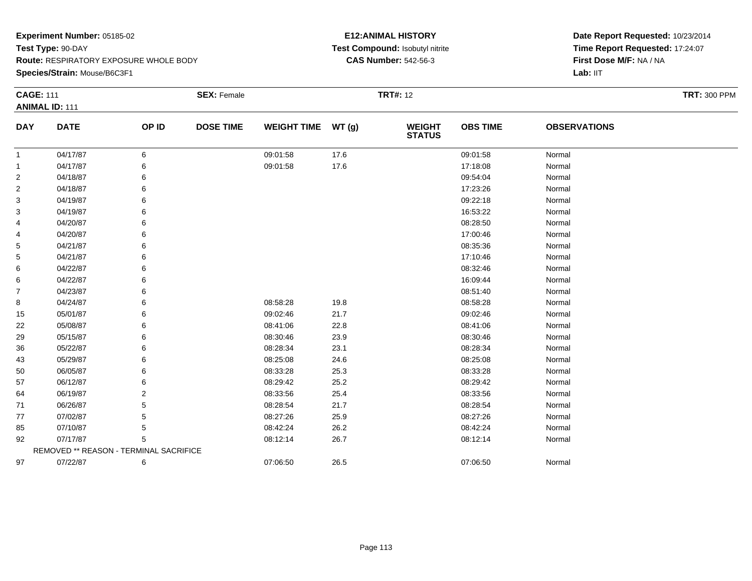**Experiment Number:** 05185-02
**Test Type:** 90-DAY
**Route:** RESPIRATORY EXPOSURE WHOLE BODY
**Species/Strain:** Mouse/B6C3F1

**E12:ANIMAL HISTORY**
**Test Compound:** Isobutyl nitrite
**CAS Number:** 542-56-3

**Date Report Requested:** 10/23/2014
**Time Report Requested:** 17:24:07
**First Dose M/F:** NA / NA
**Lab:** IIT

**CAGE:** 111 **SEX:** Female **TRT#:** 12 **TRT:** 300 PPM
**ANIMAL ID:** 111

| DAY | DATE | OP ID | DOSE TIME | WEIGHT TIME | WT (g) | WEIGHT STATUS | OBS TIME | OBSERVATIONS |
|---|---|---|---|---|---|---|---|---|
| 1 | 04/17/87 | 6 | | 09:01:58 | 17.6 | | 09:01:58 | Normal |
| 1 | 04/17/87 | 6 | | 09:01:58 | 17.6 | | 17:18:08 | Normal |
| 2 | 04/18/87 | 6 | | | | | 09:54:04 | Normal |
| 2 | 04/18/87 | 6 | | | | | 17:23:26 | Normal |
| 3 | 04/19/87 | 6 | | | | | 09:22:18 | Normal |
| 3 | 04/19/87 | 6 | | | | | 16:53:22 | Normal |
| 4 | 04/20/87 | 6 | | | | | 08:28:50 | Normal |
| 4 | 04/20/87 | 6 | | | | | 17:00:46 | Normal |
| 5 | 04/21/87 | 6 | | | | | 08:35:36 | Normal |
| 5 | 04/21/87 | 6 | | | | | 17:10:46 | Normal |
| 6 | 04/22/87 | 6 | | | | | 08:32:46 | Normal |
| 6 | 04/22/87 | 6 | | | | | 16:09:44 | Normal |
| 7 | 04/23/87 | 6 | | | | | 08:51:40 | Normal |
| 8 | 04/24/87 | 6 | | 08:58:28 | 19.8 | | 08:58:28 | Normal |
| 15 | 05/01/87 | 6 | | 09:02:46 | 21.7 | | 09:02:46 | Normal |
| 22 | 05/08/87 | 6 | | 08:41:06 | 22.8 | | 08:41:06 | Normal |
| 29 | 05/15/87 | 6 | | 08:30:46 | 23.9 | | 08:30:46 | Normal |
| 36 | 05/22/87 | 6 | | 08:28:34 | 23.1 | | 08:28:34 | Normal |
| 43 | 05/29/87 | 6 | | 08:25:08 | 24.6 | | 08:25:08 | Normal |
| 50 | 06/05/87 | 6 | | 08:33:28 | 25.3 | | 08:33:28 | Normal |
| 57 | 06/12/87 | 6 | | 08:29:42 | 25.2 | | 08:29:42 | Normal |
| 64 | 06/19/87 | 2 | | 08:33:56 | 25.4 | | 08:33:56 | Normal |
| 71 | 06/26/87 | 5 | | 08:28:54 | 21.7 | | 08:28:54 | Normal |
| 77 | 07/02/87 | 5 | | 08:27:26 | 25.9 | | 08:27:26 | Normal |
| 85 | 07/10/87 | 5 | | 08:42:24 | 26.2 | | 08:42:24 | Normal |
| 92 | 07/17/87 | 5 | | 08:12:14 | 26.7 | | 08:12:14 | Normal |
| REMOVED ** REASON - TERMINAL SACRIFICE | | | | | | | | |
| 97 | 07/22/87 | 6 | | 07:06:50 | 26.5 | | 07:06:50 | Normal |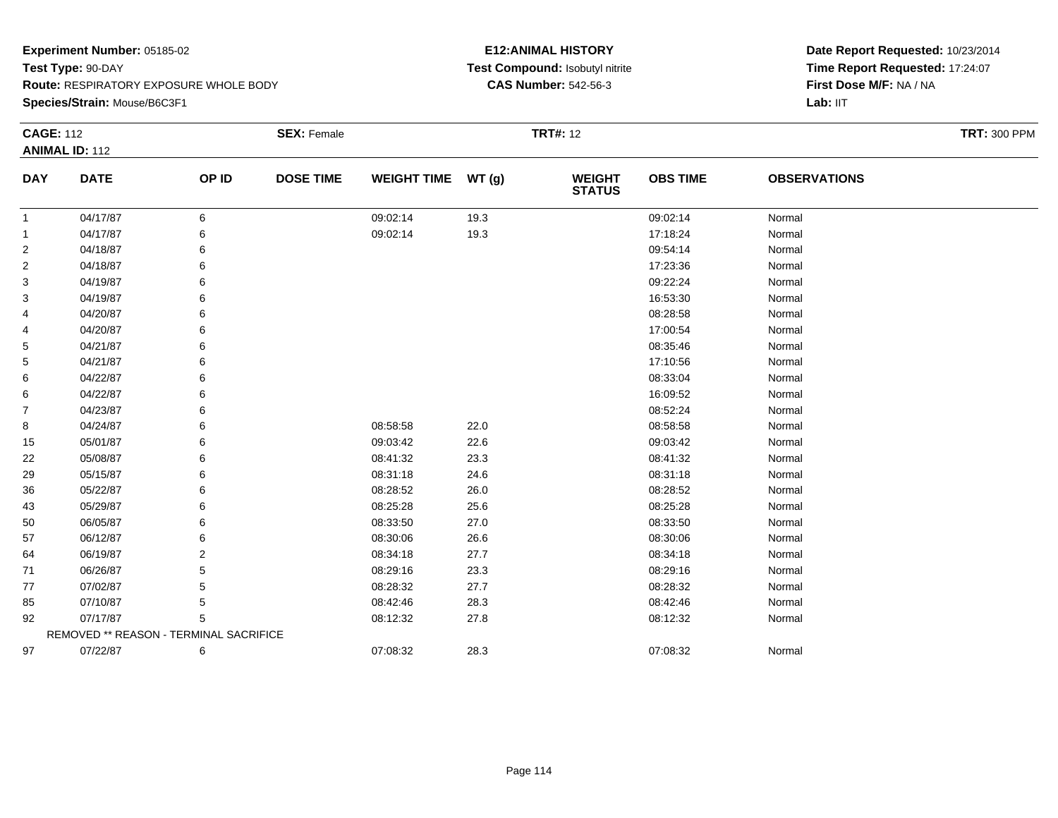**Experiment Number:** 05185-02
**Test Type:** 90-DAY
**Route:** RESPIRATORY EXPOSURE WHOLE BODY
**Species/Strain:** Mouse/B6C3F1

**E12:ANIMAL HISTORY**
**Test Compound:** Isobutyl nitrite
**CAS Number:** 542-56-3

**Date Report Requested:** 10/23/2014
**Time Report Requested:** 17:24:07
**First Dose M/F:** NA / NA
**Lab:** IIT

**CAGE:** 112　　**SEX:** Female　　**TRT#:** 12　　**TRT:** 300 PPM
**ANIMAL ID:** 112

| DAY | DATE | OP ID | DOSE TIME | WEIGHT TIME | WT (g) | WEIGHT STATUS | OBS TIME | OBSERVATIONS |
|---|---|---|---|---|---|---|---|---|
| 1 | 04/17/87 | 6 | | 09:02:14 | 19.3 | | 09:02:14 | Normal |
| 1 | 04/17/87 | 6 | | 09:02:14 | 19.3 | | 17:18:24 | Normal |
| 2 | 04/18/87 | 6 | | | | | 09:54:14 | Normal |
| 2 | 04/18/87 | 6 | | | | | 17:23:36 | Normal |
| 3 | 04/19/87 | 6 | | | | | 09:22:24 | Normal |
| 3 | 04/19/87 | 6 | | | | | 16:53:30 | Normal |
| 4 | 04/20/87 | 6 | | | | | 08:28:58 | Normal |
| 4 | 04/20/87 | 6 | | | | | 17:00:54 | Normal |
| 5 | 04/21/87 | 6 | | | | | 08:35:46 | Normal |
| 5 | 04/21/87 | 6 | | | | | 17:10:56 | Normal |
| 6 | 04/22/87 | 6 | | | | | 08:33:04 | Normal |
| 6 | 04/22/87 | 6 | | | | | 16:09:52 | Normal |
| 7 | 04/23/87 | 6 | | | | | 08:52:24 | Normal |
| 8 | 04/24/87 | 6 | | 08:58:58 | 22.0 | | 08:58:58 | Normal |
| 15 | 05/01/87 | 6 | | 09:03:42 | 22.6 | | 09:03:42 | Normal |
| 22 | 05/08/87 | 6 | | 08:41:32 | 23.3 | | 08:41:32 | Normal |
| 29 | 05/15/87 | 6 | | 08:31:18 | 24.6 | | 08:31:18 | Normal |
| 36 | 05/22/87 | 6 | | 08:28:52 | 26.0 | | 08:28:52 | Normal |
| 43 | 05/29/87 | 6 | | 08:25:28 | 25.6 | | 08:25:28 | Normal |
| 50 | 06/05/87 | 6 | | 08:33:50 | 27.0 | | 08:33:50 | Normal |
| 57 | 06/12/87 | 6 | | 08:30:06 | 26.6 | | 08:30:06 | Normal |
| 64 | 06/19/87 | 2 | | 08:34:18 | 27.7 | | 08:34:18 | Normal |
| 71 | 06/26/87 | 5 | | 08:29:16 | 23.3 | | 08:29:16 | Normal |
| 77 | 07/02/87 | 5 | | 08:28:32 | 27.7 | | 08:28:32 | Normal |
| 85 | 07/10/87 | 5 | | 08:42:46 | 28.3 | | 08:42:46 | Normal |
| 92 | 07/17/87 | 5 | | 08:12:32 | 27.8 | | 08:12:32 | Normal |
| REMOVED ** REASON - TERMINAL SACRIFICE | | | | | | | | |
| 97 | 07/22/87 | 6 | | 07:08:32 | 28.3 | | 07:08:32 | Normal |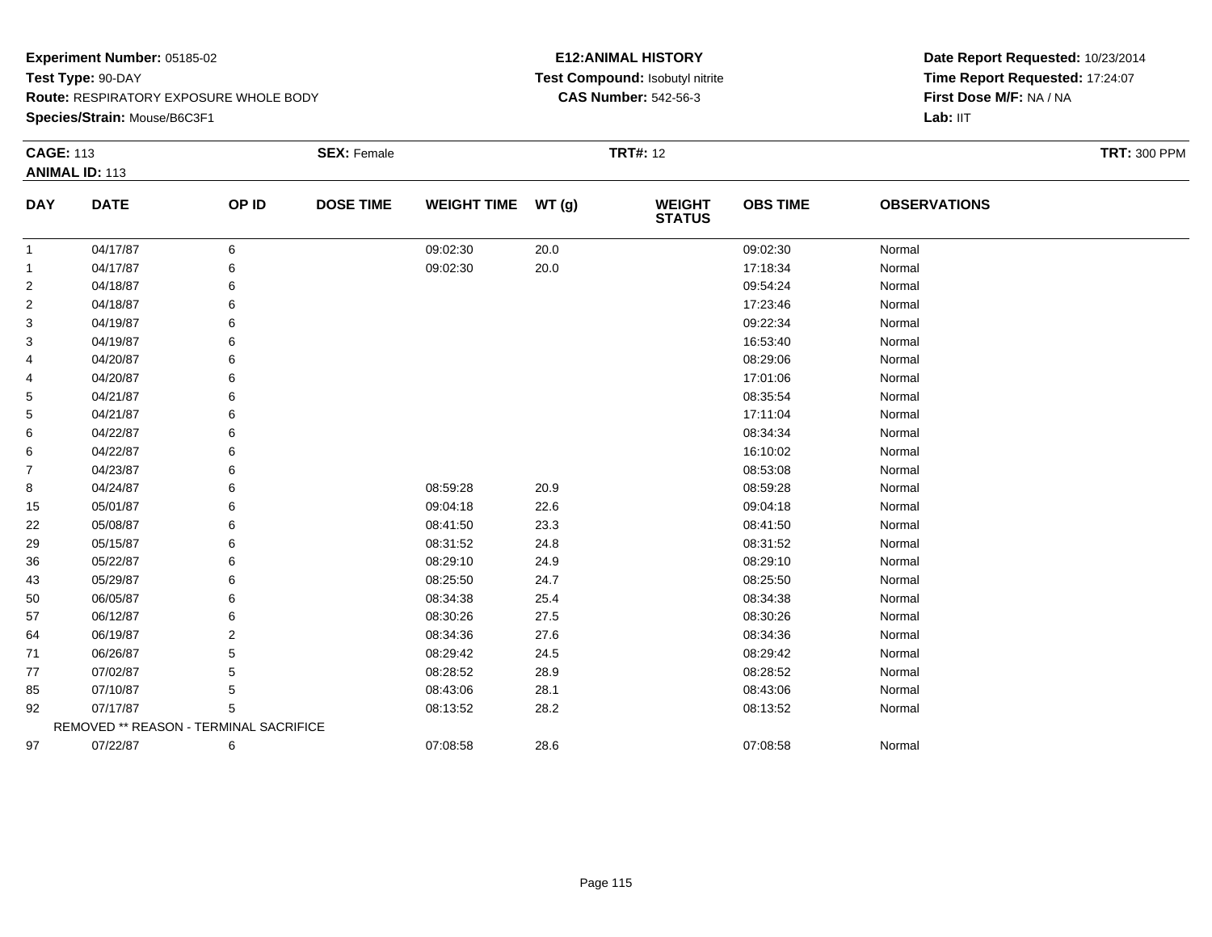**Experiment Number:** 05185-02
**Test Type:** 90-DAY
**Route:** RESPIRATORY EXPOSURE WHOLE BODY
**Species/Strain:** Mouse/B6C3F1

**E12:ANIMAL HISTORY**
**Test Compound:** Isobutyl nitrite
**CAS Number:** 542-56-3

**Date Report Requested:** 10/23/2014
**Time Report Requested:** 17:24:07
**First Dose M/F:** NA / NA
**Lab:** IIT

**CAGE:** 113 **SEX:** Female **TRT#:** 12 **TRT:** 300 PPM
**ANIMAL ID:** 113

| DAY | DATE | OP ID | DOSE TIME | WEIGHT TIME | WT (g) | WEIGHT STATUS | OBS TIME | OBSERVATIONS |
|---|---|---|---|---|---|---|---|---|
| 1 | 04/17/87 | 6 | | 09:02:30 | 20.0 | | 09:02:30 | Normal |
| 1 | 04/17/87 | 6 | | 09:02:30 | 20.0 | | 17:18:34 | Normal |
| 2 | 04/18/87 | 6 | | | | | 09:54:24 | Normal |
| 2 | 04/18/87 | 6 | | | | | 17:23:46 | Normal |
| 3 | 04/19/87 | 6 | | | | | 09:22:34 | Normal |
| 3 | 04/19/87 | 6 | | | | | 16:53:40 | Normal |
| 4 | 04/20/87 | 6 | | | | | 08:29:06 | Normal |
| 4 | 04/20/87 | 6 | | | | | 17:01:06 | Normal |
| 5 | 04/21/87 | 6 | | | | | 08:35:54 | Normal |
| 5 | 04/21/87 | 6 | | | | | 17:11:04 | Normal |
| 6 | 04/22/87 | 6 | | | | | 08:34:34 | Normal |
| 6 | 04/22/87 | 6 | | | | | 16:10:02 | Normal |
| 7 | 04/23/87 | 6 | | | | | 08:53:08 | Normal |
| 8 | 04/24/87 | 6 | | 08:59:28 | 20.9 | | 08:59:28 | Normal |
| 15 | 05/01/87 | 6 | | 09:04:18 | 22.6 | | 09:04:18 | Normal |
| 22 | 05/08/87 | 6 | | 08:41:50 | 23.3 | | 08:41:50 | Normal |
| 29 | 05/15/87 | 6 | | 08:31:52 | 24.8 | | 08:31:52 | Normal |
| 36 | 05/22/87 | 6 | | 08:29:10 | 24.9 | | 08:29:10 | Normal |
| 43 | 05/29/87 | 6 | | 08:25:50 | 24.7 | | 08:25:50 | Normal |
| 50 | 06/05/87 | 6 | | 08:34:38 | 25.4 | | 08:34:38 | Normal |
| 57 | 06/12/87 | 6 | | 08:30:26 | 27.5 | | 08:30:26 | Normal |
| 64 | 06/19/87 | 2 | | 08:34:36 | 27.6 | | 08:34:36 | Normal |
| 71 | 06/26/87 | 5 | | 08:29:42 | 24.5 | | 08:29:42 | Normal |
| 77 | 07/02/87 | 5 | | 08:28:52 | 28.9 | | 08:28:52 | Normal |
| 85 | 07/10/87 | 5 | | 08:43:06 | 28.1 | | 08:43:06 | Normal |
| 92 | 07/17/87 | 5 | | 08:13:52 | 28.2 | | 08:13:52 | Normal |
| REMOVED ** REASON - TERMINAL SACRIFICE | | | | | | | | |
| 97 | 07/22/87 | 6 | | 07:08:58 | 28.6 | | 07:08:58 | Normal |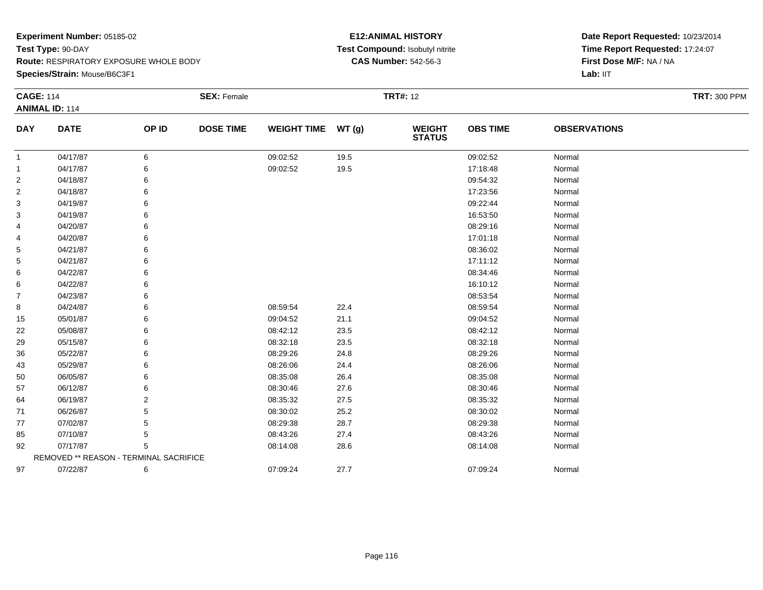**Experiment Number:** 05185-02
**Test Type:** 90-DAY
**Route:** RESPIRATORY EXPOSURE WHOLE BODY
**Species/Strain:** Mouse/B6C3F1

**E12:ANIMAL HISTORY**
**Test Compound:** Isobutyl nitrite
**CAS Number:** 542-56-3

**Date Report Requested:** 10/23/2014
**Time Report Requested:** 17:24:07
**First Dose M/F:** NA / NA
**Lab:** IIT

**CAGE:** 114 **SEX:** Female **TRT#:** 12 **TRT:** 300 PPM
**ANIMAL ID:** 114

| DAY | DATE | OP ID | DOSE TIME | WEIGHT TIME | WT (g) | WEIGHT STATUS | OBS TIME | OBSERVATIONS |
|---|---|---|---|---|---|---|---|---|
| 1 | 04/17/87 | 6 | | 09:02:52 | 19.5 | | 09:02:52 | Normal |
| 1 | 04/17/87 | 6 | | 09:02:52 | 19.5 | | 17:18:48 | Normal |
| 2 | 04/18/87 | 6 | | | | | 09:54:32 | Normal |
| 2 | 04/18/87 | 6 | | | | | 17:23:56 | Normal |
| 3 | 04/19/87 | 6 | | | | | 09:22:44 | Normal |
| 3 | 04/19/87 | 6 | | | | | 16:53:50 | Normal |
| 4 | 04/20/87 | 6 | | | | | 08:29:16 | Normal |
| 4 | 04/20/87 | 6 | | | | | 17:01:18 | Normal |
| 5 | 04/21/87 | 6 | | | | | 08:36:02 | Normal |
| 5 | 04/21/87 | 6 | | | | | 17:11:12 | Normal |
| 6 | 04/22/87 | 6 | | | | | 08:34:46 | Normal |
| 6 | 04/22/87 | 6 | | | | | 16:10:12 | Normal |
| 7 | 04/23/87 | 6 | | | | | 08:53:54 | Normal |
| 8 | 04/24/87 | 6 | | 08:59:54 | 22.4 | | 08:59:54 | Normal |
| 15 | 05/01/87 | 6 | | 09:04:52 | 21.1 | | 09:04:52 | Normal |
| 22 | 05/08/87 | 6 | | 08:42:12 | 23.5 | | 08:42:12 | Normal |
| 29 | 05/15/87 | 6 | | 08:32:18 | 23.5 | | 08:32:18 | Normal |
| 36 | 05/22/87 | 6 | | 08:29:26 | 24.8 | | 08:29:26 | Normal |
| 43 | 05/29/87 | 6 | | 08:26:06 | 24.4 | | 08:26:06 | Normal |
| 50 | 06/05/87 | 6 | | 08:35:08 | 26.4 | | 08:35:08 | Normal |
| 57 | 06/12/87 | 6 | | 08:30:46 | 27.6 | | 08:30:46 | Normal |
| 64 | 06/19/87 | 2 | | 08:35:32 | 27.5 | | 08:35:32 | Normal |
| 71 | 06/26/87 | 5 | | 08:30:02 | 25.2 | | 08:30:02 | Normal |
| 77 | 07/02/87 | 5 | | 08:29:38 | 28.7 | | 08:29:38 | Normal |
| 85 | 07/10/87 | 5 | | 08:43:26 | 27.4 | | 08:43:26 | Normal |
| 92 | 07/17/87 | 5 | | 08:14:08 | 28.6 | | 08:14:08 | Normal |
| REMOVED ** REASON - TERMINAL SACRIFICE | | | | | | | | |
| 97 | 07/22/87 | 6 | | 07:09:24 | 27.7 | | 07:09:24 | Normal |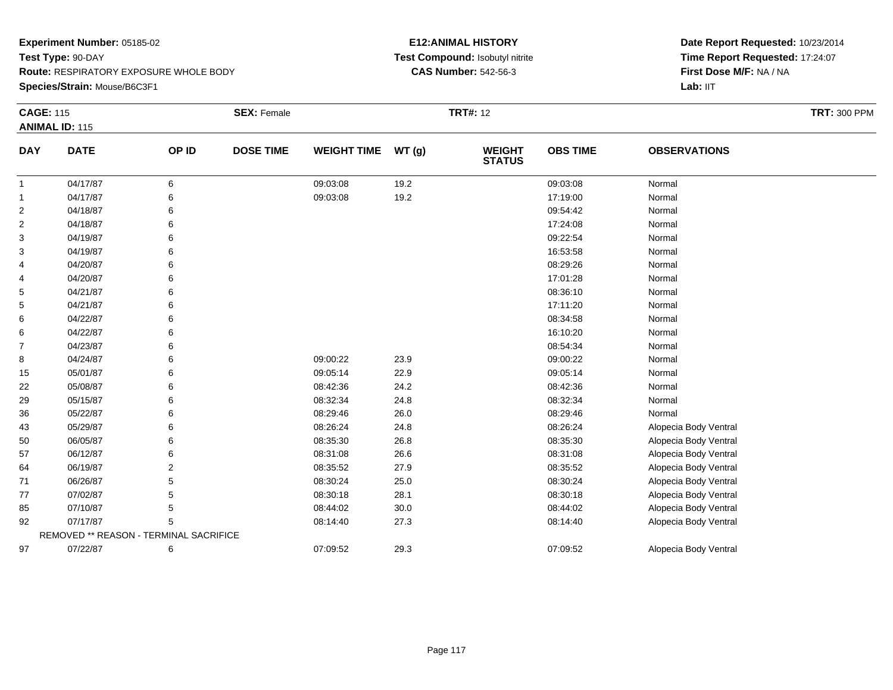**Experiment Number:** 05185-02
**Test Type:** 90-DAY
**Route:** RESPIRATORY EXPOSURE WHOLE BODY
**Species/Strain:** Mouse/B6C3F1

**E12:ANIMAL HISTORY**
**Test Compound:** Isobutyl nitrite
**CAS Number:** 542-56-3

**Date Report Requested:** 10/23/2014
**Time Report Requested:** 17:24:07
**First Dose M/F:** NA / NA
**Lab:** IIT

**CAGE:** 115
**ANIMAL ID:** 115
**SEX:** Female
**TRT#:** 12
**TRT:** 300 PPM

| DAY | DATE | OP ID | DOSE TIME | WEIGHT TIME | WT (g) | WEIGHT STATUS | OBS TIME | OBSERVATIONS |
|---|---|---|---|---|---|---|---|---|
| 1 | 04/17/87 | 6 | | 09:03:08 | 19.2 | | 09:03:08 | Normal |
| 1 | 04/17/87 | 6 | | 09:03:08 | 19.2 | | 17:19:00 | Normal |
| 2 | 04/18/87 | 6 | | | | | 09:54:42 | Normal |
| 2 | 04/18/87 | 6 | | | | | 17:24:08 | Normal |
| 3 | 04/19/87 | 6 | | | | | 09:22:54 | Normal |
| 3 | 04/19/87 | 6 | | | | | 16:53:58 | Normal |
| 4 | 04/20/87 | 6 | | | | | 08:29:26 | Normal |
| 4 | 04/20/87 | 6 | | | | | 17:01:28 | Normal |
| 5 | 04/21/87 | 6 | | | | | 08:36:10 | Normal |
| 5 | 04/21/87 | 6 | | | | | 17:11:20 | Normal |
| 6 | 04/22/87 | 6 | | | | | 08:34:58 | Normal |
| 6 | 04/22/87 | 6 | | | | | 16:10:20 | Normal |
| 7 | 04/23/87 | 6 | | | | | 08:54:34 | Normal |
| 8 | 04/24/87 | 6 | | 09:00:22 | 23.9 | | 09:00:22 | Normal |
| 15 | 05/01/87 | 6 | | 09:05:14 | 22.9 | | 09:05:14 | Normal |
| 22 | 05/08/87 | 6 | | 08:42:36 | 24.2 | | 08:42:36 | Normal |
| 29 | 05/15/87 | 6 | | 08:32:34 | 24.8 | | 08:32:34 | Normal |
| 36 | 05/22/87 | 6 | | 08:29:46 | 26.0 | | 08:29:46 | Normal |
| 43 | 05/29/87 | 6 | | 08:26:24 | 24.8 | | 08:26:24 | Alopecia Body Ventral |
| 50 | 06/05/87 | 6 | | 08:35:30 | 26.8 | | 08:35:30 | Alopecia Body Ventral |
| 57 | 06/12/87 | 6 | | 08:31:08 | 26.6 | | 08:31:08 | Alopecia Body Ventral |
| 64 | 06/19/87 | 2 | | 08:35:52 | 27.9 | | 08:35:52 | Alopecia Body Ventral |
| 71 | 06/26/87 | 5 | | 08:30:24 | 25.0 | | 08:30:24 | Alopecia Body Ventral |
| 77 | 07/02/87 | 5 | | 08:30:18 | 28.1 | | 08:30:18 | Alopecia Body Ventral |
| 85 | 07/10/87 | 5 | | 08:44:02 | 30.0 | | 08:44:02 | Alopecia Body Ventral |
| 92 | 07/17/87 | 5 | | 08:14:40 | 27.3 | | 08:14:40 | Alopecia Body Ventral |
| REMOVED ** REASON - TERMINAL SACRIFICE | | | | | | | | |
| 97 | 07/22/87 | 6 | | 07:09:52 | 29.3 | | 07:09:52 | Alopecia Body Ventral |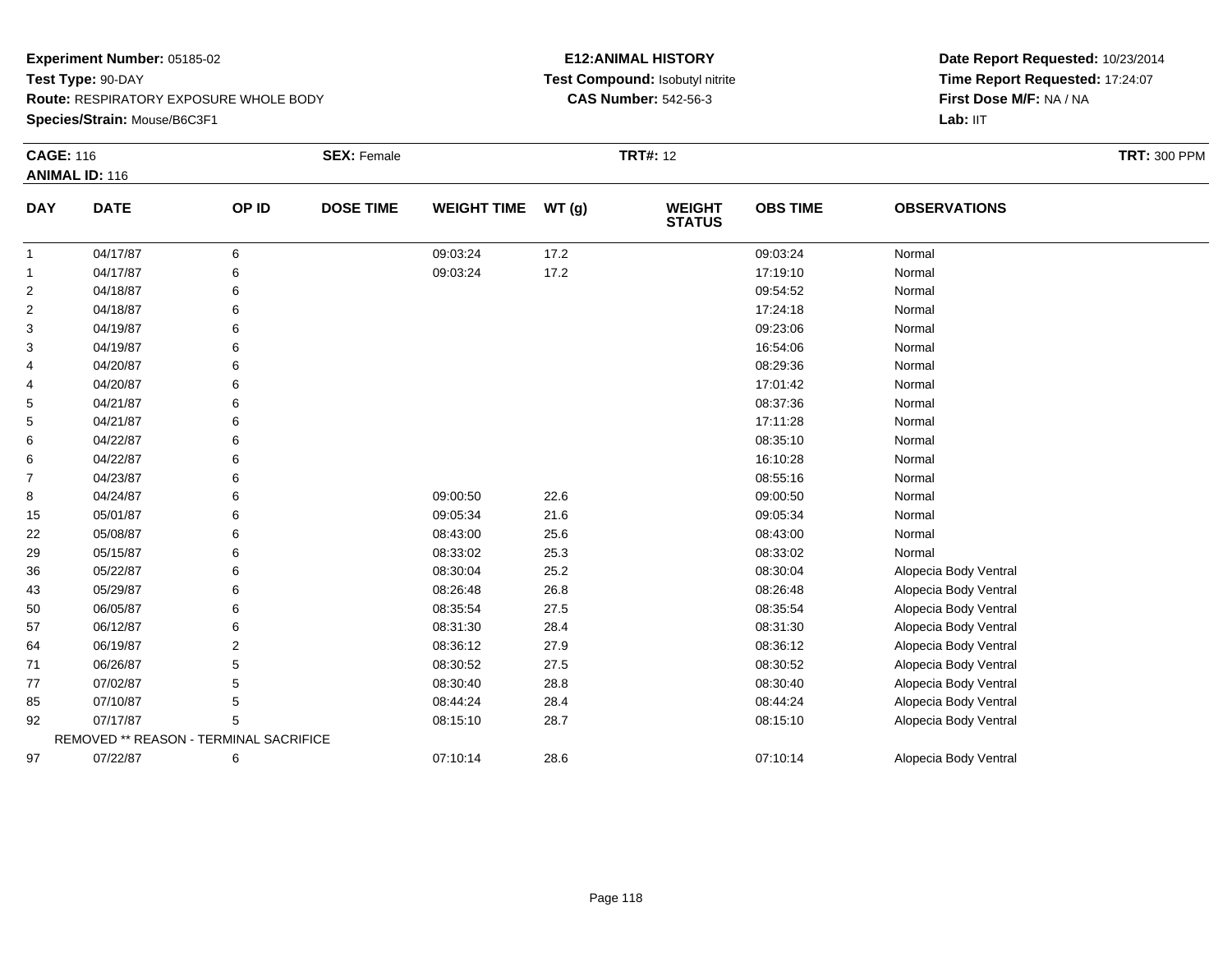**Experiment Number:** 05185-02
**Test Type:** 90-DAY
**Route:** RESPIRATORY EXPOSURE WHOLE BODY
**Species/Strain:** Mouse/B6C3F1

**E12:ANIMAL HISTORY**
**Test Compound:** Isobutyl nitrite
**CAS Number:** 542-56-3

**Date Report Requested:** 10/23/2014
**Time Report Requested:** 17:24:07
**First Dose M/F:** NA / NA
**Lab:** IIT

**CAGE:** 116
**ANIMAL ID:** 116
**SEX:** Female
**TRT#:** 12
**TRT:** 300 PPM

| DAY | DATE | OP ID | DOSE TIME | WEIGHT TIME | WT (g) | WEIGHT STATUS | OBS TIME | OBSERVATIONS |
|---|---|---|---|---|---|---|---|---|
| 1 | 04/17/87 | 6 | | 09:03:24 | 17.2 | | 09:03:24 | Normal |
| 1 | 04/17/87 | 6 | | 09:03:24 | 17.2 | | 17:19:10 | Normal |
| 2 | 04/18/87 | 6 | | | | | 09:54:52 | Normal |
| 2 | 04/18/87 | 6 | | | | | 17:24:18 | Normal |
| 3 | 04/19/87 | 6 | | | | | 09:23:06 | Normal |
| 3 | 04/19/87 | 6 | | | | | 16:54:06 | Normal |
| 4 | 04/20/87 | 6 | | | | | 08:29:36 | Normal |
| 4 | 04/20/87 | 6 | | | | | 17:01:42 | Normal |
| 5 | 04/21/87 | 6 | | | | | 08:37:36 | Normal |
| 5 | 04/21/87 | 6 | | | | | 17:11:28 | Normal |
| 6 | 04/22/87 | 6 | | | | | 08:35:10 | Normal |
| 6 | 04/22/87 | 6 | | | | | 16:10:28 | Normal |
| 7 | 04/23/87 | 6 | | | | | 08:55:16 | Normal |
| 8 | 04/24/87 | 6 | | 09:00:50 | 22.6 | | 09:00:50 | Normal |
| 15 | 05/01/87 | 6 | | 09:05:34 | 21.6 | | 09:05:34 | Normal |
| 22 | 05/08/87 | 6 | | 08:43:00 | 25.6 | | 08:43:00 | Normal |
| 29 | 05/15/87 | 6 | | 08:33:02 | 25.3 | | 08:33:02 | Normal |
| 36 | 05/22/87 | 6 | | 08:30:04 | 25.2 | | 08:30:04 | Alopecia Body Ventral |
| 43 | 05/29/87 | 6 | | 08:26:48 | 26.8 | | 08:26:48 | Alopecia Body Ventral |
| 50 | 06/05/87 | 6 | | 08:35:54 | 27.5 | | 08:35:54 | Alopecia Body Ventral |
| 57 | 06/12/87 | 6 | | 08:31:30 | 28.4 | | 08:31:30 | Alopecia Body Ventral |
| 64 | 06/19/87 | 2 | | 08:36:12 | 27.9 | | 08:36:12 | Alopecia Body Ventral |
| 71 | 06/26/87 | 5 | | 08:30:52 | 27.5 | | 08:30:52 | Alopecia Body Ventral |
| 77 | 07/02/87 | 5 | | 08:30:40 | 28.8 | | 08:30:40 | Alopecia Body Ventral |
| 85 | 07/10/87 | 5 | | 08:44:24 | 28.4 | | 08:44:24 | Alopecia Body Ventral |
| 92 | 07/17/87 | 5 | | 08:15:10 | 28.7 | | 08:15:10 | Alopecia Body Ventral |
| REMOVED ** REASON - TERMINAL SACRIFICE | | | | | | | | |
| 97 | 07/22/87 | 6 | | 07:10:14 | 28.6 | | 07:10:14 | Alopecia Body Ventral |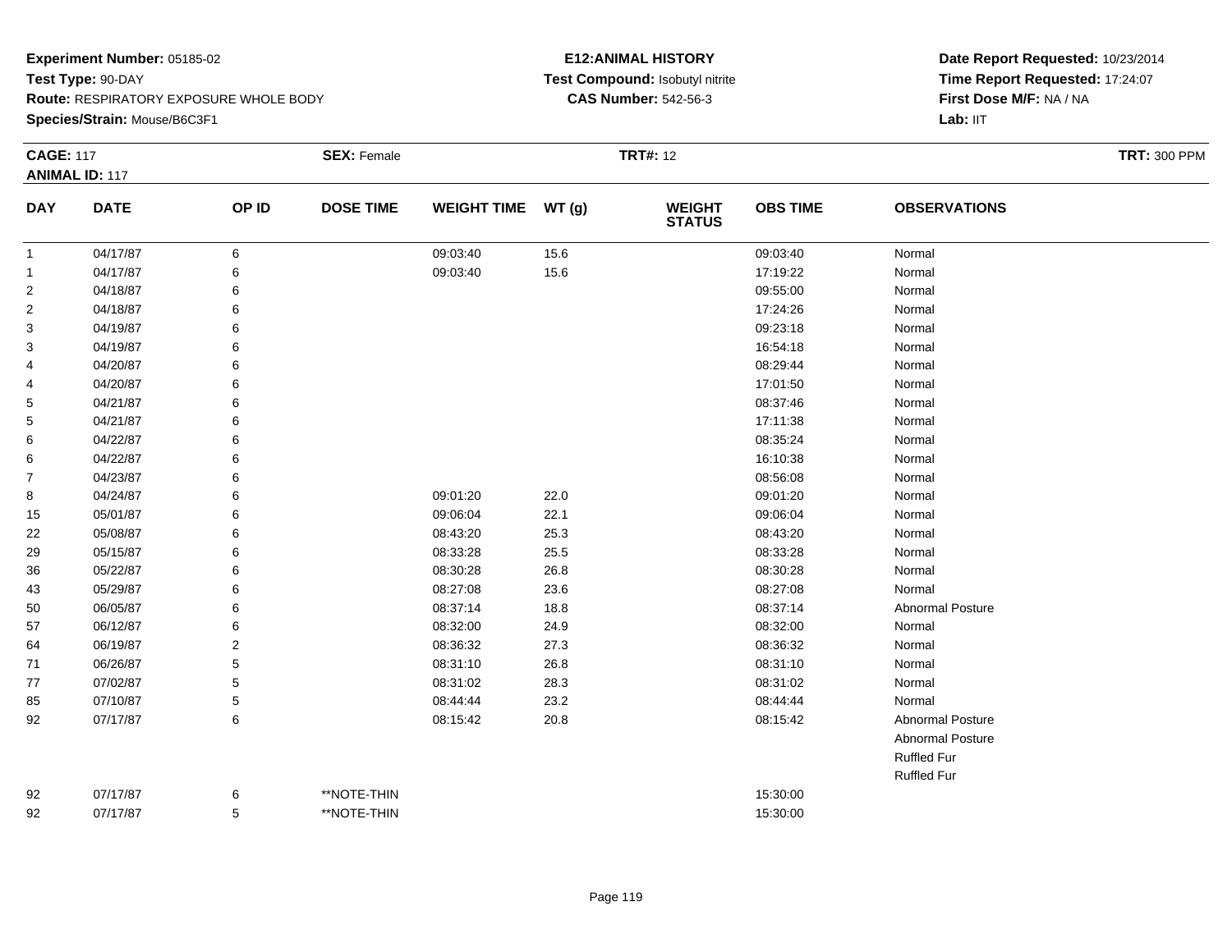**Experiment Number:** 05185-02
**Test Type:** 90-DAY
**Route:** RESPIRATORY EXPOSURE WHOLE BODY
**Species/Strain:** Mouse/B6C3F1

**E12:ANIMAL HISTORY**
**Test Compound:** Isobutyl nitrite
**CAS Number:** 542-56-3

**Date Report Requested:** 10/23/2014
**Time Report Requested:** 17:24:07
**First Dose M/F:** NA / NA
**Lab:** IIT

**CAGE:** 117 **SEX:** Female **TRT#:** 12 **TRT:** 300 PPM
**ANIMAL ID:** 117

| DAY | DATE | OP ID | DOSE TIME | WEIGHT TIME | WT (g) | WEIGHT STATUS | OBS TIME | OBSERVATIONS |
|---|---|---|---|---|---|---|---|---|
| 1 | 04/17/87 | 6 | | 09:03:40 | 15.6 | | 09:03:40 | Normal |
| 1 | 04/17/87 | 6 | | 09:03:40 | 15.6 | | 17:19:22 | Normal |
| 2 | 04/18/87 | 6 | | | | | 09:55:00 | Normal |
| 2 | 04/18/87 | 6 | | | | | 17:24:26 | Normal |
| 3 | 04/19/87 | 6 | | | | | 09:23:18 | Normal |
| 3 | 04/19/87 | 6 | | | | | 16:54:18 | Normal |
| 4 | 04/20/87 | 6 | | | | | 08:29:44 | Normal |
| 4 | 04/20/87 | 6 | | | | | 17:01:50 | Normal |
| 5 | 04/21/87 | 6 | | | | | 08:37:46 | Normal |
| 5 | 04/21/87 | 6 | | | | | 17:11:38 | Normal |
| 6 | 04/22/87 | 6 | | | | | 08:35:24 | Normal |
| 6 | 04/22/87 | 6 | | | | | 16:10:38 | Normal |
| 7 | 04/23/87 | 6 | | | | | 08:56:08 | Normal |
| 8 | 04/24/87 | 6 | | 09:01:20 | 22.0 | | 09:01:20 | Normal |
| 15 | 05/01/87 | 6 | | 09:06:04 | 22.1 | | 09:06:04 | Normal |
| 22 | 05/08/87 | 6 | | 08:43:20 | 25.3 | | 08:43:20 | Normal |
| 29 | 05/15/87 | 6 | | 08:33:28 | 25.5 | | 08:33:28 | Normal |
| 36 | 05/22/87 | 6 | | 08:30:28 | 26.8 | | 08:30:28 | Normal |
| 43 | 05/29/87 | 6 | | 08:27:08 | 23.6 | | 08:27:08 | Normal |
| 50 | 06/05/87 | 6 | | 08:37:14 | 18.8 | | 08:37:14 | Abnormal Posture |
| 57 | 06/12/87 | 6 | | 08:32:00 | 24.9 | | 08:32:00 | Normal |
| 64 | 06/19/87 | 2 | | 08:36:32 | 27.3 | | 08:36:32 | Normal |
| 71 | 06/26/87 | 5 | | 08:31:10 | 26.8 | | 08:31:10 | Normal |
| 77 | 07/02/87 | 5 | | 08:31:02 | 28.3 | | 08:31:02 | Normal |
| 85 | 07/10/87 | 5 | | 08:44:44 | 23.2 | | 08:44:44 | Normal |
| 92 | 07/17/87 | 6 | | 08:15:42 | 20.8 | | 08:15:42 | Abnormal Posture<br>Abnormal Posture<br>Ruffled Fur<br>Ruffled Fur |
| 92 | 07/17/87 | 6 | **NOTE-THIN | | | | 15:30:00 | |
| 92 | 07/17/87 | 5 | **NOTE-THIN | | | | 15:30:00 | |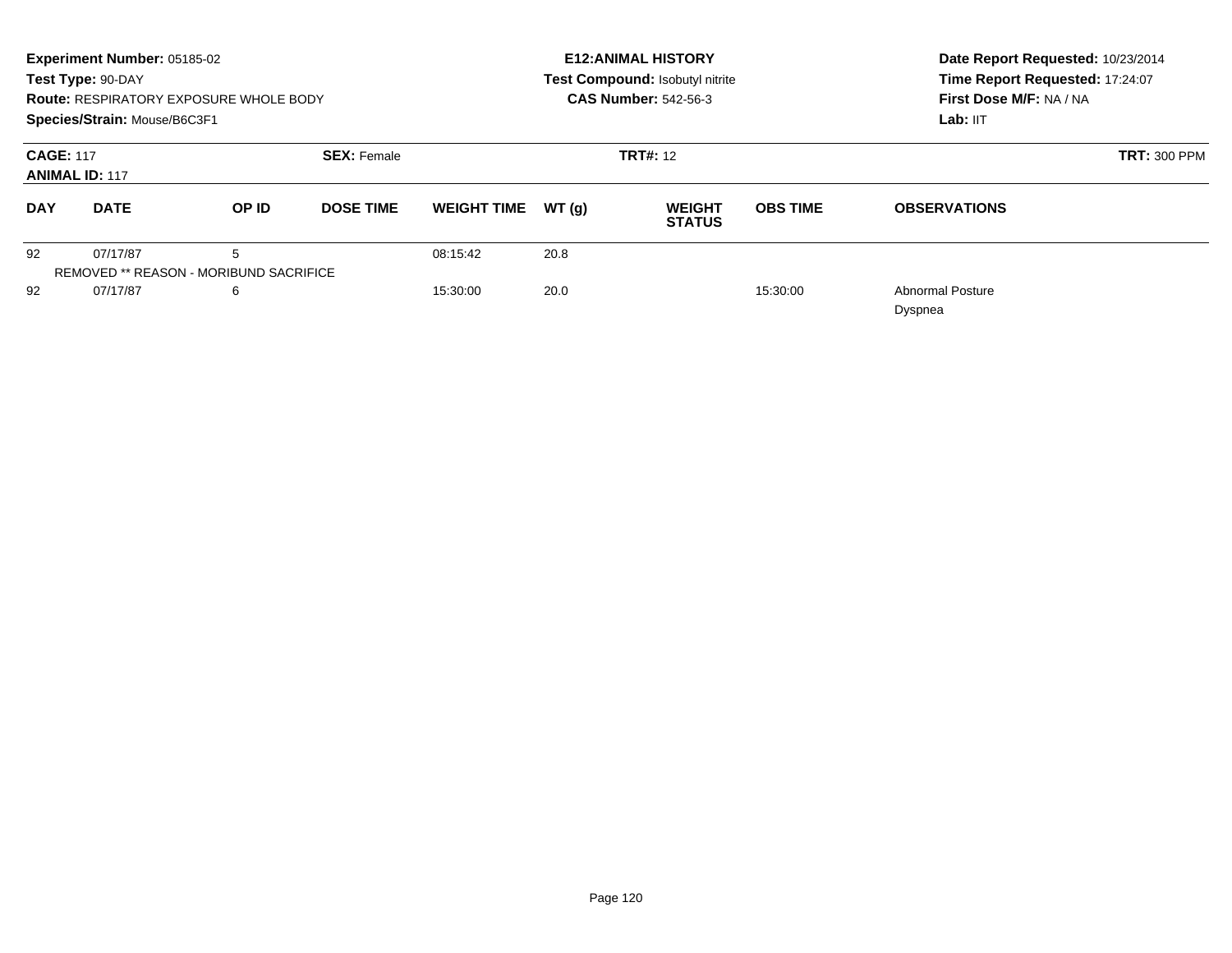**Experiment Number:** 05185-02
**Test Type:** 90-DAY
**Route:** RESPIRATORY EXPOSURE WHOLE BODY
**Species/Strain:** Mouse/B6C3F1

**E12:ANIMAL HISTORY**
**Test Compound:** Isobutyl nitrite
**CAS Number:** 542-56-3

**Date Report Requested:** 10/23/2014
**Time Report Requested:** 17:24:07
**First Dose M/F:** NA / NA
**Lab:** IIT

**CAGE:** 117 **SEX:** Female **TRT#:** 12 **TRT:** 300 PPM
**ANIMAL ID:** 117

| DAY | DATE | OP ID | DOSE TIME | WEIGHT TIME | WT (g) | WEIGHT STATUS | OBS TIME | OBSERVATIONS |
|---|---|---|---|---|---|---|---|---|
| 92 | 07/17/87 | 5 | | 08:15:42 | 20.8 | | | |
| REMOVED ** REASON - MORIBUND SACRIFICE | | | | | | | | |
| 92 | 07/17/87 | 6 | | 15:30:00 | 20.0 | | 15:30:00 | Abnormal Posture<br>Dyspnea |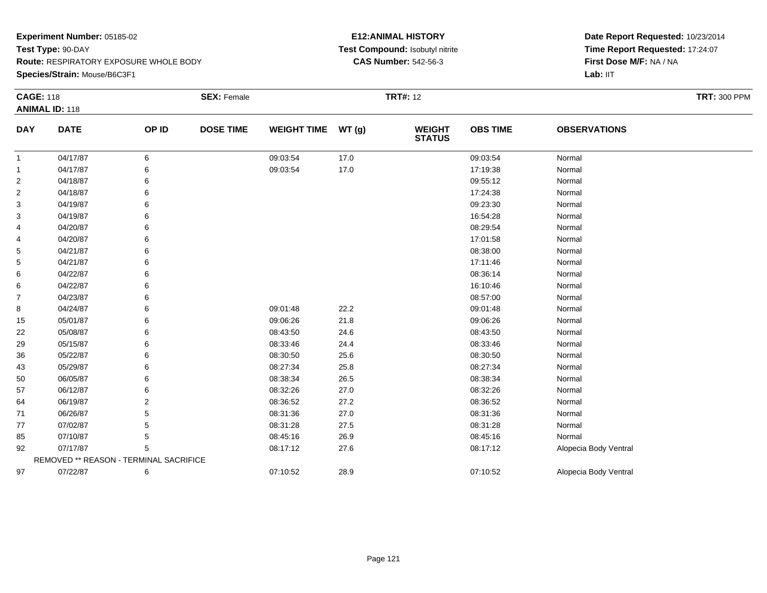**Experiment Number:** 05185-02
**Test Type:** 90-DAY
**Route:** RESPIRATORY EXPOSURE WHOLE BODY
**Species/Strain:** Mouse/B6C3F1

**E12:ANIMAL HISTORY**
**Test Compound:** Isobutyl nitrite
**CAS Number:** 542-56-3

**Date Report Requested:** 10/23/2014
**Time Report Requested:** 17:24:07
**First Dose M/F:** NA / NA
**Lab:** IIT

**CAGE:** 118 **SEX:** Female **TRT#:** 12 **TRT:** 300 PPM
**ANIMAL ID:** 118

| DAY | DATE | OP ID | DOSE TIME | WEIGHT TIME | WT (g) | WEIGHT STATUS | OBS TIME | OBSERVATIONS |
|---|---|---|---|---|---|---|---|---|
| 1 | 04/17/87 | 6 | | 09:03:54 | 17.0 | | 09:03:54 | Normal |
| 1 | 04/17/87 | 6 | | 09:03:54 | 17.0 | | 17:19:38 | Normal |
| 2 | 04/18/87 | 6 | | | | | 09:55:12 | Normal |
| 2 | 04/18/87 | 6 | | | | | 17:24:38 | Normal |
| 3 | 04/19/87 | 6 | | | | | 09:23:30 | Normal |
| 3 | 04/19/87 | 6 | | | | | 16:54:28 | Normal |
| 4 | 04/20/87 | 6 | | | | | 08:29:54 | Normal |
| 4 | 04/20/87 | 6 | | | | | 17:01:58 | Normal |
| 5 | 04/21/87 | 6 | | | | | 08:38:00 | Normal |
| 5 | 04/21/87 | 6 | | | | | 17:11:46 | Normal |
| 6 | 04/22/87 | 6 | | | | | 08:36:14 | Normal |
| 6 | 04/22/87 | 6 | | | | | 16:10:46 | Normal |
| 7 | 04/23/87 | 6 | | | | | 08:57:00 | Normal |
| 8 | 04/24/87 | 6 | | 09:01:48 | 22.2 | | 09:01:48 | Normal |
| 15 | 05/01/87 | 6 | | 09:06:26 | 21.8 | | 09:06:26 | Normal |
| 22 | 05/08/87 | 6 | | 08:43:50 | 24.6 | | 08:43:50 | Normal |
| 29 | 05/15/87 | 6 | | 08:33:46 | 24.4 | | 08:33:46 | Normal |
| 36 | 05/22/87 | 6 | | 08:30:50 | 25.6 | | 08:30:50 | Normal |
| 43 | 05/29/87 | 6 | | 08:27:34 | 25.8 | | 08:27:34 | Normal |
| 50 | 06/05/87 | 6 | | 08:38:34 | 26.5 | | 08:38:34 | Normal |
| 57 | 06/12/87 | 6 | | 08:32:26 | 27.0 | | 08:32:26 | Normal |
| 64 | 06/19/87 | 2 | | 08:36:52 | 27.2 | | 08:36:52 | Normal |
| 71 | 06/26/87 | 5 | | 08:31:36 | 27.0 | | 08:31:36 | Normal |
| 77 | 07/02/87 | 5 | | 08:31:28 | 27.5 | | 08:31:28 | Normal |
| 85 | 07/10/87 | 5 | | 08:45:16 | 26.9 | | 08:45:16 | Normal |
| 92 | 07/17/87 | 5 | | 08:17:12 | 27.6 | | 08:17:12 | Alopecia Body Ventral |
| REMOVED ** REASON - TERMINAL SACRIFICE | | | | | | | | |
| 97 | 07/22/87 | 6 | | 07:10:52 | 28.9 | | 07:10:52 | Alopecia Body Ventral |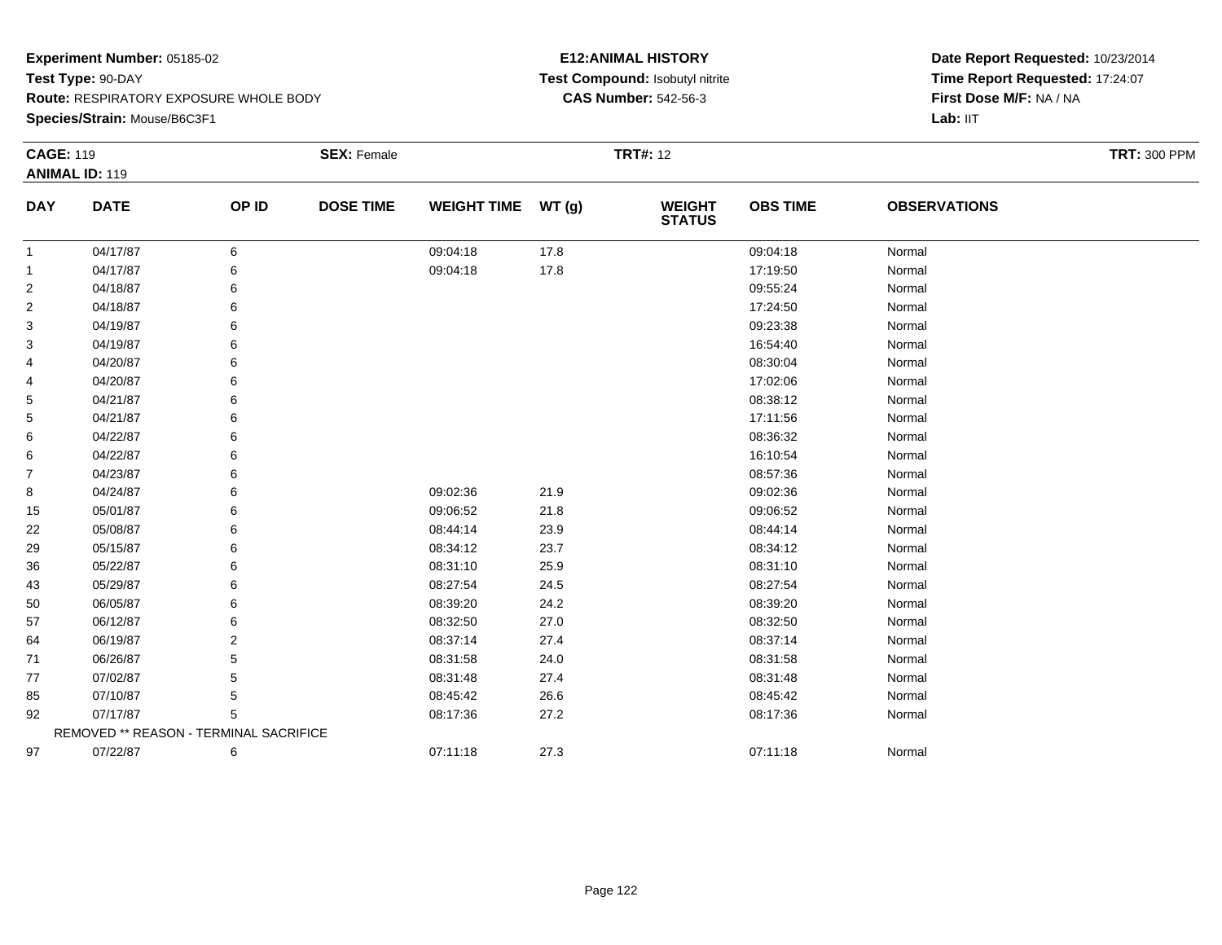**Experiment Number:** 05185-02
**Test Type:** 90-DAY
**Route:** RESPIRATORY EXPOSURE WHOLE BODY
**Species/Strain:** Mouse/B6C3F1

**E12:ANIMAL HISTORY**
**Test Compound:** Isobutyl nitrite
**CAS Number:** 542-56-3

**Date Report Requested:** 10/23/2014
**Time Report Requested:** 17:24:07
**First Dose M/F:** NA / NA
**Lab:** IIT

**CAGE:** 119
**ANIMAL ID:** 119
**SEX:** Female
**TRT#:** 12
**TRT:** 300 PPM

| DAY | DATE | OP ID | DOSE TIME | WEIGHT TIME | WT (g) | WEIGHT STATUS | OBS TIME | OBSERVATIONS |
|---|---|---|---|---|---|---|---|---|
| 1 | 04/17/87 | 6 | | 09:04:18 | 17.8 | | 09:04:18 | Normal |
| 1 | 04/17/87 | 6 | | 09:04:18 | 17.8 | | 17:19:50 | Normal |
| 2 | 04/18/87 | 6 | | | | | 09:55:24 | Normal |
| 2 | 04/18/87 | 6 | | | | | 17:24:50 | Normal |
| 3 | 04/19/87 | 6 | | | | | 09:23:38 | Normal |
| 3 | 04/19/87 | 6 | | | | | 16:54:40 | Normal |
| 4 | 04/20/87 | 6 | | | | | 08:30:04 | Normal |
| 4 | 04/20/87 | 6 | | | | | 17:02:06 | Normal |
| 5 | 04/21/87 | 6 | | | | | 08:38:12 | Normal |
| 5 | 04/21/87 | 6 | | | | | 17:11:56 | Normal |
| 6 | 04/22/87 | 6 | | | | | 08:36:32 | Normal |
| 6 | 04/22/87 | 6 | | | | | 16:10:54 | Normal |
| 7 | 04/23/87 | 6 | | | | | 08:57:36 | Normal |
| 8 | 04/24/87 | 6 | | 09:02:36 | 21.9 | | 09:02:36 | Normal |
| 15 | 05/01/87 | 6 | | 09:06:52 | 21.8 | | 09:06:52 | Normal |
| 22 | 05/08/87 | 6 | | 08:44:14 | 23.9 | | 08:44:14 | Normal |
| 29 | 05/15/87 | 6 | | 08:34:12 | 23.7 | | 08:34:12 | Normal |
| 36 | 05/22/87 | 6 | | 08:31:10 | 25.9 | | 08:31:10 | Normal |
| 43 | 05/29/87 | 6 | | 08:27:54 | 24.5 | | 08:27:54 | Normal |
| 50 | 06/05/87 | 6 | | 08:39:20 | 24.2 | | 08:39:20 | Normal |
| 57 | 06/12/87 | 6 | | 08:32:50 | 27.0 | | 08:32:50 | Normal |
| 64 | 06/19/87 | 2 | | 08:37:14 | 27.4 | | 08:37:14 | Normal |
| 71 | 06/26/87 | 5 | | 08:31:58 | 24.0 | | 08:31:58 | Normal |
| 77 | 07/02/87 | 5 | | 08:31:48 | 27.4 | | 08:31:48 | Normal |
| 85 | 07/10/87 | 5 | | 08:45:42 | 26.6 | | 08:45:42 | Normal |
| 92 | 07/17/87 | 5 | | 08:17:36 | 27.2 | | 08:17:36 | Normal |
| REMOVED ** REASON - TERMINAL SACRIFICE | | | | | | | | |
| 97 | 07/22/87 | 6 | | 07:11:18 | 27.3 | | 07:11:18 | Normal |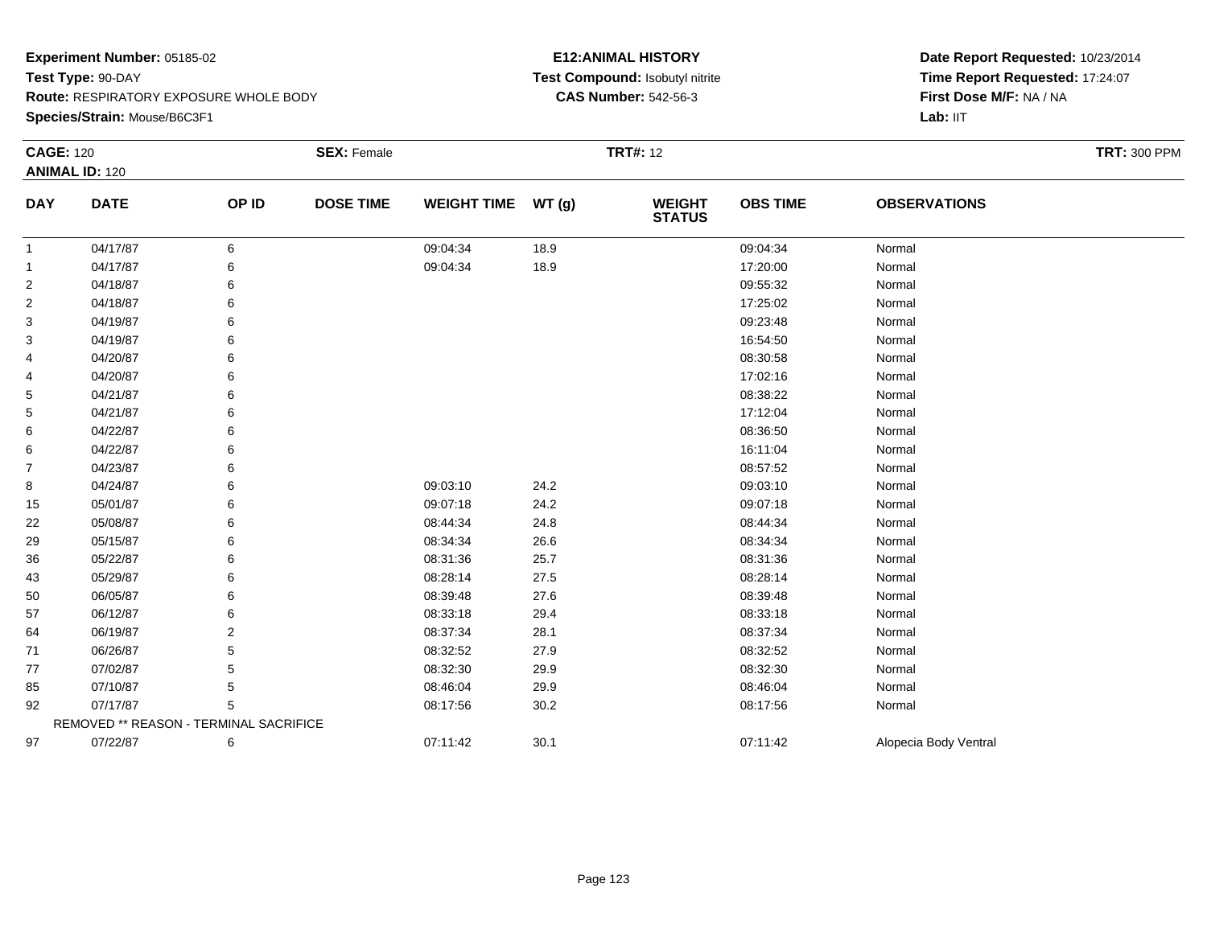**Experiment Number:** 05185-02
**Test Type:** 90-DAY
**Route:** RESPIRATORY EXPOSURE WHOLE BODY
**Species/Strain:** Mouse/B6C3F1

**E12:ANIMAL HISTORY**
**Test Compound:** Isobutyl nitrite
**CAS Number:** 542-56-3

**Date Report Requested:** 10/23/2014
**Time Report Requested:** 17:24:07
**First Dose M/F:** NA / NA
**Lab:** IIT

**CAGE:** 120 **SEX:** Female **TRT#:** 12 **TRT:** 300 PPM
**ANIMAL ID:** 120

| DAY | DATE | OP ID | DOSE TIME | WEIGHT TIME | WT (g) | WEIGHT STATUS | OBS TIME | OBSERVATIONS |
|---|---|---|---|---|---|---|---|---|
| 1 | 04/17/87 | 6 | | 09:04:34 | 18.9 | | 09:04:34 | Normal |
| 1 | 04/17/87 | 6 | | 09:04:34 | 18.9 | | 17:20:00 | Normal |
| 2 | 04/18/87 | 6 | | | | | 09:55:32 | Normal |
| 2 | 04/18/87 | 6 | | | | | 17:25:02 | Normal |
| 3 | 04/19/87 | 6 | | | | | 09:23:48 | Normal |
| 3 | 04/19/87 | 6 | | | | | 16:54:50 | Normal |
| 4 | 04/20/87 | 6 | | | | | 08:30:58 | Normal |
| 4 | 04/20/87 | 6 | | | | | 17:02:16 | Normal |
| 5 | 04/21/87 | 6 | | | | | 08:38:22 | Normal |
| 5 | 04/21/87 | 6 | | | | | 17:12:04 | Normal |
| 6 | 04/22/87 | 6 | | | | | 08:36:50 | Normal |
| 6 | 04/22/87 | 6 | | | | | 16:11:04 | Normal |
| 7 | 04/23/87 | 6 | | | | | 08:57:52 | Normal |
| 8 | 04/24/87 | 6 | | 09:03:10 | 24.2 | | 09:03:10 | Normal |
| 15 | 05/01/87 | 6 | | 09:07:18 | 24.2 | | 09:07:18 | Normal |
| 22 | 05/08/87 | 6 | | 08:44:34 | 24.8 | | 08:44:34 | Normal |
| 29 | 05/15/87 | 6 | | 08:34:34 | 26.6 | | 08:34:34 | Normal |
| 36 | 05/22/87 | 6 | | 08:31:36 | 25.7 | | 08:31:36 | Normal |
| 43 | 05/29/87 | 6 | | 08:28:14 | 27.5 | | 08:28:14 | Normal |
| 50 | 06/05/87 | 6 | | 08:39:48 | 27.6 | | 08:39:48 | Normal |
| 57 | 06/12/87 | 6 | | 08:33:18 | 29.4 | | 08:33:18 | Normal |
| 64 | 06/19/87 | 2 | | 08:37:34 | 28.1 | | 08:37:34 | Normal |
| 71 | 06/26/87 | 5 | | 08:32:52 | 27.9 | | 08:32:52 | Normal |
| 77 | 07/02/87 | 5 | | 08:32:30 | 29.9 | | 08:32:30 | Normal |
| 85 | 07/10/87 | 5 | | 08:46:04 | 29.9 | | 08:46:04 | Normal |
| 92 | 07/17/87 | 5 | | 08:17:56 | 30.2 | | 08:17:56 | Normal |
| | REMOVED ** REASON - TERMINAL SACRIFICE | | | | | | | |
| 97 | 07/22/87 | 6 | | 07:11:42 | 30.1 | | 07:11:42 | Alopecia Body Ventral |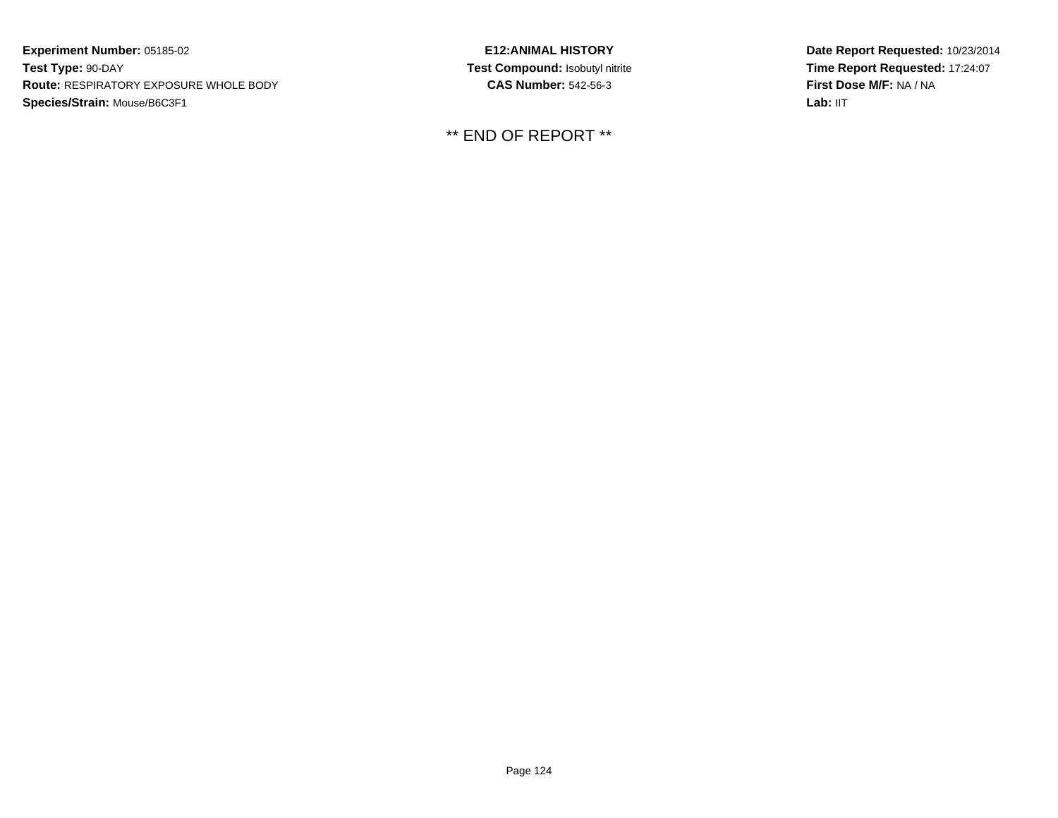**Experiment Number:** 05185-02
**Test Type:** 90-DAY
**Route:** RESPIRATORY EXPOSURE WHOLE BODY
**Species/Strain:** Mouse/B6C3F1

**E12:ANIMAL HISTORY**
**Test Compound:** Isobutyl nitrite
**CAS Number:** 542-56-3

**Date Report Requested:** 10/23/2014
**Time Report Requested:** 17:24:07
**First Dose M/F:** NA / NA
**Lab:** IIT

** END OF REPORT **